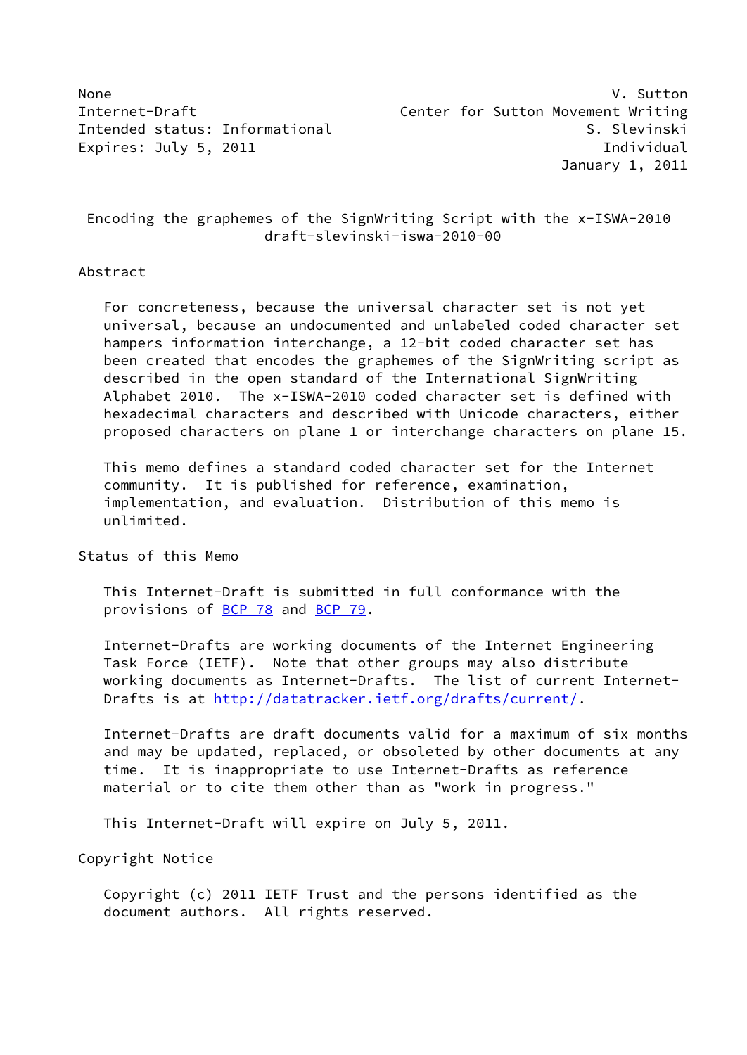None V. Sutton
Internet-Draft Center for Sutton Movement Writing
Intended status: Informational S. Slevinski
Expires: July 5, 2011 Individual
January 1, 2011

# Encoding the graphemes of the SignWriting Script with the x-ISWA-2010
draft-slevinski-iswa-2010-00

## Abstract

For concreteness, because the universal character set is not yet universal, because an undocumented and unlabeled coded character set hampers information interchange, a 12-bit coded character set has been created that encodes the graphemes of the SignWriting script as described in the open standard of the International SignWriting Alphabet 2010. The x-ISWA-2010 coded character set is defined with hexadecimal characters and described with Unicode characters, either proposed characters on plane 1 or interchange characters on plane 15.

This memo defines a standard coded character set for the Internet community. It is published for reference, examination, implementation, and evaluation. Distribution of this memo is unlimited.

## Status of this Memo

This Internet-Draft is submitted in full conformance with the provisions of BCP 78 and BCP 79.

Internet-Drafts are working documents of the Internet Engineering Task Force (IETF). Note that other groups may also distribute working documents as Internet-Drafts. The list of current Internet-Drafts is at http://datatracker.ietf.org/drafts/current/.

Internet-Drafts are draft documents valid for a maximum of six months and may be updated, replaced, or obsoleted by other documents at any time. It is inappropriate to use Internet-Drafts as reference material or to cite them other than as "work in progress."

This Internet-Draft will expire on July 5, 2011.

## Copyright Notice

Copyright (c) 2011 IETF Trust and the persons identified as the document authors. All rights reserved.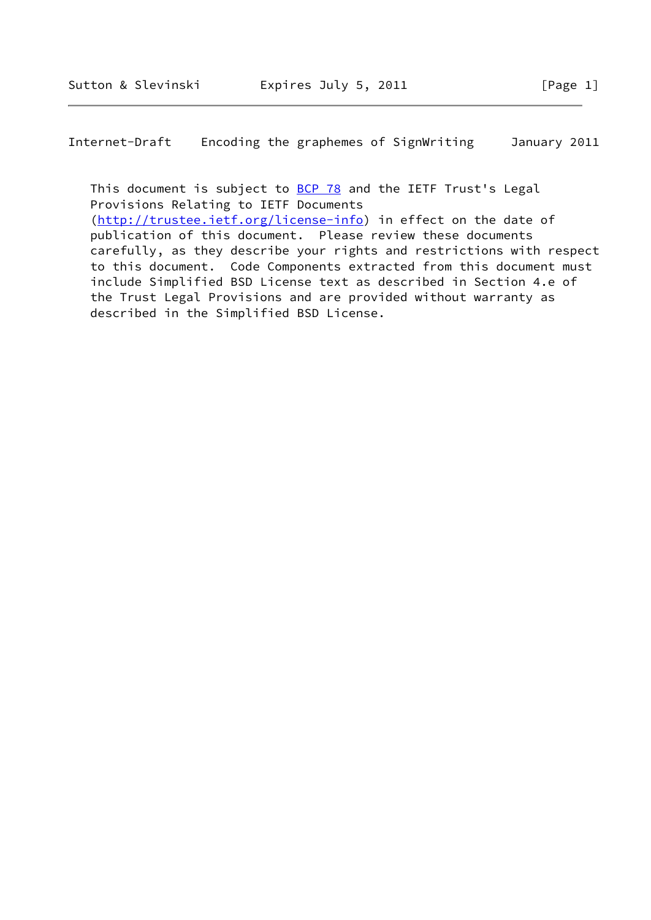This document is subject to BCP 78 and the IETF Trust's Legal Provisions Relating to IETF Documents (http://trustee.ietf.org/license-info) in effect on the date of publication of this document. Please review these documents carefully, as they describe your rights and restrictions with respect to this document. Code Components extracted from this document must include Simplified BSD License text as described in Section 4.e of the Trust Legal Provisions and are provided without warranty as described in the Simplified BSD License.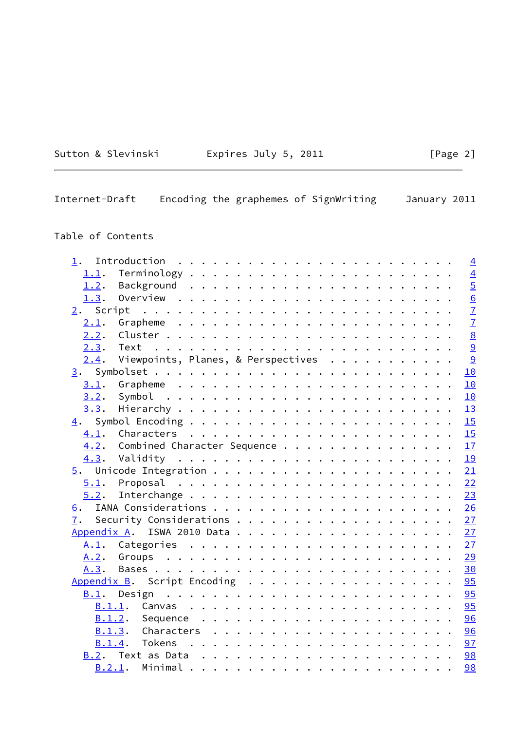## Table of Contents

```
   1.  Introduction . . . . . . . . . . . . . . . . . . . . . . . .   4
     1.1.  Terminology  . . . . . . . . . . . . . . . . . . . . . .   4
     1.2.  Background . . . . . . . . . . . . . . . . . . . . . . .   5
     1.3.  Overview . . . . . . . . . . . . . . . . . . . . . . . .   6
   2.  Script . . . . . . . . . . . . . . . . . . . . . . . . . . .   7
     2.1.  Grapheme . . . . . . . . . . . . . . . . . . . . . . . .   7
     2.2.  Cluster  . . . . . . . . . . . . . . . . . . . . . . . .   8
     2.3.  Text . . . . . . . . . . . . . . . . . . . . . . . . . .   9
     2.4.  Viewpoints, Planes, & Perspectives . . . . . . . . . . .   9
   3.  Symbolset  . . . . . . . . . . . . . . . . . . . . . . . . .  10
     3.1.  Grapheme . . . . . . . . . . . . . . . . . . . . . . . .  10
     3.2.  Symbol . . . . . . . . . . . . . . . . . . . . . . . . .  10
     3.3.  Hierarchy  . . . . . . . . . . . . . . . . . . . . . . .  13
   4.  Symbol Encoding  . . . . . . . . . . . . . . . . . . . . . .  15
     4.1.  Characters . . . . . . . . . . . . . . . . . . . . . . .  15
     4.2.  Combined Character Sequence  . . . . . . . . . . . . . .  17
     4.3.  Validity . . . . . . . . . . . . . . . . . . . . . . . .  19
   5.  Unicode Integration  . . . . . . . . . . . . . . . . . . . .  21
     5.1.  Proposal . . . . . . . . . . . . . . . . . . . . . . . .  22
     5.2.  Interchange  . . . . . . . . . . . . . . . . . . . . . .  23
   6.  IANA Considerations  . . . . . . . . . . . . . . . . . . . .  26
   7.  Security Considerations  . . . . . . . . . . . . . . . . . .  27
   Appendix A.  ISWA 2010 Data  . . . . . . . . . . . . . . . . . .  27
     A.1.  Categories . . . . . . . . . . . . . . . . . . . . . . .  27
     A.2.  Groups . . . . . . . . . . . . . . . . . . . . . . . . .  29
     A.3.  Bases  . . . . . . . . . . . . . . . . . . . . . . . . .  30
   Appendix B.  Script Encoding . . . . . . . . . . . . . . . . . .  95
     B.1.  Design . . . . . . . . . . . . . . . . . . . . . . . . .  95
       B.1.1.  Canvas . . . . . . . . . . . . . . . . . . . . . . .  95
       B.1.2.  Sequence . . . . . . . . . . . . . . . . . . . . . .  96
       B.1.3.  Characters . . . . . . . . . . . . . . . . . . . . .  96
       B.1.4.  Tokens . . . . . . . . . . . . . . . . . . . . . . .  97
     B.2.  Text as Data . . . . . . . . . . . . . . . . . . . . . .  98
       B.2.1.  Minimal  . . . . . . . . . . . . . . . . . . . . . .  98
```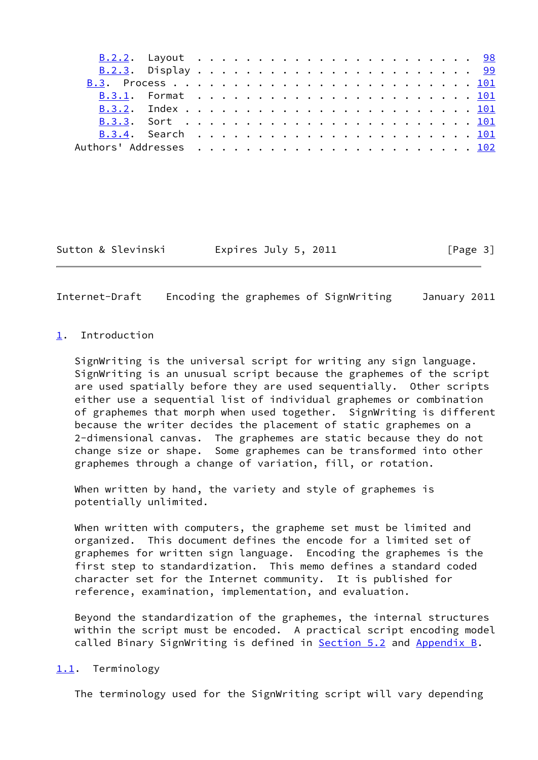B.2.2. Layout . . . . . . . . . . . . . . . . . . . . . . . . 98
B.2.3. Display . . . . . . . . . . . . . . . . . . . . . . . . 99
B.3. Process . . . . . . . . . . . . . . . . . . . . . . . . . 101
B.3.1. Format . . . . . . . . . . . . . . . . . . . . . . . . 101
B.3.2. Index . . . . . . . . . . . . . . . . . . . . . . . . . 101
B.3.3. Sort . . . . . . . . . . . . . . . . . . . . . . . . . 101
B.3.4. Search . . . . . . . . . . . . . . . . . . . . . . . . 101
Authors' Addresses . . . . . . . . . . . . . . . . . . . . . . 102

## 1. Introduction

SignWriting is the universal script for writing any sign language. SignWriting is an unusual script because the graphemes of the script are used spatially before they are used sequentially. Other scripts either use a sequential list of individual graphemes or combination of graphemes that morph when used together. SignWriting is different because the writer decides the placement of static graphemes on a 2-dimensional canvas. The graphemes are static because they do not change size or shape. Some graphemes can be transformed into other graphemes through a change of variation, fill, or rotation.

When written by hand, the variety and style of graphemes is potentially unlimited.

When written with computers, the grapheme set must be limited and organized. This document defines the encode for a limited set of graphemes for written sign language. Encoding the graphemes is the first step to standardization. This memo defines a standard coded character set for the Internet community. It is published for reference, examination, implementation, and evaluation.

Beyond the standardization of the graphemes, the internal structures within the script must be encoded. A practical script encoding model called Binary SignWriting is defined in Section 5.2 and Appendix B.

### 1.1. Terminology

The terminology used for the SignWriting script will vary depending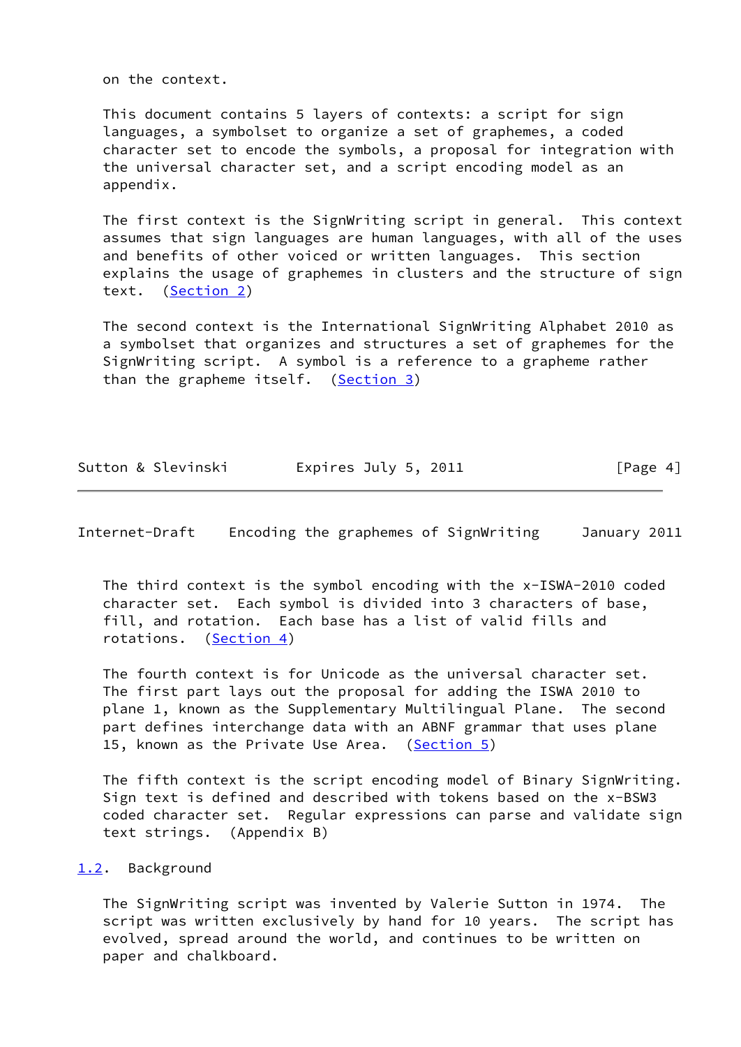on the context.

This document contains 5 layers of contexts: a script for sign languages, a symbolset to organize a set of graphemes, a coded character set to encode the symbols, a proposal for integration with the universal character set, and a script encoding model as an appendix.

The first context is the SignWriting script in general. This context assumes that sign languages are human languages, with all of the uses and benefits of other voiced or written languages. This section explains the usage of graphemes in clusters and the structure of sign text. (Section 2)

The second context is the International SignWriting Alphabet 2010 as a symbolset that organizes and structures a set of graphemes for the SignWriting script. A symbol is a reference to a grapheme rather than the grapheme itself. (Section 3)

The third context is the symbol encoding with the x-ISWA-2010 coded character set. Each symbol is divided into 3 characters of base, fill, and rotation. Each base has a list of valid fills and rotations. (Section 4)

The fourth context is for Unicode as the universal character set. The first part lays out the proposal for adding the ISWA 2010 to plane 1, known as the Supplementary Multilingual Plane. The second part defines interchange data with an ABNF grammar that uses plane 15, known as the Private Use Area. (Section 5)

The fifth context is the script encoding model of Binary SignWriting. Sign text is defined and described with tokens based on the x-BSW3 coded character set. Regular expressions can parse and validate sign text strings. (Appendix B)

## 1.2. Background

The SignWriting script was invented by Valerie Sutton in 1974. The script was written exclusively by hand for 10 years. The script has evolved, spread around the world, and continues to be written on paper and chalkboard.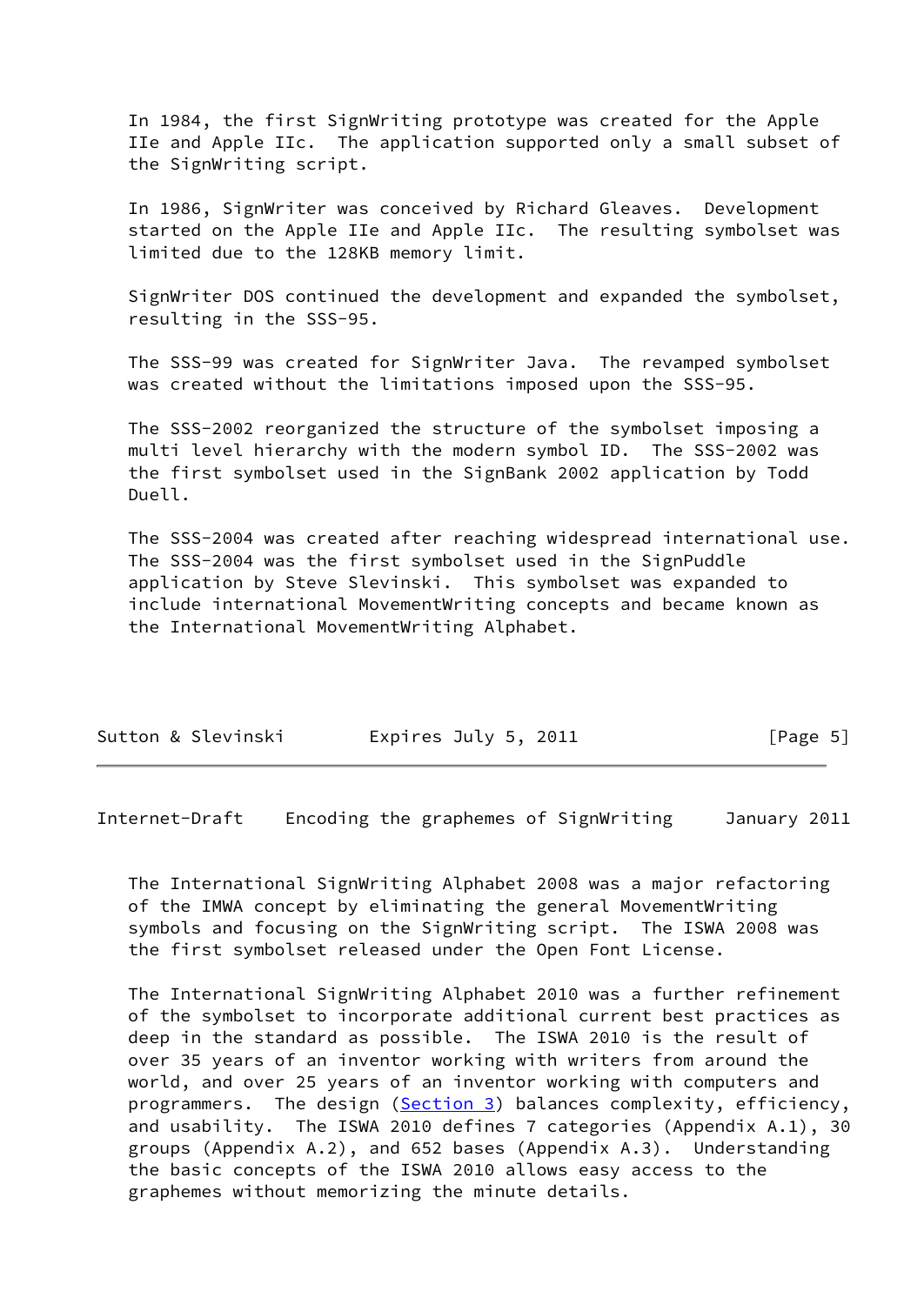In 1984, the first SignWriting prototype was created for the Apple IIe and Apple IIc. The application supported only a small subset of the SignWriting script.

In 1986, SignWriter was conceived by Richard Gleaves. Development started on the Apple IIe and Apple IIc. The resulting symbolset was limited due to the 128KB memory limit.

SignWriter DOS continued the development and expanded the symbolset, resulting in the SSS-95.

The SSS-99 was created for SignWriter Java. The revamped symbolset was created without the limitations imposed upon the SSS-95.

The SSS-2002 reorganized the structure of the symbolset imposing a multi level hierarchy with the modern symbol ID. The SSS-2002 was the first symbolset used in the SignBank 2002 application by Todd Duell.

The SSS-2004 was created after reaching widespread international use. The SSS-2004 was the first symbolset used in the SignPuddle application by Steve Slevinski. This symbolset was expanded to include international MovementWriting concepts and became known as the International MovementWriting Alphabet.

The International SignWriting Alphabet 2008 was a major refactoring of the IMWA concept by eliminating the general MovementWriting symbols and focusing on the SignWriting script. The ISWA 2008 was the first symbolset released under the Open Font License.

The International SignWriting Alphabet 2010 was a further refinement of the symbolset to incorporate additional current best practices as deep in the standard as possible. The ISWA 2010 is the result of over 35 years of an inventor working with writers from around the world, and over 25 years of an inventor working with computers and programmers. The design (Section 3) balances complexity, efficiency, and usability. The ISWA 2010 defines 7 categories (Appendix A.1), 30 groups (Appendix A.2), and 652 bases (Appendix A.3). Understanding the basic concepts of the ISWA 2010 allows easy access to the graphemes without memorizing the minute details.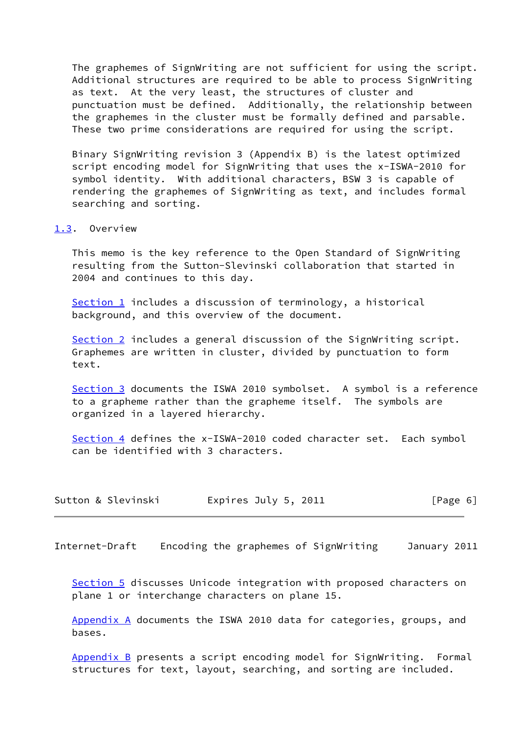The graphemes of SignWriting are not sufficient for using the script. Additional structures are required to be able to process SignWriting as text. At the very least, the structures of cluster and punctuation must be defined. Additionally, the relationship between the graphemes in the cluster must be formally defined and parsable. These two prime considerations are required for using the script.

Binary SignWriting revision 3 (Appendix B) is the latest optimized script encoding model for SignWriting that uses the x-ISWA-2010 for symbol identity. With additional characters, BSW 3 is capable of rendering the graphemes of SignWriting as text, and includes formal searching and sorting.

### 1.3. Overview

This memo is the key reference to the Open Standard of SignWriting resulting from the Sutton-Slevinski collaboration that started in 2004 and continues to this day.

Section 1 includes a discussion of terminology, a historical background, and this overview of the document.

Section 2 includes a general discussion of the SignWriting script. Graphemes are written in cluster, divided by punctuation to form text.

Section 3 documents the ISWA 2010 symbolset. A symbol is a reference to a grapheme rather than the grapheme itself. The symbols are organized in a layered hierarchy.

Section 4 defines the x-ISWA-2010 coded character set. Each symbol can be identified with 3 characters.

Section 5 discusses Unicode integration with proposed characters on plane 1 or interchange characters on plane 15.

Appendix A documents the ISWA 2010 data for categories, groups, and bases.

Appendix B presents a script encoding model for SignWriting. Formal structures for text, layout, searching, and sorting are included.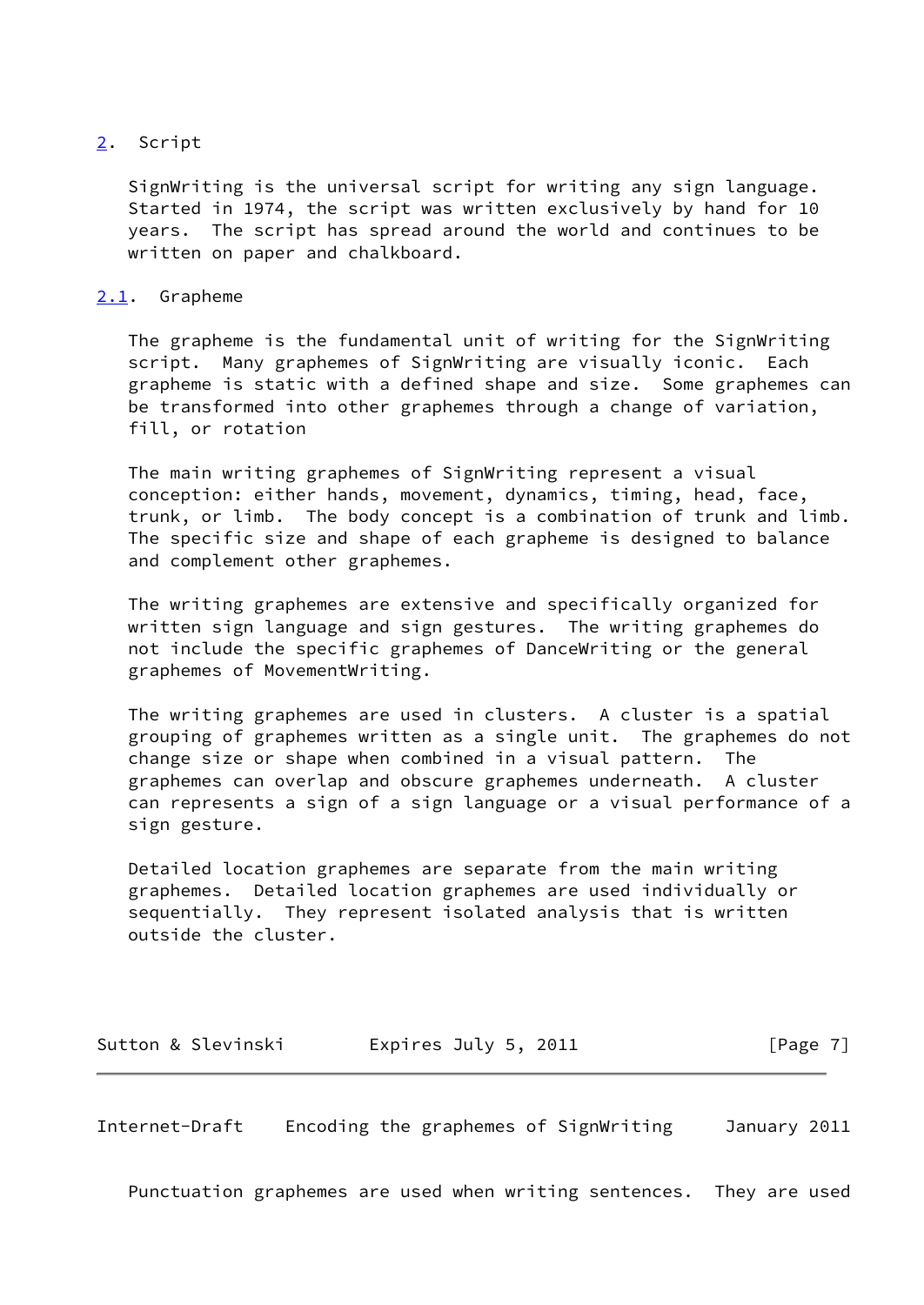## 2. Script

SignWriting is the universal script for writing any sign language. Started in 1974, the script was written exclusively by hand for 10 years. The script has spread around the world and continues to be written on paper and chalkboard.

### 2.1. Grapheme

The grapheme is the fundamental unit of writing for the SignWriting script. Many graphemes of SignWriting are visually iconic. Each grapheme is static with a defined shape and size. Some graphemes can be transformed into other graphemes through a change of variation, fill, or rotation

The main writing graphemes of SignWriting represent a visual conception: either hands, movement, dynamics, timing, head, face, trunk, or limb. The body concept is a combination of trunk and limb. The specific size and shape of each grapheme is designed to balance and complement other graphemes.

The writing graphemes are extensive and specifically organized for written sign language and sign gestures. The writing graphemes do not include the specific graphemes of DanceWriting or the general graphemes of MovementWriting.

The writing graphemes are used in clusters. A cluster is a spatial grouping of graphemes written as a single unit. The graphemes do not change size or shape when combined in a visual pattern. The graphemes can overlap and obscure graphemes underneath. A cluster can represents a sign of a sign language or a visual performance of a sign gesture.

Detailed location graphemes are separate from the main writing graphemes. Detailed location graphemes are used individually or sequentially. They represent isolated analysis that is written outside the cluster.

Punctuation graphemes are used when writing sentences. They are used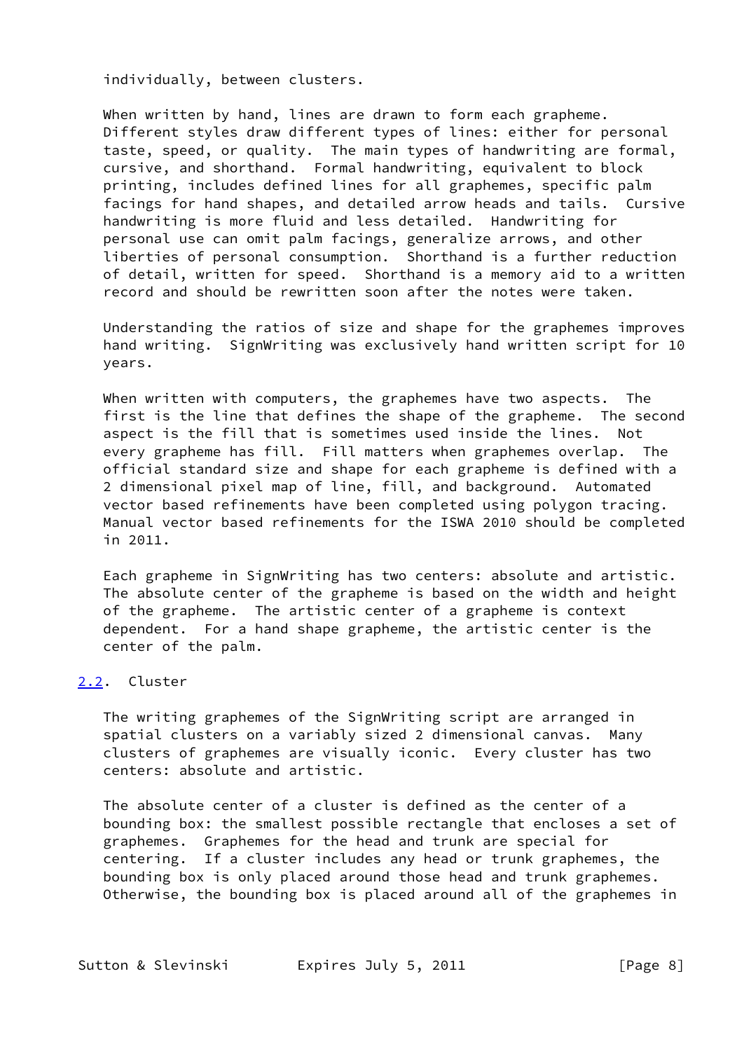individually, between clusters.

When written by hand, lines are drawn to form each grapheme. Different styles draw different types of lines: either for personal taste, speed, or quality. The main types of handwriting are formal, cursive, and shorthand. Formal handwriting, equivalent to block printing, includes defined lines for all graphemes, specific palm facings for hand shapes, and detailed arrow heads and tails. Cursive handwriting is more fluid and less detailed. Handwriting for personal use can omit palm facings, generalize arrows, and other liberties of personal consumption. Shorthand is a further reduction of detail, written for speed. Shorthand is a memory aid to a written record and should be rewritten soon after the notes were taken.

Understanding the ratios of size and shape for the graphemes improves hand writing. SignWriting was exclusively hand written script for 10 years.

When written with computers, the graphemes have two aspects. The first is the line that defines the shape of the grapheme. The second aspect is the fill that is sometimes used inside the lines. Not every grapheme has fill. Fill matters when graphemes overlap. The official standard size and shape for each grapheme is defined with a 2 dimensional pixel map of line, fill, and background. Automated vector based refinements have been completed using polygon tracing. Manual vector based refinements for the ISWA 2010 should be completed in 2011.

Each grapheme in SignWriting has two centers: absolute and artistic. The absolute center of the grapheme is based on the width and height of the grapheme. The artistic center of a grapheme is context dependent. For a hand shape grapheme, the artistic center is the center of the palm.

## 2.2. Cluster

The writing graphemes of the SignWriting script are arranged in spatial clusters on a variably sized 2 dimensional canvas. Many clusters of graphemes are visually iconic. Every cluster has two centers: absolute and artistic.

The absolute center of a cluster is defined as the center of a bounding box: the smallest possible rectangle that encloses a set of graphemes. Graphemes for the head and trunk are special for centering. If a cluster includes any head or trunk graphemes, the bounding box is only placed around those head and trunk graphemes. Otherwise, the bounding box is placed around all of the graphemes in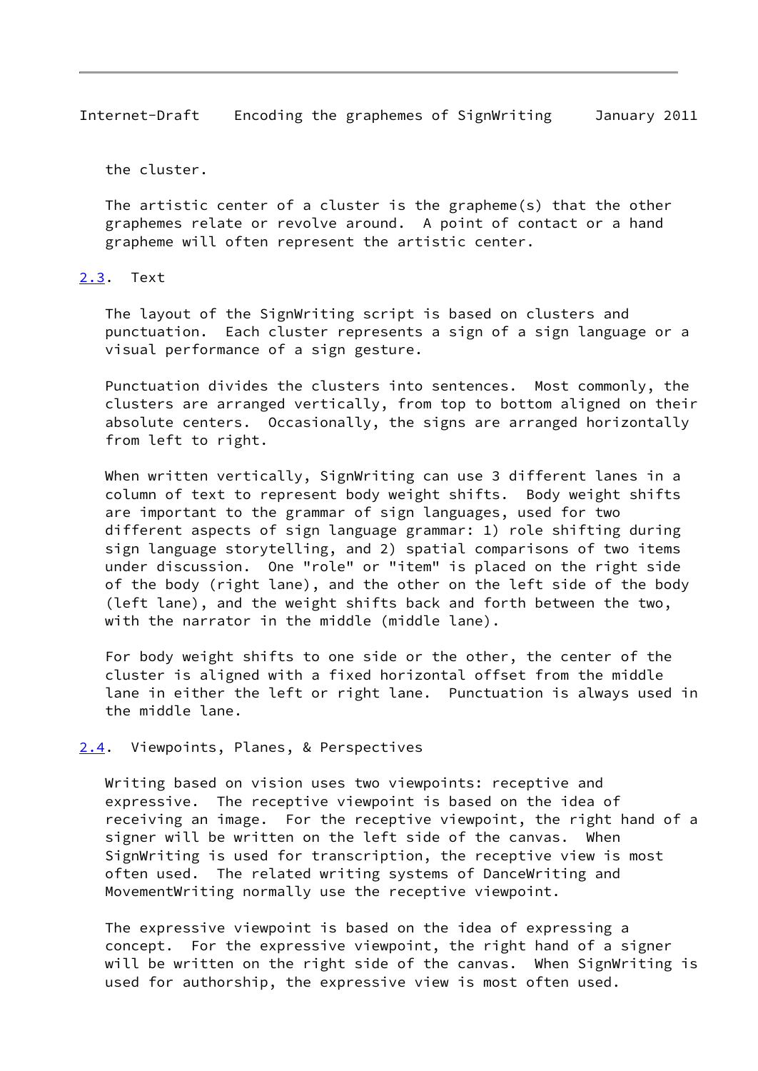the cluster.

The artistic center of a cluster is the grapheme(s) that the other graphemes relate or revolve around. A point of contact or a hand grapheme will often represent the artistic center.

## 2.3. Text

The layout of the SignWriting script is based on clusters and punctuation. Each cluster represents a sign of a sign language or a visual performance of a sign gesture.

Punctuation divides the clusters into sentences. Most commonly, the clusters are arranged vertically, from top to bottom aligned on their absolute centers. Occasionally, the signs are arranged horizontally from left to right.

When written vertically, SignWriting can use 3 different lanes in a column of text to represent body weight shifts. Body weight shifts are important to the grammar of sign languages, used for two different aspects of sign language grammar: 1) role shifting during sign language storytelling, and 2) spatial comparisons of two items under discussion. One "role" or "item" is placed on the right side of the body (right lane), and the other on the left side of the body (left lane), and the weight shifts back and forth between the two, with the narrator in the middle (middle lane).

For body weight shifts to one side or the other, the center of the cluster is aligned with a fixed horizontal offset from the middle lane in either the left or right lane. Punctuation is always used in the middle lane.

## 2.4. Viewpoints, Planes, & Perspectives

Writing based on vision uses two viewpoints: receptive and expressive. The receptive viewpoint is based on the idea of receiving an image. For the receptive viewpoint, the right hand of a signer will be written on the left side of the canvas. When SignWriting is used for transcription, the receptive view is most often used. The related writing systems of DanceWriting and MovementWriting normally use the receptive viewpoint.

The expressive viewpoint is based on the idea of expressing a concept. For the expressive viewpoint, the right hand of a signer will be written on the right side of the canvas. When SignWriting is used for authorship, the expressive view is most often used.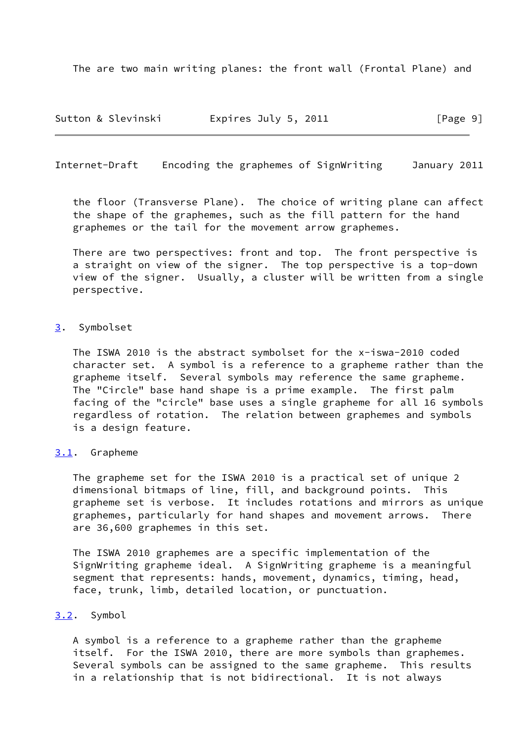The are two main writing planes: the front wall (Frontal Plane) and the floor (Transverse Plane). The choice of writing plane can affect the shape of the graphemes, such as the fill pattern for the hand graphemes or the tail for the movement arrow graphemes.

There are two perspectives: front and top. The front perspective is a straight on view of the signer. The top perspective is a top-down view of the signer. Usually, a cluster will be written from a single perspective.

## 3. Symbolset

The ISWA 2010 is the abstract symbolset for the x-iswa-2010 coded character set. A symbol is a reference to a grapheme rather than the grapheme itself. Several symbols may reference the same grapheme. The "Circle" base hand shape is a prime example. The first palm facing of the "circle" base uses a single grapheme for all 16 symbols regardless of rotation. The relation between graphemes and symbols is a design feature.

### 3.1. Grapheme

The grapheme set for the ISWA 2010 is a practical set of unique 2 dimensional bitmaps of line, fill, and background points. This grapheme set is verbose. It includes rotations and mirrors as unique graphemes, particularly for hand shapes and movement arrows. There are 36,600 graphemes in this set.

The ISWA 2010 graphemes are a specific implementation of the SignWriting grapheme ideal. A SignWriting grapheme is a meaningful segment that represents: hands, movement, dynamics, timing, head, face, trunk, limb, detailed location, or punctuation.

### 3.2. Symbol

A symbol is a reference to a grapheme rather than the grapheme itself. For the ISWA 2010, there are more symbols than graphemes. Several symbols can be assigned to the same grapheme. This results in a relationship that is not bidirectional. It is not always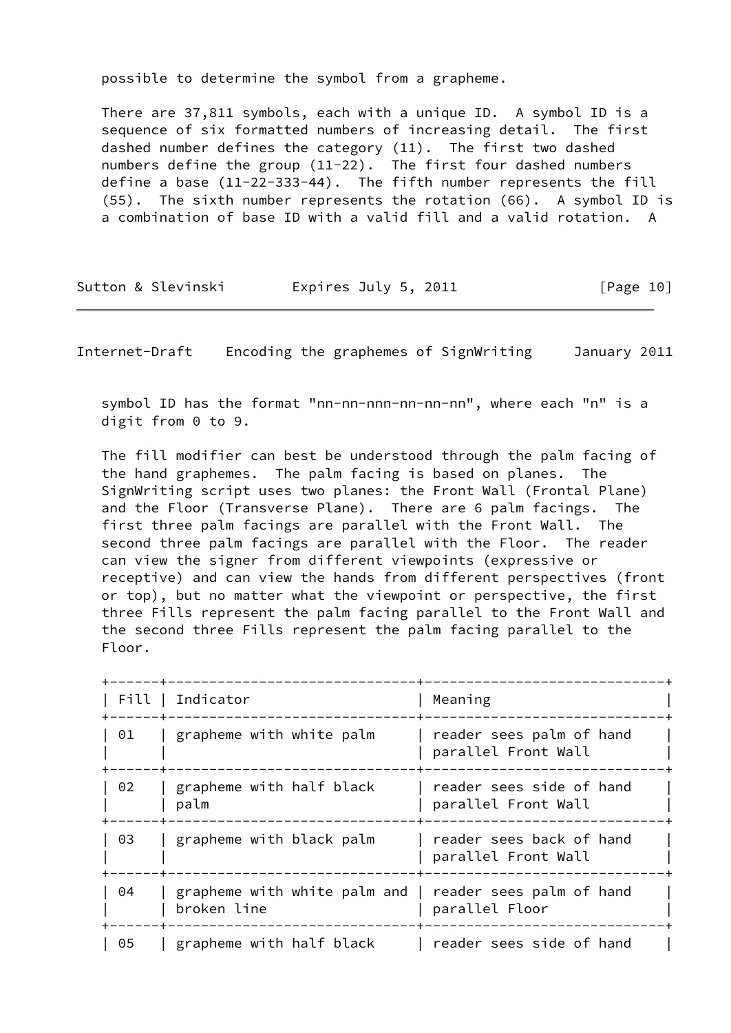possible to determine the symbol from a grapheme.

There are 37,811 symbols, each with a unique ID. A symbol ID is a sequence of six formatted numbers of increasing detail. The first dashed number defines the category (11). The first two dashed numbers define the group (11-22). The first four dashed numbers define a base (11-22-333-44). The fifth number represents the fill (55). The sixth number represents the rotation (66). A symbol ID is a combination of base ID with a valid fill and a valid rotation. A symbol ID has the format "nn-nn-nnn-nn-nn-nn", where each "n" is a digit from 0 to 9.

The fill modifier can best be understood through the palm facing of the hand graphemes. The palm facing is based on planes. The SignWriting script uses two planes: the Front Wall (Frontal Plane) and the Floor (Transverse Plane). There are 6 palm facings. The first three palm facings are parallel with the Front Wall. The second three palm facings are parallel with the Floor. The reader can view the signer from different viewpoints (expressive or receptive) and can view the hands from different perspectives (front or top), but no matter what the viewpoint or perspective, the first three Fills represent the palm facing parallel to the Front Wall and the second three Fills represent the palm facing parallel to the Floor.

| Fill | Indicator | Meaning |
|---|---|---|
| 01 | grapheme with white palm | reader sees palm of hand parallel Front Wall |
| 02 | grapheme with half black palm | reader sees side of hand parallel Front Wall |
| 03 | grapheme with black palm | reader sees back of hand parallel Front Wall |
| 04 | grapheme with white palm and broken line | reader sees palm of hand parallel Floor |
| 05 | grapheme with half black | reader sees side of hand |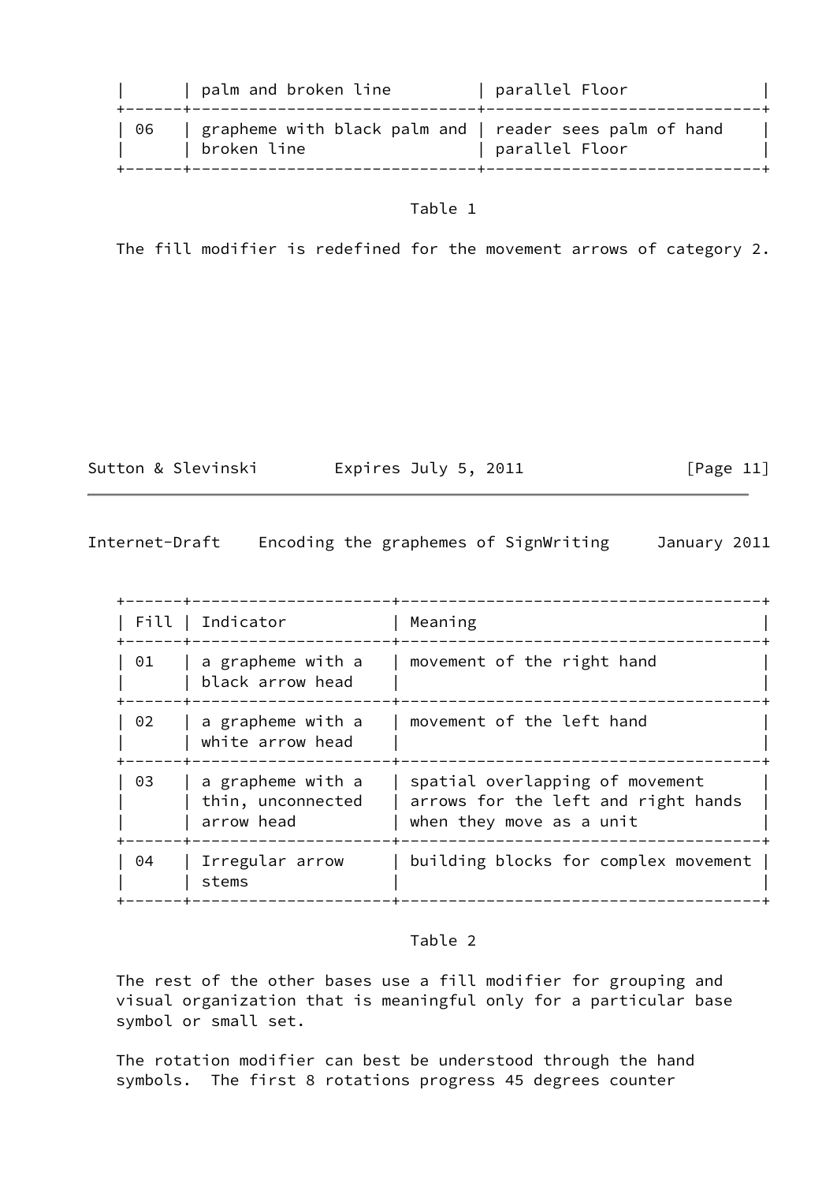|  | palm and broken line | parallel Floor |
| --- | --- | --- |
| 06 | grapheme with black palm and broken line | reader sees palm of hand parallel Floor |

Table 1

The fill modifier is redefined for the movement arrows of category 2.

| Fill | Indicator | Meaning |
| --- | --- | --- |
| 01 | a grapheme with a black arrow head | movement of the right hand |
| 02 | a grapheme with a white arrow head | movement of the left hand |
| 03 | a grapheme with a thin, unconnected arrow head | spatial overlapping of movement arrows for the left and right hands when they move as a unit |
| 04 | Irregular arrow stems | building blocks for complex movement |

Table 2

The rest of the other bases use a fill modifier for grouping and visual organization that is meaningful only for a particular base symbol or small set.

The rotation modifier can best be understood through the hand symbols. The first 8 rotations progress 45 degrees counter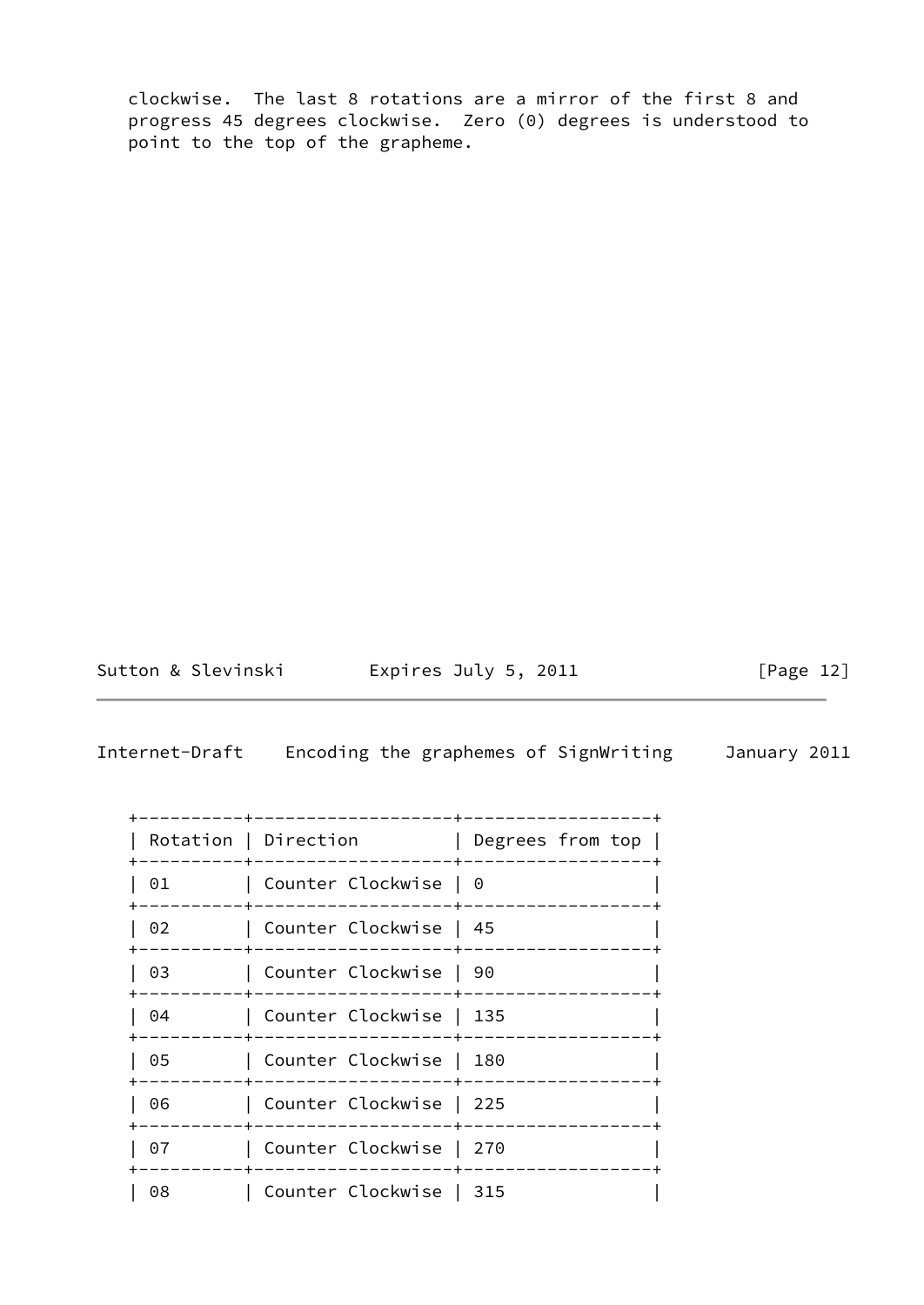clockwise. The last 8 rotations are a mirror of the first 8 and progress 45 degrees clockwise. Zero (0) degrees is understood to point to the top of the grapheme.

| Rotation | Direction | Degrees from top |
|---|---|---|
| 01 | Counter Clockwise | 0 |
| 02 | Counter Clockwise | 45 |
| 03 | Counter Clockwise | 90 |
| 04 | Counter Clockwise | 135 |
| 05 | Counter Clockwise | 180 |
| 06 | Counter Clockwise | 225 |
| 07 | Counter Clockwise | 270 |
| 08 | Counter Clockwise | 315 |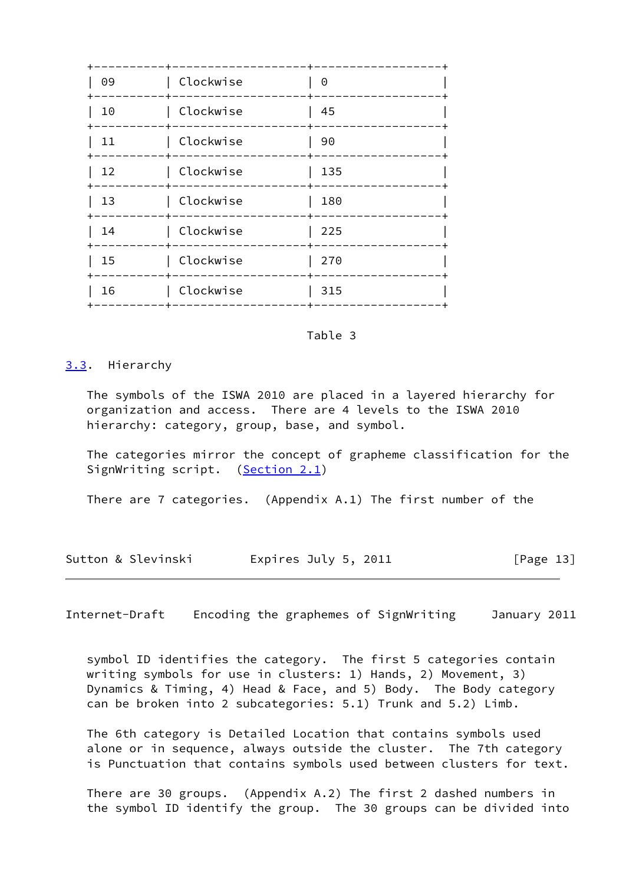| 09 | Clockwise | 0 |
|---|---|---|
| 10 | Clockwise | 45 |
| 11 | Clockwise | 90 |
| 12 | Clockwise | 135 |
| 13 | Clockwise | 180 |
| 14 | Clockwise | 225 |
| 15 | Clockwise | 270 |
| 16 | Clockwise | 315 |

Table 3

## 3.3. Hierarchy

The symbols of the ISWA 2010 are placed in a layered hierarchy for organization and access. There are 4 levels to the ISWA 2010 hierarchy: category, group, base, and symbol.

The categories mirror the concept of grapheme classification for the SignWriting script. (Section 2.1)

There are 7 categories. (Appendix A.1) The first number of the symbol ID identifies the category. The first 5 categories contain writing symbols for use in clusters: 1) Hands, 2) Movement, 3) Dynamics & Timing, 4) Head & Face, and 5) Body. The Body category can be broken into 2 subcategories: 5.1) Trunk and 5.2) Limb.

The 6th category is Detailed Location that contains symbols used alone or in sequence, always outside the cluster. The 7th category is Punctuation that contains symbols used between clusters for text.

There are 30 groups. (Appendix A.2) The first 2 dashed numbers in the symbol ID identify the group. The 30 groups can be divided into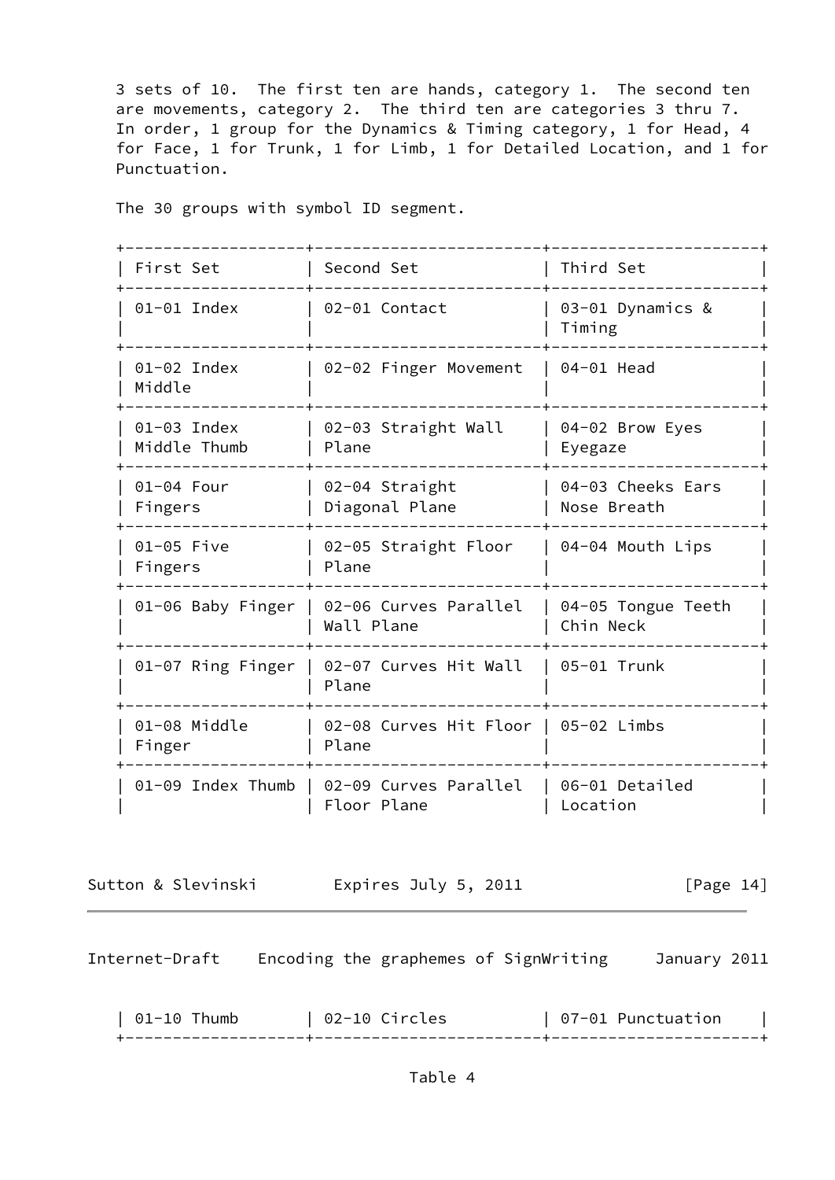3 sets of 10. The first ten are hands, category 1. The second ten are movements, category 2. The third ten are categories 3 thru 7. In order, 1 group for the Dynamics & Timing category, 1 for Head, 4 for Face, 1 for Trunk, 1 for Limb, 1 for Detailed Location, and 1 for Punctuation.

The 30 groups with symbol ID segment.

| First Set | Second Set | Third Set |
|---|---|---|
| 01-01 Index | 02-01 Contact | 03-01 Dynamics & Timing |
| 01-02 Index Middle | 02-02 Finger Movement | 04-01 Head |
| 01-03 Index Middle Thumb | 02-03 Straight Wall Plane | 04-02 Brow Eyes Eyegaze |
| 01-04 Four Fingers | 02-04 Straight Diagonal Plane | 04-03 Cheeks Ears Nose Breath |
| 01-05 Five Fingers | 02-05 Straight Floor Plane | 04-04 Mouth Lips |
| 01-06 Baby Finger | 02-06 Curves Parallel Wall Plane | 04-05 Tongue Teeth Chin Neck |
| 01-07 Ring Finger | 02-07 Curves Hit Wall Plane | 05-01 Trunk |
| 01-08 Middle Finger | 02-08 Curves Hit Floor Plane | 05-02 Limbs |
| 01-09 Index Thumb | 02-09 Curves Parallel Floor Plane | 06-01 Detailed Location |
| 01-10 Thumb | 02-10 Circles | 07-01 Punctuation |

Table 4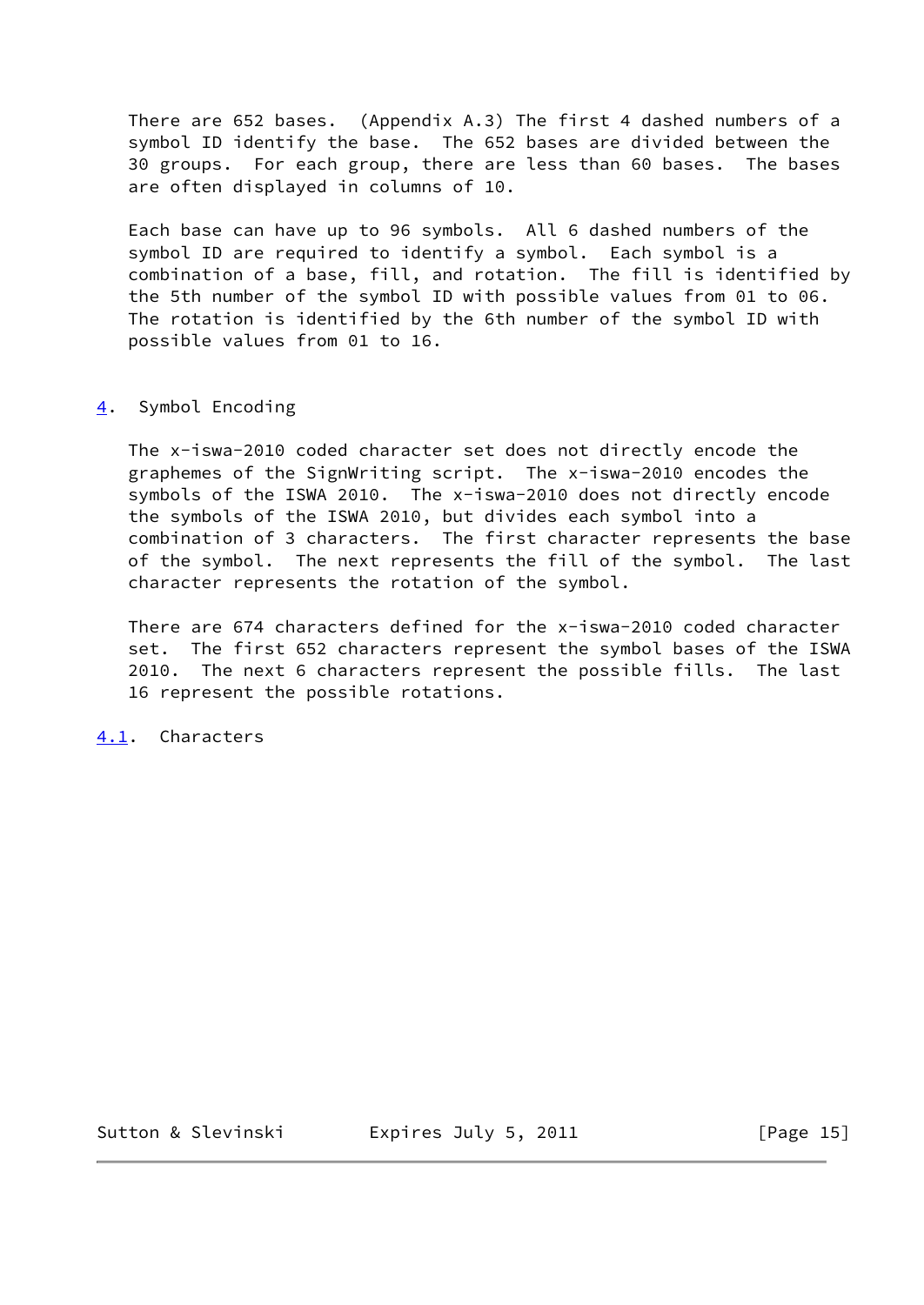There are 652 bases. (Appendix A.3) The first 4 dashed numbers of a symbol ID identify the base. The 652 bases are divided between the 30 groups. For each group, there are less than 60 bases. The bases are often displayed in columns of 10.

Each base can have up to 96 symbols. All 6 dashed numbers of the symbol ID are required to identify a symbol. Each symbol is a combination of a base, fill, and rotation. The fill is identified by the 5th number of the symbol ID with possible values from 01 to 06. The rotation is identified by the 6th number of the symbol ID with possible values from 01 to 16.

## 4. Symbol Encoding

The x-iswa-2010 coded character set does not directly encode the graphemes of the SignWriting script. The x-iswa-2010 encodes the symbols of the ISWA 2010. The x-iswa-2010 does not directly encode the symbols of the ISWA 2010, but divides each symbol into a combination of 3 characters. The first character represents the base of the symbol. The next represents the fill of the symbol. The last character represents the rotation of the symbol.

There are 674 characters defined for the x-iswa-2010 coded character set. The first 652 characters represent the symbol bases of the ISWA 2010. The next 6 characters represent the possible fills. The last 16 represent the possible rotations.

### 4.1. Characters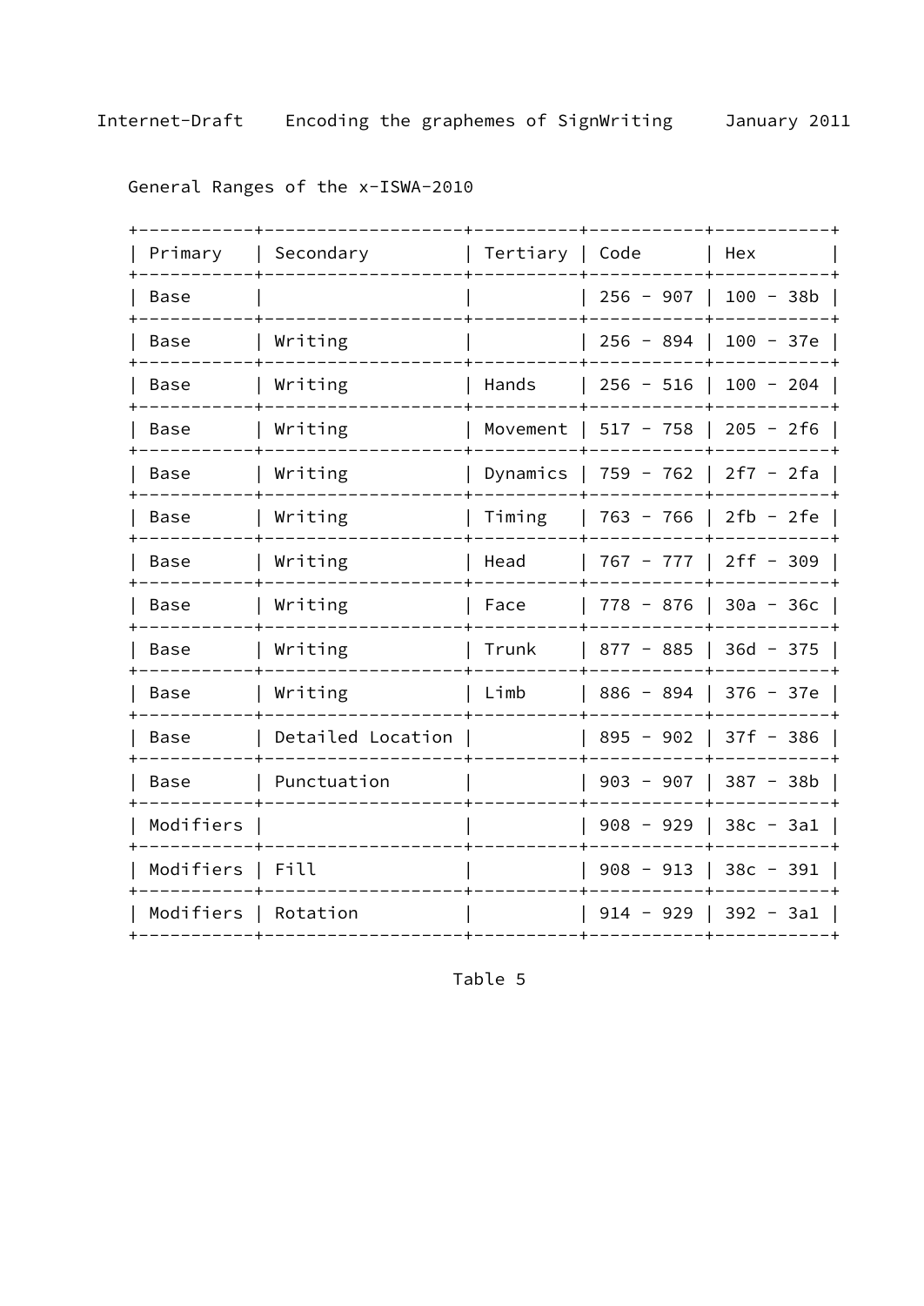General Ranges of the x-ISWA-2010

| Primary | Secondary | Tertiary | Code | Hex |
| --- | --- | --- | --- | --- |
| Base | | | 256 - 907 | 100 - 38b |
| Base | Writing | | 256 - 894 | 100 - 37e |
| Base | Writing | Hands | 256 - 516 | 100 - 204 |
| Base | Writing | Movement | 517 - 758 | 205 - 2f6 |
| Base | Writing | Dynamics | 759 - 762 | 2f7 - 2fa |
| Base | Writing | Timing | 763 - 766 | 2fb - 2fe |
| Base | Writing | Head | 767 - 777 | 2ff - 309 |
| Base | Writing | Face | 778 - 876 | 30a - 36c |
| Base | Writing | Trunk | 877 - 885 | 36d - 375 |
| Base | Writing | Limb | 886 - 894 | 376 - 37e |
| Base | Detailed Location | | 895 - 902 | 37f - 386 |
| Base | Punctuation | | 903 - 907 | 387 - 38b |
| Modifiers | | | 908 - 929 | 38c - 3a1 |
| Modifiers | Fill | | 908 - 913 | 38c - 391 |
| Modifiers | Rotation | | 914 - 929 | 392 - 3a1 |

Table 5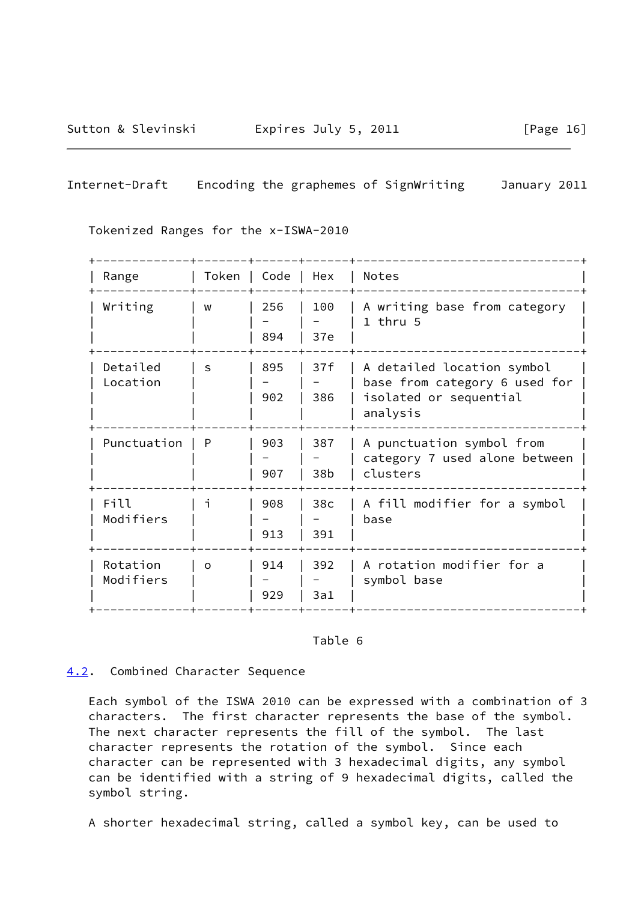Tokenized Ranges for the x-ISWA-2010

| Range | Token | Code | Hex | Notes |
| --- | --- | --- | --- | --- |
| Writing | w | 256 - 894 | 100 - 37e | A writing base from category 1 thru 5 |
| Detailed Location | s | 895 - 902 | 37f - 386 | A detailed location symbol base from category 6 used for isolated or sequential analysis |
| Punctuation | P | 903 - 907 | 387 - 38b | A punctuation symbol from category 7 used alone between clusters |
| Fill Modifiers | i | 908 - 913 | 38c - 391 | A fill modifier for a symbol base |
| Rotation Modifiers | o | 914 - 929 | 392 - 3a1 | A rotation modifier for a symbol base |

Table 6

## 4.2. Combined Character Sequence

Each symbol of the ISWA 2010 can be expressed with a combination of 3 characters. The first character represents the base of the symbol. The next character represents the fill of the symbol. The last character represents the rotation of the symbol. Since each character can be represented with 3 hexadecimal digits, any symbol can be identified with a string of 9 hexadecimal digits, called the symbol string.

A shorter hexadecimal string, called a symbol key, can be used to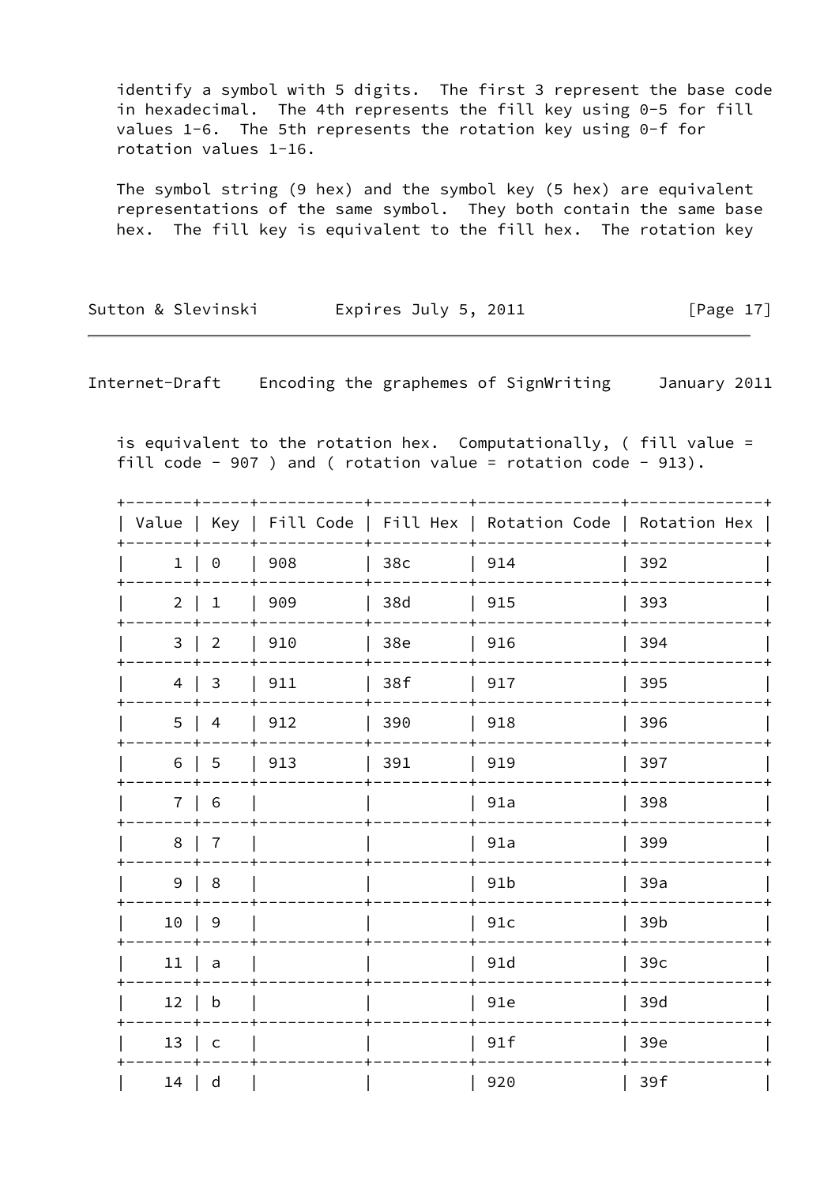identify a symbol with 5 digits. The first 3 represent the base code in hexadecimal. The 4th represents the fill key using 0-5 for fill values 1-6. The 5th represents the rotation key using 0-f for rotation values 1-16.

The symbol string (9 hex) and the symbol key (5 hex) are equivalent representations of the same symbol. They both contain the same base hex. The fill key is equivalent to the fill hex. The rotation key is equivalent to the rotation hex. Computationally, ( fill value = fill code - 907 ) and ( rotation value = rotation code - 913).

| Value | Key | Fill Code | Fill Hex | Rotation Code | Rotation Hex |
|---|---|---|---|---|---|
| 1 | 0 | 908 | 38c | 914 | 392 |
| 2 | 1 | 909 | 38d | 915 | 393 |
| 3 | 2 | 910 | 38e | 916 | 394 |
| 4 | 3 | 911 | 38f | 917 | 395 |
| 5 | 4 | 912 | 390 | 918 | 396 |
| 6 | 5 | 913 | 391 | 919 | 397 |
| 7 | 6 | | | 91a | 398 |
| 8 | 7 | | | 91a | 399 |
| 9 | 8 | | | 91b | 39a |
| 10 | 9 | | | 91c | 39b |
| 11 | a | | | 91d | 39c |
| 12 | b | | | 91e | 39d |
| 13 | c | | | 91f | 39e |
| 14 | d | | | 920 | 39f |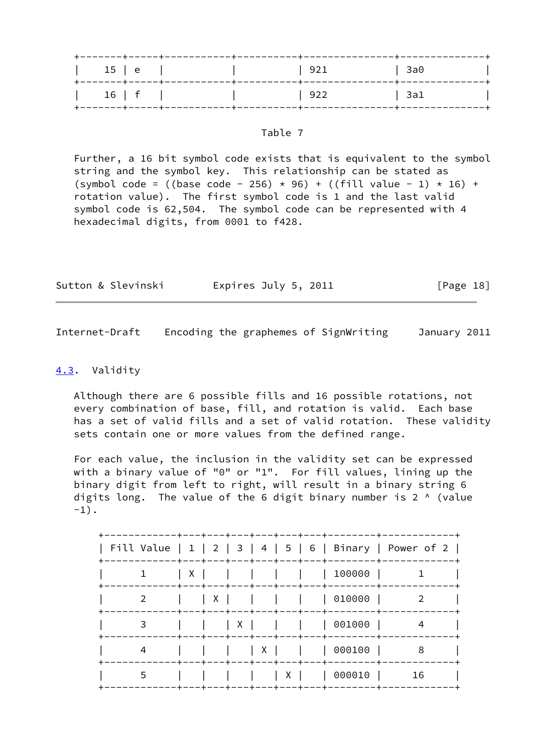| | | | | | |
|---|---|---|---|---|---|
| 15 | e | | | 921 | 3a0 |
| 16 | f | | | 922 | 3a1 |

Table 7

Further, a 16 bit symbol code exists that is equivalent to the symbol string and the symbol key. This relationship can be stated as (symbol code = ((base code - 256) * 96) + ((fill value - 1) * 16) + rotation value). The first symbol code is 1 and the last valid symbol code is 62,504. The symbol code can be represented with 4 hexadecimal digits, from 0001 to f428.

### 4.3. Validity

Although there are 6 possible fills and 16 possible rotations, not every combination of base, fill, and rotation is valid. Each base has a set of valid fills and a set of valid rotation. These validity sets contain one or more values from the defined range.

For each value, the inclusion in the validity set can be expressed with a binary value of "0" or "1". For fill values, lining up the binary digit from left to right, will result in a binary string 6 digits long. The value of the 6 digit binary number is 2 ^ (value -1).

| Fill Value | 1 | 2 | 3 | 4 | 5 | 6 | Binary | Power of 2 |
|---|---|---|---|---|---|---|---|---|
| 1 | X | | | | | | 100000 | 1 |
| 2 | | X | | | | | 010000 | 2 |
| 3 | | | X | | | | 001000 | 4 |
| 4 | | | | X | | | 000100 | 8 |
| 5 | | | | | X | | 000010 | 16 |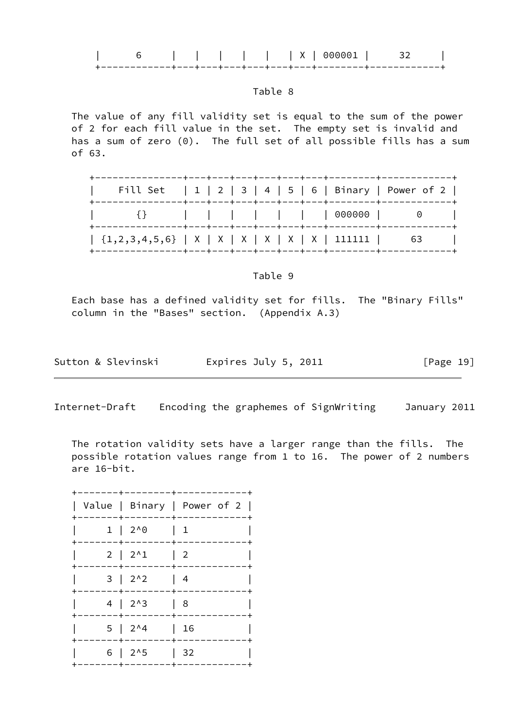| 6 | | | | | | X | 000001 | 32 |
|---|---|---|---|---|---|---|---|---|

Table 8

The value of any fill validity set is equal to the sum of the power of 2 for each fill value in the set. The empty set is invalid and has a sum of zero (0). The full set of all possible fills has a sum of 63.

| Fill Set | 1 | 2 | 3 | 4 | 5 | 6 | Binary | Power of 2 |
|---|---|---|---|---|---|---|---|---|
| {} | | | | | | | 000000 | 0 |
| {1,2,3,4,5,6} | X | X | X | X | X | X | 111111 | 63 |

Table 9

Each base has a defined validity set for fills. The "Binary Fills" column in the "Bases" section. (Appendix A.3)

The rotation validity sets have a larger range than the fills. The possible rotation values range from 1 to 16. The power of 2 numbers are 16-bit.

| Value | Binary | Power of 2 |
|---|---|---|
| 1 | 2^0 | 1 |
| 2 | 2^1 | 2 |
| 3 | 2^2 | 4 |
| 4 | 2^3 | 8 |
| 5 | 2^4 | 16 |
| 6 | 2^5 | 32 |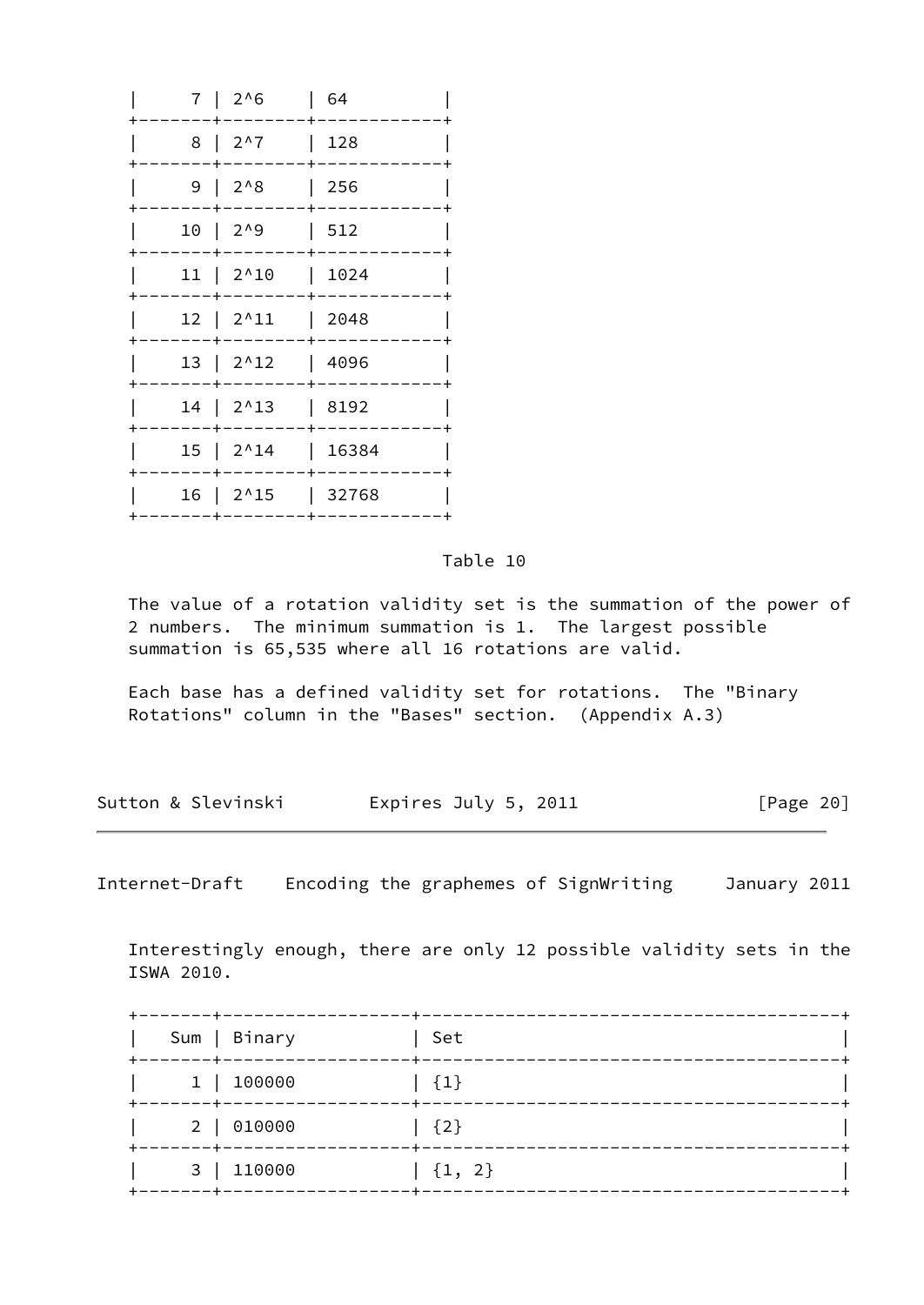| | | |
|---|---|---|
| 7 | 2^6 | 64 |
| 8 | 2^7 | 128 |
| 9 | 2^8 | 256 |
| 10 | 2^9 | 512 |
| 11 | 2^10 | 1024 |
| 12 | 2^11 | 2048 |
| 13 | 2^12 | 4096 |
| 14 | 2^13 | 8192 |
| 15 | 2^14 | 16384 |
| 16 | 2^15 | 32768 |

Table 10

The value of a rotation validity set is the summation of the power of 2 numbers. The minimum summation is 1. The largest possible summation is 65,535 where all 16 rotations are valid.

Each base has a defined validity set for rotations. The "Binary Rotations" column in the "Bases" section. (Appendix A.3)

Interestingly enough, there are only 12 possible validity sets in the ISWA 2010.

| Sum | Binary | Set |
|---|---|---|
| 1 | 100000 | {1} |
| 2 | 010000 | {2} |
| 3 | 110000 | {1, 2} |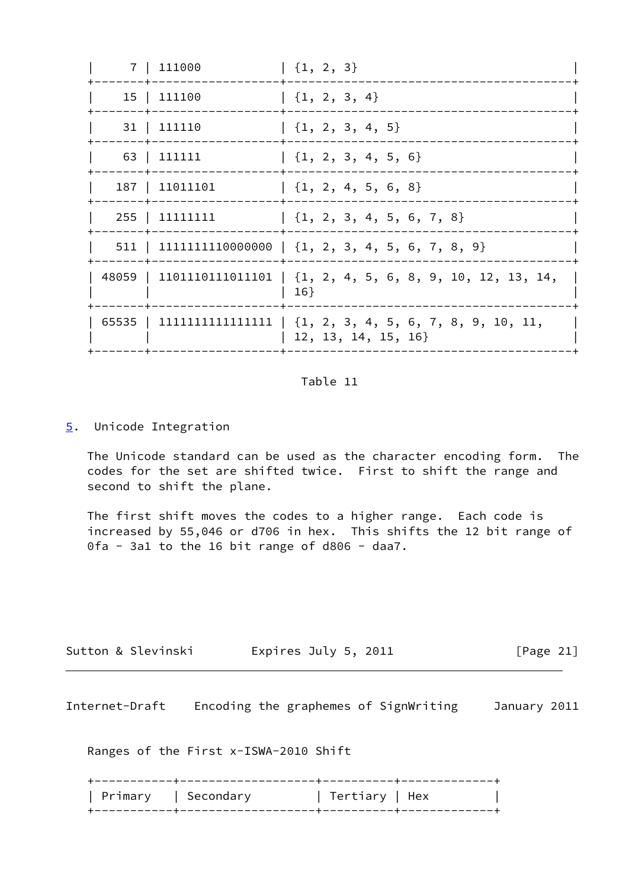| | | |
|---|---|---|
| 7 | 111000 | {1, 2, 3} |
| 15 | 111100 | {1, 2, 3, 4} |
| 31 | 111110 | {1, 2, 3, 4, 5} |
| 63 | 111111 | {1, 2, 3, 4, 5, 6} |
| 187 | 11011101 | {1, 2, 4, 5, 6, 8} |
| 255 | 11111111 | {1, 2, 3, 4, 5, 6, 7, 8} |
| 511 | 1111111110000000 | {1, 2, 3, 4, 5, 6, 7, 8, 9} |
| 48059 | 1101110111011101 | {1, 2, 4, 5, 6, 8, 9, 10, 12, 13, 14, 16} |
| 65535 | 1111111111111111 | {1, 2, 3, 4, 5, 6, 7, 8, 9, 10, 11, 12, 13, 14, 15, 16} |

Table 11

## 5. Unicode Integration

The Unicode standard can be used as the character encoding form. The codes for the set are shifted twice. First to shift the range and second to shift the plane.

The first shift moves the codes to a higher range. Each code is increased by 55,046 or d706 in hex. This shifts the 12 bit range of 0fa - 3a1 to the 16 bit range of d806 - daa7.

Ranges of the First x-ISWA-2010 Shift

| Primary | Secondary | Tertiary | Hex |
|---|---|---|---|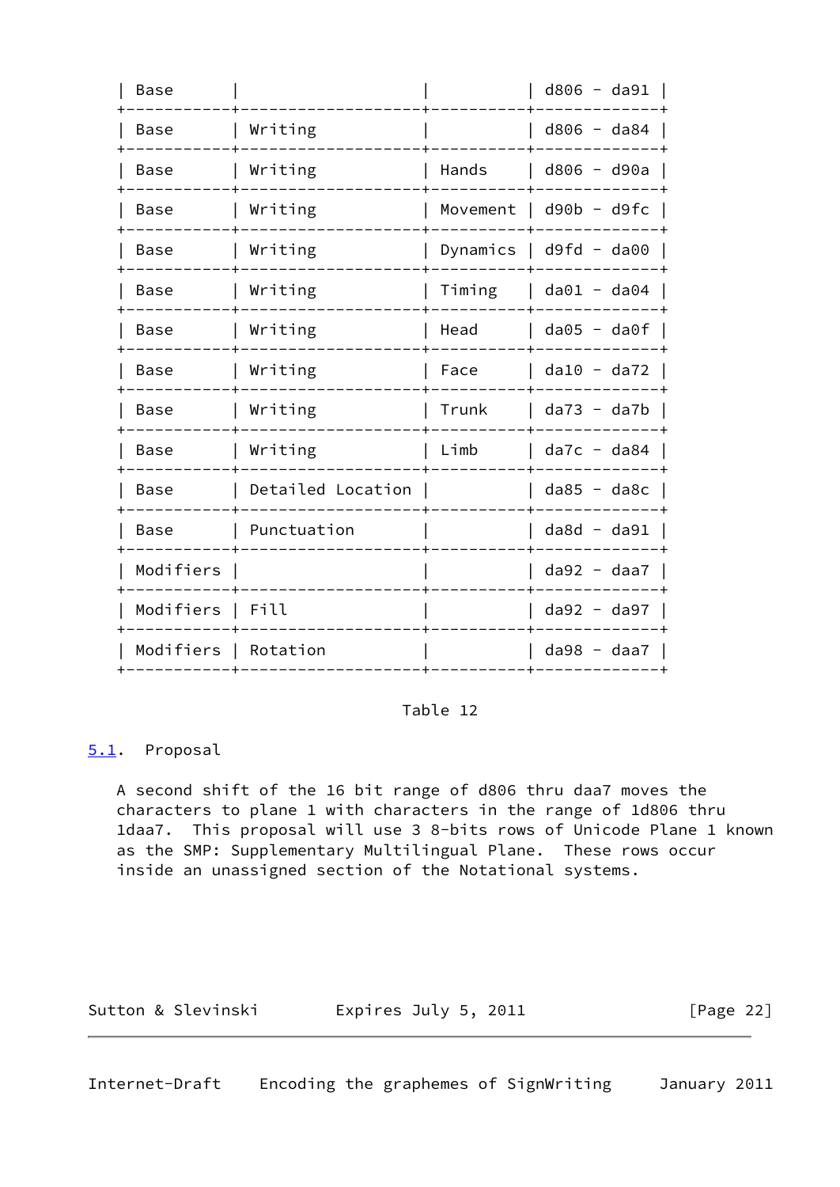| Base | | | d806 - da91 |
|---|---|---|---|
| Base | Writing | | d806 - da84 |
| Base | Writing | Hands | d806 - d90a |
| Base | Writing | Movement | d90b - d9fc |
| Base | Writing | Dynamics | d9fd - da00 |
| Base | Writing | Timing | da01 - da04 |
| Base | Writing | Head | da05 - da0f |
| Base | Writing | Face | da10 - da72 |
| Base | Writing | Trunk | da73 - da7b |
| Base | Writing | Limb | da7c - da84 |
| Base | Detailed Location | | da85 - da8c |
| Base | Punctuation | | da8d - da91 |
| Modifiers | | | da92 - daa7 |
| Modifiers | Fill | | da92 - da97 |
| Modifiers | Rotation | | da98 - daa7 |

Table 12

## 5.1. Proposal

A second shift of the 16 bit range of d806 thru daa7 moves the characters to plane 1 with characters in the range of 1d806 thru 1daa7. This proposal will use 3 8-bits rows of Unicode Plane 1 known as the SMP: Supplementary Multilingual Plane. These rows occur inside an unassigned section of the Notational systems.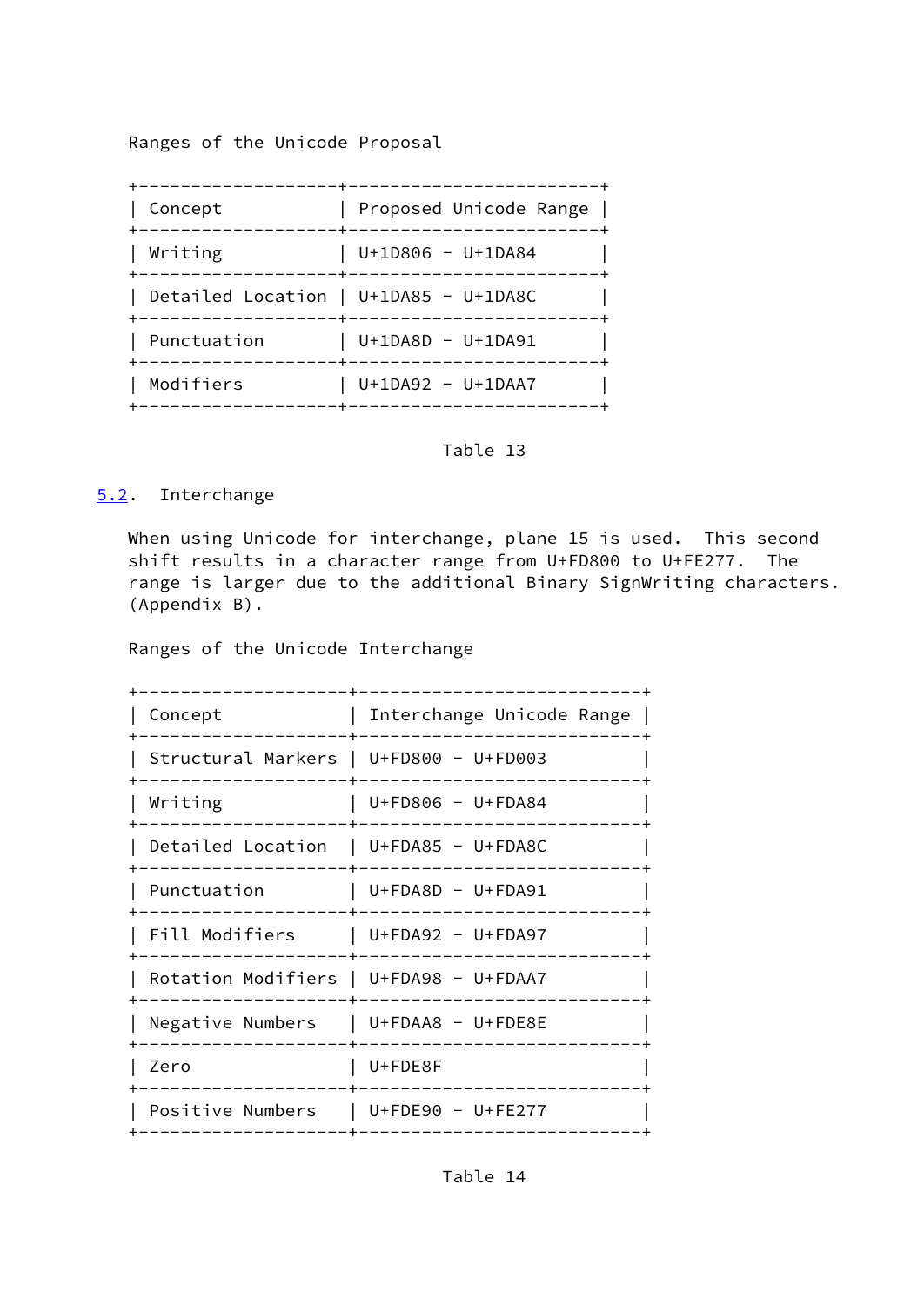Ranges of the Unicode Proposal

| Concept | Proposed Unicode Range |
| --- | --- |
| Writing | U+1D806 - U+1DA84 |
| Detailed Location | U+1DA85 - U+1DA8C |
| Punctuation | U+1DA8D - U+1DA91 |
| Modifiers | U+1DA92 - U+1DAA7 |

Table 13

## 5.2. Interchange

When using Unicode for interchange, plane 15 is used. This second shift results in a character range from U+FD800 to U+FE277. The range is larger due to the additional Binary SignWriting characters. (Appendix B).

Ranges of the Unicode Interchange

| Concept | Interchange Unicode Range |
| --- | --- |
| Structural Markers | U+FD800 - U+FD003 |
| Writing | U+FD806 - U+FDA84 |
| Detailed Location | U+FDA85 - U+FDA8C |
| Punctuation | U+FDA8D - U+FDA91 |
| Fill Modifiers | U+FDA92 - U+FDA97 |
| Rotation Modifiers | U+FDA98 - U+FDAA7 |
| Negative Numbers | U+FDAA8 - U+FDE8E |
| Zero | U+FDE8F |
| Positive Numbers | U+FDE90 - U+FE277 |

Table 14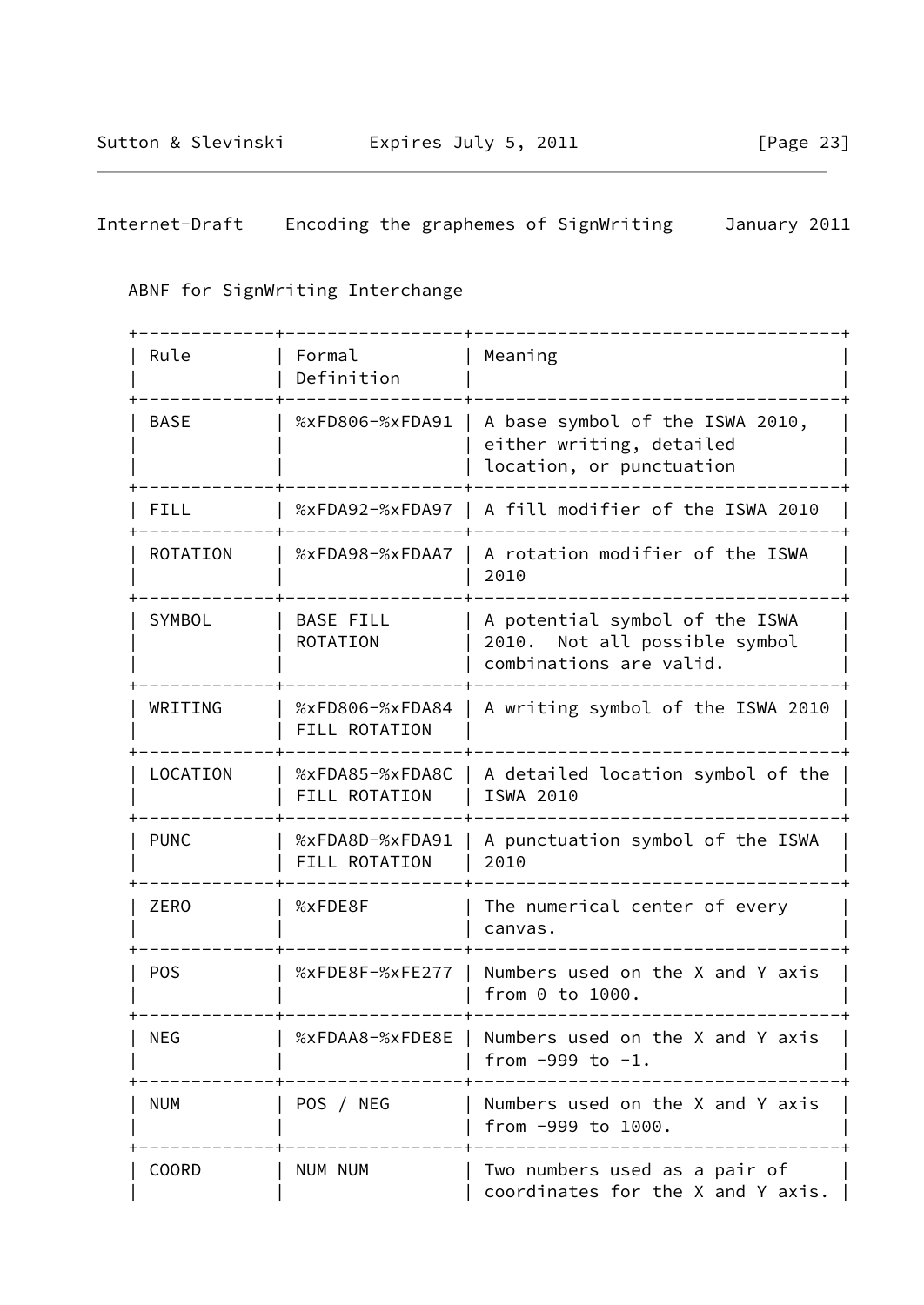ABNF for SignWriting Interchange

| Rule | Formal Definition | Meaning |
|---|---|---|
| BASE | %xFD806-%xFDA91 | A base symbol of the ISWA 2010, either writing, detailed location, or punctuation |
| FILL | %xFDA92-%xFDA97 | A fill modifier of the ISWA 2010 |
| ROTATION | %xFDA98-%xFDAA7 | A rotation modifier of the ISWA 2010 |
| SYMBOL | BASE FILL ROTATION | A potential symbol of the ISWA 2010. Not all possible symbol combinations are valid. |
| WRITING | %xFD806-%xFDA84 FILL ROTATION | A writing symbol of the ISWA 2010 |
| LOCATION | %xFDA85-%xFDA8C FILL ROTATION | A detailed location symbol of the ISWA 2010 |
| PUNC | %xFDA8D-%xFDA91 FILL ROTATION | A punctuation symbol of the ISWA 2010 |
| ZERO | %xFDE8F | The numerical center of every canvas. |
| POS | %xFDE8F-%xFE277 | Numbers used on the X and Y axis from 0 to 1000. |
| NEG | %xFDAA8-%xFDE8E | Numbers used on the X and Y axis from -999 to -1. |
| NUM | POS / NEG | Numbers used on the X and Y axis from -999 to 1000. |
| COORD | NUM NUM | Two numbers used as a pair of coordinates for the X and Y axis. |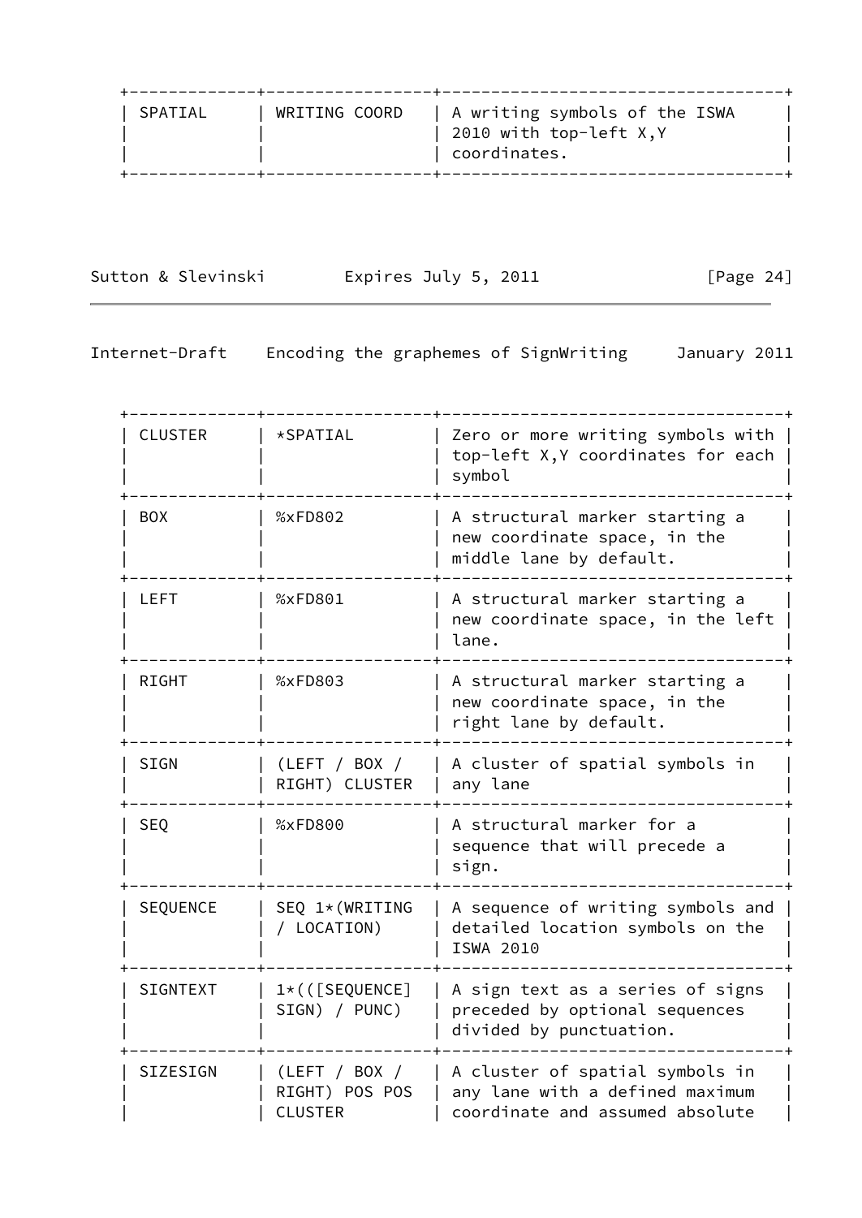| SPATIAL | WRITING COORD | A writing symbols of the ISWA 2010 with top-left X,Y coordinates. |
|---|---|---|
| CLUSTER | *SPATIAL | Zero or more writing symbols with top-left X,Y coordinates for each symbol |
| BOX | %xFD802 | A structural marker starting a new coordinate space, in the middle lane by default. |
| LEFT | %xFD801 | A structural marker starting a new coordinate space, in the left lane. |
| RIGHT | %xFD803 | A structural marker starting a new coordinate space, in the right lane by default. |
| SIGN | (LEFT / BOX / RIGHT) CLUSTER | A cluster of spatial symbols in any lane |
| SEQ | %xFD800 | A structural marker for a sequence that will precede a sign. |
| SEQUENCE | SEQ 1*(WRITING / LOCATION) | A sequence of writing symbols and detailed location symbols on the ISWA 2010 |
| SIGNTEXT | 1*(([SEQUENCE] SIGN) / PUNC) | A sign text as a series of signs preceded by optional sequences divided by punctuation. |
| SIZESIGN | (LEFT / BOX / RIGHT) POS POS CLUSTER | A cluster of spatial symbols in any lane with a defined maximum coordinate and assumed absolute |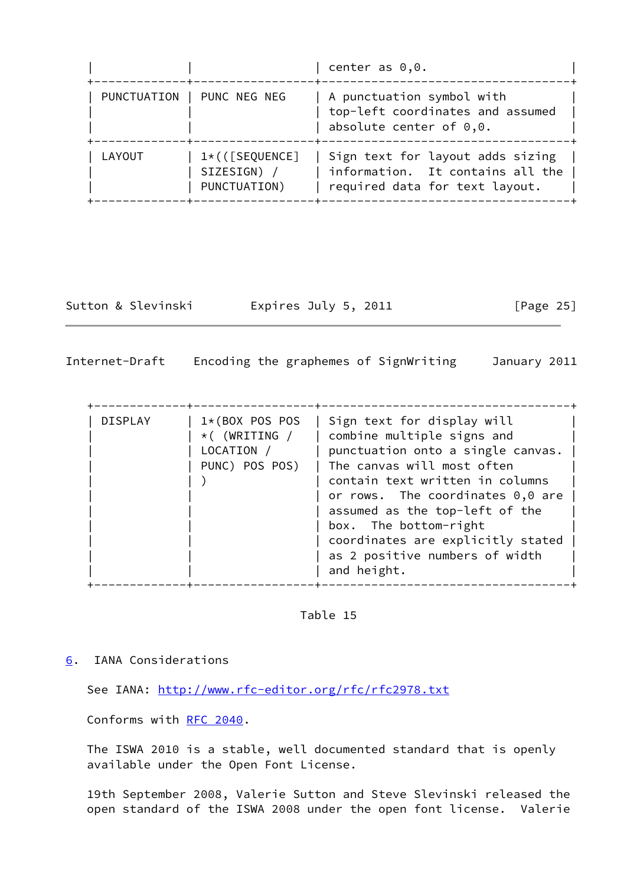| | | center as 0,0. |
|---|---|---|
| PUNCTUATION | PUNC NEG NEG | A punctuation symbol with top-left coordinates and assumed absolute center of 0,0. |
| LAYOUT | 1*(([SEQUENCE] SIZESIGN) / PUNCTUATION) | Sign text for layout adds sizing information. It contains all the required data for text layout. |
| DISPLAY | 1*(BOX POS POS *( (WRITING / LOCATION / PUNC) POS POS) ) | Sign text for display will combine multiple signs and punctuation onto a single canvas. The canvas will most often contain text written in columns or rows. The coordinates 0,0 are assumed as the top-left of the box. The bottom-right coordinates are explicitly stated as 2 positive numbers of width and height. |

Table 15

## 6. IANA Considerations

See IANA: http://www.rfc-editor.org/rfc/rfc2978.txt

Conforms with RFC 2040.

The ISWA 2010 is a stable, well documented standard that is openly available under the Open Font License.

19th September 2008, Valerie Sutton and Steve Slevinski released the open standard of the ISWA 2008 under the open font license. Valerie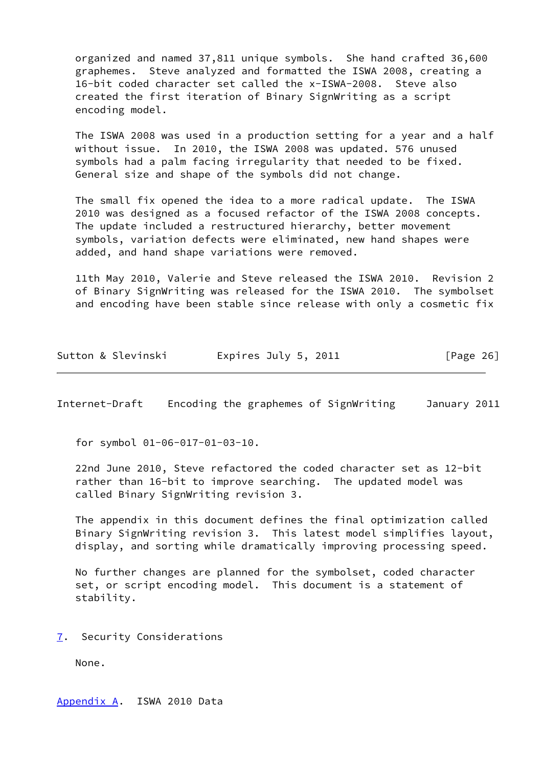organized and named 37,811 unique symbols. She hand crafted 36,600 graphemes. Steve analyzed and formatted the ISWA 2008, creating a 16-bit coded character set called the x-ISWA-2008. Steve also created the first iteration of Binary SignWriting as a script encoding model.

The ISWA 2008 was used in a production setting for a year and a half without issue. In 2010, the ISWA 2008 was updated. 576 unused symbols had a palm facing irregularity that needed to be fixed. General size and shape of the symbols did not change.

The small fix opened the idea to a more radical update. The ISWA 2010 was designed as a focused refactor of the ISWA 2008 concepts. The update included a restructured hierarchy, better movement symbols, variation defects were eliminated, new hand shapes were added, and hand shape variations were removed.

11th May 2010, Valerie and Steve released the ISWA 2010. Revision 2 of Binary SignWriting was released for the ISWA 2010. The symbolset and encoding have been stable since release with only a cosmetic fix for symbol 01-06-017-01-03-10.

22nd June 2010, Steve refactored the coded character set as 12-bit rather than 16-bit to improve searching. The updated model was called Binary SignWriting revision 3.

The appendix in this document defines the final optimization called Binary SignWriting revision 3. This latest model simplifies layout, display, and sorting while dramatically improving processing speed.

No further changes are planned for the symbolset, coded character set, or script encoding model. This document is a statement of stability.

## 7. Security Considerations

None.

## Appendix A. ISWA 2010 Data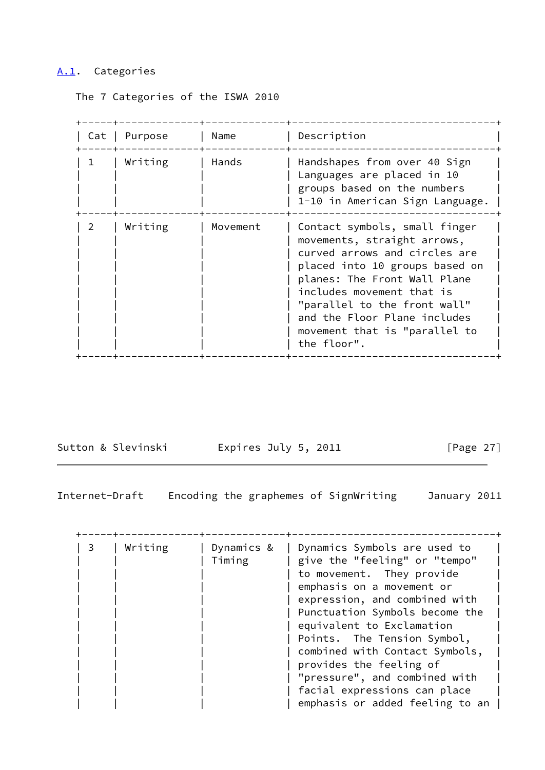## A.1. Categories

The 7 Categories of the ISWA 2010

| Cat | Purpose | Name | Description |
|---|---|---|---|
| 1 | Writing | Hands | Handshapes from over 40 Sign Languages are placed in 10 groups based on the numbers 1-10 in American Sign Language. |
| 2 | Writing | Movement | Contact symbols, small finger movements, straight arrows, curved arrows and circles are placed into 10 groups based on planes: The Front Wall Plane includes movement that is "parallel to the front wall" and the Floor Plane includes movement that is "parallel to the floor". |
| 3 | Writing | Dynamics & Timing | Dynamics Symbols are used to give the "feeling" or "tempo" to movement. They provide emphasis on a movement or expression, and combined with Punctuation Symbols become the equivalent to Exclamation Points. The Tension Symbol, combined with Contact Symbols, provides the feeling of "pressure", and combined with facial expressions can place emphasis or added feeling to an |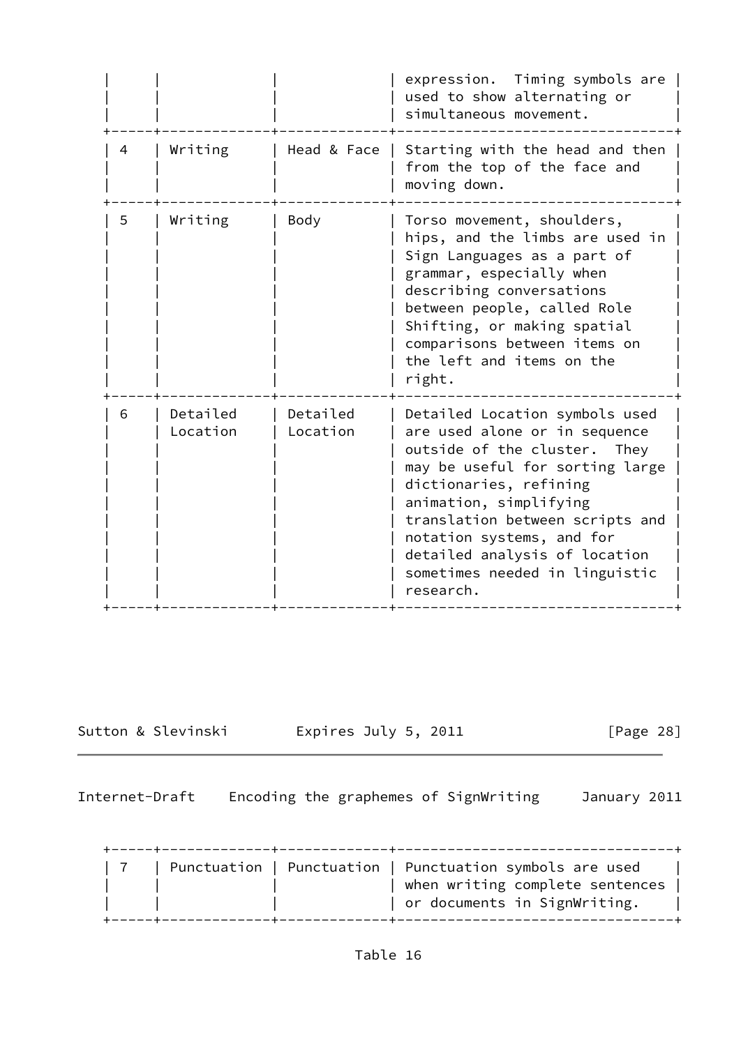| | | | expression. Timing symbols are used to show alternating or simultaneous movement. |
|---|---|---|---|
| 4 | Writing | Head & Face | Starting with the head and then from the top of the face and moving down. |
| 5 | Writing | Body | Torso movement, shoulders, hips, and the limbs are used in Sign Languages as a part of grammar, especially when describing conversations between people, called Role Shifting, or making spatial comparisons between items on the left and items on the right. |
| 6 | Detailed Location | Detailed Location | Detailed Location symbols used are used alone or in sequence outside of the cluster. They may be useful for sorting large dictionaries, refining animation, simplifying translation between scripts and notation systems, and for detailed analysis of location sometimes needed in linguistic research. |
| 7 | Punctuation | Punctuation | Punctuation symbols are used when writing complete sentences or documents in SignWriting. |

Table 16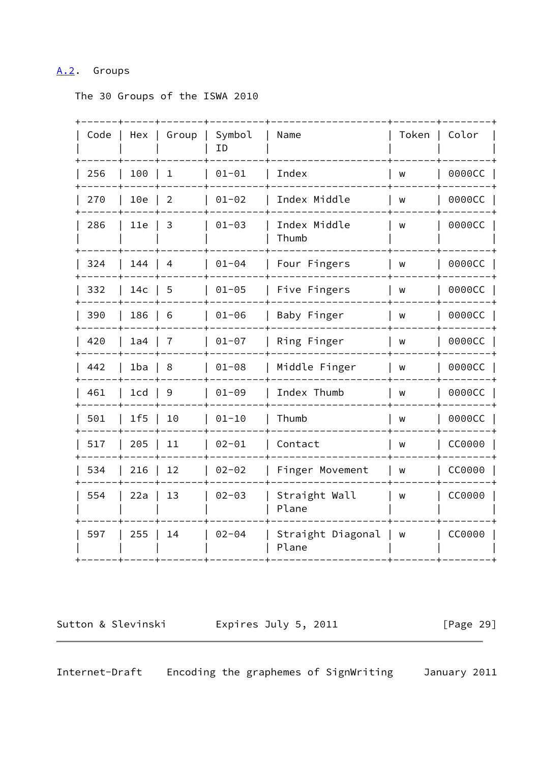## A.2. Groups

The 30 Groups of the ISWA 2010

| Code | Hex | Group | Symbol ID | Name | Token | Color |
|---|---|---|---|---|---|---|
| 256 | 100 | 1 | 01-01 | Index | w | 0000CC |
| 270 | 10e | 2 | 01-02 | Index Middle | w | 0000CC |
| 286 | 11e | 3 | 01-03 | Index Middle Thumb | w | 0000CC |
| 324 | 144 | 4 | 01-04 | Four Fingers | w | 0000CC |
| 332 | 14c | 5 | 01-05 | Five Fingers | w | 0000CC |
| 390 | 186 | 6 | 01-06 | Baby Finger | w | 0000CC |
| 420 | 1a4 | 7 | 01-07 | Ring Finger | w | 0000CC |
| 442 | 1ba | 8 | 01-08 | Middle Finger | w | 0000CC |
| 461 | 1cd | 9 | 01-09 | Index Thumb | w | 0000CC |
| 501 | 1f5 | 10 | 01-10 | Thumb | w | 0000CC |
| 517 | 205 | 11 | 02-01 | Contact | w | CC0000 |
| 534 | 216 | 12 | 02-02 | Finger Movement | w | CC0000 |
| 554 | 22a | 13 | 02-03 | Straight Wall Plane | w | CC0000 |
| 597 | 255 | 14 | 02-04 | Straight Diagonal Plane | w | CC0000 |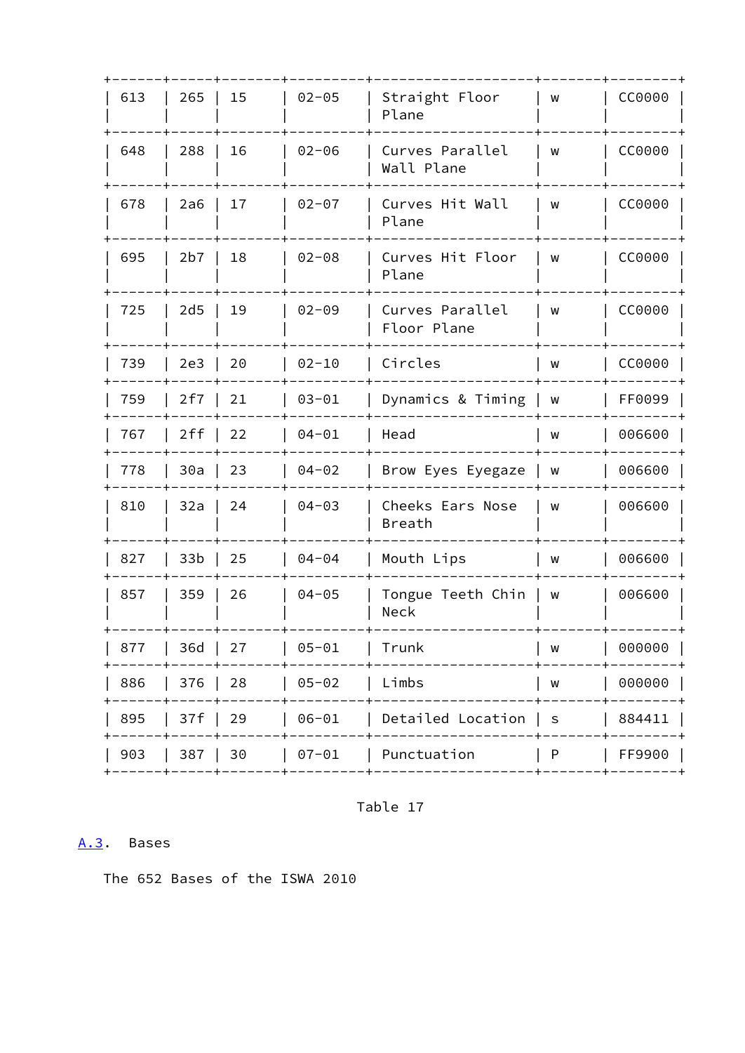| 613 | 265 | 15 | 02-05 | Straight Floor Plane | w | CC0000 |
|---|---|---|---|---|---|---|
| 648 | 288 | 16 | 02-06 | Curves Parallel Wall Plane | w | CC0000 |
| 678 | 2a6 | 17 | 02-07 | Curves Hit Wall Plane | w | CC0000 |
| 695 | 2b7 | 18 | 02-08 | Curves Hit Floor Plane | w | CC0000 |
| 725 | 2d5 | 19 | 02-09 | Curves Parallel Floor Plane | w | CC0000 |
| 739 | 2e3 | 20 | 02-10 | Circles | w | CC0000 |
| 759 | 2f7 | 21 | 03-01 | Dynamics & Timing | w | FF0099 |
| 767 | 2ff | 22 | 04-01 | Head | w | 006600 |
| 778 | 30a | 23 | 04-02 | Brow Eyes Eyegaze | w | 006600 |
| 810 | 32a | 24 | 04-03 | Cheeks Ears Nose Breath | w | 006600 |
| 827 | 33b | 25 | 04-04 | Mouth Lips | w | 006600 |
| 857 | 359 | 26 | 04-05 | Tongue Teeth Chin Neck | w | 006600 |
| 877 | 36d | 27 | 05-01 | Trunk | w | 000000 |
| 886 | 376 | 28 | 05-02 | Limbs | w | 000000 |
| 895 | 37f | 29 | 06-01 | Detailed Location | s | 884411 |
| 903 | 387 | 30 | 07-01 | Punctuation | P | FF9900 |

Table 17

## A.3. Bases

The 652 Bases of the ISWA 2010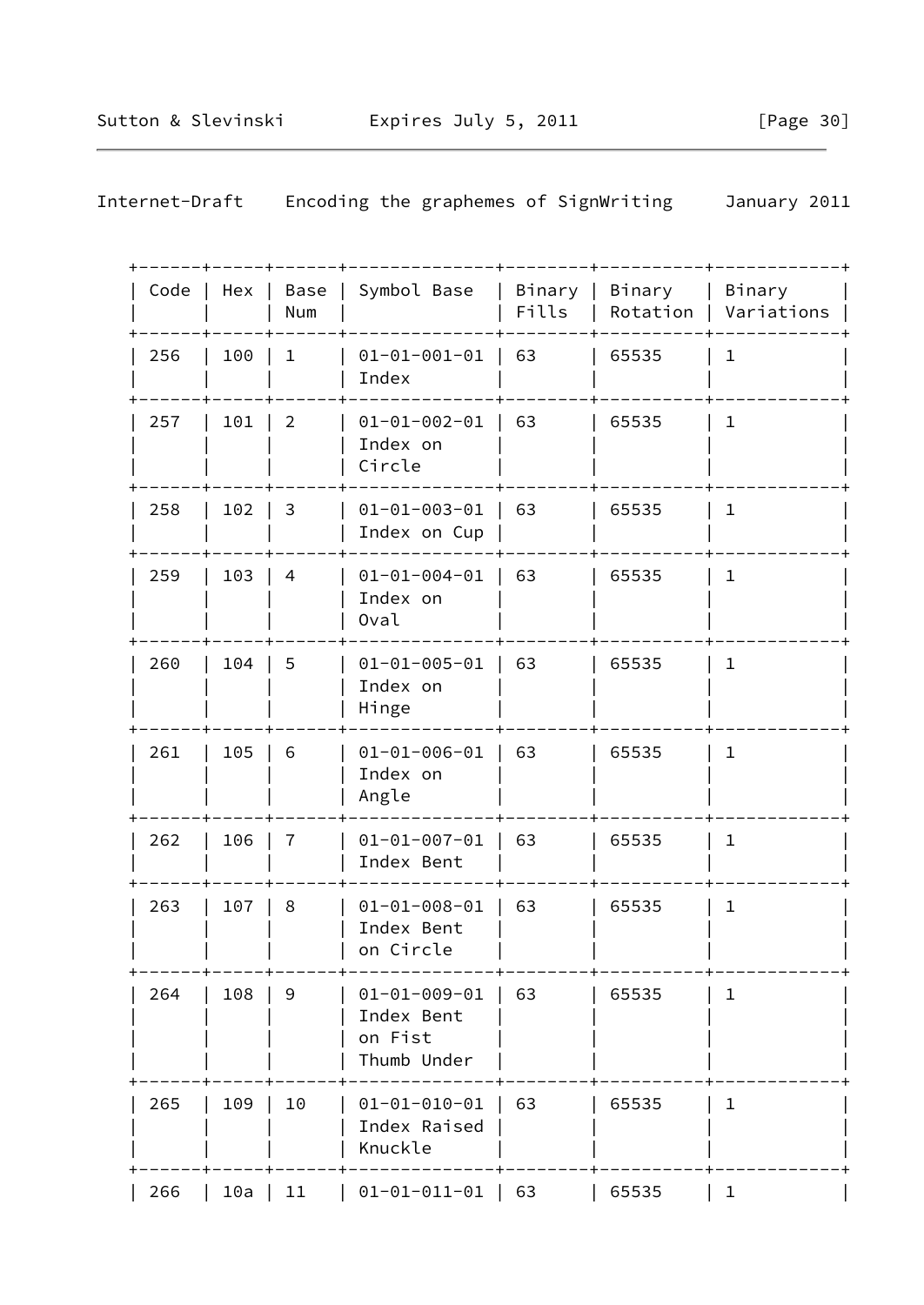| Code | Hex | Base Num | Symbol Base | Binary Fills | Binary Rotation | Binary Variations |
| --- | --- | --- | --- | --- | --- | --- |
| 256 | 100 | 1 | 01-01-001-01 Index | 63 | 65535 | 1 |
| 257 | 101 | 2 | 01-01-002-01 Index on Circle | 63 | 65535 | 1 |
| 258 | 102 | 3 | 01-01-003-01 Index on Cup | 63 | 65535 | 1 |
| 259 | 103 | 4 | 01-01-004-01 Index on Oval | 63 | 65535 | 1 |
| 260 | 104 | 5 | 01-01-005-01 Index on Hinge | 63 | 65535 | 1 |
| 261 | 105 | 6 | 01-01-006-01 Index on Angle | 63 | 65535 | 1 |
| 262 | 106 | 7 | 01-01-007-01 Index Bent | 63 | 65535 | 1 |
| 263 | 107 | 8 | 01-01-008-01 Index Bent on Circle | 63 | 65535 | 1 |
| 264 | 108 | 9 | 01-01-009-01 Index Bent on Fist Thumb Under | 63 | 65535 | 1 |
| 265 | 109 | 10 | 01-01-010-01 Index Raised Knuckle | 63 | 65535 | 1 |
| 266 | 10a | 11 | 01-01-011-01 | 63 | 65535 | 1 |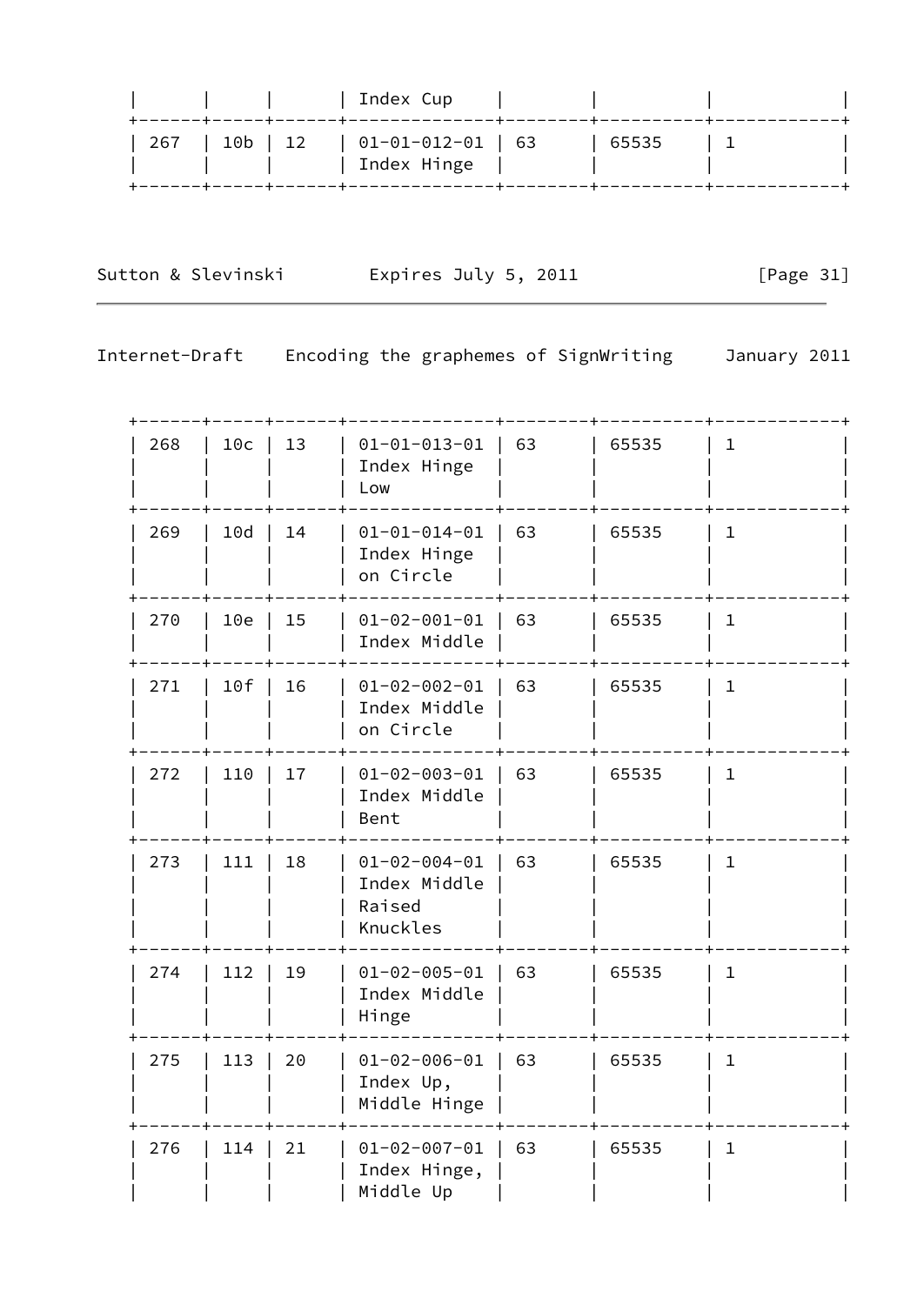| | | | Index Cup | | | | |
|---|---|---|---|---|---|---|---|
| 267 | 10b | 12 | 01-01-012-01 Index Hinge | 63 | 65535 | 1 | |
| 268 | 10c | 13 | 01-01-013-01 Index Hinge Low | 63 | 65535 | 1 | |
| 269 | 10d | 14 | 01-01-014-01 Index Hinge on Circle | 63 | 65535 | 1 | |
| 270 | 10e | 15 | 01-02-001-01 Index Middle | 63 | 65535 | 1 | |
| 271 | 10f | 16 | 01-02-002-01 Index Middle on Circle | 63 | 65535 | 1 | |
| 272 | 110 | 17 | 01-02-003-01 Index Middle Bent | 63 | 65535 | 1 | |
| 273 | 111 | 18 | 01-02-004-01 Index Middle Raised Knuckles | 63 | 65535 | 1 | |
| 274 | 112 | 19 | 01-02-005-01 Index Middle Hinge | 63 | 65535 | 1 | |
| 275 | 113 | 20 | 01-02-006-01 Index Up, Middle Hinge | 63 | 65535 | 1 | |
| 276 | 114 | 21 | 01-02-007-01 Index Hinge, Middle Up | 63 | 65535 | 1 | |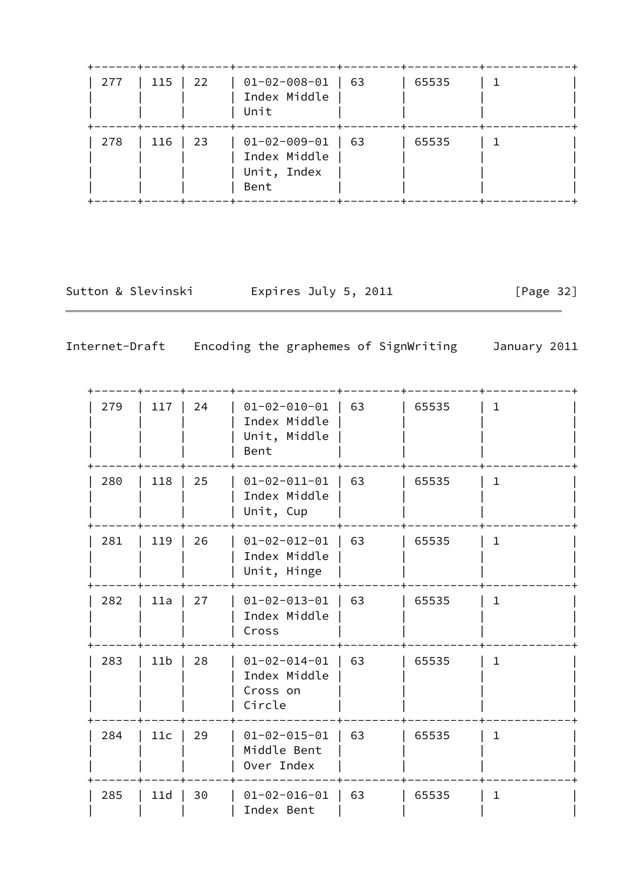| | | | | | | |
|---|---|---|---|---|---|---|
| 277 | 115 | 22 | 01-02-008-01 Index Middle Unit | 63 | 65535 | 1 |
| 278 | 116 | 23 | 01-02-009-01 Index Middle Unit, Index Bent | 63 | 65535 | 1 |

| | | | | | | |
|---|---|---|---|---|---|---|
| 279 | 117 | 24 | 01-02-010-01 Index Middle Unit, Middle Bent | 63 | 65535 | 1 |
| 280 | 118 | 25 | 01-02-011-01 Index Middle Unit, Cup | 63 | 65535 | 1 |
| 281 | 119 | 26 | 01-02-012-01 Index Middle Unit, Hinge | 63 | 65535 | 1 |
| 282 | 11a | 27 | 01-02-013-01 Index Middle Cross | 63 | 65535 | 1 |
| 283 | 11b | 28 | 01-02-014-01 Index Middle Cross on Circle | 63 | 65535 | 1 |
| 284 | 11c | 29 | 01-02-015-01 Middle Bent Over Index | 63 | 65535 | 1 |
| 285 | 11d | 30 | 01-02-016-01 Index Bent | 63 | 65535 | 1 |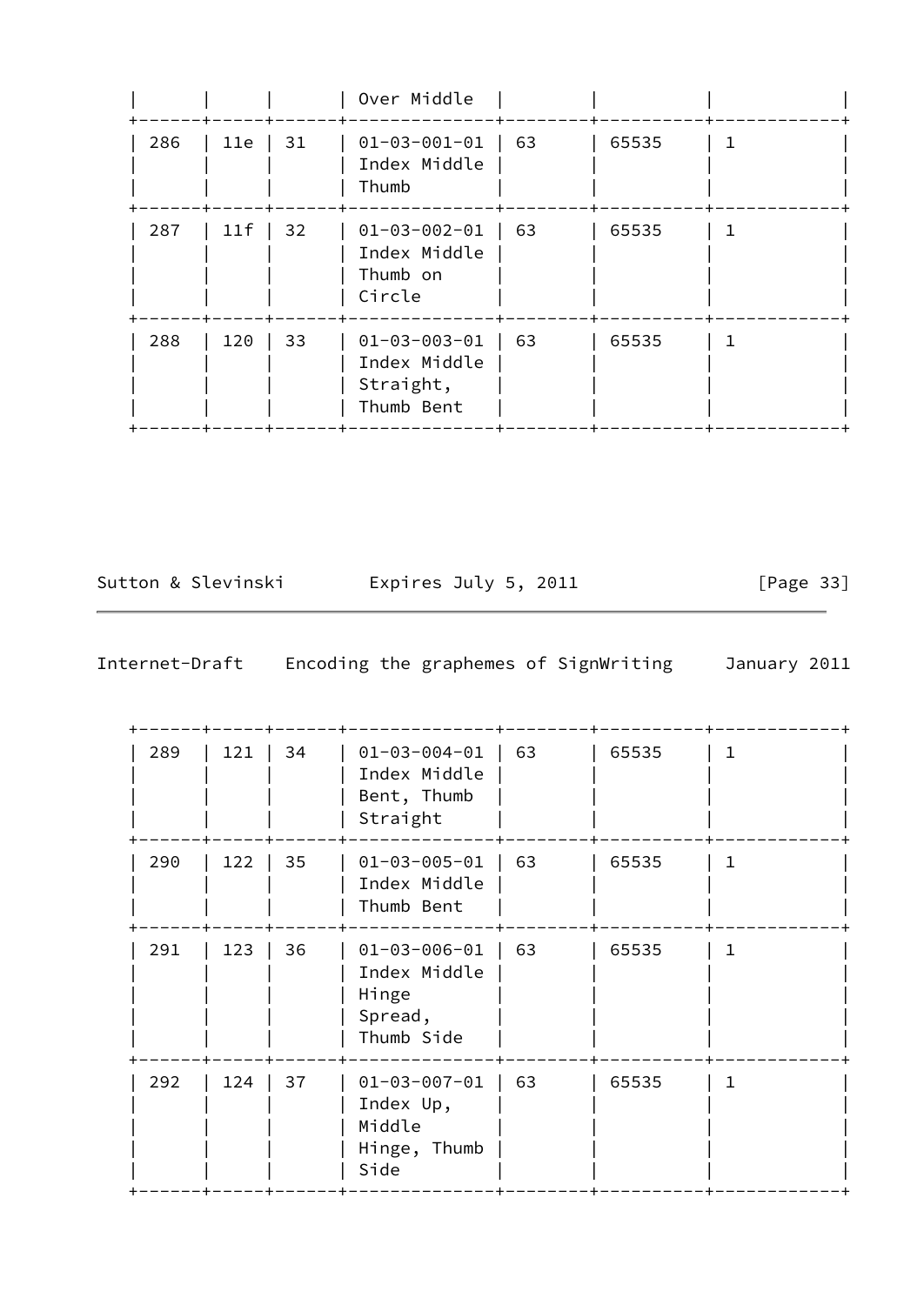| | | | Over Middle | | | | |
|---|---|---|---|---|---|---|---|
| 286 | 11e | 31 | 01-03-001-01 Index Middle Thumb | 63 | 65535 | 1 | |
| 287 | 11f | 32 | 01-03-002-01 Index Middle Thumb on Circle | 63 | 65535 | 1 | |
| 288 | 120 | 33 | 01-03-003-01 Index Middle Straight, Thumb Bent | 63 | 65535 | 1 | |

| | | | | | | | |
|---|---|---|---|---|---|---|---|
| 289 | 121 | 34 | 01-03-004-01 Index Middle Bent, Thumb Straight | 63 | 65535 | 1 | |
| 290 | 122 | 35 | 01-03-005-01 Index Middle Thumb Bent | 63 | 65535 | 1 | |
| 291 | 123 | 36 | 01-03-006-01 Index Middle Hinge Spread, Thumb Side | 63 | 65535 | 1 | |
| 292 | 124 | 37 | 01-03-007-01 Index Up, Middle Hinge, Thumb Side | 63 | 65535 | 1 | |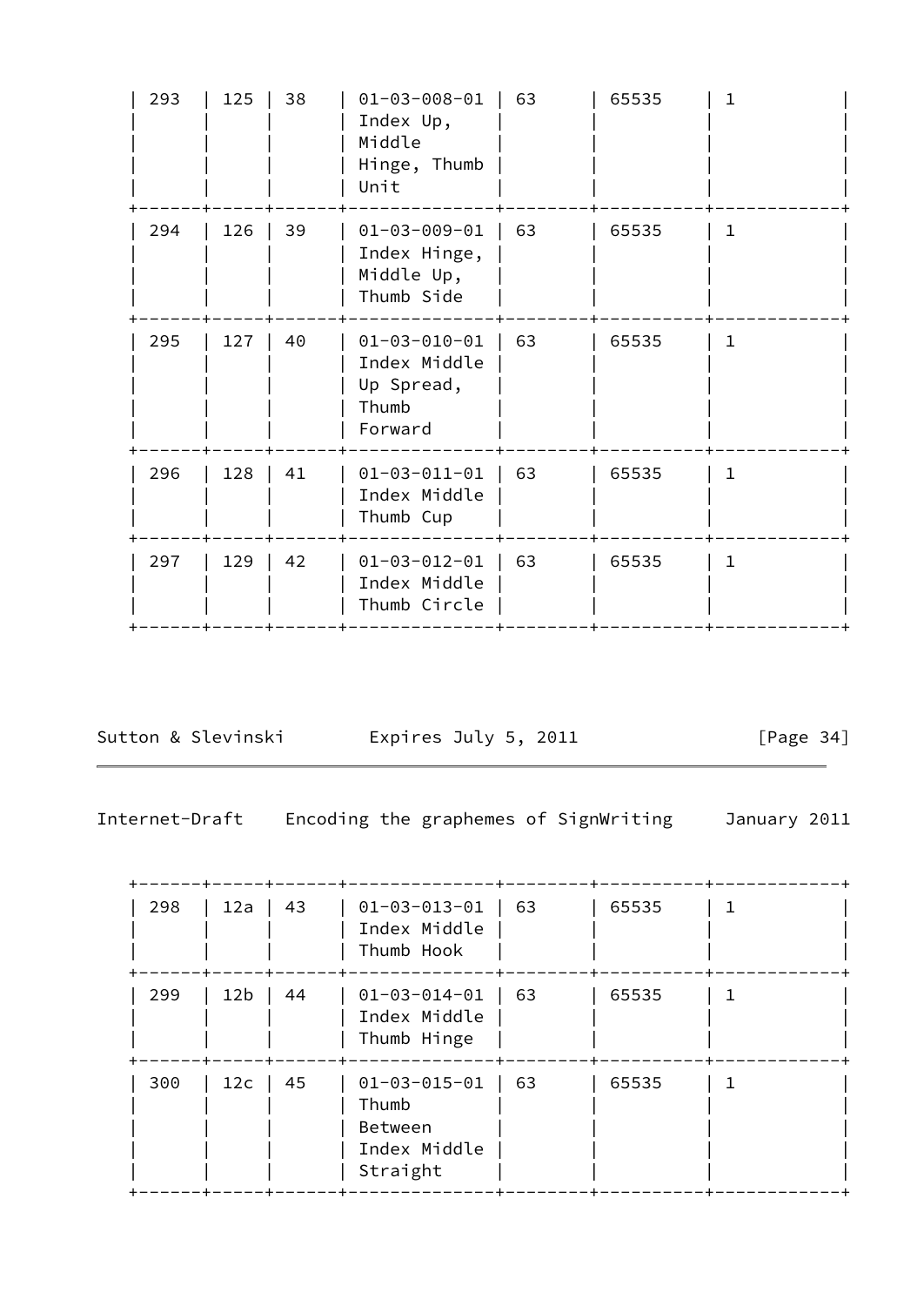| | | | | | | |
|---|---|---|---|---|---|---|
| 293 | 125 | 38 | 01-03-008-01 Index Up, Middle Hinge, Thumb Unit | 63 | 65535 | 1 |
| 294 | 126 | 39 | 01-03-009-01 Index Hinge, Middle Up, Thumb Side | 63 | 65535 | 1 |
| 295 | 127 | 40 | 01-03-010-01 Index Middle Up Spread, Thumb Forward | 63 | 65535 | 1 |
| 296 | 128 | 41 | 01-03-011-01 Index Middle Thumb Cup | 63 | 65535 | 1 |
| 297 | 129 | 42 | 01-03-012-01 Index Middle Thumb Circle | 63 | 65535 | 1 |
| 298 | 12a | 43 | 01-03-013-01 Index Middle Thumb Hook | 63 | 65535 | 1 |
| 299 | 12b | 44 | 01-03-014-01 Index Middle Thumb Hinge | 63 | 65535 | 1 |
| 300 | 12c | 45 | 01-03-015-01 Thumb Between Index Middle Straight | 63 | 65535 | 1 |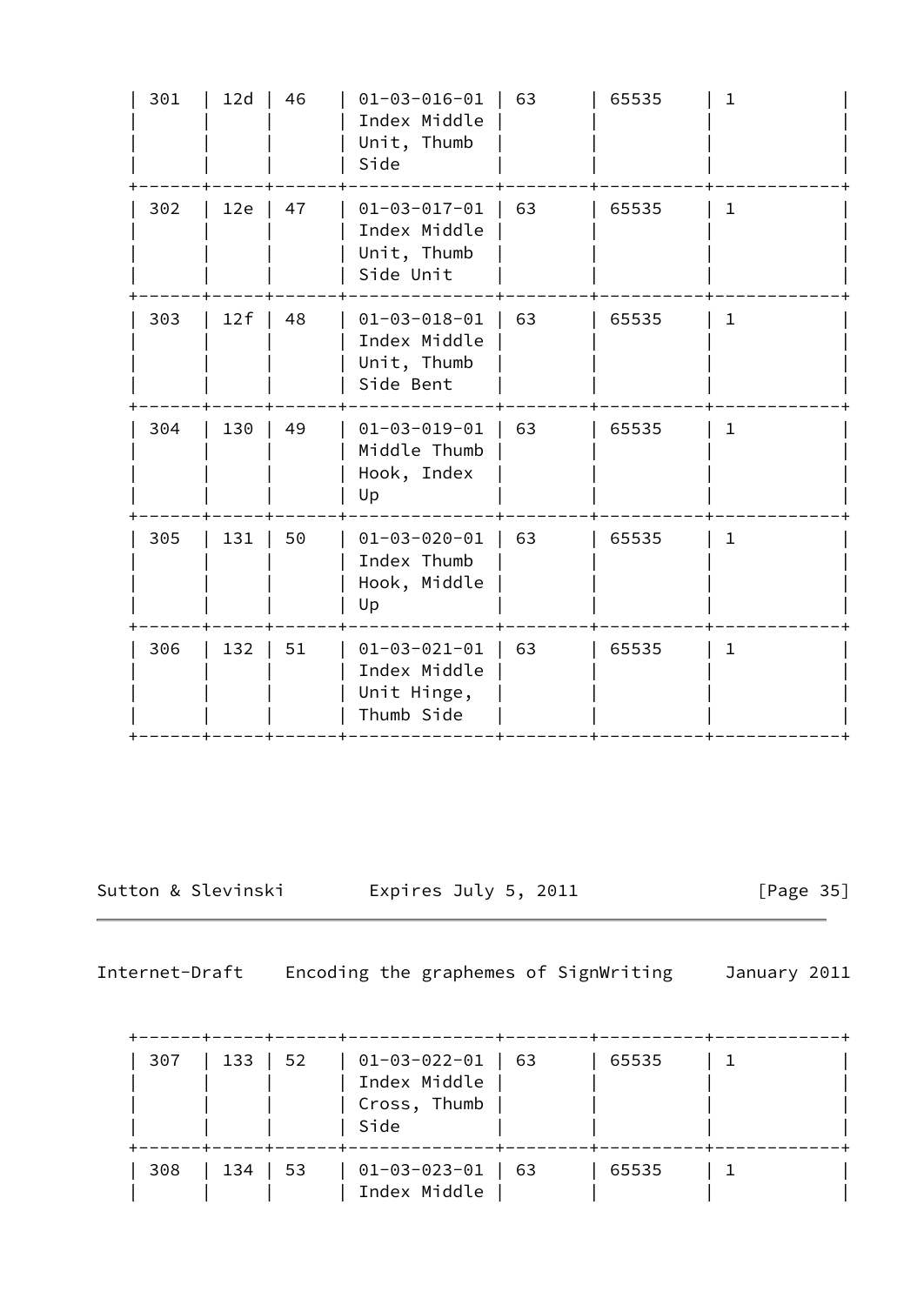| 301 | 12d | 46 | 01-03-016-01 Index Middle Unit, Thumb Side | 63 | 65535 | 1 |
|---|---|---|---|---|---|---|
| 302 | 12e | 47 | 01-03-017-01 Index Middle Unit, Thumb Side Unit | 63 | 65535 | 1 |
| 303 | 12f | 48 | 01-03-018-01 Index Middle Unit, Thumb Side Bent | 63 | 65535 | 1 |
| 304 | 130 | 49 | 01-03-019-01 Middle Thumb Hook, Index Up | 63 | 65535 | 1 |
| 305 | 131 | 50 | 01-03-020-01 Index Thumb Hook, Middle Up | 63 | 65535 | 1 |
| 306 | 132 | 51 | 01-03-021-01 Index Middle Unit Hinge, Thumb Side | 63 | 65535 | 1 |
| 307 | 133 | 52 | 01-03-022-01 Index Middle Cross, Thumb Side | 63 | 65535 | 1 |
| 308 | 134 | 53 | 01-03-023-01 Index Middle | 63 | 65535 | 1 |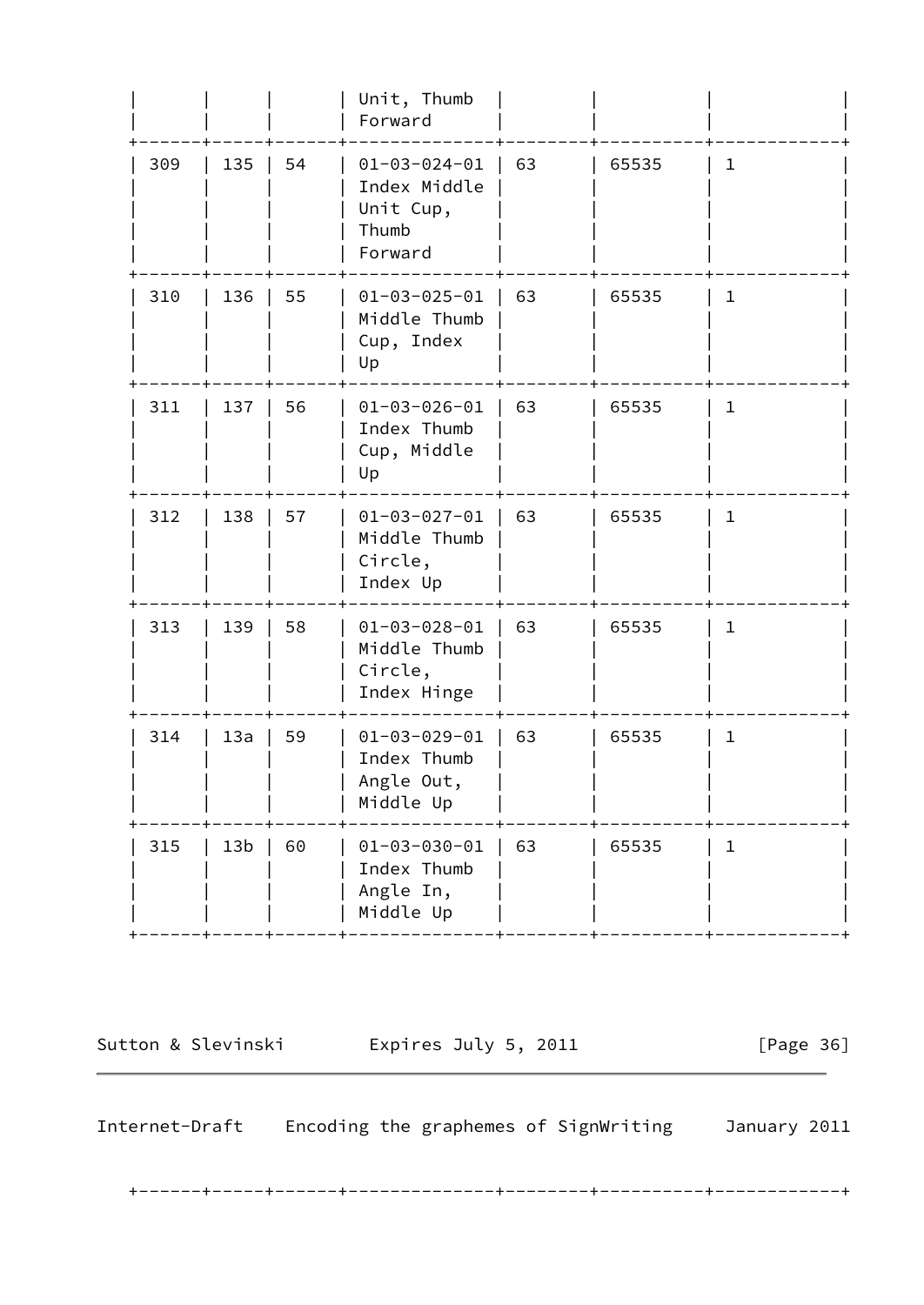| | | | | | | |
|---|---|---|---|---|---|---|
| | | | Unit, Thumb Forward | | | |
| 309 | 135 | 54 | 01-03-024-01 Index Middle Unit Cup, Thumb Forward | 63 | 65535 | 1 |
| 310 | 136 | 55 | 01-03-025-01 Middle Thumb Cup, Index Up | 63 | 65535 | 1 |
| 311 | 137 | 56 | 01-03-026-01 Index Thumb Cup, Middle Up | 63 | 65535 | 1 |
| 312 | 138 | 57 | 01-03-027-01 Middle Thumb Circle, Index Up | 63 | 65535 | 1 |
| 313 | 139 | 58 | 01-03-028-01 Middle Thumb Circle, Index Hinge | 63 | 65535 | 1 |
| 314 | 13a | 59 | 01-03-029-01 Index Thumb Angle Out, Middle Up | 63 | 65535 | 1 |
| 315 | 13b | 60 | 01-03-030-01 Index Thumb Angle In, Middle Up | 63 | 65535 | 1 |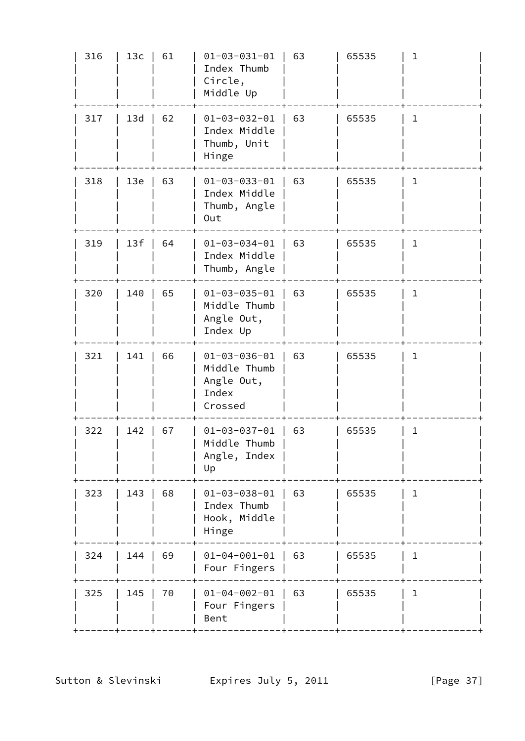| 316 | 13c | 61 | 01-03-031-01 Index Thumb Circle, Middle Up | 63 | 65535 | 1 |
|---|---|---|---|---|---|---|
| 317 | 13d | 62 | 01-03-032-01 Index Middle Thumb, Unit Hinge | 63 | 65535 | 1 |
| 318 | 13e | 63 | 01-03-033-01 Index Middle Thumb, Angle Out | 63 | 65535 | 1 |
| 319 | 13f | 64 | 01-03-034-01 Index Middle Thumb, Angle | 63 | 65535 | 1 |
| 320 | 140 | 65 | 01-03-035-01 Middle Thumb Angle Out, Index Up | 63 | 65535 | 1 |
| 321 | 141 | 66 | 01-03-036-01 Middle Thumb Angle Out, Index Crossed | 63 | 65535 | 1 |
| 322 | 142 | 67 | 01-03-037-01 Middle Thumb Angle, Index Up | 63 | 65535 | 1 |
| 323 | 143 | 68 | 01-03-038-01 Index Thumb Hook, Middle Hinge | 63 | 65535 | 1 |
| 324 | 144 | 69 | 01-04-001-01 Four Fingers | 63 | 65535 | 1 |
| 325 | 145 | 70 | 01-04-002-01 Four Fingers Bent | 63 | 65535 | 1 |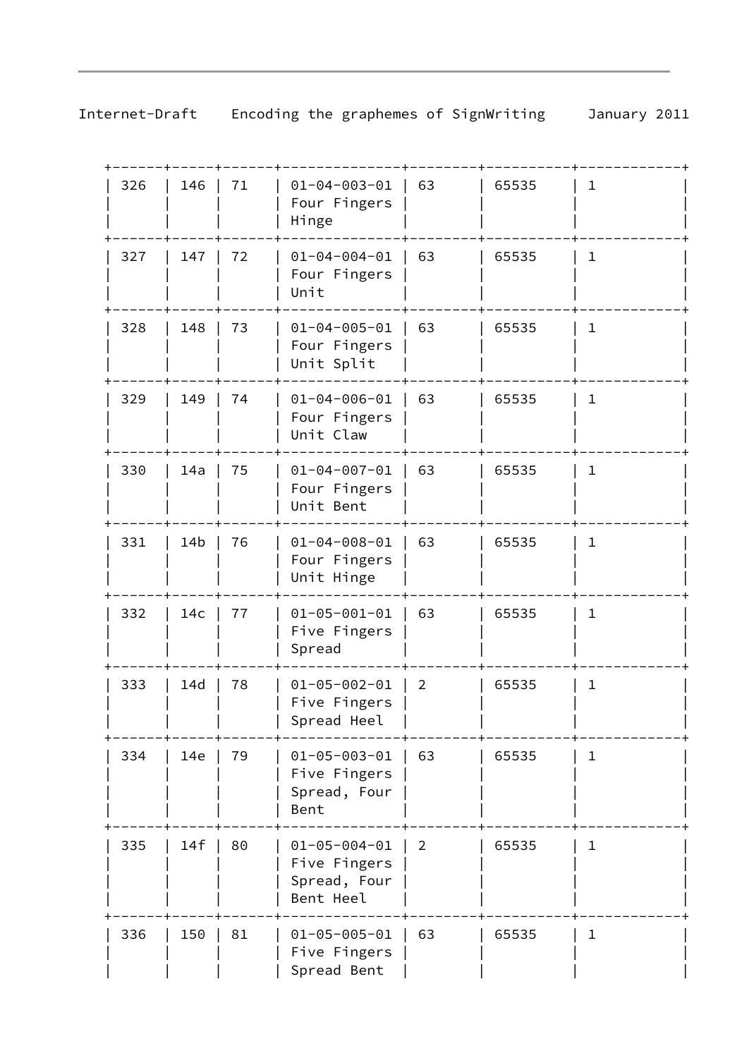| 326 | 146 | 71 | 01-04-003-01 Four Fingers Hinge | 63 | 65535 | 1 |
|---|---|---|---|---|---|---|
| 327 | 147 | 72 | 01-04-004-01 Four Fingers Unit | 63 | 65535 | 1 |
| 328 | 148 | 73 | 01-04-005-01 Four Fingers Unit Split | 63 | 65535 | 1 |
| 329 | 149 | 74 | 01-04-006-01 Four Fingers Unit Claw | 63 | 65535 | 1 |
| 330 | 14a | 75 | 01-04-007-01 Four Fingers Unit Bent | 63 | 65535 | 1 |
| 331 | 14b | 76 | 01-04-008-01 Four Fingers Unit Hinge | 63 | 65535 | 1 |
| 332 | 14c | 77 | 01-05-001-01 Five Fingers Spread | 63 | 65535 | 1 |
| 333 | 14d | 78 | 01-05-002-01 Five Fingers Spread Heel | 2 | 65535 | 1 |
| 334 | 14e | 79 | 01-05-003-01 Five Fingers Spread, Four Bent | 63 | 65535 | 1 |
| 335 | 14f | 80 | 01-05-004-01 Five Fingers Spread, Four Bent Heel | 2 | 65535 | 1 |
| 336 | 150 | 81 | 01-05-005-01 Five Fingers Spread Bent | 63 | 65535 | 1 |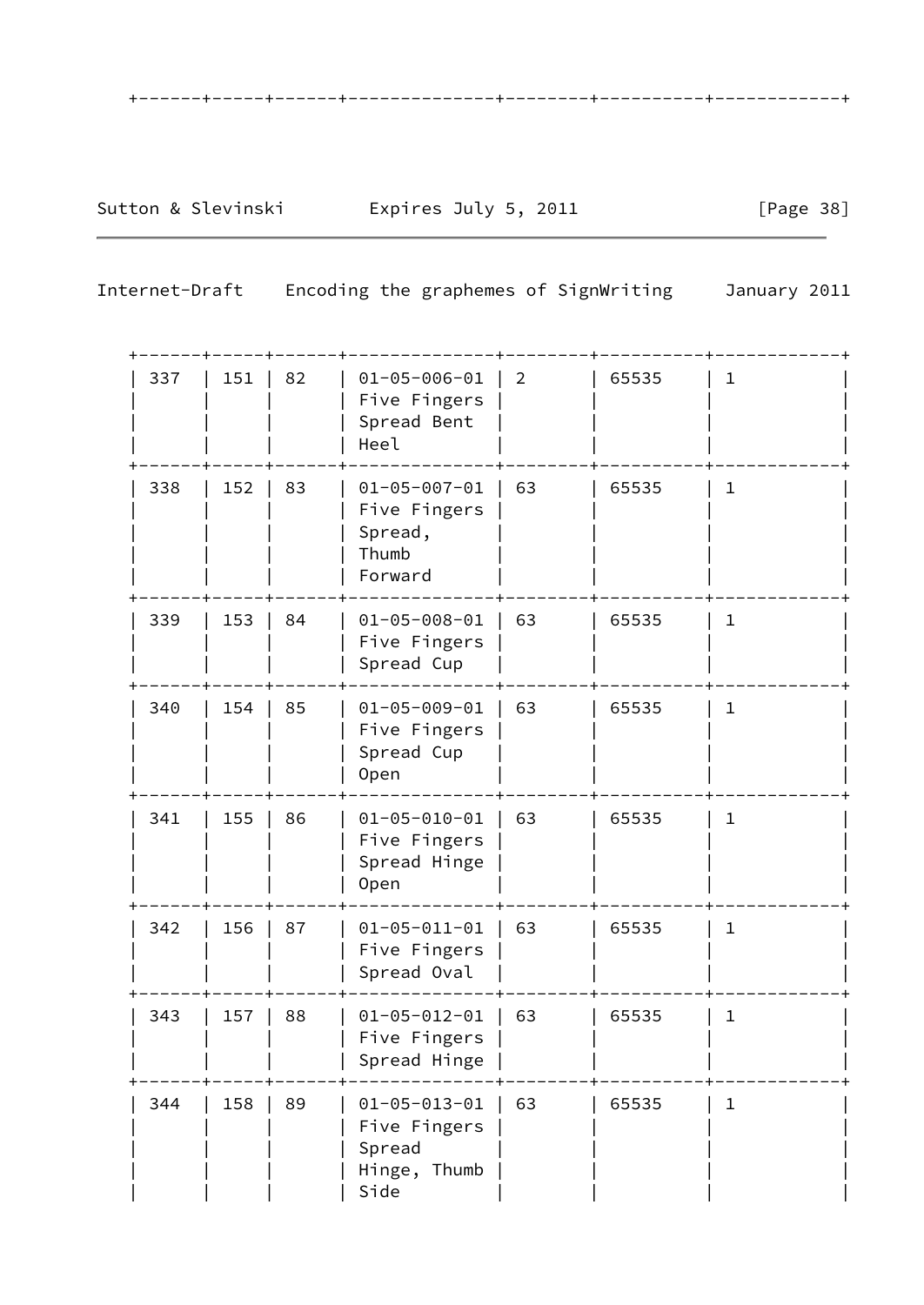| 337 | 151 | 82 | 01-05-006-01 Five Fingers Spread Bent Heel | 2 | 65535 | 1 |
|---|---|---|---|---|---|---|
| 338 | 152 | 83 | 01-05-007-01 Five Fingers Spread, Thumb Forward | 63 | 65535 | 1 |
| 339 | 153 | 84 | 01-05-008-01 Five Fingers Spread Cup | 63 | 65535 | 1 |
| 340 | 154 | 85 | 01-05-009-01 Five Fingers Spread Cup Open | 63 | 65535 | 1 |
| 341 | 155 | 86 | 01-05-010-01 Five Fingers Spread Hinge Open | 63 | 65535 | 1 |
| 342 | 156 | 87 | 01-05-011-01 Five Fingers Spread Oval | 63 | 65535 | 1 |
| 343 | 157 | 88 | 01-05-012-01 Five Fingers Spread Hinge | 63 | 65535 | 1 |
| 344 | 158 | 89 | 01-05-013-01 Five Fingers Spread Hinge, Thumb Side | 63 | 65535 | 1 |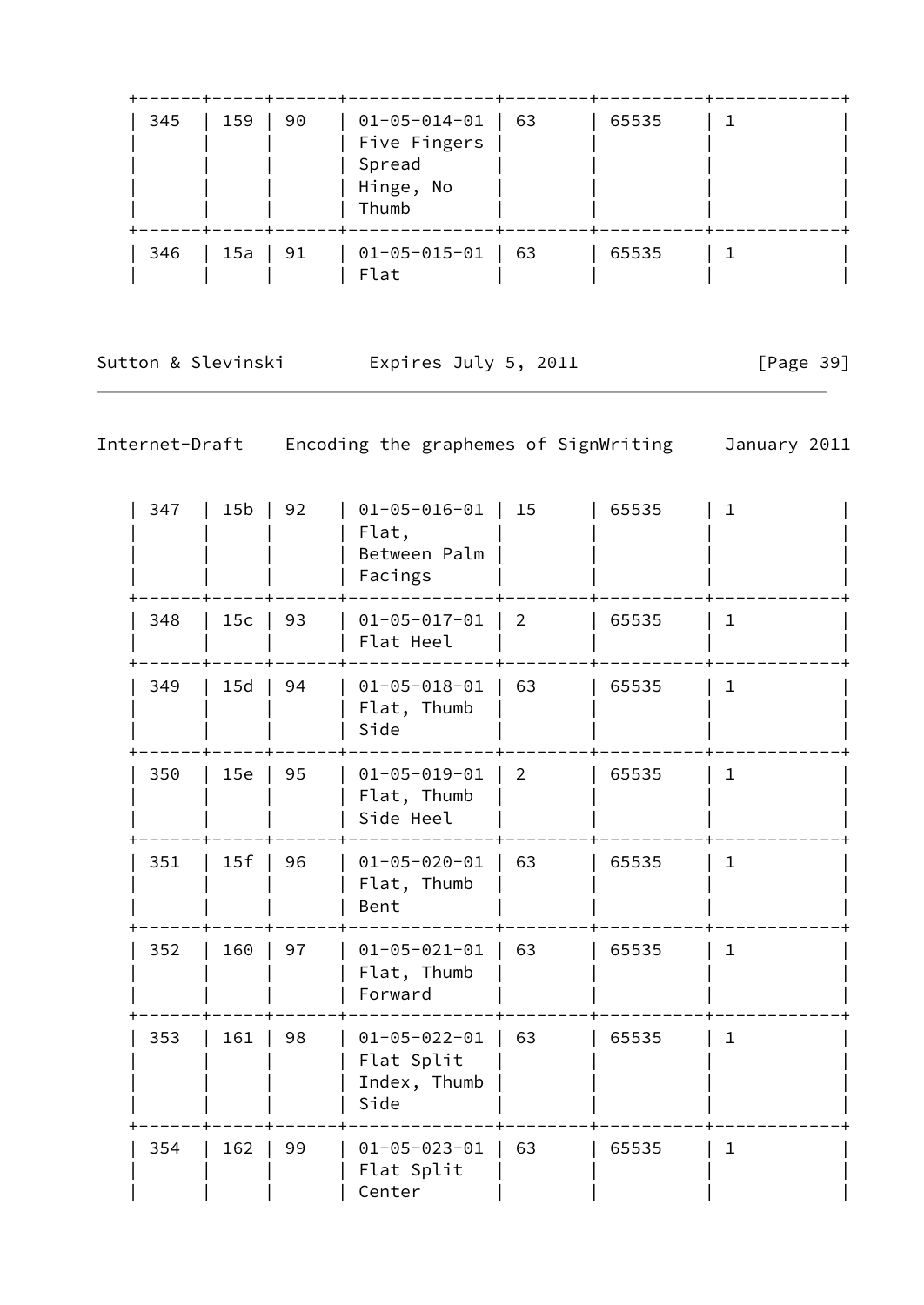| | | | | | | |
|---|---|---|---|---|---|---|
| 345 | 159 | 90 | 01-05-014-01 Five Fingers Spread Hinge, No Thumb | 63 | 65535 | 1 |
| 346 | 15a | 91 | 01-05-015-01 Flat | 63 | 65535 | 1 |
| 347 | 15b | 92 | 01-05-016-01 Flat, Between Palm Facings | 15 | 65535 | 1 |
| 348 | 15c | 93 | 01-05-017-01 Flat Heel | 2 | 65535 | 1 |
| 349 | 15d | 94 | 01-05-018-01 Flat, Thumb Side | 63 | 65535 | 1 |
| 350 | 15e | 95 | 01-05-019-01 Flat, Thumb Side Heel | 2 | 65535 | 1 |
| 351 | 15f | 96 | 01-05-020-01 Flat, Thumb Bent | 63 | 65535 | 1 |
| 352 | 160 | 97 | 01-05-021-01 Flat, Thumb Forward | 63 | 65535 | 1 |
| 353 | 161 | 98 | 01-05-022-01 Flat Split Index, Thumb Side | 63 | 65535 | 1 |
| 354 | 162 | 99 | 01-05-023-01 Flat Split Center | 63 | 65535 | 1 |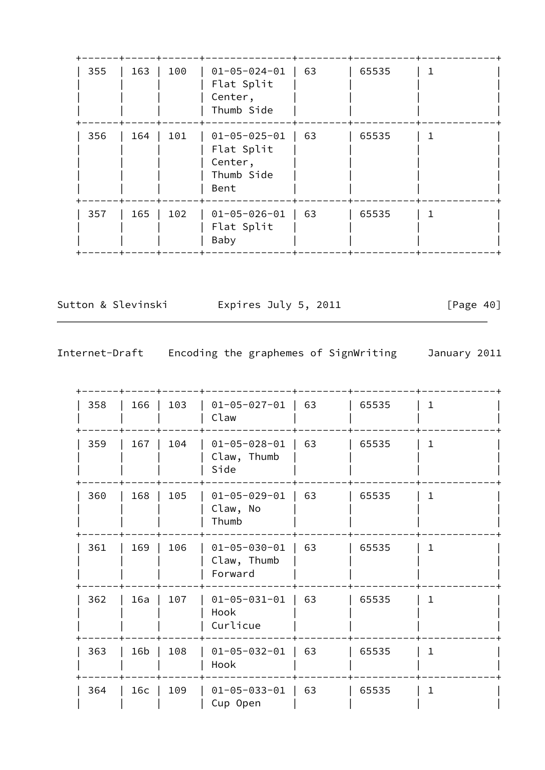| 355 | 163 | 100 | 01-05-024-01 Flat Split Center, Thumb Side | 63 | 65535 | 1 | |
|---|---|---|---|---|---|---|---|
| 356 | 164 | 101 | 01-05-025-01 Flat Split Center, Thumb Side Bent | 63 | 65535 | 1 | |
| 357 | 165 | 102 | 01-05-026-01 Flat Split Baby | 63 | 65535 | 1 | |

| 358 | 166 | 103 | 01-05-027-01 Claw | 63 | 65535 | 1 | |
|---|---|---|---|---|---|---|---|
| 359 | 167 | 104 | 01-05-028-01 Claw, Thumb Side | 63 | 65535 | 1 | |
| 360 | 168 | 105 | 01-05-029-01 Claw, No Thumb | 63 | 65535 | 1 | |
| 361 | 169 | 106 | 01-05-030-01 Claw, Thumb Forward | 63 | 65535 | 1 | |
| 362 | 16a | 107 | 01-05-031-01 Hook Curlicue | 63 | 65535 | 1 | |
| 363 | 16b | 108 | 01-05-032-01 Hook | 63 | 65535 | 1 | |
| 364 | 16c | 109 | 01-05-033-01 Cup Open | 63 | 65535 | 1 | |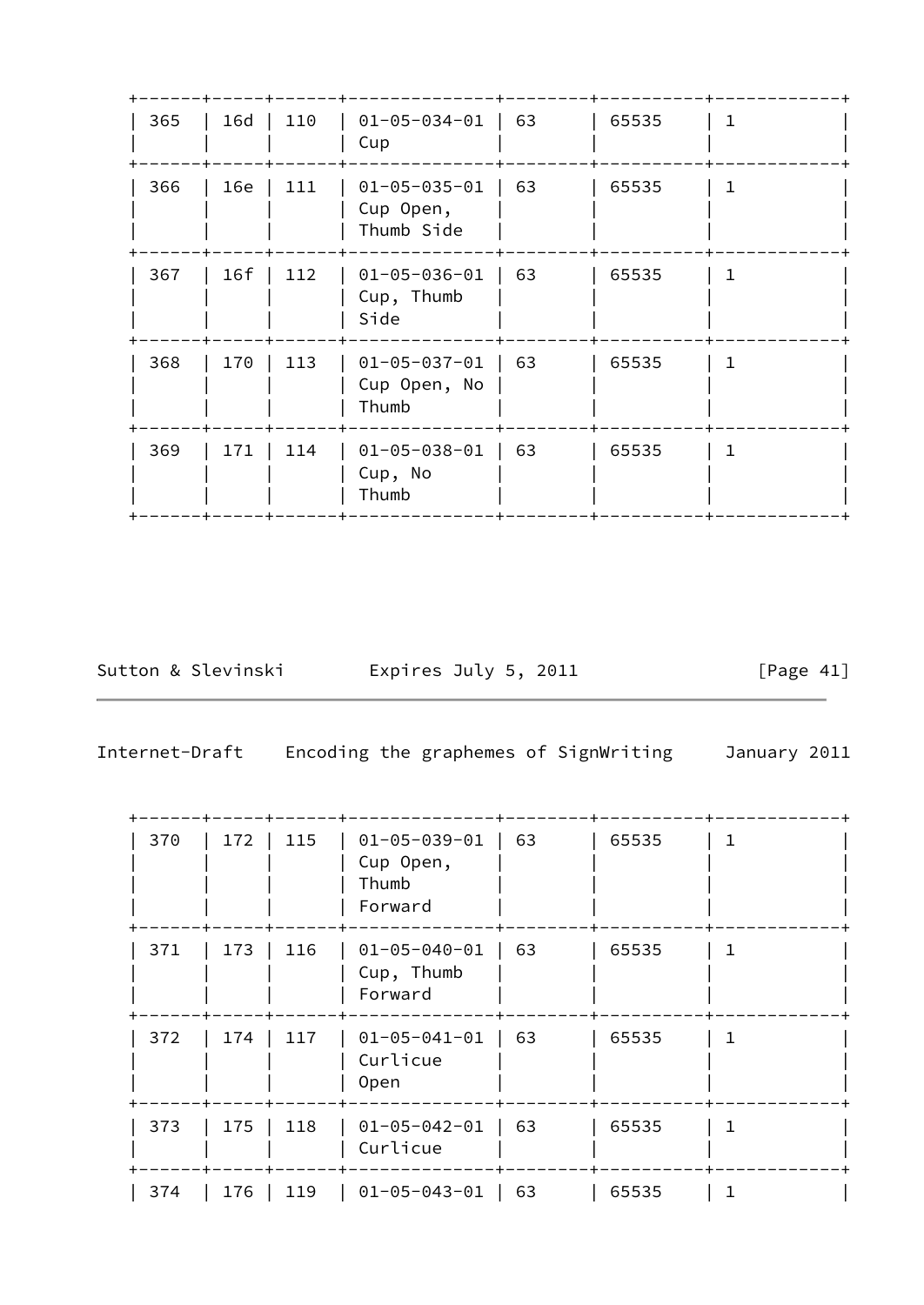| 365 | 16d | 110 | 01-05-034-01 Cup | 63 | 65535 | 1 |
|---|---|---|---|---|---|---|
| 366 | 16e | 111 | 01-05-035-01 Cup Open, Thumb Side | 63 | 65535 | 1 |
| 367 | 16f | 112 | 01-05-036-01 Cup, Thumb Side | 63 | 65535 | 1 |
| 368 | 170 | 113 | 01-05-037-01 Cup Open, No Thumb | 63 | 65535 | 1 |
| 369 | 171 | 114 | 01-05-038-01 Cup, No Thumb | 63 | 65535 | 1 |
| 370 | 172 | 115 | 01-05-039-01 Cup Open, Thumb Forward | 63 | 65535 | 1 |
| 371 | 173 | 116 | 01-05-040-01 Cup, Thumb Forward | 63 | 65535 | 1 |
| 372 | 174 | 117 | 01-05-041-01 Curlicue Open | 63 | 65535 | 1 |
| 373 | 175 | 118 | 01-05-042-01 Curlicue | 63 | 65535 | 1 |
| 374 | 176 | 119 | 01-05-043-01 | 63 | 65535 | 1 |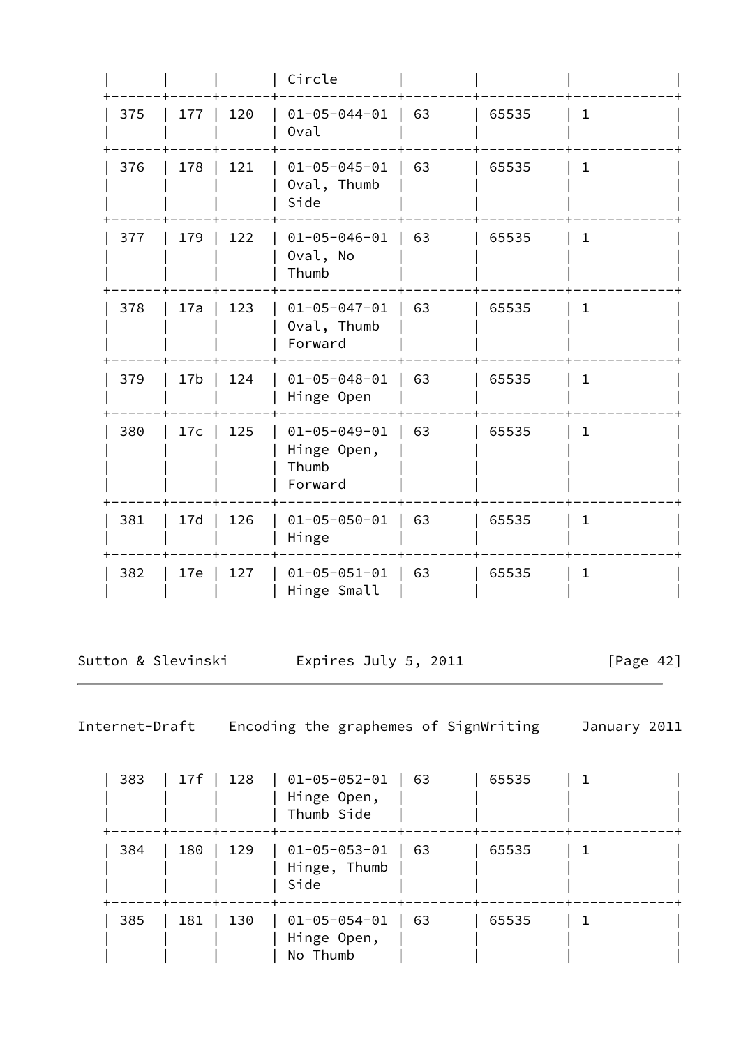| | | | Circle | | | | |
|---|---|---|---|---|---|---|---|
| 375 | 177 | 120 | 01-05-044-01 Oval | 63 | 65535 | 1 | |
| 376 | 178 | 121 | 01-05-045-01 Oval, Thumb Side | 63 | 65535 | 1 | |
| 377 | 179 | 122 | 01-05-046-01 Oval, No Thumb | 63 | 65535 | 1 | |
| 378 | 17a | 123 | 01-05-047-01 Oval, Thumb Forward | 63 | 65535 | 1 | |
| 379 | 17b | 124 | 01-05-048-01 Hinge Open | 63 | 65535 | 1 | |
| 380 | 17c | 125 | 01-05-049-01 Hinge Open, Thumb Forward | 63 | 65535 | 1 | |
| 381 | 17d | 126 | 01-05-050-01 Hinge | 63 | 65535 | 1 | |
| 382 | 17e | 127 | 01-05-051-01 Hinge Small | 63 | 65535 | 1 | |
| 383 | 17f | 128 | 01-05-052-01 Hinge Open, Thumb Side | 63 | 65535 | 1 | |
| 384 | 180 | 129 | 01-05-053-01 Hinge, Thumb Side | 63 | 65535 | 1 | |
| 385 | 181 | 130 | 01-05-054-01 Hinge Open, No Thumb | 63 | 65535 | 1 | |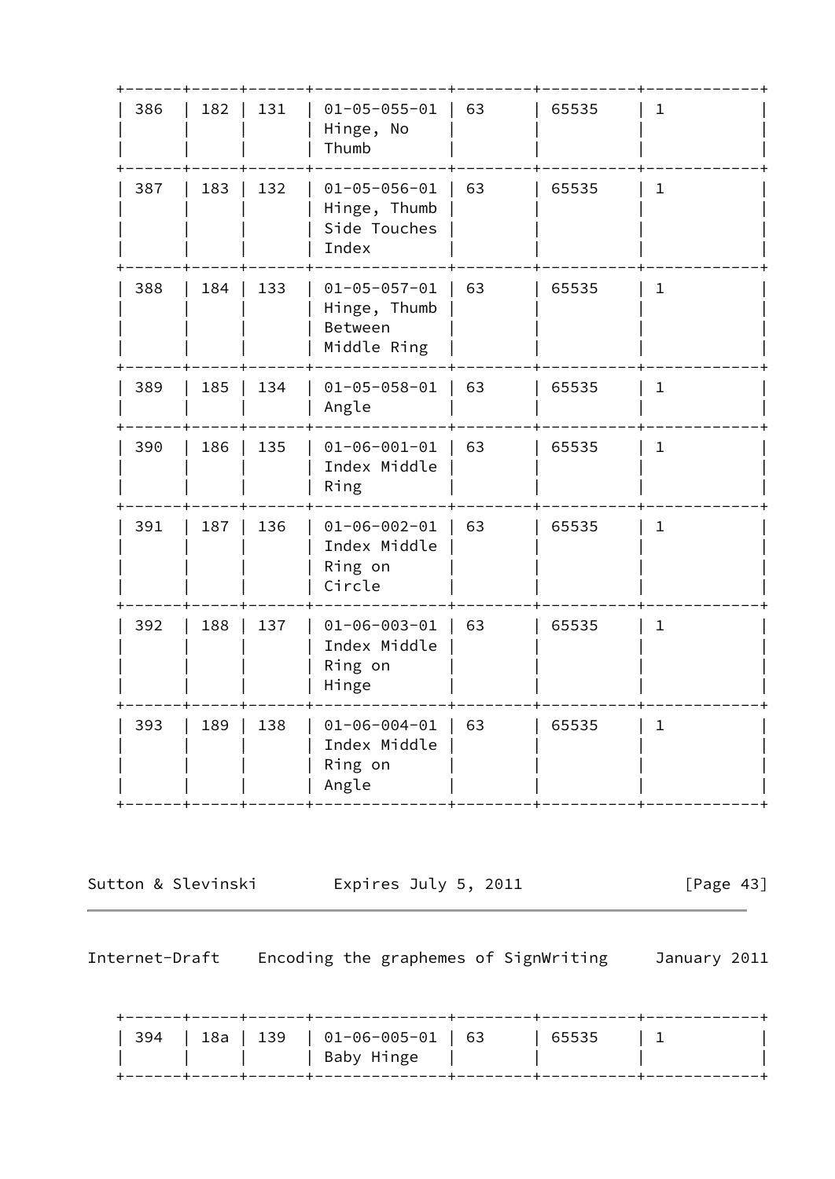| | | | | | | |
|---|---|---|---|---|---|---|
| 386 | 182 | 131 | 01-05-055-01 Hinge, No Thumb | 63 | 65535 | 1 |
| 387 | 183 | 132 | 01-05-056-01 Hinge, Thumb Side Touches Index | 63 | 65535 | 1 |
| 388 | 184 | 133 | 01-05-057-01 Hinge, Thumb Between Middle Ring | 63 | 65535 | 1 |
| 389 | 185 | 134 | 01-05-058-01 Angle | 63 | 65535 | 1 |
| 390 | 186 | 135 | 01-06-001-01 Index Middle Ring | 63 | 65535 | 1 |
| 391 | 187 | 136 | 01-06-002-01 Index Middle Ring on Circle | 63 | 65535 | 1 |
| 392 | 188 | 137 | 01-06-003-01 Index Middle Ring on Hinge | 63 | 65535 | 1 |
| 393 | 189 | 138 | 01-06-004-01 Index Middle Ring on Angle | 63 | 65535 | 1 |

| | | | | | | |
|---|---|---|---|---|---|---|
| 394 | 18a | 139 | 01-06-005-01 Baby Hinge | 63 | 65535 | 1 |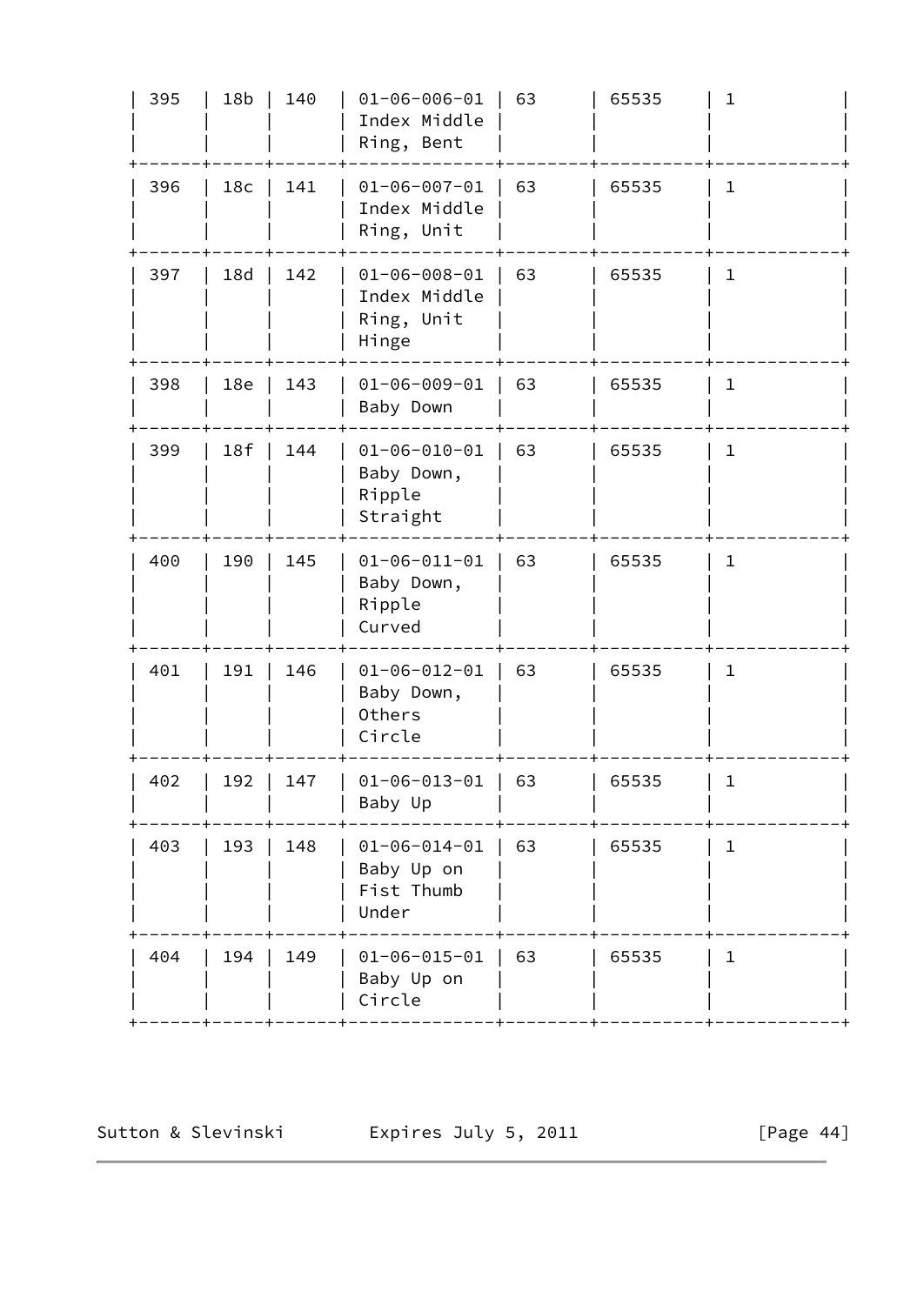| 395 | 18b | 140 | 01-06-006-01 Index Middle Ring, Bent | 63 | 65535 | 1 |
|---|---|---|---|---|---|---|
| 396 | 18c | 141 | 01-06-007-01 Index Middle Ring, Unit | 63 | 65535 | 1 |
| 397 | 18d | 142 | 01-06-008-01 Index Middle Ring, Unit Hinge | 63 | 65535 | 1 |
| 398 | 18e | 143 | 01-06-009-01 Baby Down | 63 | 65535 | 1 |
| 399 | 18f | 144 | 01-06-010-01 Baby Down, Ripple Straight | 63 | 65535 | 1 |
| 400 | 190 | 145 | 01-06-011-01 Baby Down, Ripple Curved | 63 | 65535 | 1 |
| 401 | 191 | 146 | 01-06-012-01 Baby Down, Others Circle | 63 | 65535 | 1 |
| 402 | 192 | 147 | 01-06-013-01 Baby Up | 63 | 65535 | 1 |
| 403 | 193 | 148 | 01-06-014-01 Baby Up on Fist Thumb Under | 63 | 65535 | 1 |
| 404 | 194 | 149 | 01-06-015-01 Baby Up on Circle | 63 | 65535 | 1 |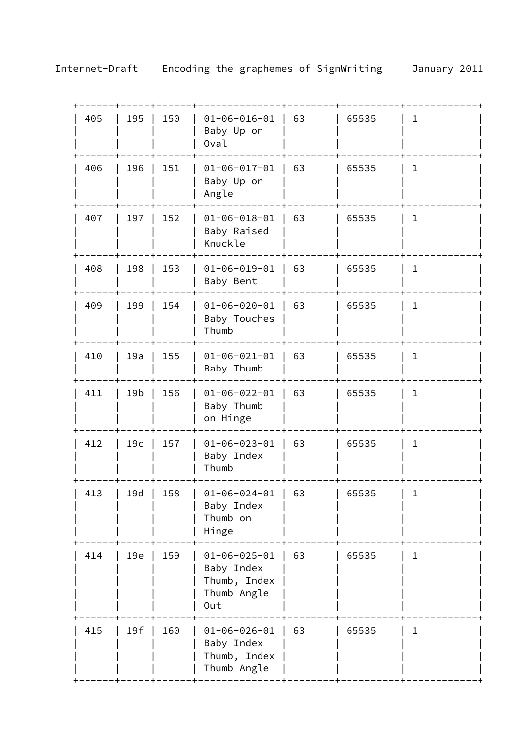| 405 | 195 | 150 | 01-06-016-01 Baby Up on Oval | 63 | 65535 | 1 |
|---|---|---|---|---|---|---|
| 406 | 196 | 151 | 01-06-017-01 Baby Up on Angle | 63 | 65535 | 1 |
| 407 | 197 | 152 | 01-06-018-01 Baby Raised Knuckle | 63 | 65535 | 1 |
| 408 | 198 | 153 | 01-06-019-01 Baby Bent | 63 | 65535 | 1 |
| 409 | 199 | 154 | 01-06-020-01 Baby Touches Thumb | 63 | 65535 | 1 |
| 410 | 19a | 155 | 01-06-021-01 Baby Thumb | 63 | 65535 | 1 |
| 411 | 19b | 156 | 01-06-022-01 Baby Thumb on Hinge | 63 | 65535 | 1 |
| 412 | 19c | 157 | 01-06-023-01 Baby Index Thumb | 63 | 65535 | 1 |
| 413 | 19d | 158 | 01-06-024-01 Baby Index Thumb on Hinge | 63 | 65535 | 1 |
| 414 | 19e | 159 | 01-06-025-01 Baby Index Thumb, Index Thumb Angle Out | 63 | 65535 | 1 |
| 415 | 19f | 160 | 01-06-026-01 Baby Index Thumb, Index Thumb Angle | 63 | 65535 | 1 |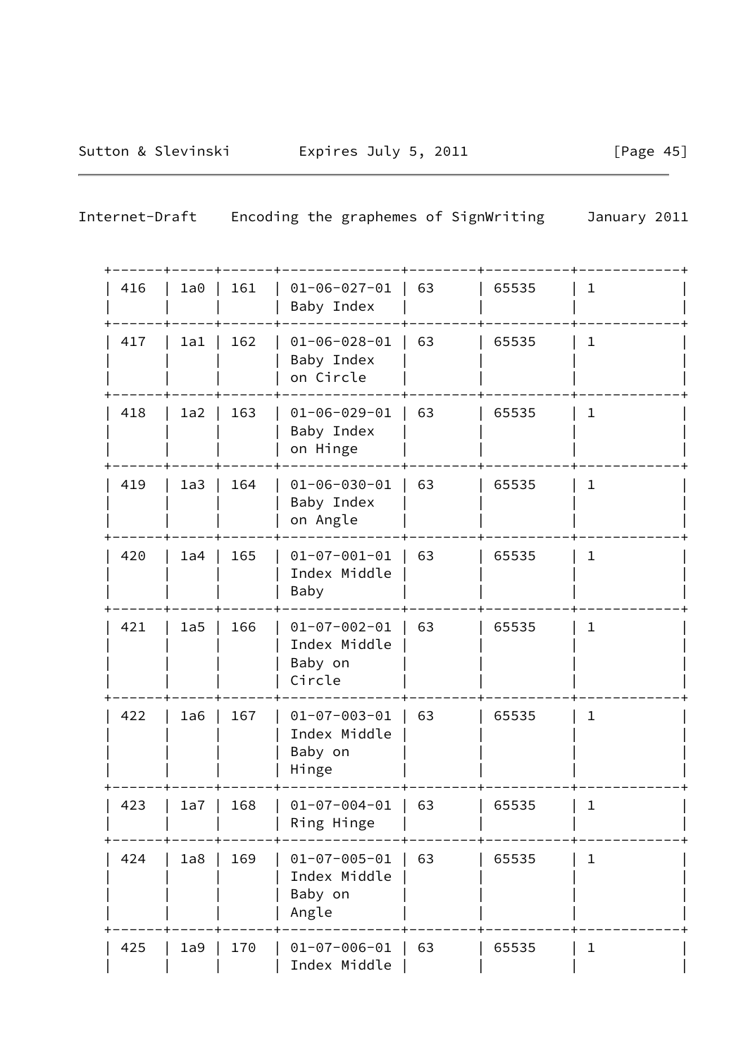| 416 | 1a0 | 161 | 01-06-027-01 Baby Index | 63 | 65535 | 1 |
|---|---|---|---|---|---|---|
| 417 | 1a1 | 162 | 01-06-028-01 Baby Index on Circle | 63 | 65535 | 1 |
| 418 | 1a2 | 163 | 01-06-029-01 Baby Index on Hinge | 63 | 65535 | 1 |
| 419 | 1a3 | 164 | 01-06-030-01 Baby Index on Angle | 63 | 65535 | 1 |
| 420 | 1a4 | 165 | 01-07-001-01 Index Middle Baby | 63 | 65535 | 1 |
| 421 | 1a5 | 166 | 01-07-002-01 Index Middle Baby on Circle | 63 | 65535 | 1 |
| 422 | 1a6 | 167 | 01-07-003-01 Index Middle Baby on Hinge | 63 | 65535 | 1 |
| 423 | 1a7 | 168 | 01-07-004-01 Ring Hinge | 63 | 65535 | 1 |
| 424 | 1a8 | 169 | 01-07-005-01 Index Middle Baby on Angle | 63 | 65535 | 1 |
| 425 | 1a9 | 170 | 01-07-006-01 Index Middle | 63 | 65535 | 1 |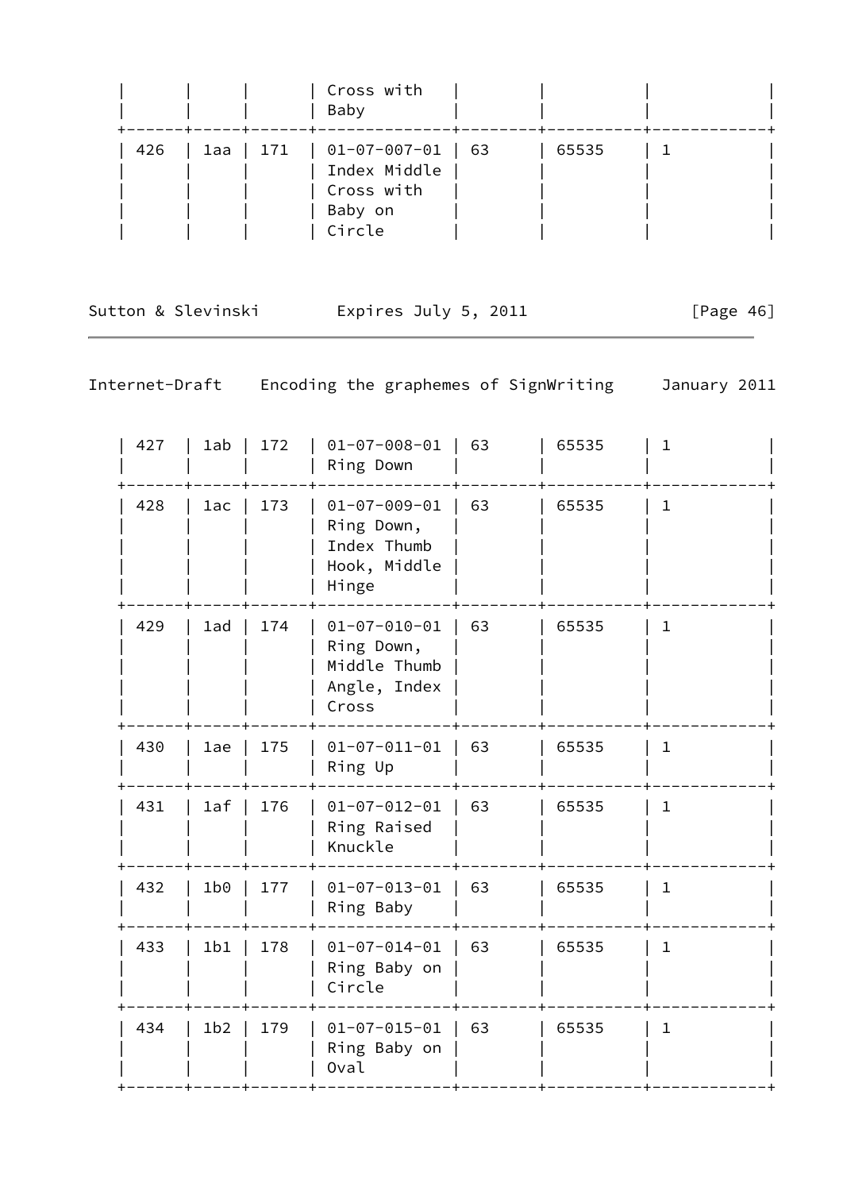| | | | Cross with Baby | | | | |
|---|---|---|---|---|---|---|---|
| 426 | 1aa | 171 | 01-07-007-01 Index Middle Cross with Baby on Circle | 63 | 65535 | 1 | |

| | | | | | | | |
|---|---|---|---|---|---|---|---|
| 427 | 1ab | 172 | 01-07-008-01 Ring Down | 63 | 65535 | 1 | |
| 428 | 1ac | 173 | 01-07-009-01 Ring Down, Index Thumb Hook, Middle Hinge | 63 | 65535 | 1 | |
| 429 | 1ad | 174 | 01-07-010-01 Ring Down, Middle Thumb Angle, Index Cross | 63 | 65535 | 1 | |
| 430 | 1ae | 175 | 01-07-011-01 Ring Up | 63 | 65535 | 1 | |
| 431 | 1af | 176 | 01-07-012-01 Ring Raised Knuckle | 63 | 65535 | 1 | |
| 432 | 1b0 | 177 | 01-07-013-01 Ring Baby | 63 | 65535 | 1 | |
| 433 | 1b1 | 178 | 01-07-014-01 Ring Baby on Circle | 63 | 65535 | 1 | |
| 434 | 1b2 | 179 | 01-07-015-01 Ring Baby on Oval | 63 | 65535 | 1 | |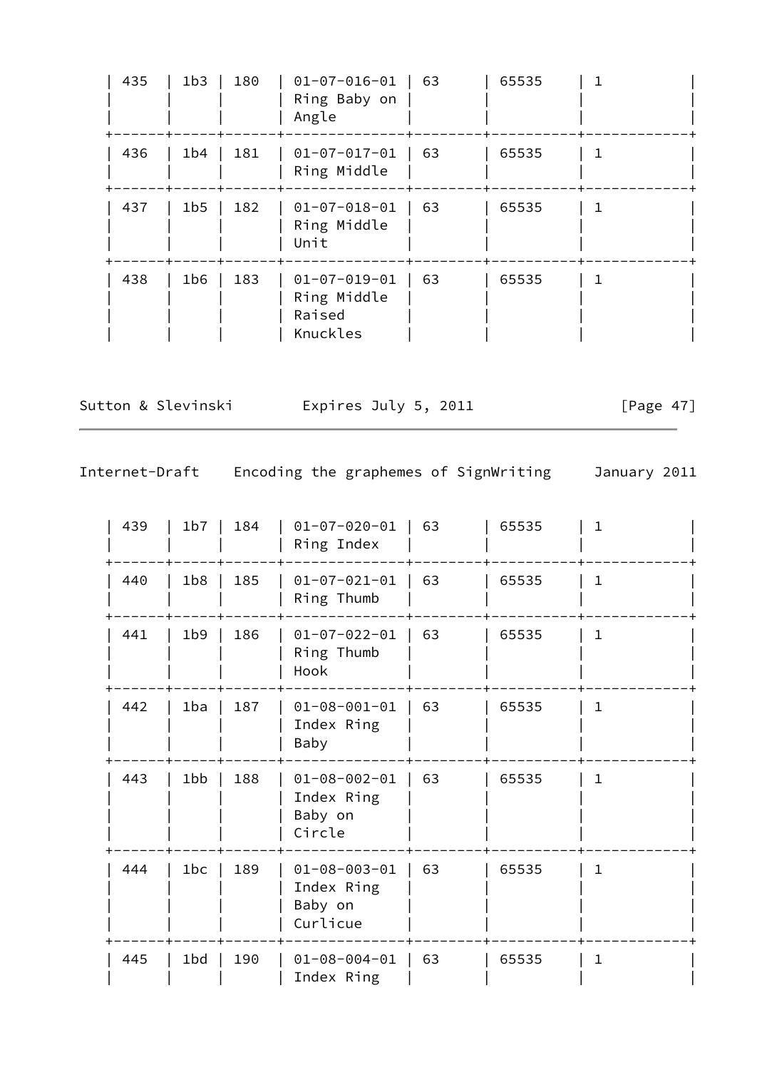| 435 | 1b3 | 180 | 01-07-016-01 Ring Baby on Angle | 63 | 65535 | 1 |
|---|---|---|---|---|---|---|
| 436 | 1b4 | 181 | 01-07-017-01 Ring Middle | 63 | 65535 | 1 |
| 437 | 1b5 | 182 | 01-07-018-01 Ring Middle Unit | 63 | 65535 | 1 |
| 438 | 1b6 | 183 | 01-07-019-01 Ring Middle Raised Knuckles | 63 | 65535 | 1 |
| 439 | 1b7 | 184 | 01-07-020-01 Ring Index | 63 | 65535 | 1 |
| 440 | 1b8 | 185 | 01-07-021-01 Ring Thumb | 63 | 65535 | 1 |
| 441 | 1b9 | 186 | 01-07-022-01 Ring Thumb Hook | 63 | 65535 | 1 |
| 442 | 1ba | 187 | 01-08-001-01 Index Ring Baby | 63 | 65535 | 1 |
| 443 | 1bb | 188 | 01-08-002-01 Index Ring Baby on Circle | 63 | 65535 | 1 |
| 444 | 1bc | 189 | 01-08-003-01 Index Ring Baby on Curlicue | 63 | 65535 | 1 |
| 445 | 1bd | 190 | 01-08-004-01 Index Ring | 63 | 65535 | 1 |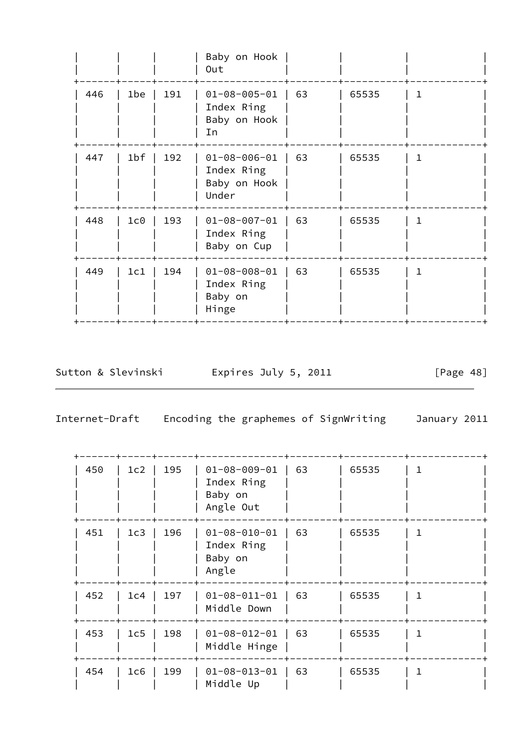| | | | Baby on Hook Out | | | | |
|---|---|---|---|---|---|---|---|
| 446 | 1be | 191 | 01-08-005-01 Index Ring Baby on Hook In | 63 | 65535 | 1 | |
| 447 | 1bf | 192 | 01-08-006-01 Index Ring Baby on Hook Under | 63 | 65535 | 1 | |
| 448 | 1c0 | 193 | 01-08-007-01 Index Ring Baby on Cup | 63 | 65535 | 1 | |
| 449 | 1c1 | 194 | 01-08-008-01 Index Ring Baby on Hinge | 63 | 65535 | 1 | |

| | | | | | | | |
|---|---|---|---|---|---|---|---|
| 450 | 1c2 | 195 | 01-08-009-01 Index Ring Baby on Angle Out | 63 | 65535 | 1 | |
| 451 | 1c3 | 196 | 01-08-010-01 Index Ring Baby on Angle | 63 | 65535 | 1 | |
| 452 | 1c4 | 197 | 01-08-011-01 Middle Down | 63 | 65535 | 1 | |
| 453 | 1c5 | 198 | 01-08-012-01 Middle Hinge | 63 | 65535 | 1 | |
| 454 | 1c6 | 199 | 01-08-013-01 Middle Up | 63 | 65535 | 1 | |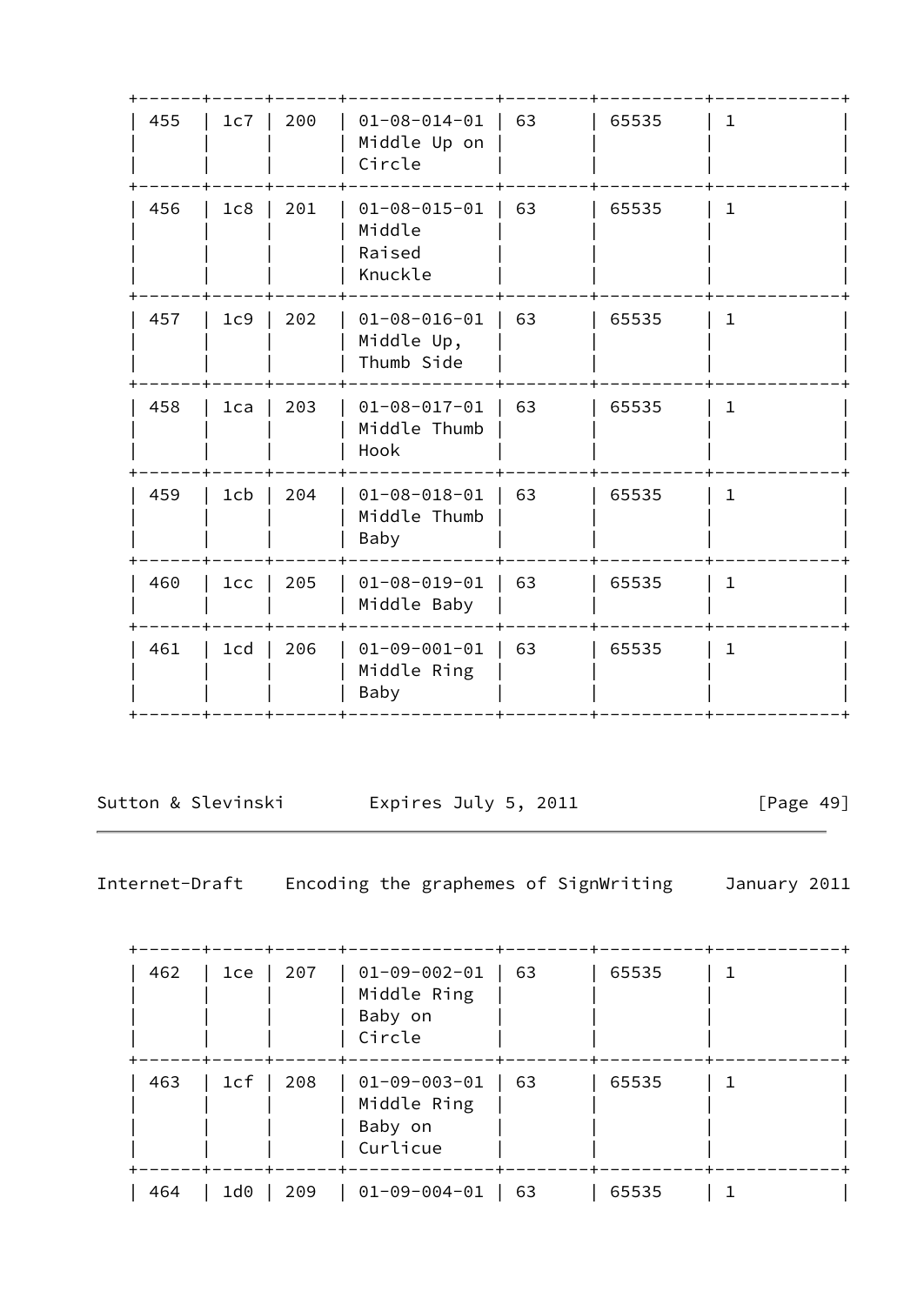| | | | | | | |
|---|---|---|---|---|---|---|
| 455 | 1c7 | 200 | 01-08-014-01 Middle Up on Circle | 63 | 65535 | 1 |
| 456 | 1c8 | 201 | 01-08-015-01 Middle Raised Knuckle | 63 | 65535 | 1 |
| 457 | 1c9 | 202 | 01-08-016-01 Middle Up, Thumb Side | 63 | 65535 | 1 |
| 458 | 1ca | 203 | 01-08-017-01 Middle Thumb Hook | 63 | 65535 | 1 |
| 459 | 1cb | 204 | 01-08-018-01 Middle Thumb Baby | 63 | 65535 | 1 |
| 460 | 1cc | 205 | 01-08-019-01 Middle Baby | 63 | 65535 | 1 |
| 461 | 1cd | 206 | 01-09-001-01 Middle Ring Baby | 63 | 65535 | 1 |
| 462 | 1ce | 207 | 01-09-002-01 Middle Ring Baby on Circle | 63 | 65535 | 1 |
| 463 | 1cf | 208 | 01-09-003-01 Middle Ring Baby on Curlicue | 63 | 65535 | 1 |
| 464 | 1d0 | 209 | 01-09-004-01 | 63 | 65535 | 1 |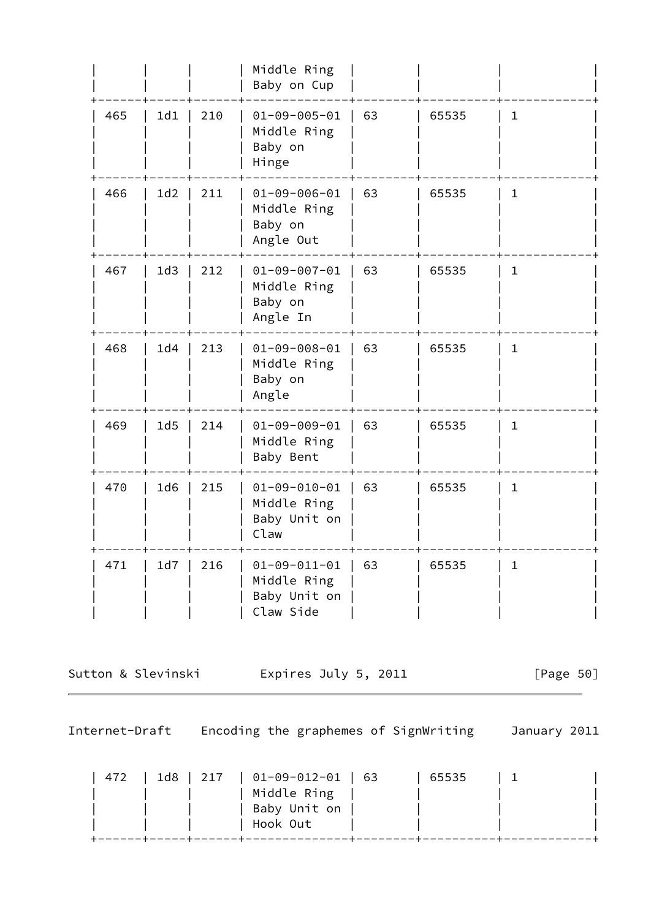| | | | Middle Ring Baby on Cup | | | |
|---|---|---|---|---|---|---|
| 465 | 1d1 | 210 | 01-09-005-01 Middle Ring Baby on Hinge | 63 | 65535 | 1 |
| 466 | 1d2 | 211 | 01-09-006-01 Middle Ring Baby on Angle Out | 63 | 65535 | 1 |
| 467 | 1d3 | 212 | 01-09-007-01 Middle Ring Baby on Angle In | 63 | 65535 | 1 |
| 468 | 1d4 | 213 | 01-09-008-01 Middle Ring Baby on Angle | 63 | 65535 | 1 |
| 469 | 1d5 | 214 | 01-09-009-01 Middle Ring Baby Bent | 63 | 65535 | 1 |
| 470 | 1d6 | 215 | 01-09-010-01 Middle Ring Baby Unit on Claw | 63 | 65535 | 1 |
| 471 | 1d7 | 216 | 01-09-011-01 Middle Ring Baby Unit on Claw Side | 63 | 65535 | 1 |
| 472 | 1d8 | 217 | 01-09-012-01 Middle Ring Baby Unit on Hook Out | 63 | 65535 | 1 |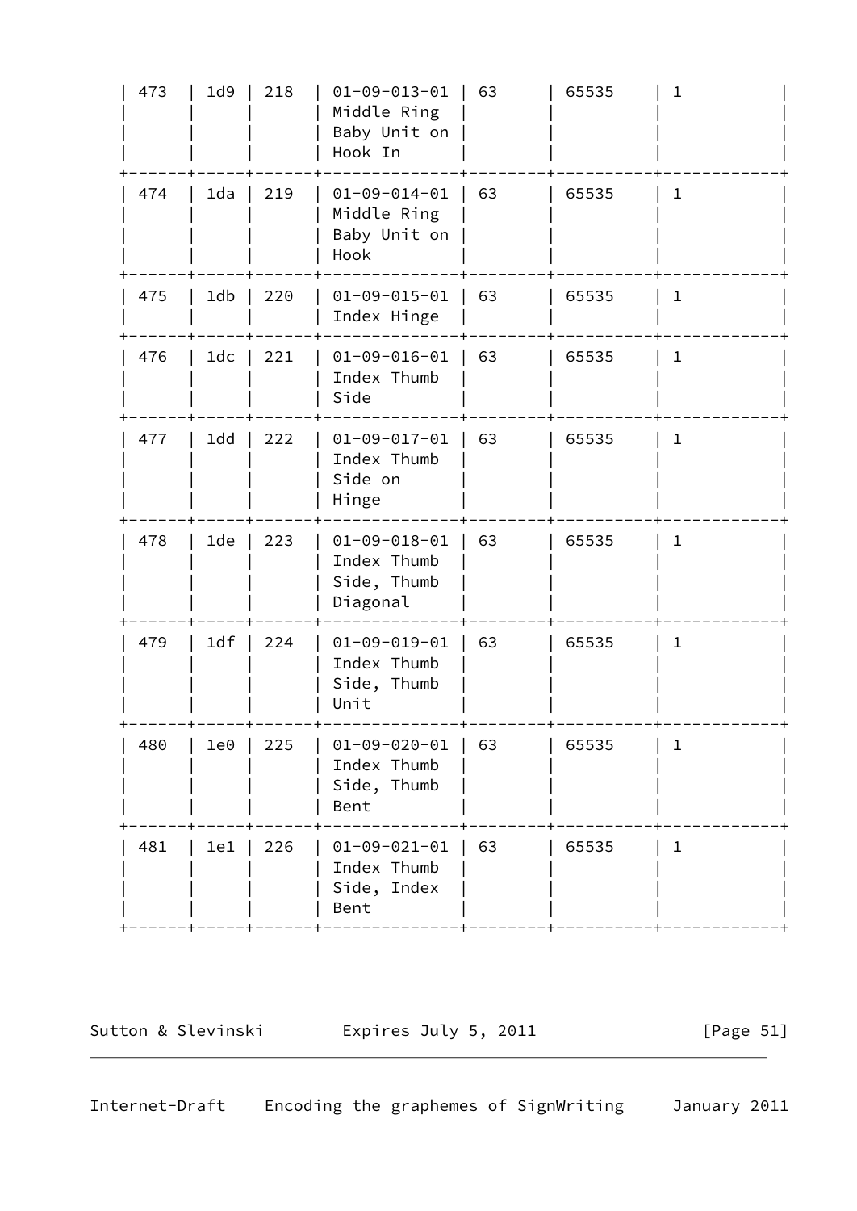| 473 | 1d9 | 218 | 01-09-013-01 Middle Ring Baby Unit on Hook In | 63 | 65535 | 1 |
|---|---|---|---|---|---|---|
| 474 | 1da | 219 | 01-09-014-01 Middle Ring Baby Unit on Hook | 63 | 65535 | 1 |
| 475 | 1db | 220 | 01-09-015-01 Index Hinge | 63 | 65535 | 1 |
| 476 | 1dc | 221 | 01-09-016-01 Index Thumb Side | 63 | 65535 | 1 |
| 477 | 1dd | 222 | 01-09-017-01 Index Thumb Side on Hinge | 63 | 65535 | 1 |
| 478 | 1de | 223 | 01-09-018-01 Index Thumb Side, Thumb Diagonal | 63 | 65535 | 1 |
| 479 | 1df | 224 | 01-09-019-01 Index Thumb Side, Thumb Unit | 63 | 65535 | 1 |
| 480 | 1e0 | 225 | 01-09-020-01 Index Thumb Side, Thumb Bent | 63 | 65535 | 1 |
| 481 | 1e1 | 226 | 01-09-021-01 Index Thumb Side, Index Bent | 63 | 65535 | 1 |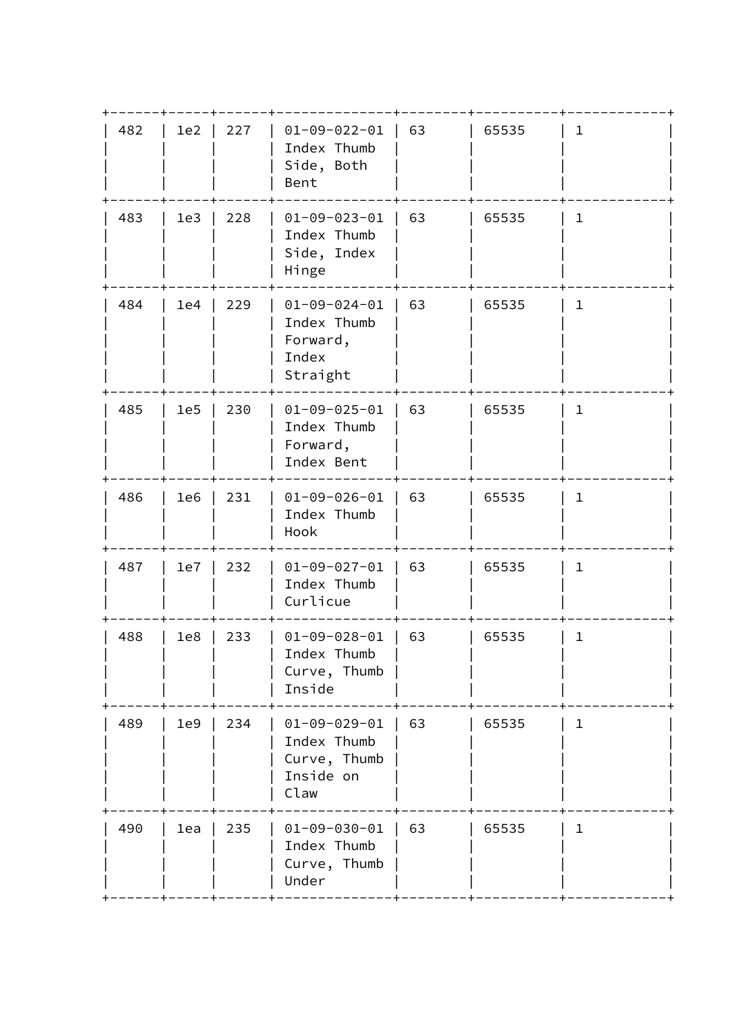| | | | | | | |
|---|---|---|---|---|---|---|
| 482 | 1e2 | 227 | 01-09-022-01 Index Thumb Side, Both Bent | 63 | 65535 | 1 |
| 483 | 1e3 | 228 | 01-09-023-01 Index Thumb Side, Index Hinge | 63 | 65535 | 1 |
| 484 | 1e4 | 229 | 01-09-024-01 Index Thumb Forward, Index Straight | 63 | 65535 | 1 |
| 485 | 1e5 | 230 | 01-09-025-01 Index Thumb Forward, Index Bent | 63 | 65535 | 1 |
| 486 | 1e6 | 231 | 01-09-026-01 Index Thumb Hook | 63 | 65535 | 1 |
| 487 | 1e7 | 232 | 01-09-027-01 Index Thumb Curlicue | 63 | 65535 | 1 |
| 488 | 1e8 | 233 | 01-09-028-01 Index Thumb Curve, Thumb Inside | 63 | 65535 | 1 |
| 489 | 1e9 | 234 | 01-09-029-01 Index Thumb Curve, Thumb Inside on Claw | 63 | 65535 | 1 |
| 490 | 1ea | 235 | 01-09-030-01 Index Thumb Curve, Thumb Under | 63 | 65535 | 1 |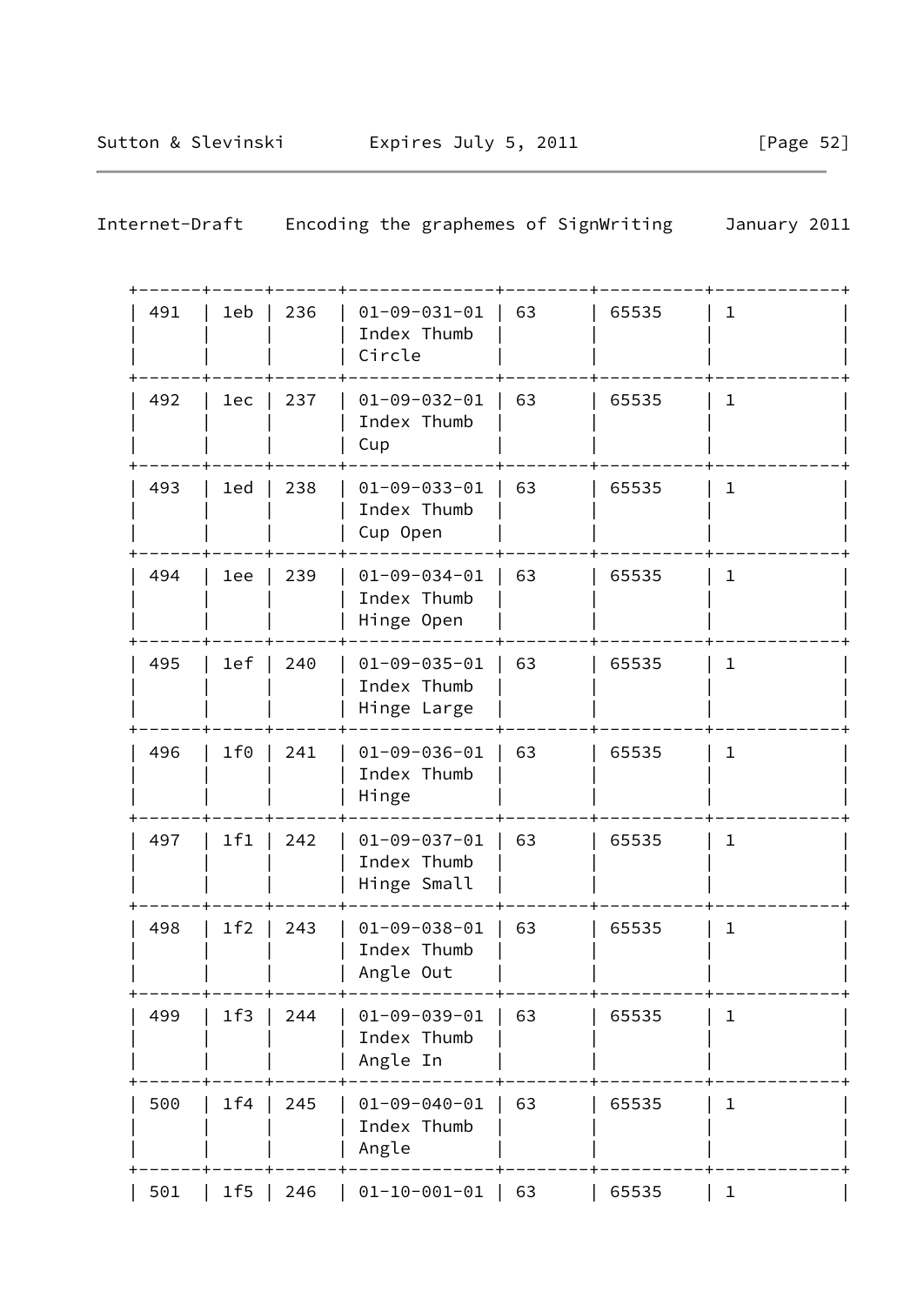| 491 | 1eb | 236 | 01-09-031-01 Index Thumb Circle | 63 | 65535 | 1 |
|---|---|---|---|---|---|---|
| 492 | 1ec | 237 | 01-09-032-01 Index Thumb Cup | 63 | 65535 | 1 |
| 493 | 1ed | 238 | 01-09-033-01 Index Thumb Cup Open | 63 | 65535 | 1 |
| 494 | 1ee | 239 | 01-09-034-01 Index Thumb Hinge Open | 63 | 65535 | 1 |
| 495 | 1ef | 240 | 01-09-035-01 Index Thumb Hinge Large | 63 | 65535 | 1 |
| 496 | 1f0 | 241 | 01-09-036-01 Index Thumb Hinge | 63 | 65535 | 1 |
| 497 | 1f1 | 242 | 01-09-037-01 Index Thumb Hinge Small | 63 | 65535 | 1 |
| 498 | 1f2 | 243 | 01-09-038-01 Index Thumb Angle Out | 63 | 65535 | 1 |
| 499 | 1f3 | 244 | 01-09-039-01 Index Thumb Angle In | 63 | 65535 | 1 |
| 500 | 1f4 | 245 | 01-09-040-01 Index Thumb Angle | 63 | 65535 | 1 |
| 501 | 1f5 | 246 | 01-10-001-01 | 63 | 65535 | 1 |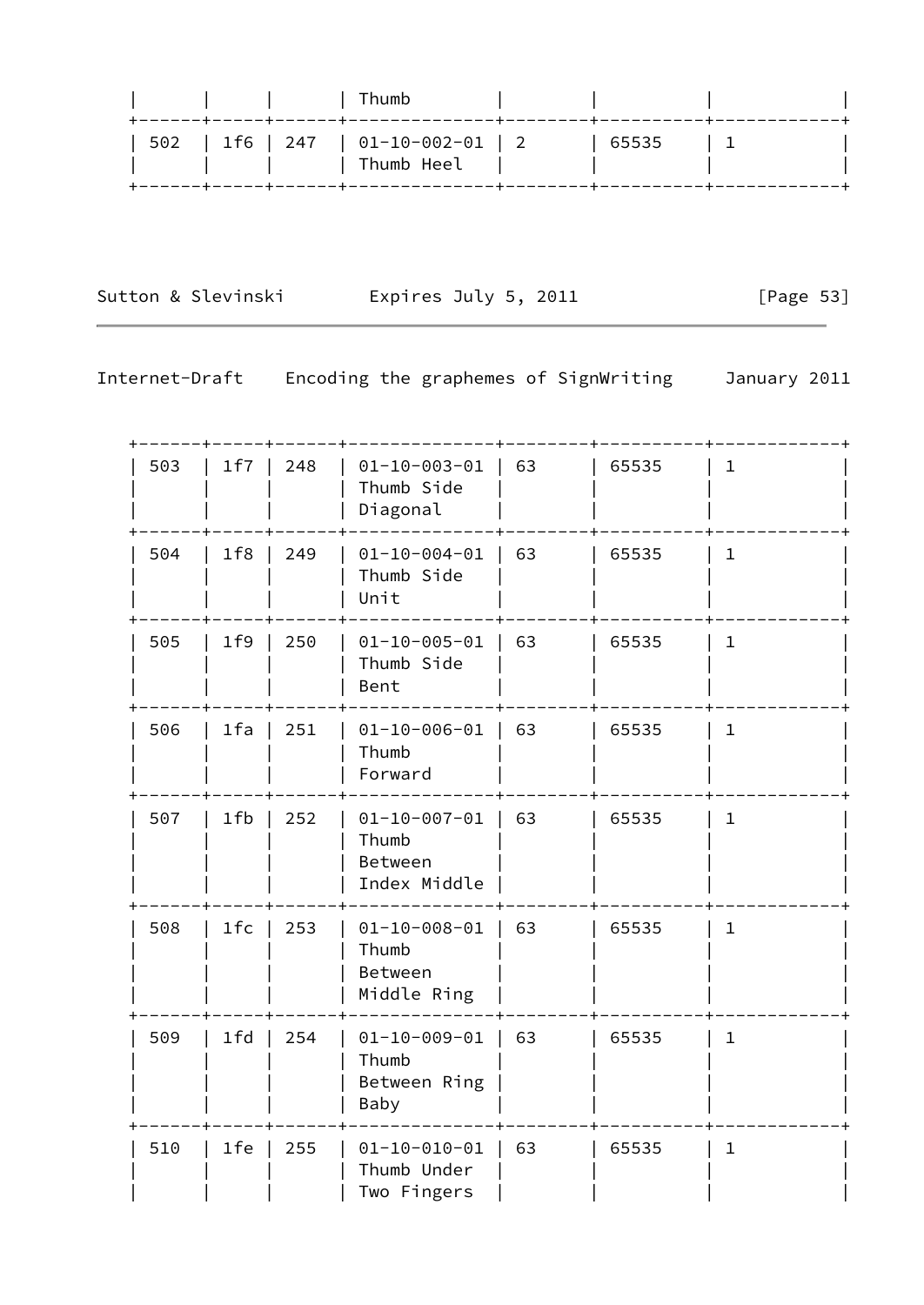| | | | Thumb | | | | |
|---|---|---|---|---|---|---|---|
| 502 | 1f6 | 247 | 01-10-002-01 Thumb Heel | 2 | 65535 | 1 | |
| 503 | 1f7 | 248 | 01-10-003-01 Thumb Side Diagonal | 63 | 65535 | 1 | |
| 504 | 1f8 | 249 | 01-10-004-01 Thumb Side Unit | 63 | 65535 | 1 | |
| 505 | 1f9 | 250 | 01-10-005-01 Thumb Side Bent | 63 | 65535 | 1 | |
| 506 | 1fa | 251 | 01-10-006-01 Thumb Forward | 63 | 65535 | 1 | |
| 507 | 1fb | 252 | 01-10-007-01 Thumb Between Index Middle | 63 | 65535 | 1 | |
| 508 | 1fc | 253 | 01-10-008-01 Thumb Between Middle Ring | 63 | 65535 | 1 | |
| 509 | 1fd | 254 | 01-10-009-01 Thumb Between Ring Baby | 63 | 65535 | 1 | |
| 510 | 1fe | 255 | 01-10-010-01 Thumb Under Two Fingers | 63 | 65535 | 1 | |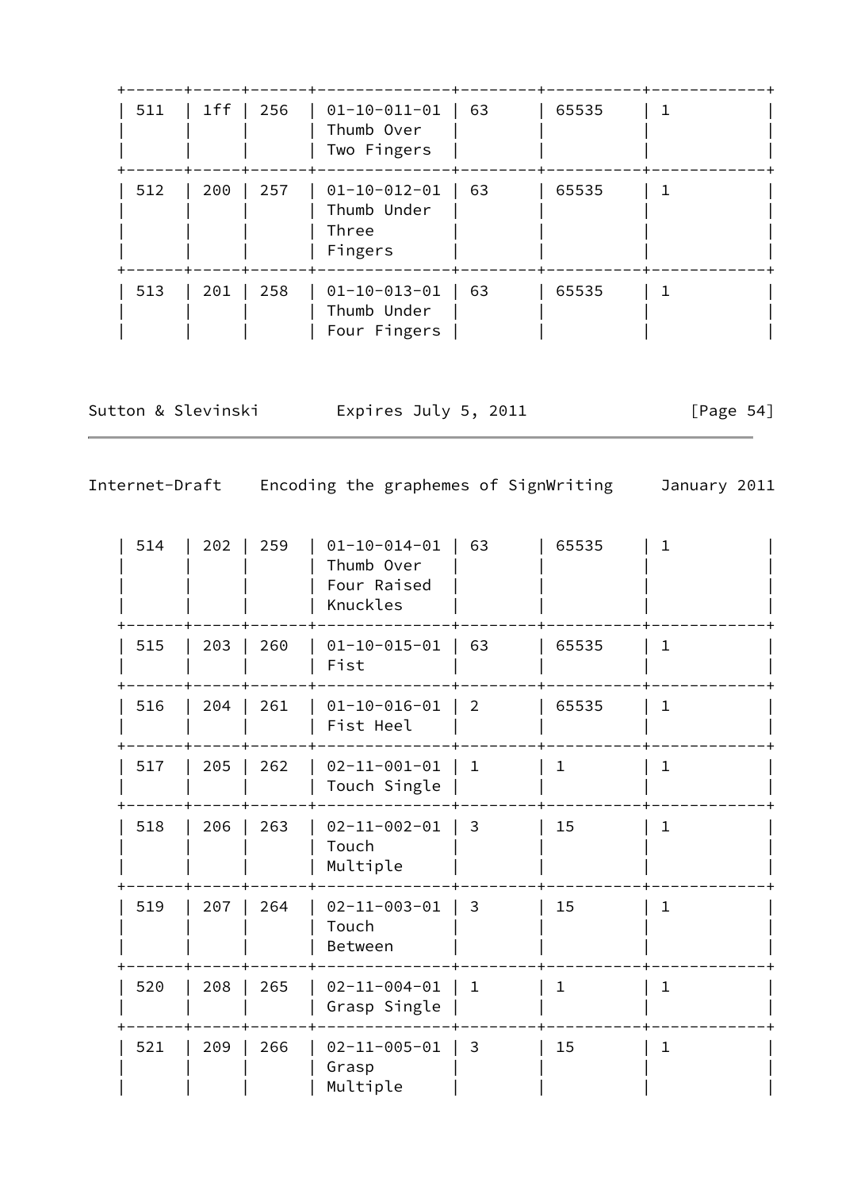| | | | | | | |
|---|---|---|---|---|---|---|
| 511 | 1ff | 256 | 01-10-011-01 Thumb Over Two Fingers | 63 | 65535 | 1 |
| 512 | 200 | 257 | 01-10-012-01 Thumb Under Three Fingers | 63 | 65535 | 1 |
| 513 | 201 | 258 | 01-10-013-01 Thumb Under Four Fingers | 63 | 65535 | 1 |
| 514 | 202 | 259 | 01-10-014-01 Thumb Over Four Raised Knuckles | 63 | 65535 | 1 |
| 515 | 203 | 260 | 01-10-015-01 Fist | 63 | 65535 | 1 |
| 516 | 204 | 261 | 01-10-016-01 Fist Heel | 2 | 65535 | 1 |
| 517 | 205 | 262 | 02-11-001-01 Touch Single | 1 | 1 | 1 |
| 518 | 206 | 263 | 02-11-002-01 Touch Multiple | 3 | 15 | 1 |
| 519 | 207 | 264 | 02-11-003-01 Touch Between | 3 | 15 | 1 |
| 520 | 208 | 265 | 02-11-004-01 Grasp Single | 1 | 1 | 1 |
| 521 | 209 | 266 | 02-11-005-01 Grasp Multiple | 3 | 15 | 1 |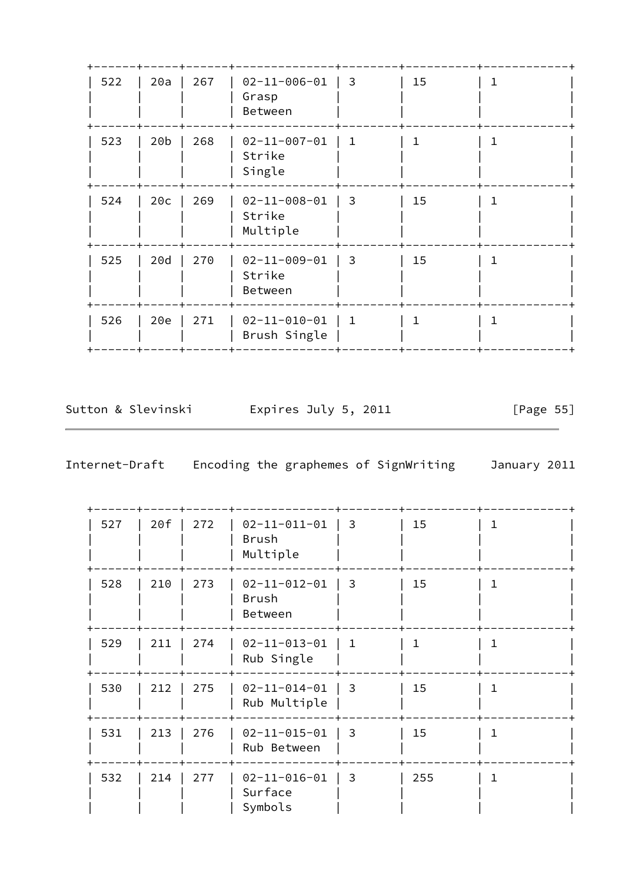| 522 | 20a | 267 | 02-11-006-01 Grasp Between | 3 | 15 | 1 |
|---|---|---|---|---|---|---|
| 523 | 20b | 268 | 02-11-007-01 Strike Single | 1 | 1 | 1 |
| 524 | 20c | 269 | 02-11-008-01 Strike Multiple | 3 | 15 | 1 |
| 525 | 20d | 270 | 02-11-009-01 Strike Between | 3 | 15 | 1 |
| 526 | 20e | 271 | 02-11-010-01 Brush Single | 1 | 1 | 1 |

| 527 | 20f | 272 | 02-11-011-01 Brush Multiple | 3 | 15 | 1 |
|---|---|---|---|---|---|---|
| 528 | 210 | 273 | 02-11-012-01 Brush Between | 3 | 15 | 1 |
| 529 | 211 | 274 | 02-11-013-01 Rub Single | 1 | 1 | 1 |
| 530 | 212 | 275 | 02-11-014-01 Rub Multiple | 3 | 15 | 1 |
| 531 | 213 | 276 | 02-11-015-01 Rub Between | 3 | 15 | 1 |
| 532 | 214 | 277 | 02-11-016-01 Surface Symbols | 3 | 255 | 1 |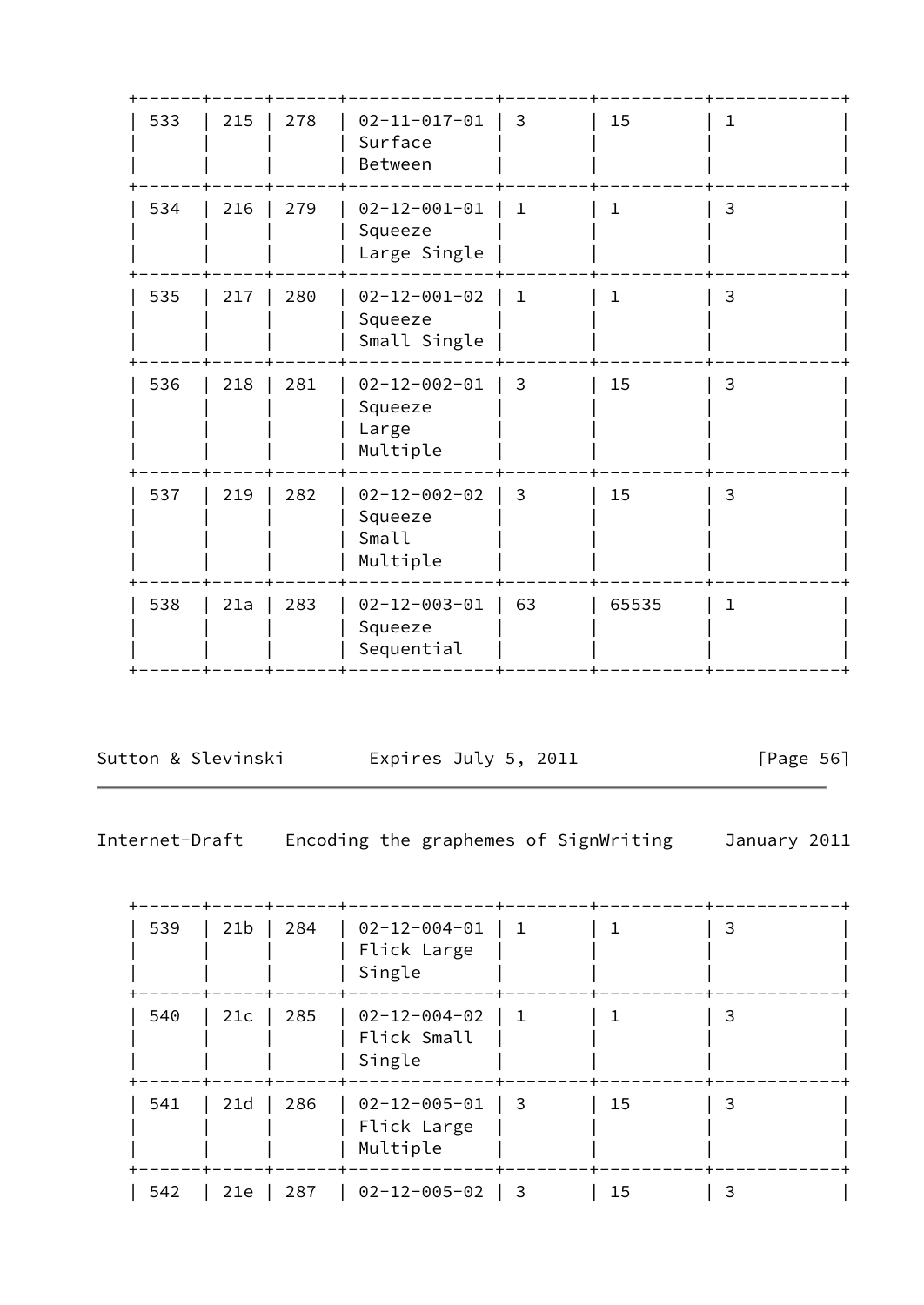| | | | | | | |
|---|---|---|---|---|---|---|
| 533 | 215 | 278 | 02-11-017-01 Surface Between | 3 | 15 | 1 |
| 534 | 216 | 279 | 02-12-001-01 Squeeze Large Single | 1 | 1 | 3 |
| 535 | 217 | 280 | 02-12-001-02 Squeeze Small Single | 1 | 1 | 3 |
| 536 | 218 | 281 | 02-12-002-01 Squeeze Large Multiple | 3 | 15 | 3 |
| 537 | 219 | 282 | 02-12-002-02 Squeeze Small Multiple | 3 | 15 | 3 |
| 538 | 21a | 283 | 02-12-003-01 Squeeze Sequential | 63 | 65535 | 1 |
| 539 | 21b | 284 | 02-12-004-01 Flick Large Single | 1 | 1 | 3 |
| 540 | 21c | 285 | 02-12-004-02 Flick Small Single | 1 | 1 | 3 |
| 541 | 21d | 286 | 02-12-005-01 Flick Large Multiple | 3 | 15 | 3 |
| 542 | 21e | 287 | 02-12-005-02 | 3 | 15 | 3 |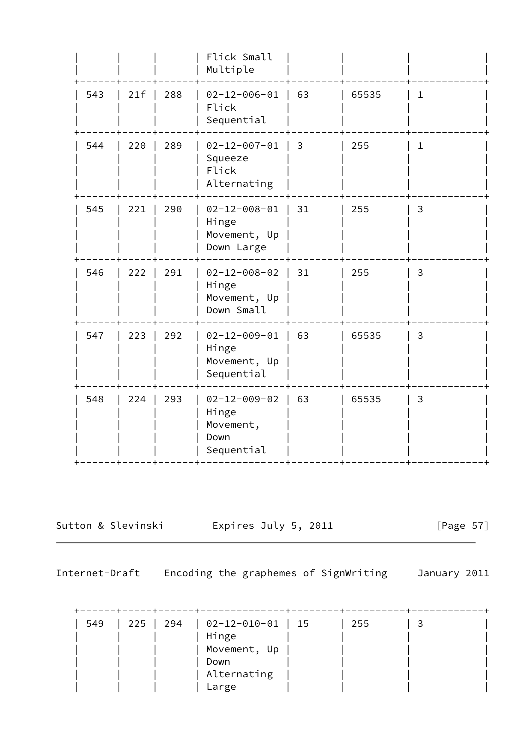| | | | | | | |
|---|---|---|---|---|---|---|
| | | | Flick Small Multiple | | | |
| 543 | 21f | 288 | 02-12-006-01 Flick Sequential | 63 | 65535 | 1 |
| 544 | 220 | 289 | 02-12-007-01 Squeeze Flick Alternating | 3 | 255 | 1 |
| 545 | 221 | 290 | 02-12-008-01 Hinge Movement, Up Down Large | 31 | 255 | 3 |
| 546 | 222 | 291 | 02-12-008-02 Hinge Movement, Up Down Small | 31 | 255 | 3 |
| 547 | 223 | 292 | 02-12-009-01 Hinge Movement, Up Sequential | 63 | 65535 | 3 |
| 548 | 224 | 293 | 02-12-009-02 Hinge Movement, Down Sequential | 63 | 65535 | 3 |

| | | | | | | |
|---|---|---|---|---|---|---|
| 549 | 225 | 294 | 02-12-010-01 Hinge Movement, Up Down Alternating Large | 15 | 255 | 3 |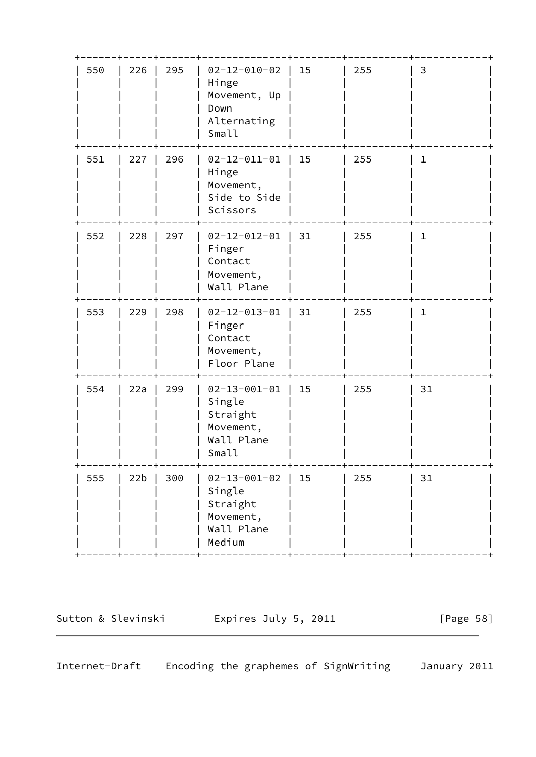| 550 | 226 | 295 | 02-12-010-02 Hinge Movement, Up Down Alternating Small | 15 | 255 | 3 |
|---|---|---|---|---|---|---|
| 551 | 227 | 296 | 02-12-011-01 Hinge Movement, Side to Side Scissors | 15 | 255 | 1 |
| 552 | 228 | 297 | 02-12-012-01 Finger Contact Movement, Wall Plane | 31 | 255 | 1 |
| 553 | 229 | 298 | 02-12-013-01 Finger Contact Movement, Floor Plane | 31 | 255 | 1 |
| 554 | 22a | 299 | 02-13-001-01 Single Straight Movement, Wall Plane Small | 15 | 255 | 31 |
| 555 | 22b | 300 | 02-13-001-02 Single Straight Movement, Wall Plane Medium | 15 | 255 | 31 |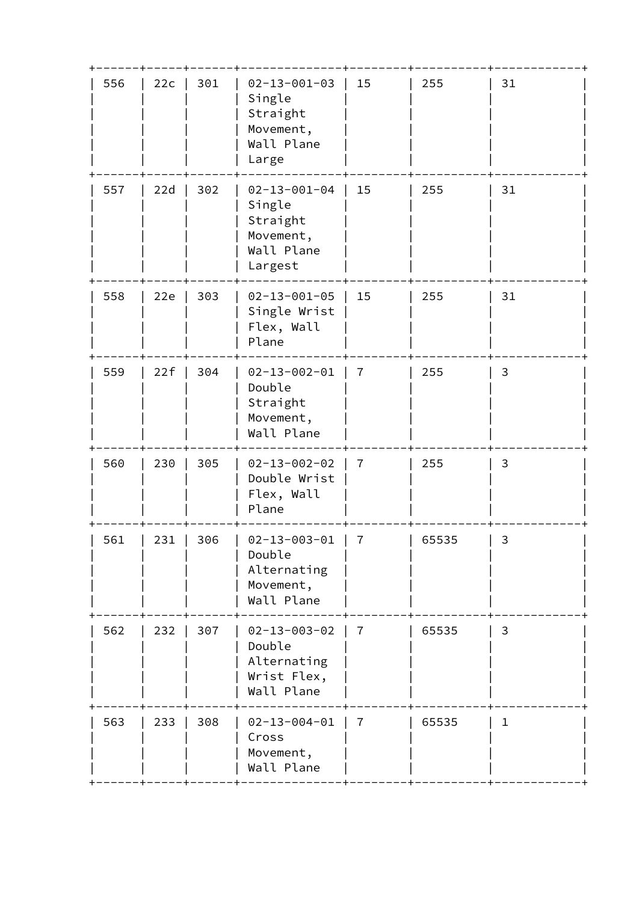| 556 | 22c | 301 | 02-13-001-03 Single Straight Movement, Wall Plane Large | 15 | 255 | 31 |
|---|---|---|---|---|---|---|
| 557 | 22d | 302 | 02-13-001-04 Single Straight Movement, Wall Plane Largest | 15 | 255 | 31 |
| 558 | 22e | 303 | 02-13-001-05 Single Wrist Flex, Wall Plane | 15 | 255 | 31 |
| 559 | 22f | 304 | 02-13-002-01 Double Straight Movement, Wall Plane | 7 | 255 | 3 |
| 560 | 230 | 305 | 02-13-002-02 Double Wrist Flex, Wall Plane | 7 | 255 | 3 |
| 561 | 231 | 306 | 02-13-003-01 Double Alternating Movement, Wall Plane | 7 | 65535 | 3 |
| 562 | 232 | 307 | 02-13-003-02 Double Alternating Wrist Flex, Wall Plane | 7 | 65535 | 3 |
| 563 | 233 | 308 | 02-13-004-01 Cross Movement, Wall Plane | 7 | 65535 | 1 |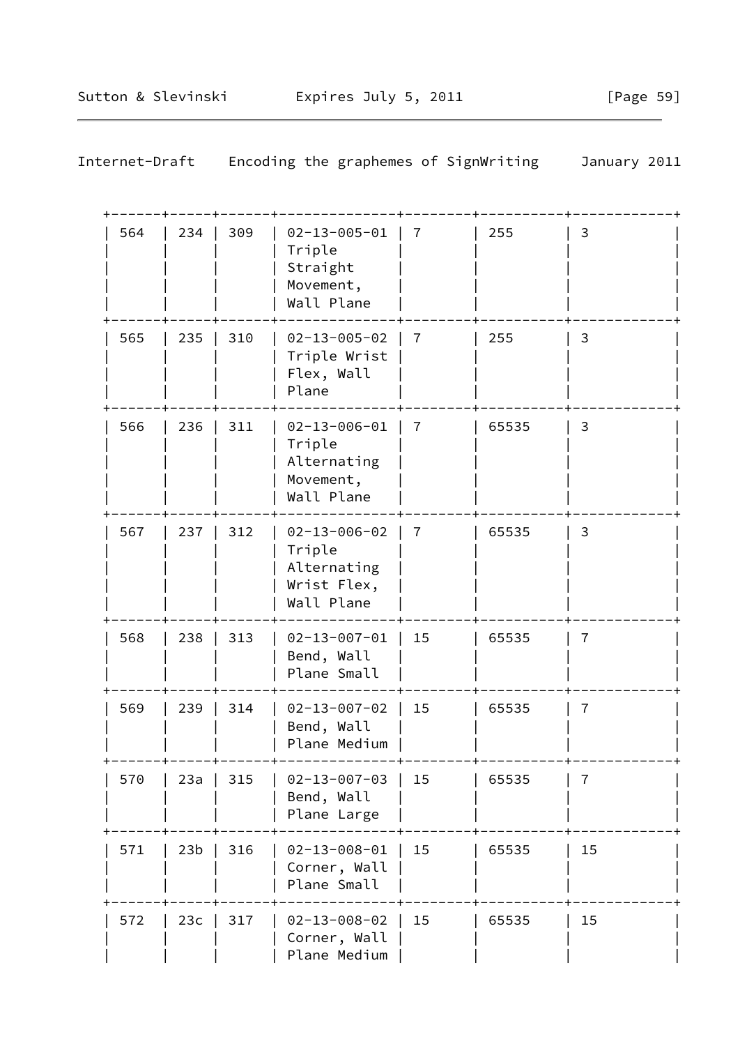| 564 | 234 | 309 | 02-13-005-01 Triple Straight Movement, Wall Plane | 7 | 255 | 3 |
|---|---|---|---|---|---|---|
| 565 | 235 | 310 | 02-13-005-02 Triple Wrist Flex, Wall Plane | 7 | 255 | 3 |
| 566 | 236 | 311 | 02-13-006-01 Triple Alternating Movement, Wall Plane | 7 | 65535 | 3 |
| 567 | 237 | 312 | 02-13-006-02 Triple Alternating Wrist Flex, Wall Plane | 7 | 65535 | 3 |
| 568 | 238 | 313 | 02-13-007-01 Bend, Wall Plane Small | 15 | 65535 | 7 |
| 569 | 239 | 314 | 02-13-007-02 Bend, Wall Plane Medium | 15 | 65535 | 7 |
| 570 | 23a | 315 | 02-13-007-03 Bend, Wall Plane Large | 15 | 65535 | 7 |
| 571 | 23b | 316 | 02-13-008-01 Corner, Wall Plane Small | 15 | 65535 | 15 |
| 572 | 23c | 317 | 02-13-008-02 Corner, Wall Plane Medium | 15 | 65535 | 15 |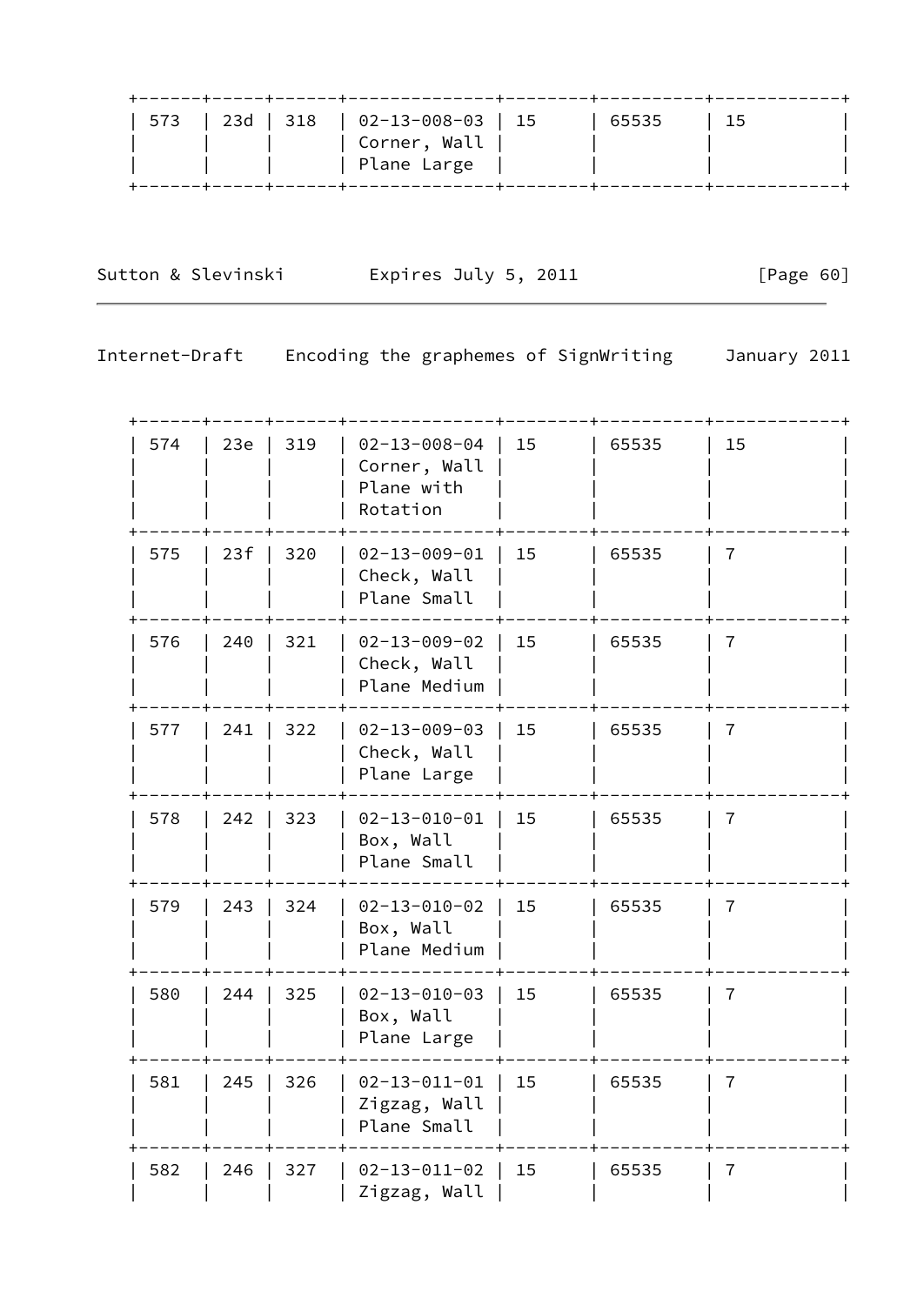| | | | | | | |
|---|---|---|---|---|---|---|
| 573 | 23d | 318 | 02-13-008-03 Corner, Wall Plane Large | 15 | 65535 | 15 |

| | | | | | | |
|---|---|---|---|---|---|---|
| 574 | 23e | 319 | 02-13-008-04 Corner, Wall Plane with Rotation | 15 | 65535 | 15 |
| 575 | 23f | 320 | 02-13-009-01 Check, Wall Plane Small | 15 | 65535 | 7 |
| 576 | 240 | 321 | 02-13-009-02 Check, Wall Plane Medium | 15 | 65535 | 7 |
| 577 | 241 | 322 | 02-13-009-03 Check, Wall Plane Large | 15 | 65535 | 7 |
| 578 | 242 | 323 | 02-13-010-01 Box, Wall Plane Small | 15 | 65535 | 7 |
| 579 | 243 | 324 | 02-13-010-02 Box, Wall Plane Medium | 15 | 65535 | 7 |
| 580 | 244 | 325 | 02-13-010-03 Box, Wall Plane Large | 15 | 65535 | 7 |
| 581 | 245 | 326 | 02-13-011-01 Zigzag, Wall Plane Small | 15 | 65535 | 7 |
| 582 | 246 | 327 | 02-13-011-02 Zigzag, Wall | 15 | 65535 | 7 |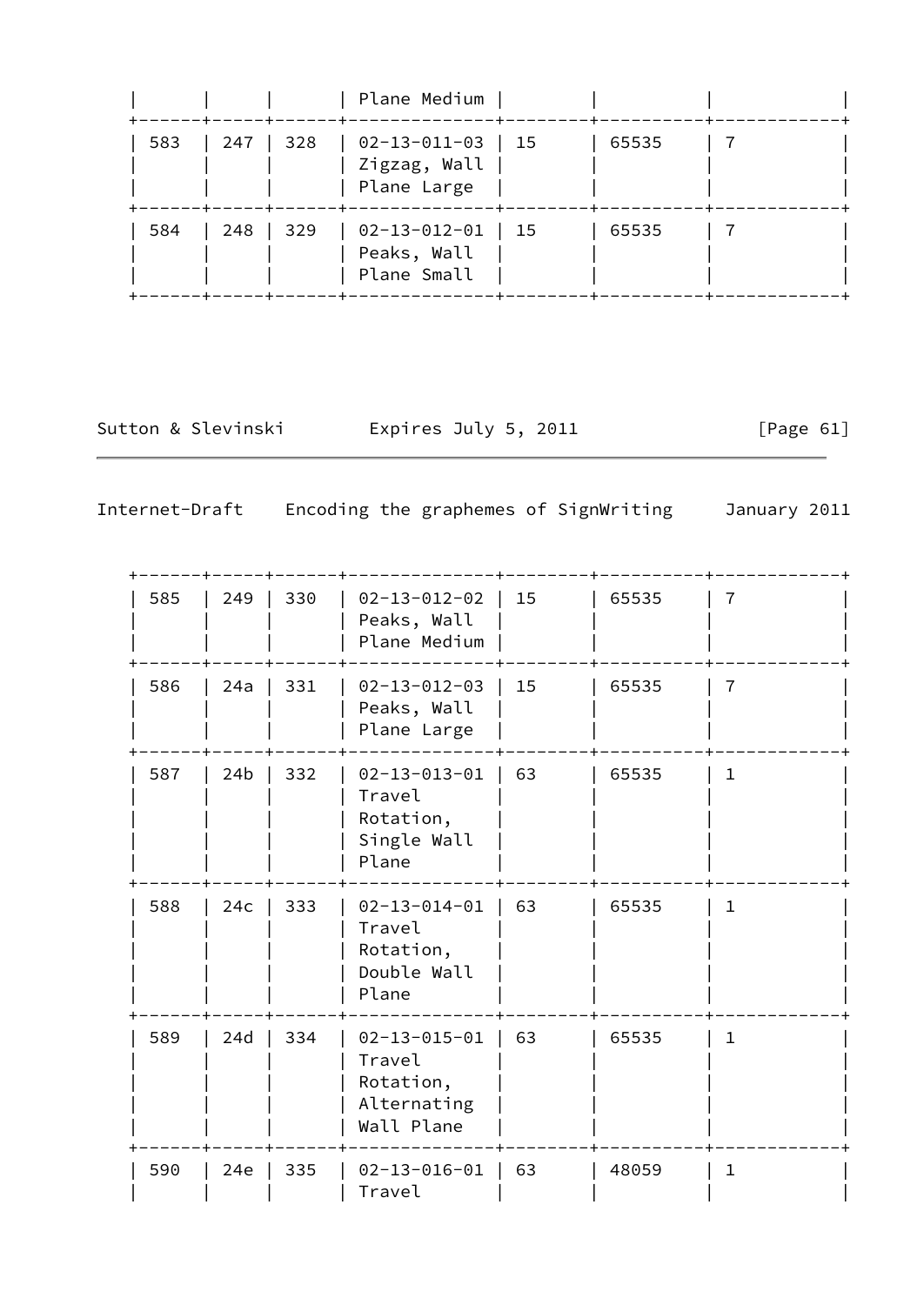| | | | Plane Medium | | | |
|---|---|---|---|---|---|---|
| 583 | 247 | 328 | 02-13-011-03 Zigzag, Wall Plane Large | 15 | 65535 | 7 |
| 584 | 248 | 329 | 02-13-012-01 Peaks, Wall Plane Small | 15 | 65535 | 7 |

| | | | | | | |
|---|---|---|---|---|---|---|
| 585 | 249 | 330 | 02-13-012-02 Peaks, Wall Plane Medium | 15 | 65535 | 7 |
| 586 | 24a | 331 | 02-13-012-03 Peaks, Wall Plane Large | 15 | 65535 | 7 |
| 587 | 24b | 332 | 02-13-013-01 Travel Rotation, Single Wall Plane | 63 | 65535 | 1 |
| 588 | 24c | 333 | 02-13-014-01 Travel Rotation, Double Wall Plane | 63 | 65535 | 1 |
| 589 | 24d | 334 | 02-13-015-01 Travel Rotation, Alternating Wall Plane | 63 | 65535 | 1 |
| 590 | 24e | 335 | 02-13-016-01 Travel | 63 | 48059 | 1 |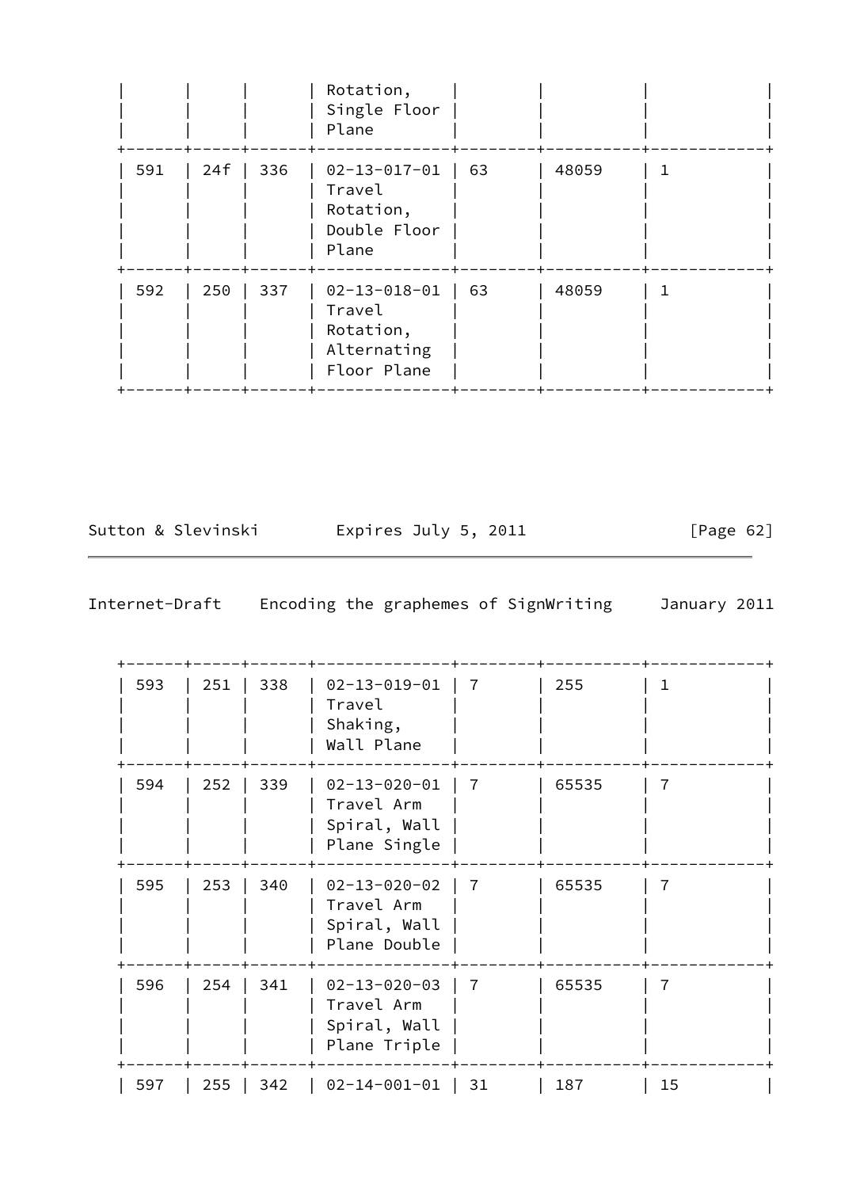| | | | Rotation, Single Floor Plane | | | | |
|---|---|---|---|---|---|---|---|
| 591 | 24f | 336 | 02-13-017-01 Travel Rotation, Double Floor Plane | 63 | 48059 | 1 | |
| 592 | 250 | 337 | 02-13-018-01 Travel Rotation, Alternating Floor Plane | 63 | 48059 | 1 | |

| | | | | | | | |
|---|---|---|---|---|---|---|---|
| 593 | 251 | 338 | 02-13-019-01 Travel Shaking, Wall Plane | 7 | 255 | 1 | |
| 594 | 252 | 339 | 02-13-020-01 Travel Arm Spiral, Wall Plane Single | 7 | 65535 | 7 | |
| 595 | 253 | 340 | 02-13-020-02 Travel Arm Spiral, Wall Plane Double | 7 | 65535 | 7 | |
| 596 | 254 | 341 | 02-13-020-03 Travel Arm Spiral, Wall Plane Triple | 7 | 65535 | 7 | |
| 597 | 255 | 342 | 02-14-001-01 | 31 | 187 | 15 | |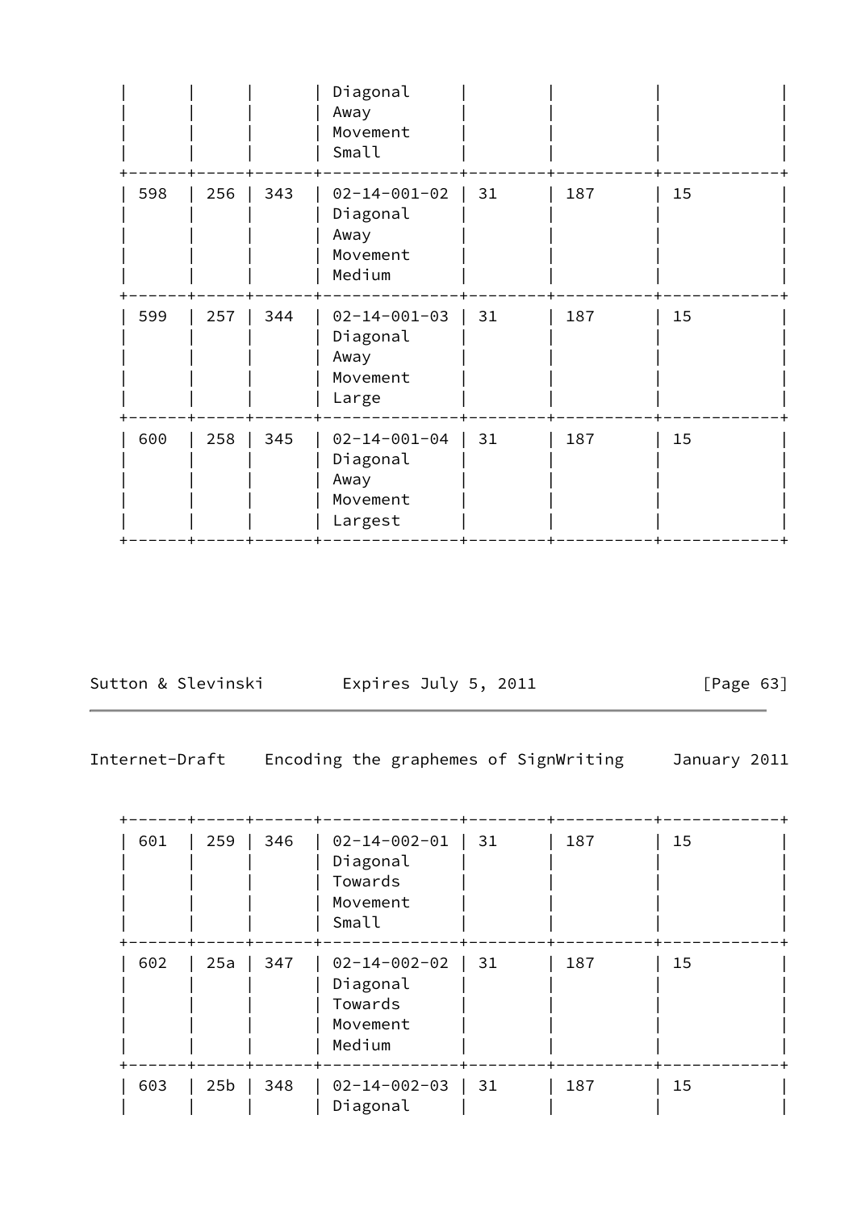| | | | Diagonal Away Movement Small | | | | |
|---|---|---|---|---|---|---|---|
| 598 | 256 | 343 | 02-14-001-02 Diagonal Away Movement Medium | 31 | 187 | 15 | |
| 599 | 257 | 344 | 02-14-001-03 Diagonal Away Movement Large | 31 | 187 | 15 | |
| 600 | 258 | 345 | 02-14-001-04 Diagonal Away Movement Largest | 31 | 187 | 15 | |

| 601 | 259 | 346 | 02-14-002-01 Diagonal Towards Movement Small | 31 | 187 | 15 | |
|---|---|---|---|---|---|---|---|
| 602 | 25a | 347 | 02-14-002-02 Diagonal Towards Movement Medium | 31 | 187 | 15 | |
| 603 | 25b | 348 | 02-14-002-03 Diagonal | 31 | 187 | 15 | |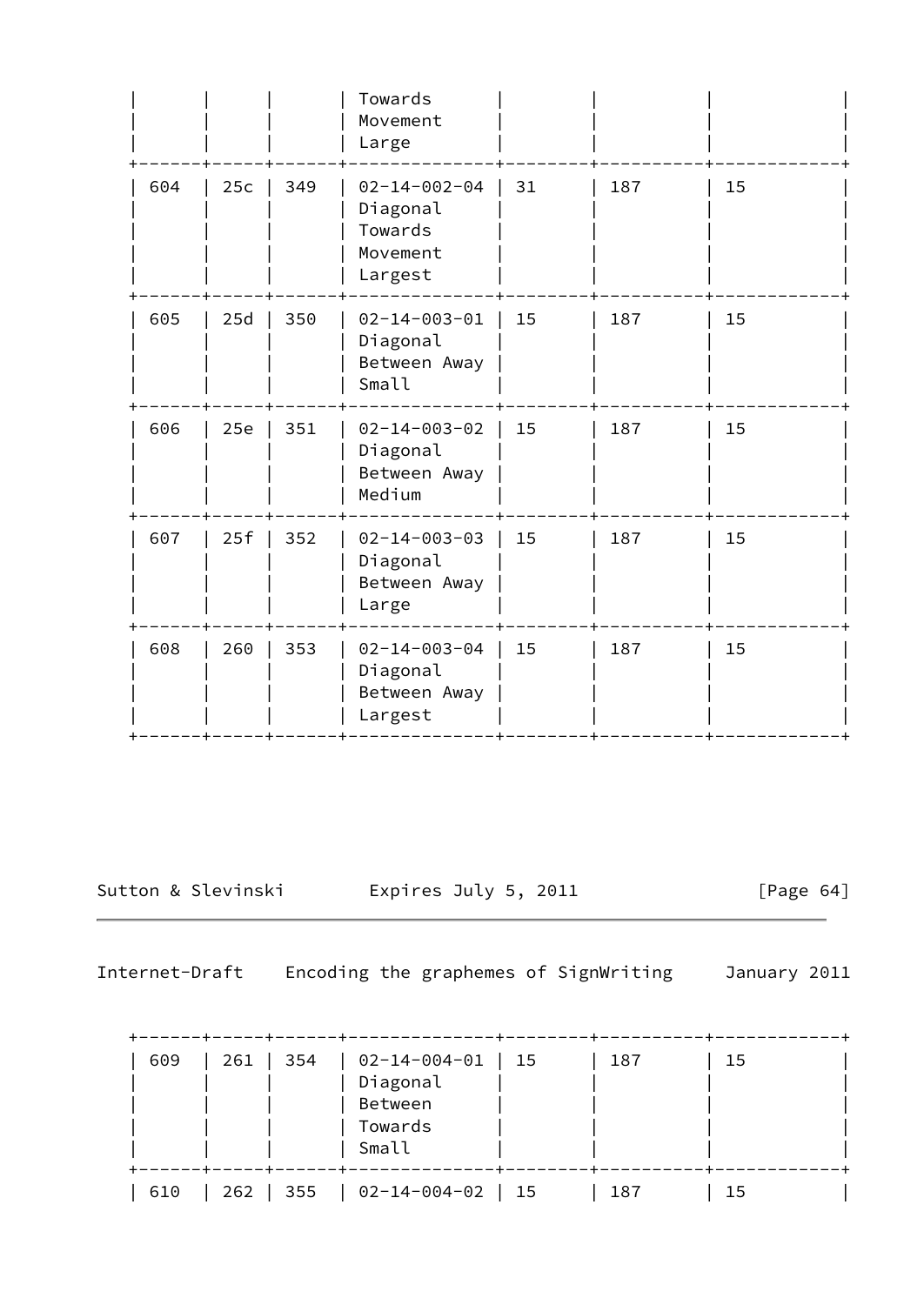| | | | Towards Movement Large | | | |
|---|---|---|---|---|---|---|
| 604 | 25c | 349 | 02-14-002-04 Diagonal Towards Movement Largest | 31 | 187 | 15 |
| 605 | 25d | 350 | 02-14-003-01 Diagonal Between Away Small | 15 | 187 | 15 |
| 606 | 25e | 351 | 02-14-003-02 Diagonal Between Away Medium | 15 | 187 | 15 |
| 607 | 25f | 352 | 02-14-003-03 Diagonal Between Away Large | 15 | 187 | 15 |
| 608 | 260 | 353 | 02-14-003-04 Diagonal Between Away Largest | 15 | 187 | 15 |

| | | | | | | |
|---|---|---|---|---|---|---|
| 609 | 261 | 354 | 02-14-004-01 Diagonal Between Towards Small | 15 | 187 | 15 |
| 610 | 262 | 355 | 02-14-004-02 | 15 | 187 | 15 |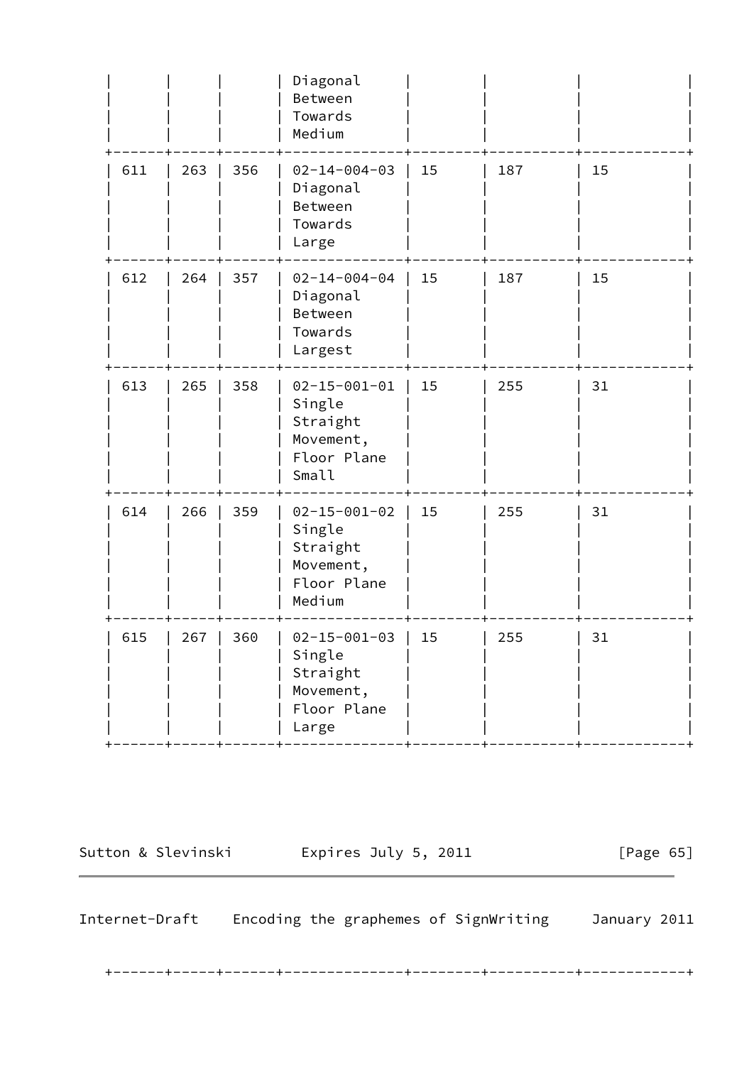| | | | | | | |
|---|---|---|---|---|---|---|
| | | | Diagonal Between Towards Medium | | | |
| 611 | 263 | 356 | 02-14-004-03 Diagonal Between Towards Large | 15 | 187 | 15 |
| 612 | 264 | 357 | 02-14-004-04 Diagonal Between Towards Largest | 15 | 187 | 15 |
| 613 | 265 | 358 | 02-15-001-01 Single Straight Movement, Floor Plane Small | 15 | 255 | 31 |
| 614 | 266 | 359 | 02-15-001-02 Single Straight Movement, Floor Plane Medium | 15 | 255 | 31 |
| 615 | 267 | 360 | 02-15-001-03 Single Straight Movement, Floor Plane Large | 15 | 255 | 31 |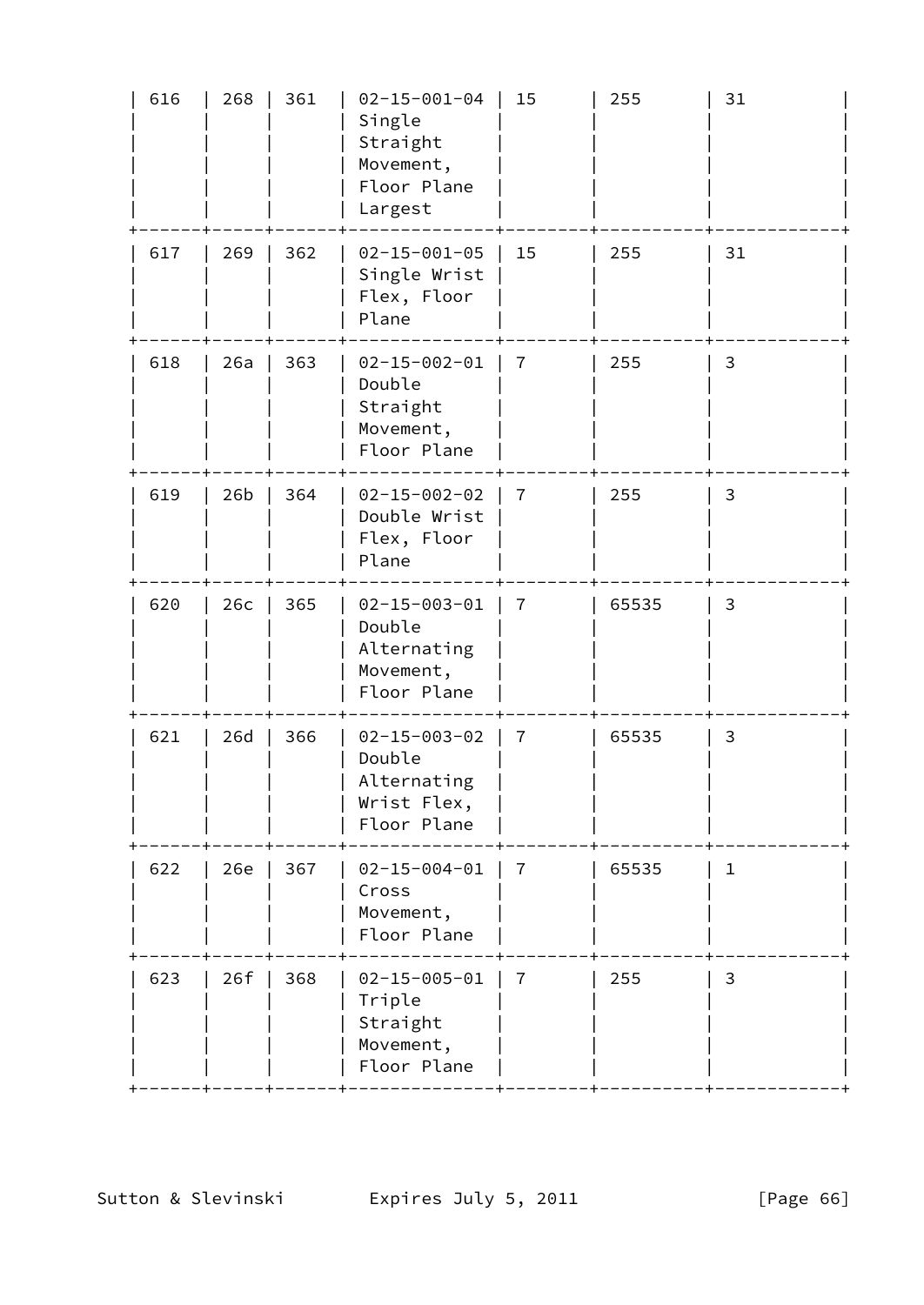| 616 | 268 | 361 | 02-15-001-04 Single Straight Movement, Floor Plane Largest | 15 | 255 | 31 |
|---|---|---|---|---|---|---|
| 617 | 269 | 362 | 02-15-001-05 Single Wrist Flex, Floor Plane | 15 | 255 | 31 |
| 618 | 26a | 363 | 02-15-002-01 Double Straight Movement, Floor Plane | 7 | 255 | 3 |
| 619 | 26b | 364 | 02-15-002-02 Double Wrist Flex, Floor Plane | 7 | 255 | 3 |
| 620 | 26c | 365 | 02-15-003-01 Double Alternating Movement, Floor Plane | 7 | 65535 | 3 |
| 621 | 26d | 366 | 02-15-003-02 Double Alternating Wrist Flex, Floor Plane | 7 | 65535 | 3 |
| 622 | 26e | 367 | 02-15-004-01 Cross Movement, Floor Plane | 7 | 65535 | 1 |
| 623 | 26f | 368 | 02-15-005-01 Triple Straight Movement, Floor Plane | 7 | 255 | 3 |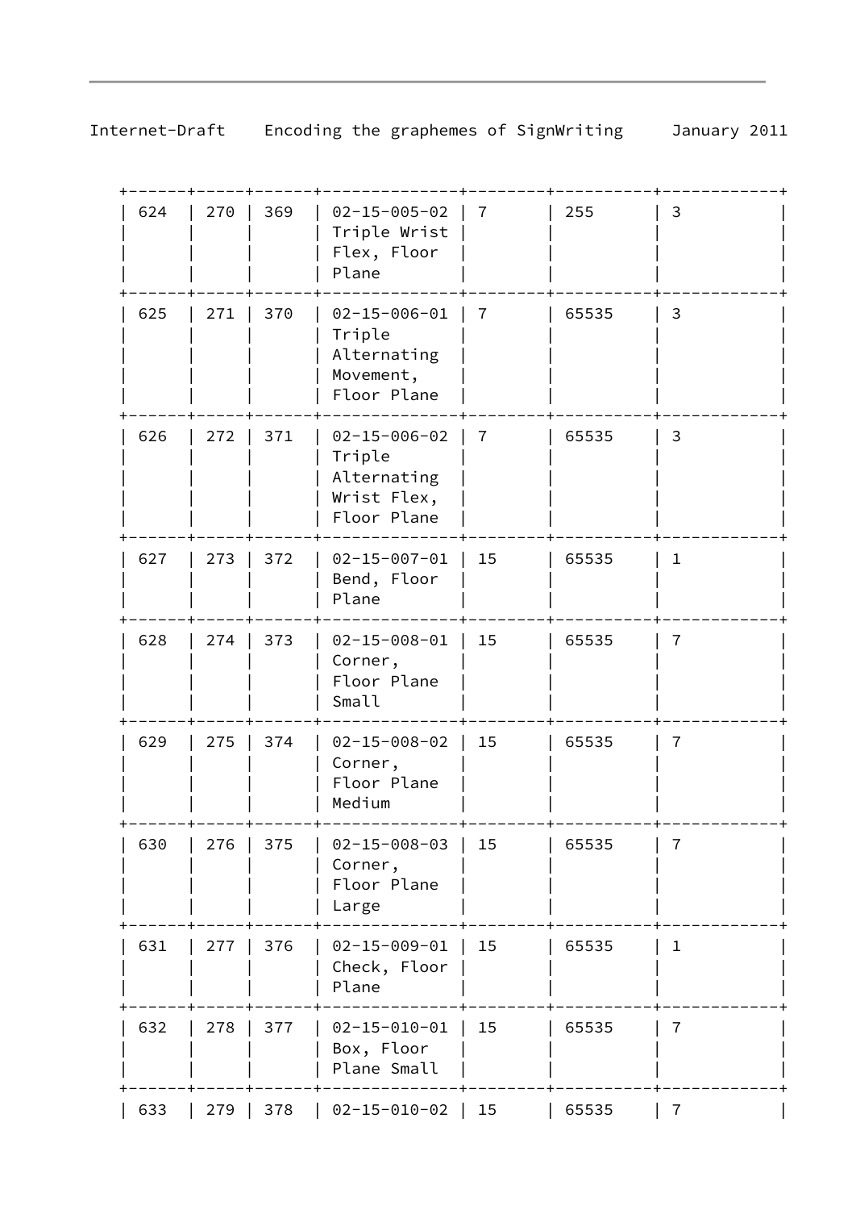| 624 | 270 | 369 | 02-15-005-02 Triple Wrist Flex, Floor Plane | 7 | 255 | 3 |
|---|---|---|---|---|---|---|
| 625 | 271 | 370 | 02-15-006-01 Triple Alternating Movement, Floor Plane | 7 | 65535 | 3 |
| 626 | 272 | 371 | 02-15-006-02 Triple Alternating Wrist Flex, Floor Plane | 7 | 65535 | 3 |
| 627 | 273 | 372 | 02-15-007-01 Bend, Floor Plane | 15 | 65535 | 1 |
| 628 | 274 | 373 | 02-15-008-01 Corner, Floor Plane Small | 15 | 65535 | 7 |
| 629 | 275 | 374 | 02-15-008-02 Corner, Floor Plane Medium | 15 | 65535 | 7 |
| 630 | 276 | 375 | 02-15-008-03 Corner, Floor Plane Large | 15 | 65535 | 7 |
| 631 | 277 | 376 | 02-15-009-01 Check, Floor Plane | 15 | 65535 | 1 |
| 632 | 278 | 377 | 02-15-010-01 Box, Floor Plane Small | 15 | 65535 | 7 |
| 633 | 279 | 378 | 02-15-010-02 | 15 | 65535 | 7 |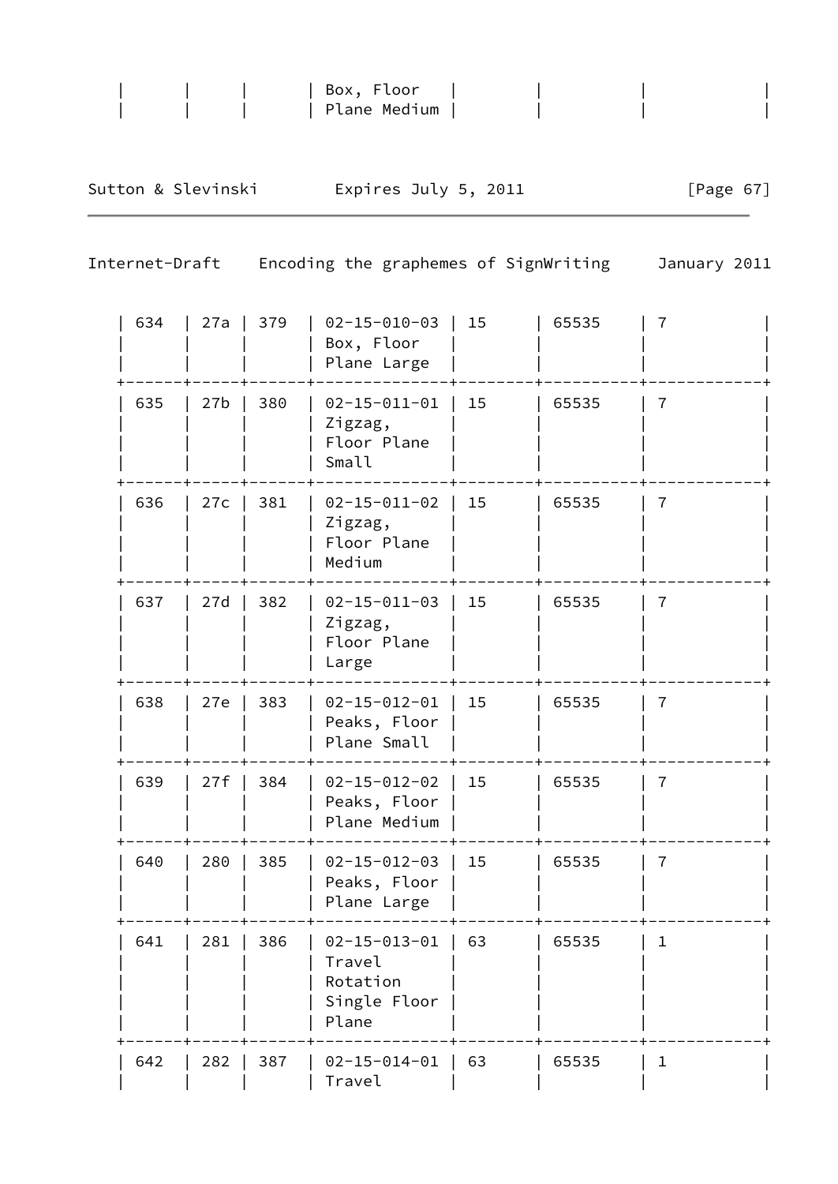| | | | Box, Floor Plane Medium | | | | |
|---|---|---|---|---|---|---|---|
| 634 | 27a | 379 | 02-15-010-03 Box, Floor Plane Large | 15 | 65535 | 7 | |
| 635 | 27b | 380 | 02-15-011-01 Zigzag, Floor Plane Small | 15 | 65535 | 7 | |
| 636 | 27c | 381 | 02-15-011-02 Zigzag, Floor Plane Medium | 15 | 65535 | 7 | |
| 637 | 27d | 382 | 02-15-011-03 Zigzag, Floor Plane Large | 15 | 65535 | 7 | |
| 638 | 27e | 383 | 02-15-012-01 Peaks, Floor Plane Small | 15 | 65535 | 7 | |
| 639 | 27f | 384 | 02-15-012-02 Peaks, Floor Plane Medium | 15 | 65535 | 7 | |
| 640 | 280 | 385 | 02-15-012-03 Peaks, Floor Plane Large | 15 | 65535 | 7 | |
| 641 | 281 | 386 | 02-15-013-01 Travel Rotation Single Floor Plane | 63 | 65535 | 1 | |
| 642 | 282 | 387 | 02-15-014-01 Travel | 63 | 65535 | 1 | |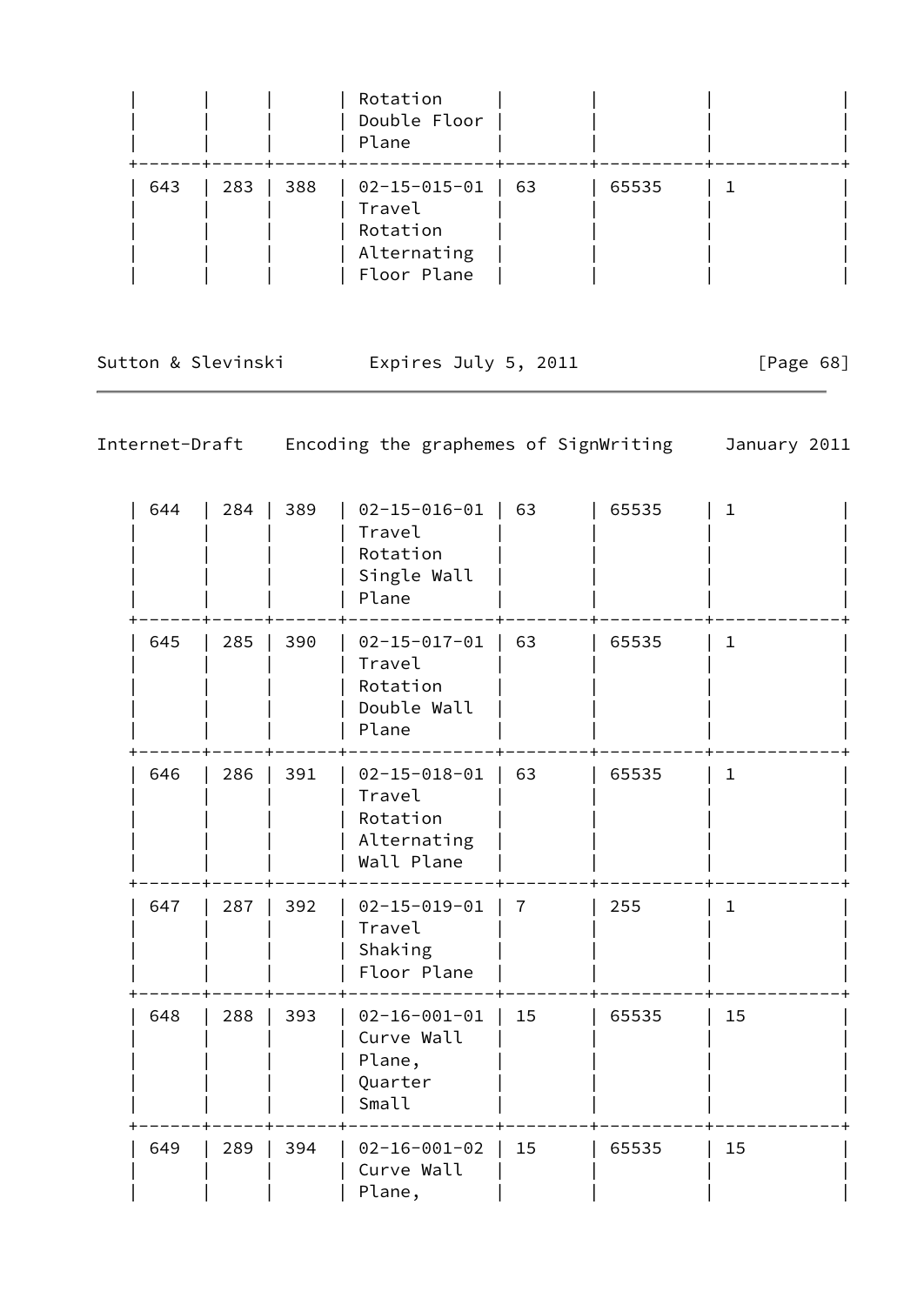| | | | | | | |
|---|---|---|---|---|---|---|
| | | | Rotation Double Floor Plane | | | |
| 643 | 283 | 388 | 02-15-015-01 Travel Rotation Alternating Floor Plane | 63 | 65535 | 1 |
| 644 | 284 | 389 | 02-15-016-01 Travel Rotation Single Wall Plane | 63 | 65535 | 1 |
| 645 | 285 | 390 | 02-15-017-01 Travel Rotation Double Wall Plane | 63 | 65535 | 1 |
| 646 | 286 | 391 | 02-15-018-01 Travel Rotation Alternating Wall Plane | 63 | 65535 | 1 |
| 647 | 287 | 392 | 02-15-019-01 Travel Shaking Floor Plane | 7 | 255 | 1 |
| 648 | 288 | 393 | 02-16-001-01 Curve Wall Plane, Quarter Small | 15 | 65535 | 15 |
| 649 | 289 | 394 | 02-16-001-02 Curve Wall Plane, | 15 | 65535 | 15 |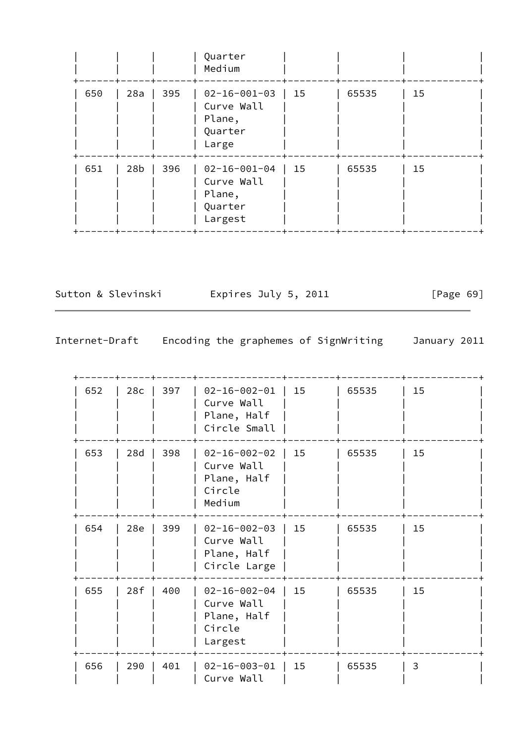| | | | Quarter Medium | | | | |
|---|---|---|---|---|---|---|---|
| 650 | 28a | 395 | 02-16-001-03 Curve Wall Plane, Quarter Large | 15 | 65535 | 15 | |
| 651 | 28b | 396 | 02-16-001-04 Curve Wall Plane, Quarter Largest | 15 | 65535 | 15 | |

| | | | | | | | |
|---|---|---|---|---|---|---|---|
| 652 | 28c | 397 | 02-16-002-01 Curve Wall Plane, Half Circle Small | 15 | 65535 | 15 | |
| 653 | 28d | 398 | 02-16-002-02 Curve Wall Plane, Half Circle Medium | 15 | 65535 | 15 | |
| 654 | 28e | 399 | 02-16-002-03 Curve Wall Plane, Half Circle Large | 15 | 65535 | 15 | |
| 655 | 28f | 400 | 02-16-002-04 Curve Wall Plane, Half Circle Largest | 15 | 65535 | 15 | |
| 656 | 290 | 401 | 02-16-003-01 Curve Wall | 15 | 65535 | 3 | |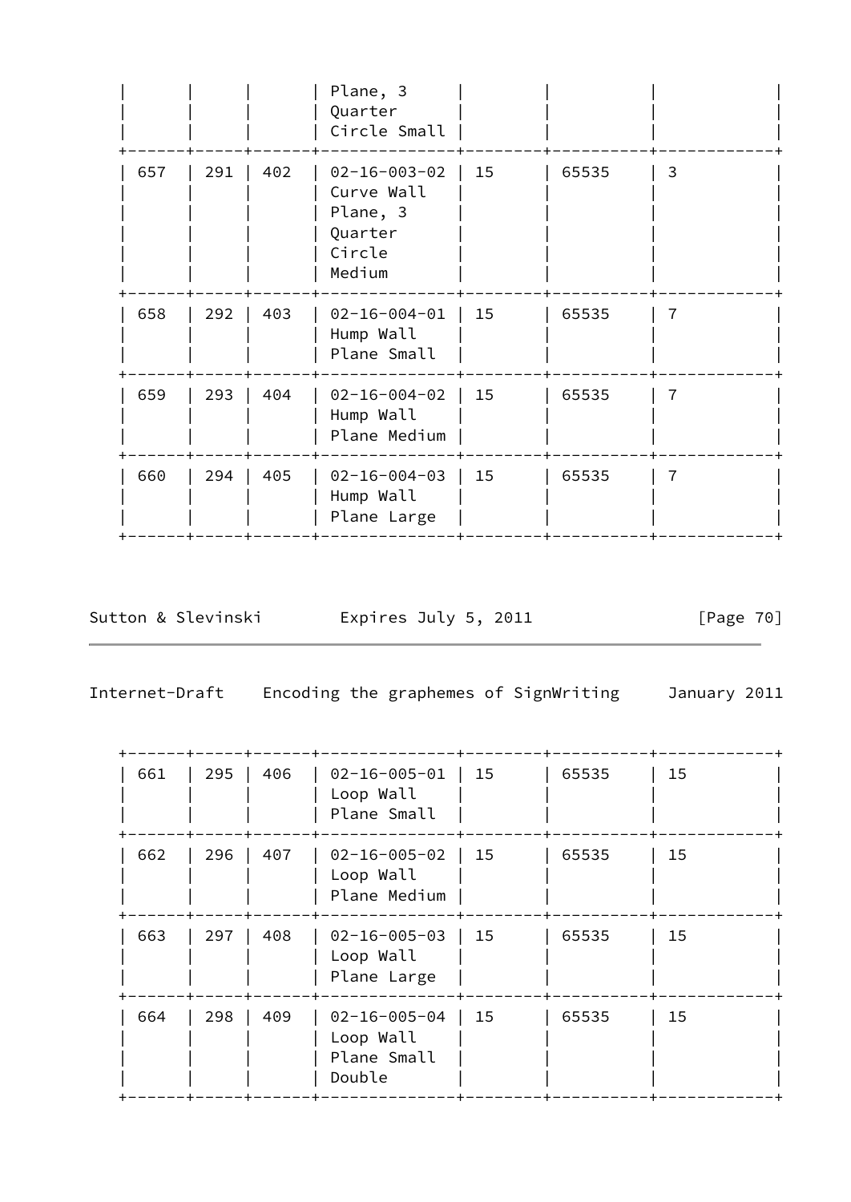| | | | Plane, 3 Quarter Circle Small | | | |
|---|---|---|---|---|---|---|
| 657 | 291 | 402 | 02-16-003-02 Curve Wall Plane, 3 Quarter Circle Medium | 15 | 65535 | 3 |
| 658 | 292 | 403 | 02-16-004-01 Hump Wall Plane Small | 15 | 65535 | 7 |
| 659 | 293 | 404 | 02-16-004-02 Hump Wall Plane Medium | 15 | 65535 | 7 |
| 660 | 294 | 405 | 02-16-004-03 Hump Wall Plane Large | 15 | 65535 | 7 |

| 661 | 295 | 406 | 02-16-005-01 Loop Wall Plane Small | 15 | 65535 | 15 |
|---|---|---|---|---|---|---|
| 662 | 296 | 407 | 02-16-005-02 Loop Wall Plane Medium | 15 | 65535 | 15 |
| 663 | 297 | 408 | 02-16-005-03 Loop Wall Plane Large | 15 | 65535 | 15 |
| 664 | 298 | 409 | 02-16-005-04 Loop Wall Plane Small Double | 15 | 65535 | 15 |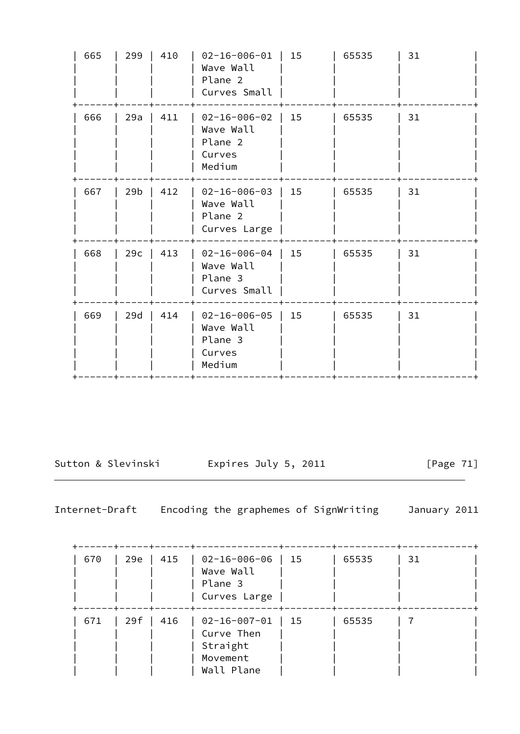| | | | | | | |
|---|---|---|---|---|---|---|
| 665 | 299 | 410 | 02-16-006-01 Wave Wall Plane 2 Curves Small | 15 | 65535 | 31 |
| 666 | 29a | 411 | 02-16-006-02 Wave Wall Plane 2 Curves Medium | 15 | 65535 | 31 |
| 667 | 29b | 412 | 02-16-006-03 Wave Wall Plane 2 Curves Large | 15 | 65535 | 31 |
| 668 | 29c | 413 | 02-16-006-04 Wave Wall Plane 3 Curves Small | 15 | 65535 | 31 |
| 669 | 29d | 414 | 02-16-006-05 Wave Wall Plane 3 Curves Medium | 15 | 65535 | 31 |
| 670 | 29e | 415 | 02-16-006-06 Wave Wall Plane 3 Curves Large | 15 | 65535 | 31 |
| 671 | 29f | 416 | 02-16-007-01 Curve Then Straight Movement Wall Plane | 15 | 65535 | 7 |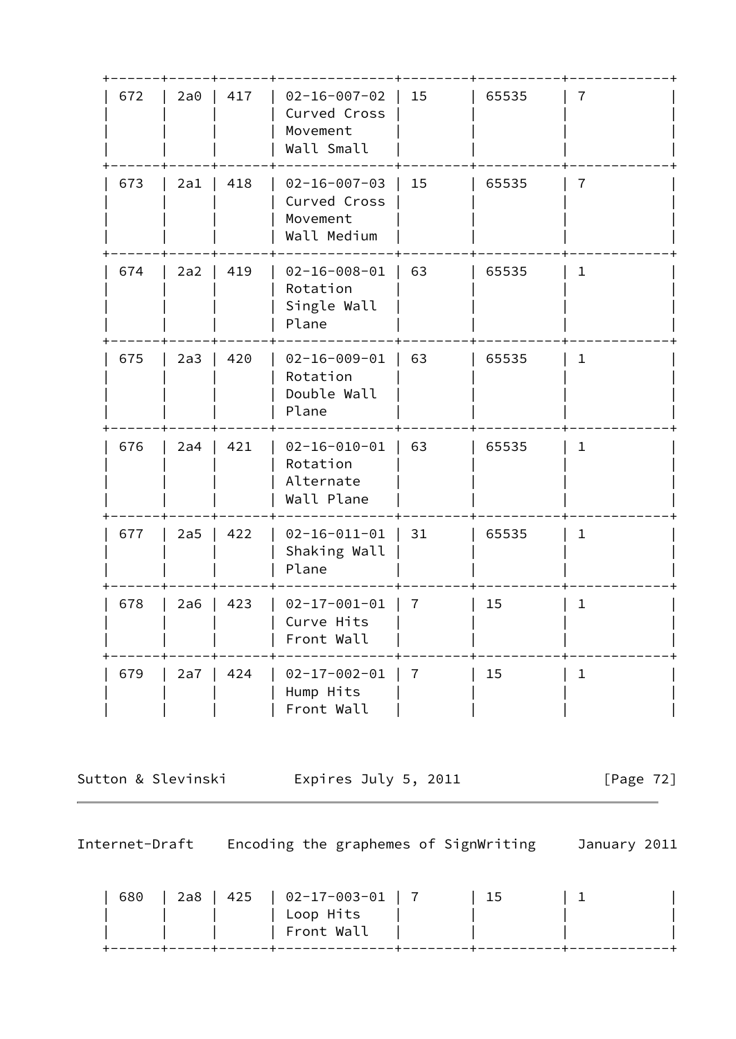| 672 | 2a0 | 417 | 02-16-007-02 Curved Cross Movement Wall Small | 15 | 65535 | 7 |
|---|---|---|---|---|---|---|
| 673 | 2a1 | 418 | 02-16-007-03 Curved Cross Movement Wall Medium | 15 | 65535 | 7 |
| 674 | 2a2 | 419 | 02-16-008-01 Rotation Single Wall Plane | 63 | 65535 | 1 |
| 675 | 2a3 | 420 | 02-16-009-01 Rotation Double Wall Plane | 63 | 65535 | 1 |
| 676 | 2a4 | 421 | 02-16-010-01 Rotation Alternate Wall Plane | 63 | 65535 | 1 |
| 677 | 2a5 | 422 | 02-16-011-01 Shaking Wall Plane | 31 | 65535 | 1 |
| 678 | 2a6 | 423 | 02-17-001-01 Curve Hits Front Wall | 7 | 15 | 1 |
| 679 | 2a7 | 424 | 02-17-002-01 Hump Hits Front Wall | 7 | 15 | 1 |
| 680 | 2a8 | 425 | 02-17-003-01 Loop Hits Front Wall | 7 | 15 | 1 |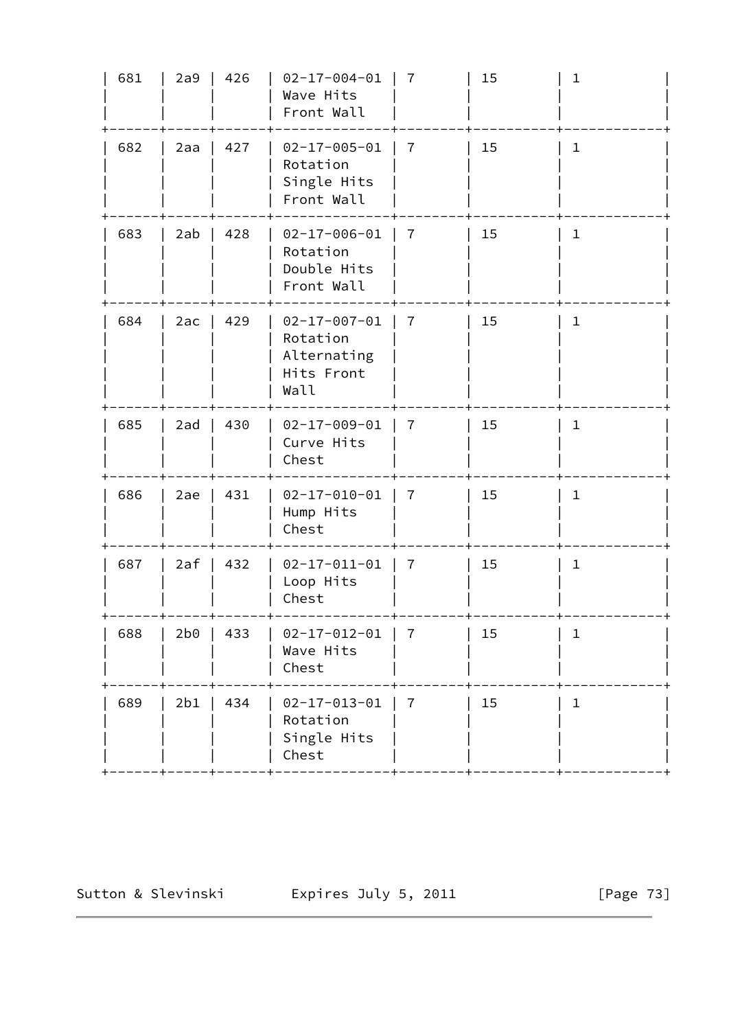| | | | | | | |
|---|---|---|---|---|---|---|
| 681 | 2a9 | 426 | 02-17-004-01 Wave Hits Front Wall | 7 | 15 | 1 |
| 682 | 2aa | 427 | 02-17-005-01 Rotation Single Hits Front Wall | 7 | 15 | 1 |
| 683 | 2ab | 428 | 02-17-006-01 Rotation Double Hits Front Wall | 7 | 15 | 1 |
| 684 | 2ac | 429 | 02-17-007-01 Rotation Alternating Hits Front Wall | 7 | 15 | 1 |
| 685 | 2ad | 430 | 02-17-009-01 Curve Hits Chest | 7 | 15 | 1 |
| 686 | 2ae | 431 | 02-17-010-01 Hump Hits Chest | 7 | 15 | 1 |
| 687 | 2af | 432 | 02-17-011-01 Loop Hits Chest | 7 | 15 | 1 |
| 688 | 2b0 | 433 | 02-17-012-01 Wave Hits Chest | 7 | 15 | 1 |
| 689 | 2b1 | 434 | 02-17-013-01 Rotation Single Hits Chest | 7 | 15 | 1 |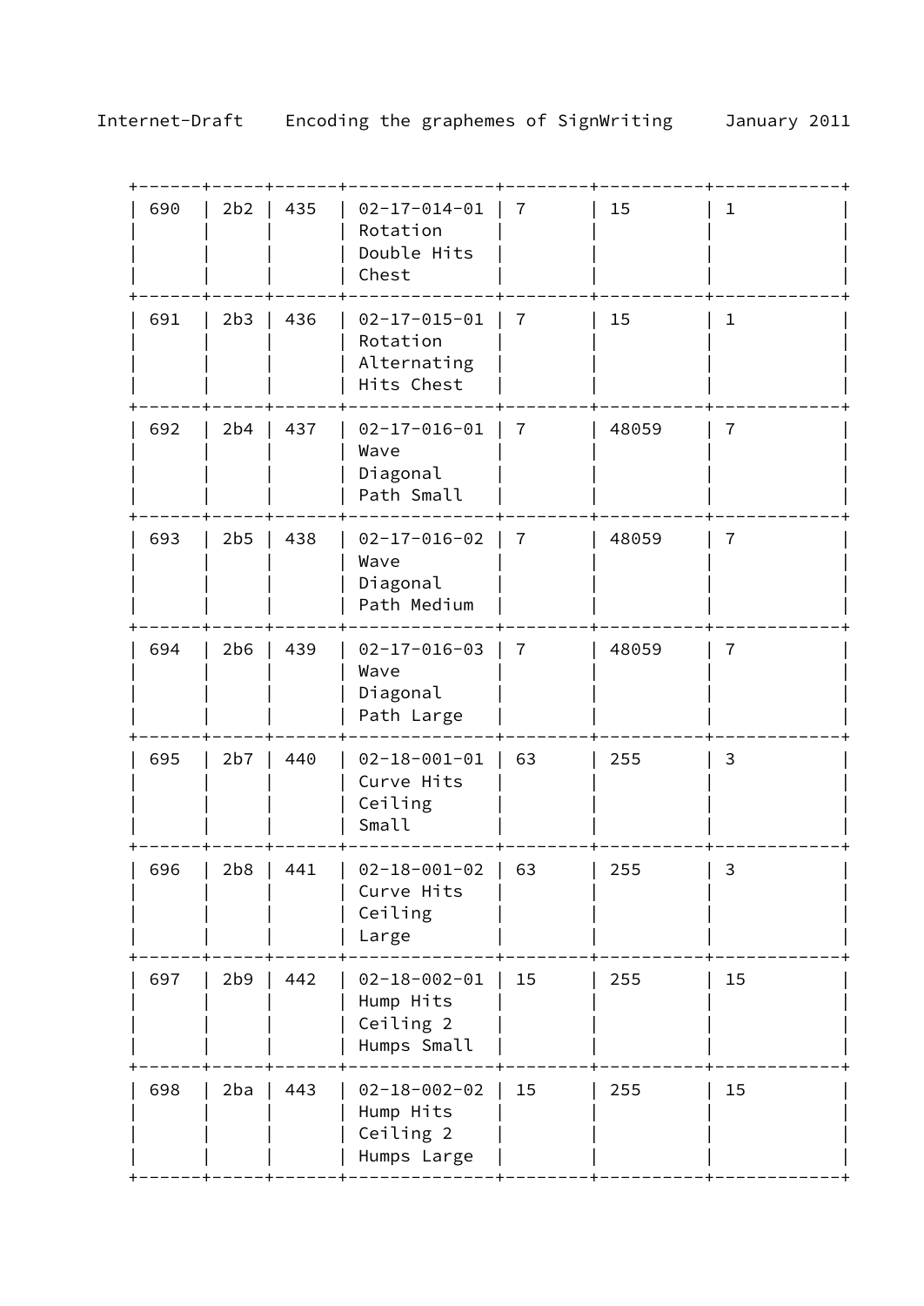| 690 | 2b2 | 435 | 02-17-014-01 Rotation Double Hits Chest | 7 | 15 | 1 |
|---|---|---|---|---|---|---|
| 691 | 2b3 | 436 | 02-17-015-01 Rotation Alternating Hits Chest | 7 | 15 | 1 |
| 692 | 2b4 | 437 | 02-17-016-01 Wave Diagonal Path Small | 7 | 48059 | 7 |
| 693 | 2b5 | 438 | 02-17-016-02 Wave Diagonal Path Medium | 7 | 48059 | 7 |
| 694 | 2b6 | 439 | 02-17-016-03 Wave Diagonal Path Large | 7 | 48059 | 7 |
| 695 | 2b7 | 440 | 02-18-001-01 Curve Hits Ceiling Small | 63 | 255 | 3 |
| 696 | 2b8 | 441 | 02-18-001-02 Curve Hits Ceiling Large | 63 | 255 | 3 |
| 697 | 2b9 | 442 | 02-18-002-01 Hump Hits Ceiling 2 Humps Small | 15 | 255 | 15 |
| 698 | 2ba | 443 | 02-18-002-02 Hump Hits Ceiling 2 Humps Large | 15 | 255 | 15 |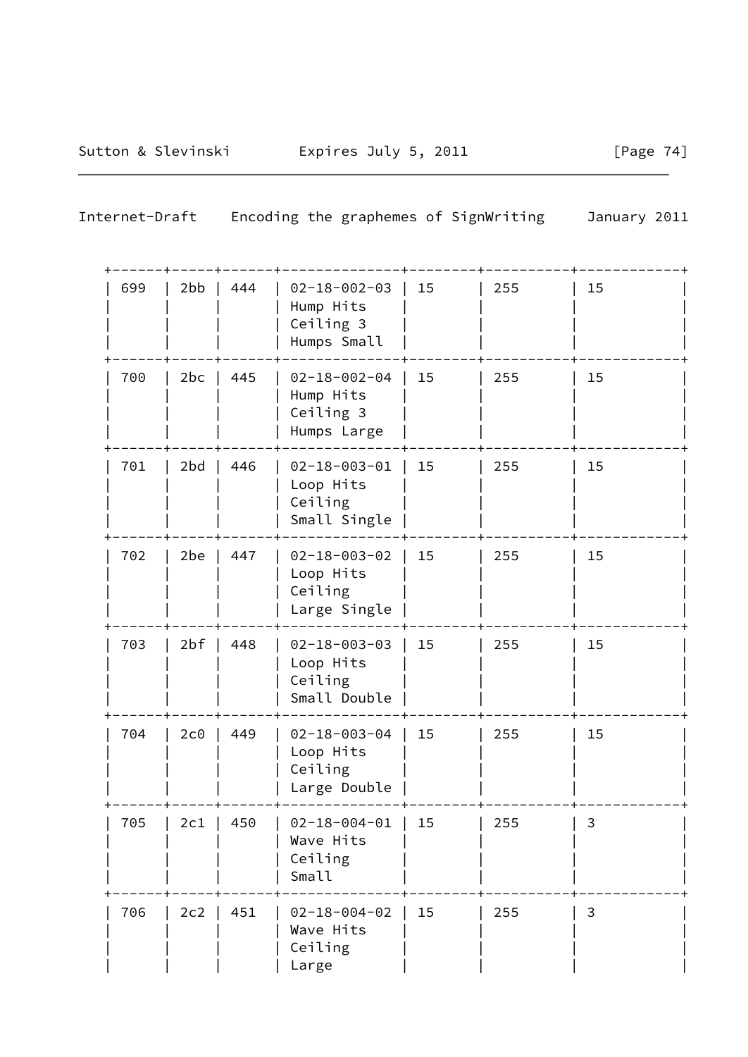| 699 | 2bb | 444 | 02-18-002-03 Hump Hits Ceiling 3 Humps Small | 15 | 255 | 15 | |
|---|---|---|---|---|---|---|---|
| 700 | 2bc | 445 | 02-18-002-04 Hump Hits Ceiling 3 Humps Large | 15 | 255 | 15 | |
| 701 | 2bd | 446 | 02-18-003-01 Loop Hits Ceiling Small Single | 15 | 255 | 15 | |
| 702 | 2be | 447 | 02-18-003-02 Loop Hits Ceiling Large Single | 15 | 255 | 15 | |
| 703 | 2bf | 448 | 02-18-003-03 Loop Hits Ceiling Small Double | 15 | 255 | 15 | |
| 704 | 2c0 | 449 | 02-18-003-04 Loop Hits Ceiling Large Double | 15 | 255 | 15 | |
| 705 | 2c1 | 450 | 02-18-004-01 Wave Hits Ceiling Small | 15 | 255 | 3 | |
| 706 | 2c2 | 451 | 02-18-004-02 Wave Hits Ceiling Large | 15 | 255 | 3 | |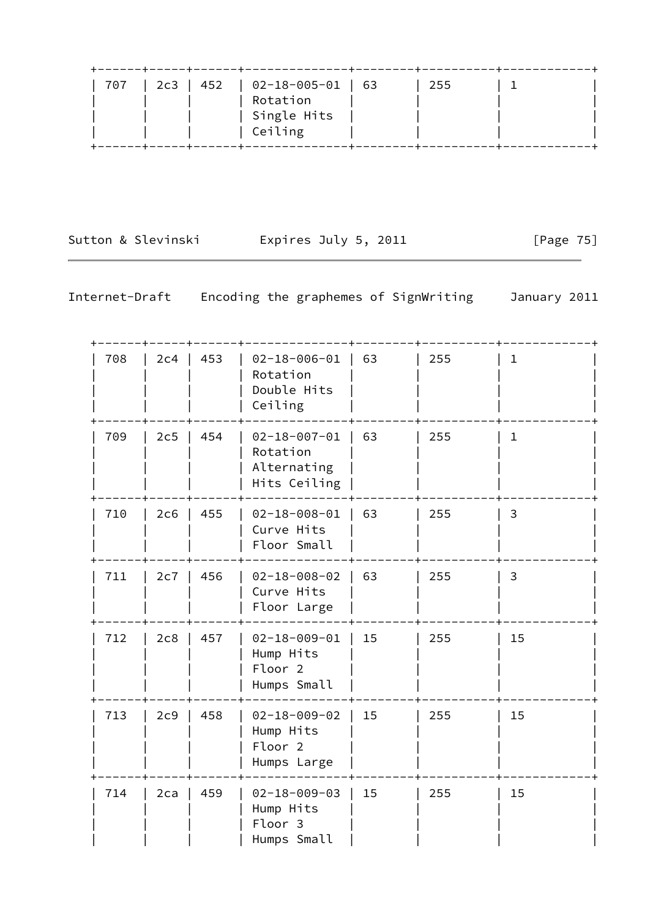| 707 | 2c3 | 452 | 02-18-005-01 Rotation Single Hits Ceiling | 63 | 255 | 1 |
|---|---|---|---|---|---|---|
| 708 | 2c4 | 453 | 02-18-006-01 Rotation Double Hits Ceiling | 63 | 255 | 1 |
| 709 | 2c5 | 454 | 02-18-007-01 Rotation Alternating Hits Ceiling | 63 | 255 | 1 |
| 710 | 2c6 | 455 | 02-18-008-01 Curve Hits Floor Small | 63 | 255 | 3 |
| 711 | 2c7 | 456 | 02-18-008-02 Curve Hits Floor Large | 63 | 255 | 3 |
| 712 | 2c8 | 457 | 02-18-009-01 Hump Hits Floor 2 Humps Small | 15 | 255 | 15 |
| 713 | 2c9 | 458 | 02-18-009-02 Hump Hits Floor 2 Humps Large | 15 | 255 | 15 |
| 714 | 2ca | 459 | 02-18-009-03 Hump Hits Floor 3 Humps Small | 15 | 255 | 15 |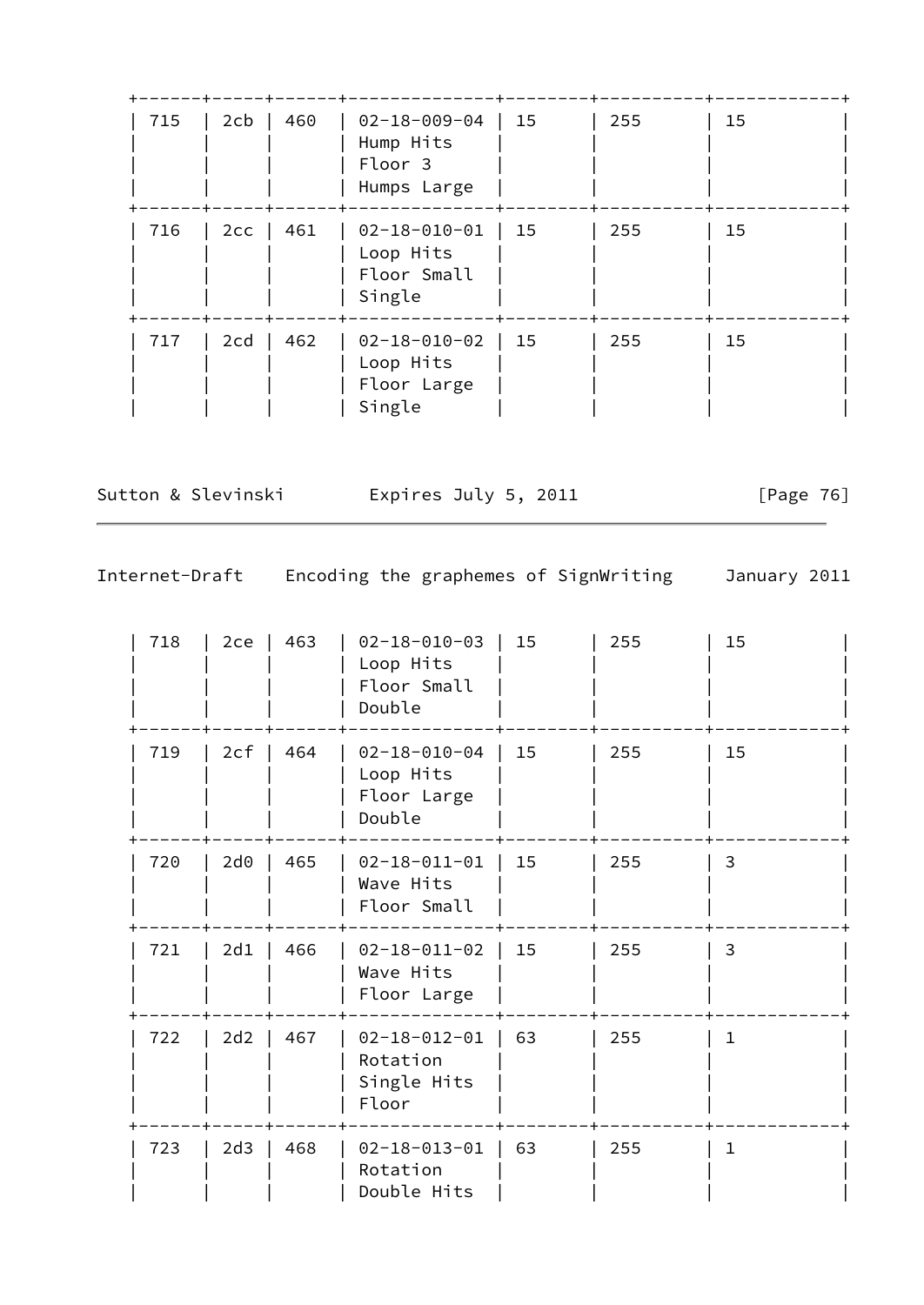| 715 | 2cb | 460 | 02-18-009-04 Hump Hits Floor 3 Humps Large | 15 | 255 | 15 |
|---|---|---|---|---|---|---|
| 716 | 2cc | 461 | 02-18-010-01 Loop Hits Floor Small Single | 15 | 255 | 15 |
| 717 | 2cd | 462 | 02-18-010-02 Loop Hits Floor Large Single | 15 | 255 | 15 |
| 718 | 2ce | 463 | 02-18-010-03 Loop Hits Floor Small Double | 15 | 255 | 15 |
| 719 | 2cf | 464 | 02-18-010-04 Loop Hits Floor Large Double | 15 | 255 | 15 |
| 720 | 2d0 | 465 | 02-18-011-01 Wave Hits Floor Small | 15 | 255 | 3 |
| 721 | 2d1 | 466 | 02-18-011-02 Wave Hits Floor Large | 15 | 255 | 3 |
| 722 | 2d2 | 467 | 02-18-012-01 Rotation Single Hits Floor | 63 | 255 | 1 |
| 723 | 2d3 | 468 | 02-18-013-01 Rotation Double Hits | 63 | 255 | 1 |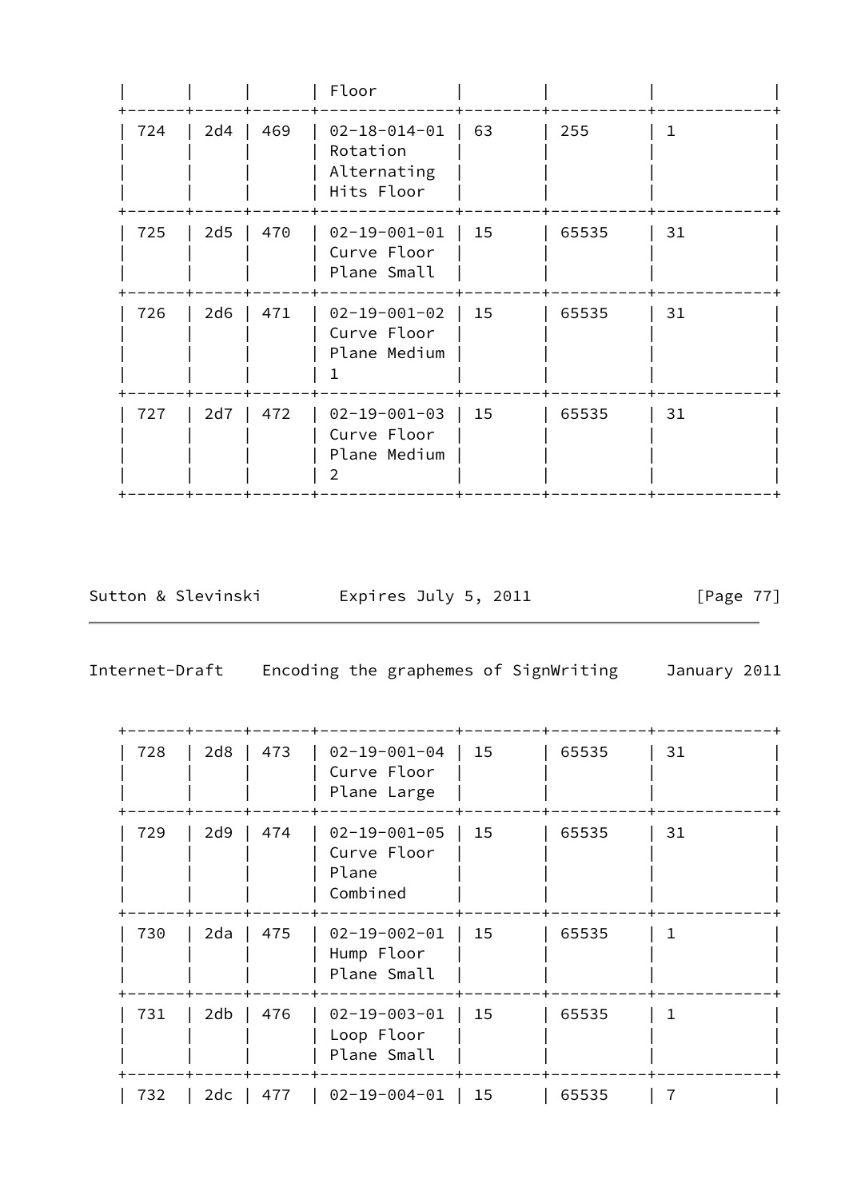| | | | Floor | | | | |
|---|---|---|---|---|---|---|---|
| 724 | 2d4 | 469 | 02-18-014-01 Rotation Alternating Hits Floor | 63 | 255 | 1 | |
| 725 | 2d5 | 470 | 02-19-001-01 Curve Floor Plane Small | 15 | 65535 | 31 | |
| 726 | 2d6 | 471 | 02-19-001-02 Curve Floor Plane Medium 1 | 15 | 65535 | 31 | |
| 727 | 2d7 | 472 | 02-19-001-03 Curve Floor Plane Medium 2 | 15 | 65535 | 31 | |

| | | | | | | | |
|---|---|---|---|---|---|---|---|
| 728 | 2d8 | 473 | 02-19-001-04 Curve Floor Plane Large | 15 | 65535 | 31 | |
| 729 | 2d9 | 474 | 02-19-001-05 Curve Floor Plane Combined | 15 | 65535 | 31 | |
| 730 | 2da | 475 | 02-19-002-01 Hump Floor Plane Small | 15 | 65535 | 1 | |
| 731 | 2db | 476 | 02-19-003-01 Loop Floor Plane Small | 15 | 65535 | 1 | |
| 732 | 2dc | 477 | 02-19-004-01 | 15 | 65535 | 7 | |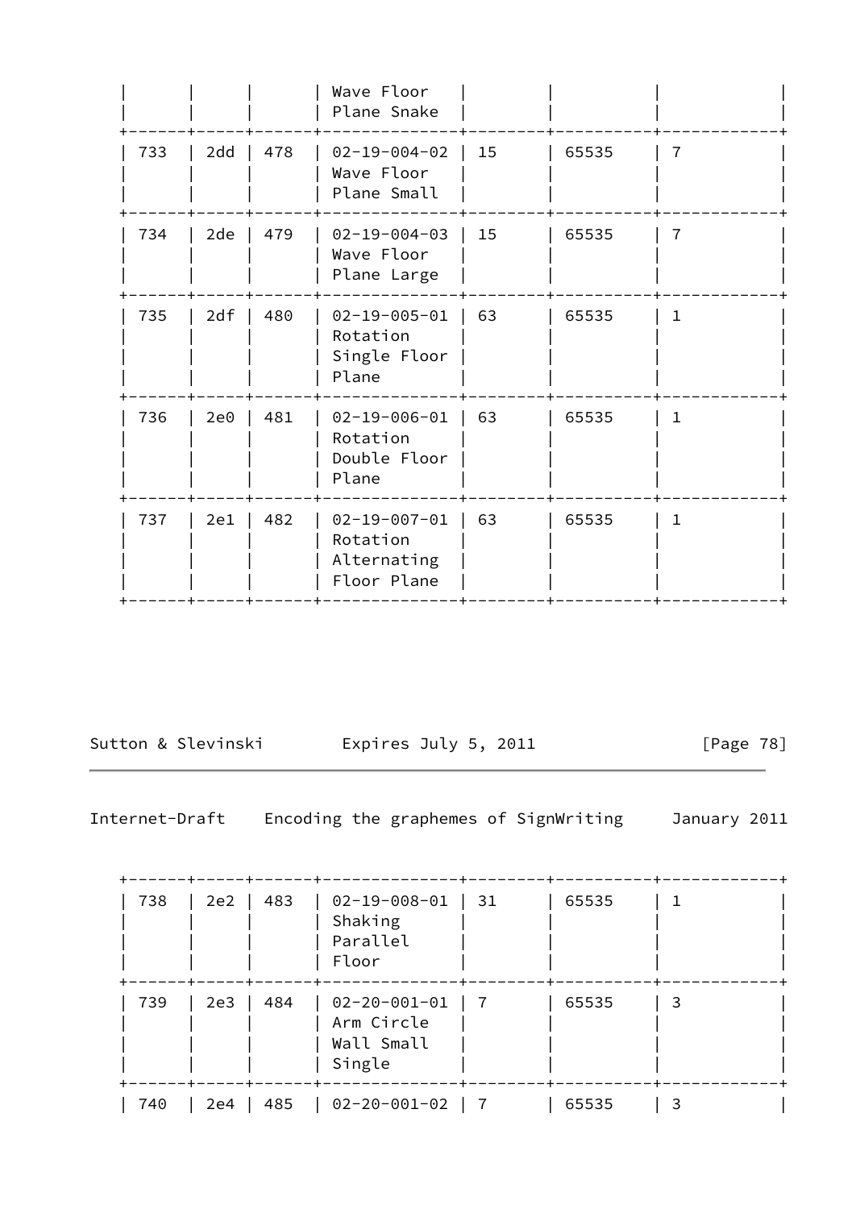| | | | Wave Floor Plane Snake | | | |
|---|---|---|---|---|---|---|
| 733 | 2dd | 478 | 02-19-004-02 Wave Floor Plane Small | 15 | 65535 | 7 |
| 734 | 2de | 479 | 02-19-004-03 Wave Floor Plane Large | 15 | 65535 | 7 |
| 735 | 2df | 480 | 02-19-005-01 Rotation Single Floor Plane | 63 | 65535 | 1 |
| 736 | 2e0 | 481 | 02-19-006-01 Rotation Double Floor Plane | 63 | 65535 | 1 |
| 737 | 2e1 | 482 | 02-19-007-01 Rotation Alternating Floor Plane | 63 | 65535 | 1 |
| 738 | 2e2 | 483 | 02-19-008-01 Shaking Parallel Floor | 31 | 65535 | 1 |
| 739 | 2e3 | 484 | 02-20-001-01 Arm Circle Wall Small Single | 7 | 65535 | 3 |
| 740 | 2e4 | 485 | 02-20-001-02 | 7 | 65535 | 3 |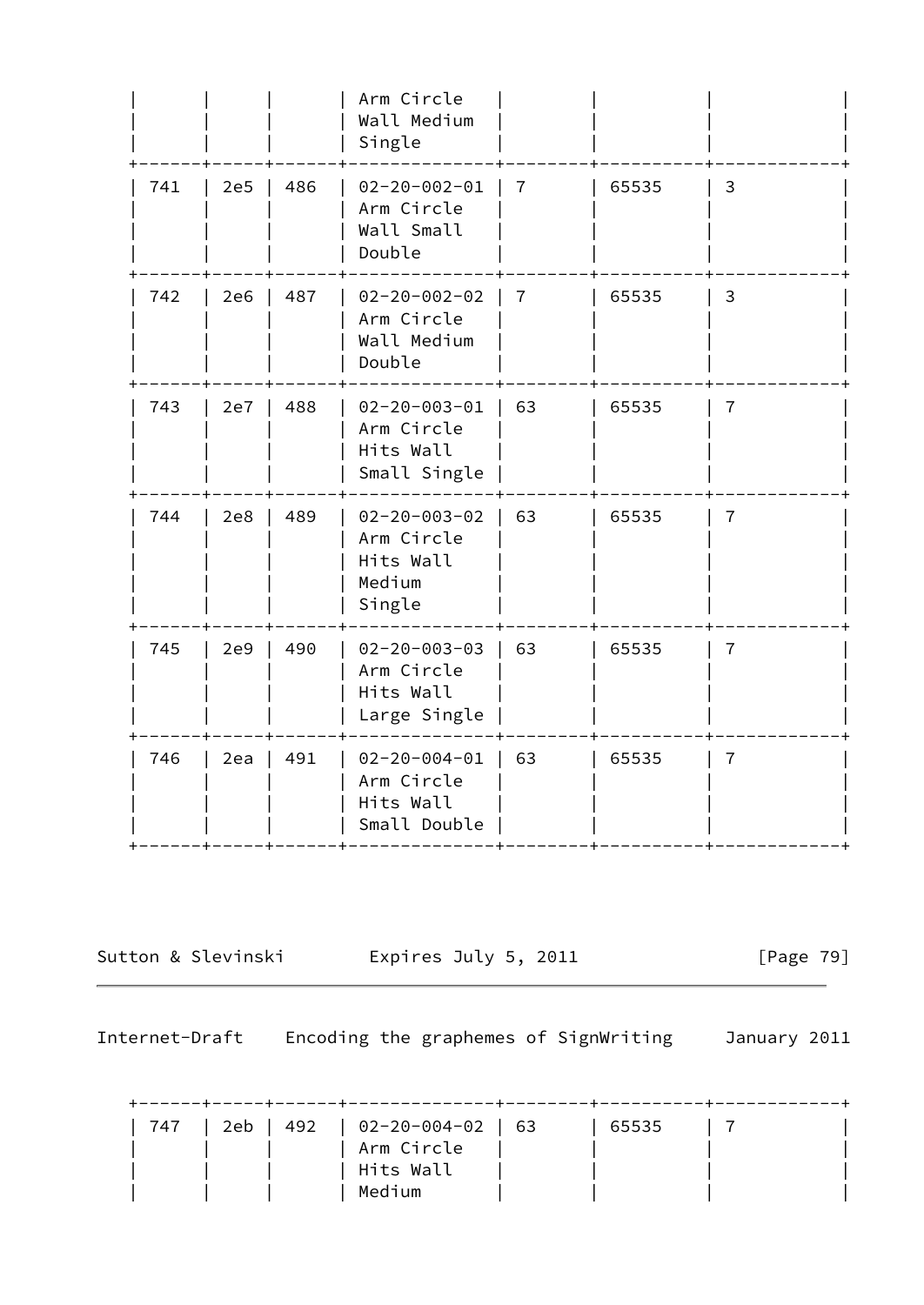| | | | Arm Circle Wall Medium Single | | | |
|---|---|---|---|---|---|---|
| 741 | 2e5 | 486 | 02-20-002-01 Arm Circle Wall Small Double | 7 | 65535 | 3 |
| 742 | 2e6 | 487 | 02-20-002-02 Arm Circle Wall Medium Double | 7 | 65535 | 3 |
| 743 | 2e7 | 488 | 02-20-003-01 Arm Circle Hits Wall Small Single | 63 | 65535 | 7 |
| 744 | 2e8 | 489 | 02-20-003-02 Arm Circle Hits Wall Medium Single | 63 | 65535 | 7 |
| 745 | 2e9 | 490 | 02-20-003-03 Arm Circle Hits Wall Large Single | 63 | 65535 | 7 |
| 746 | 2ea | 491 | 02-20-004-01 Arm Circle Hits Wall Small Double | 63 | 65535 | 7 |
| 747 | 2eb | 492 | 02-20-004-02 Arm Circle Hits Wall Medium | 63 | 65535 | 7 |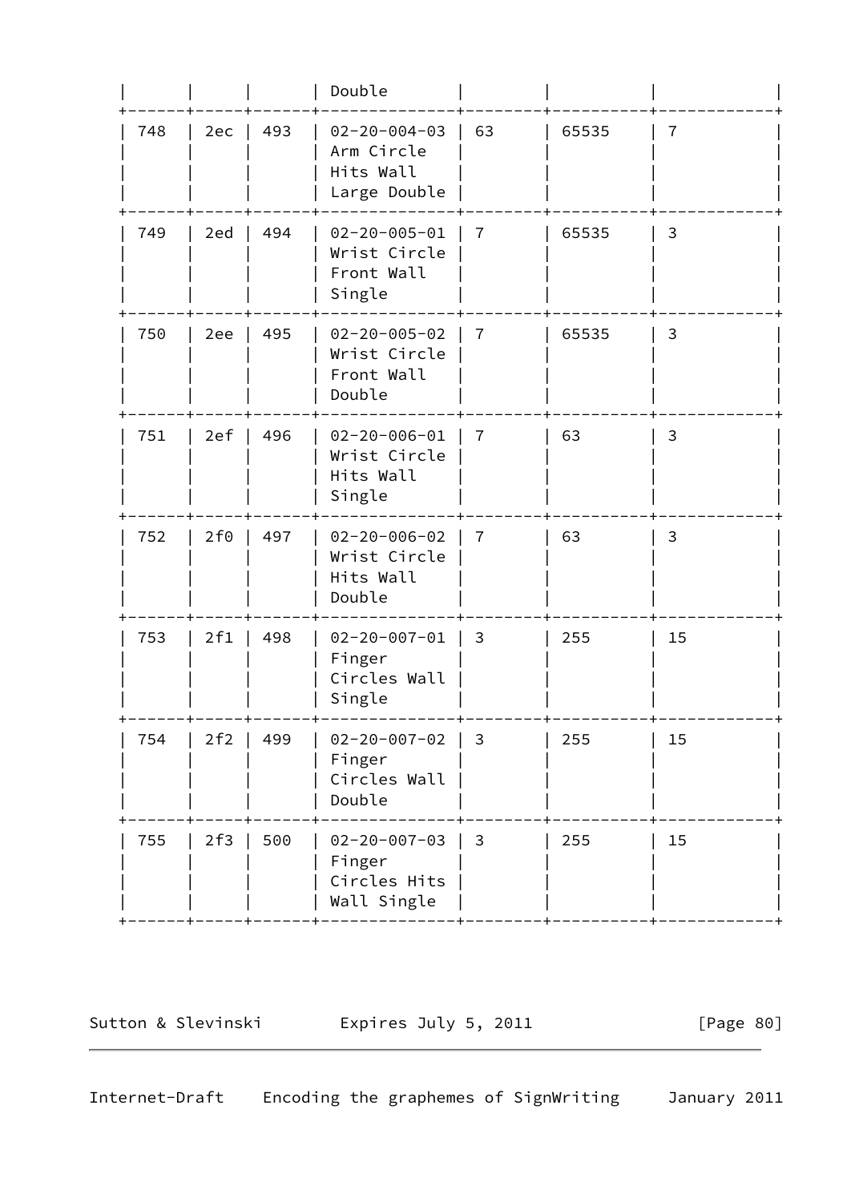| | | | Double | | | | |
|---|---|---|---|---|---|---|---|
| 748 | 2ec | 493 | 02-20-004-03 Arm Circle Hits Wall Large Double | 63 | 65535 | 7 | |
| 749 | 2ed | 494 | 02-20-005-01 Wrist Circle Front Wall Single | 7 | 65535 | 3 | |
| 750 | 2ee | 495 | 02-20-005-02 Wrist Circle Front Wall Double | 7 | 65535 | 3 | |
| 751 | 2ef | 496 | 02-20-006-01 Wrist Circle Hits Wall Single | 7 | 63 | 3 | |
| 752 | 2f0 | 497 | 02-20-006-02 Wrist Circle Hits Wall Double | 7 | 63 | 3 | |
| 753 | 2f1 | 498 | 02-20-007-01 Finger Circles Wall Single | 3 | 255 | 15 | |
| 754 | 2f2 | 499 | 02-20-007-02 Finger Circles Wall Double | 3 | 255 | 15 | |
| 755 | 2f3 | 500 | 02-20-007-03 Finger Circles Hits Wall Single | 3 | 255 | 15 | |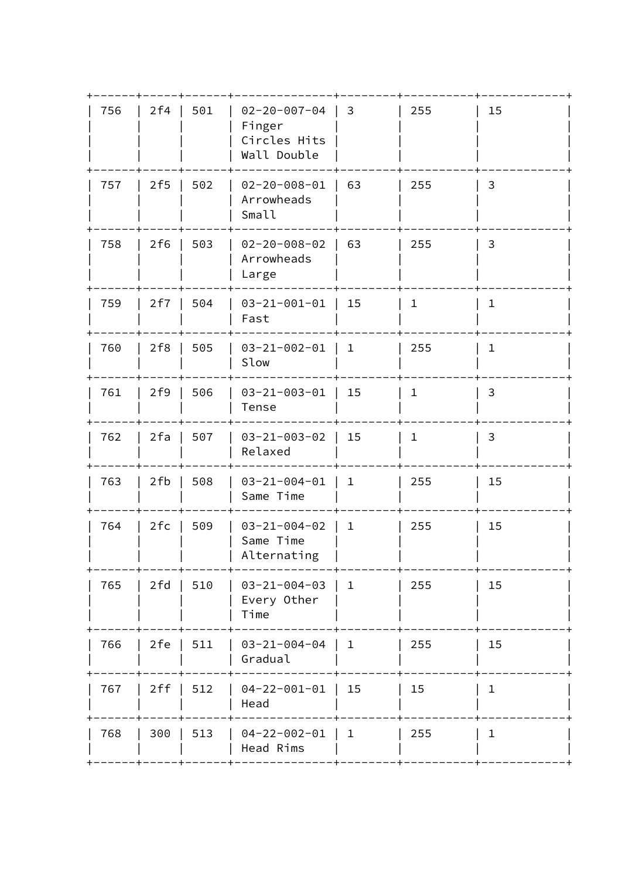| | | | | | | |
|---|---|---|---|---|---|---|
| 756 | 2f4 | 501 | 02-20-007-04 Finger Circles Hits Wall Double | 3 | 255 | 15 |
| 757 | 2f5 | 502 | 02-20-008-01 Arrowheads Small | 63 | 255 | 3 |
| 758 | 2f6 | 503 | 02-20-008-02 Arrowheads Large | 63 | 255 | 3 |
| 759 | 2f7 | 504 | 03-21-001-01 Fast | 15 | 1 | 1 |
| 760 | 2f8 | 505 | 03-21-002-01 Slow | 1 | 255 | 1 |
| 761 | 2f9 | 506 | 03-21-003-01 Tense | 15 | 1 | 3 |
| 762 | 2fa | 507 | 03-21-003-02 Relaxed | 15 | 1 | 3 |
| 763 | 2fb | 508 | 03-21-004-01 Same Time | 1 | 255 | 15 |
| 764 | 2fc | 509 | 03-21-004-02 Same Time Alternating | 1 | 255 | 15 |
| 765 | 2fd | 510 | 03-21-004-03 Every Other Time | 1 | 255 | 15 |
| 766 | 2fe | 511 | 03-21-004-04 Gradual | 1 | 255 | 15 |
| 767 | 2ff | 512 | 04-22-001-01 Head | 15 | 15 | 1 |
| 768 | 300 | 513 | 04-22-002-01 Head Rims | 1 | 255 | 1 |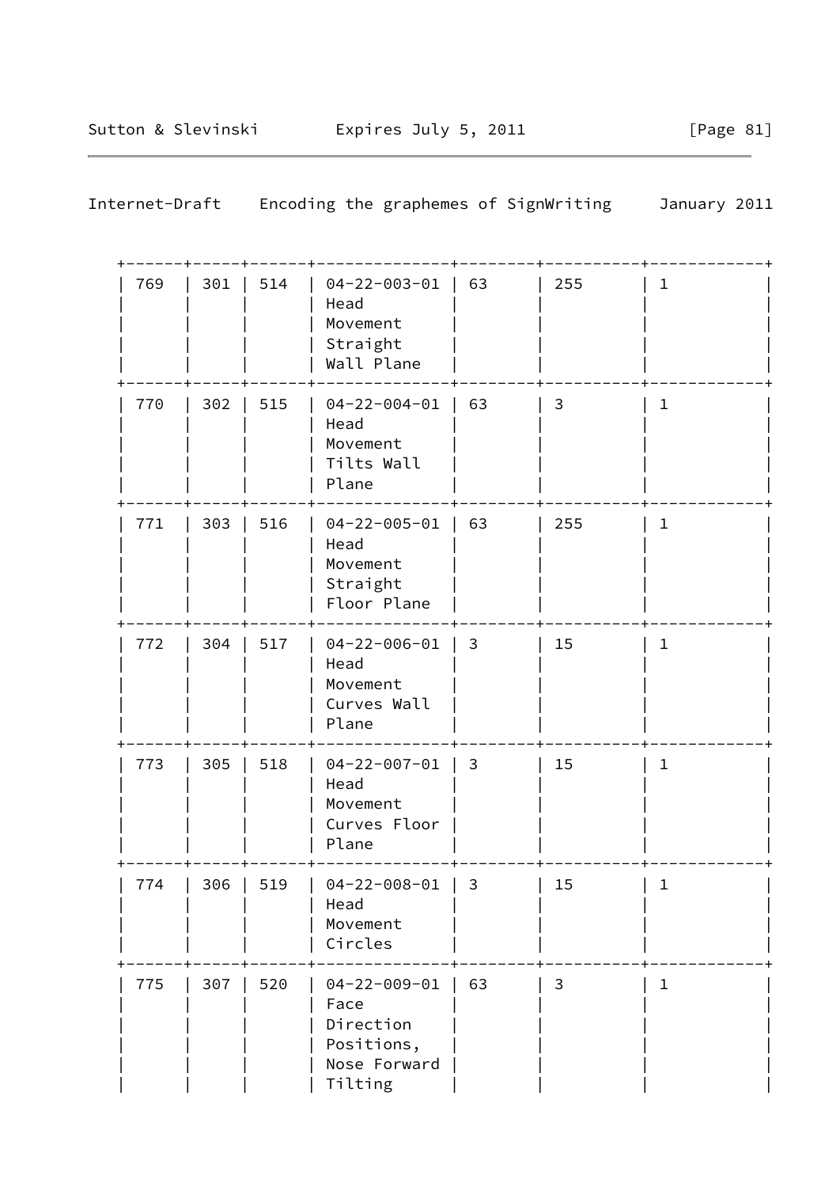| 769 | 301 | 514 | 04-22-003-01 Head Movement Straight Wall Plane | 63 | 255 | 1 |
|---|---|---|---|---|---|---|
| 770 | 302 | 515 | 04-22-004-01 Head Movement Tilts Wall Plane | 63 | 3 | 1 |
| 771 | 303 | 516 | 04-22-005-01 Head Movement Straight Floor Plane | 63 | 255 | 1 |
| 772 | 304 | 517 | 04-22-006-01 Head Movement Curves Wall Plane | 3 | 15 | 1 |
| 773 | 305 | 518 | 04-22-007-01 Head Movement Curves Floor Plane | 3 | 15 | 1 |
| 774 | 306 | 519 | 04-22-008-01 Head Movement Circles | 3 | 15 | 1 |
| 775 | 307 | 520 | 04-22-009-01 Face Direction Positions, Nose Forward Tilting | 63 | 3 | 1 |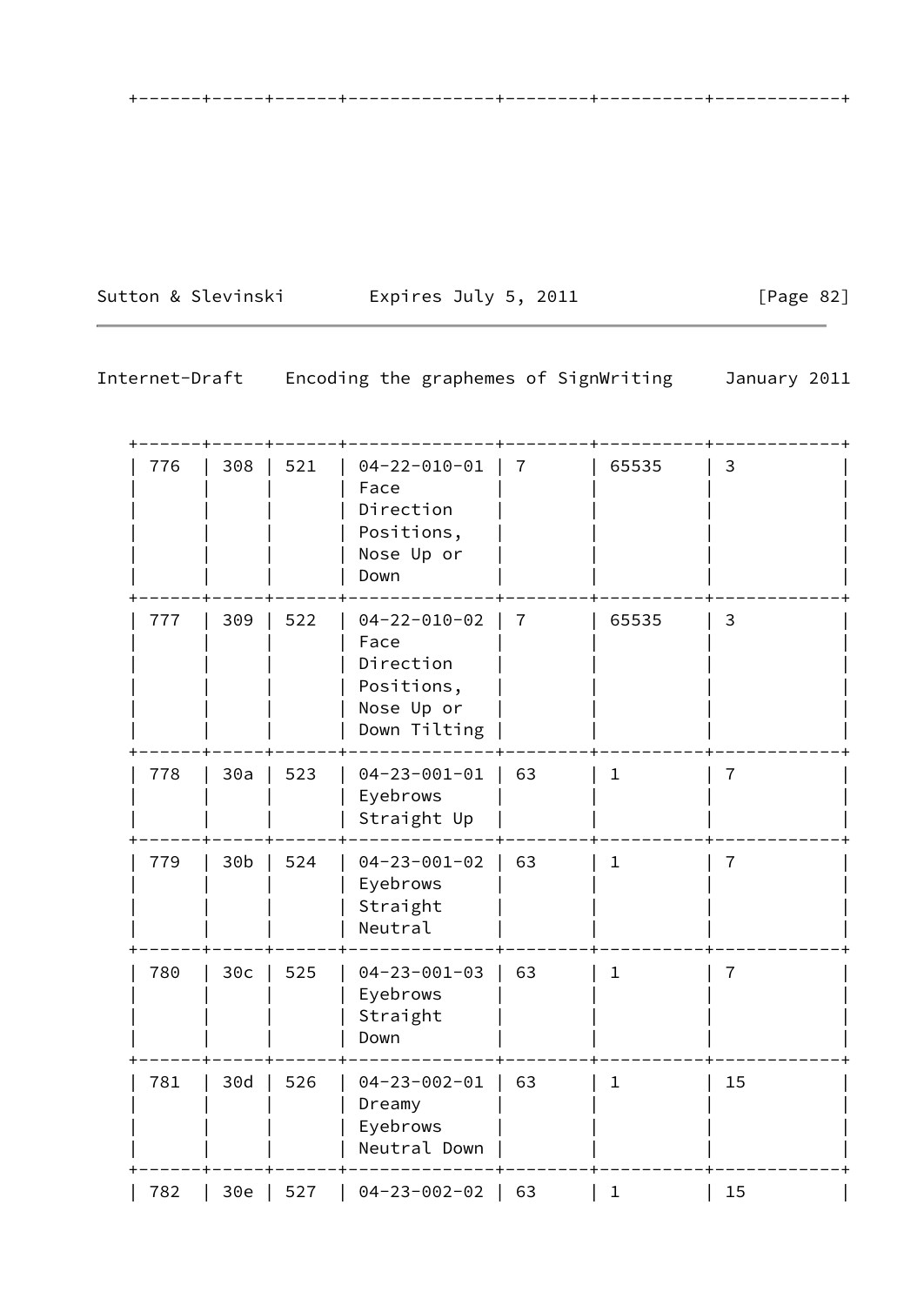| 776 | 308 | 521 | 04-22-010-01 Face Direction Positions, Nose Up or Down | 7 | 65535 | 3 |
|---|---|---|---|---|---|---|
| 777 | 309 | 522 | 04-22-010-02 Face Direction Positions, Nose Up or Down Tilting | 7 | 65535 | 3 |
| 778 | 30a | 523 | 04-23-001-01 Eyebrows Straight Up | 63 | 1 | 7 |
| 779 | 30b | 524 | 04-23-001-02 Eyebrows Straight Neutral | 63 | 1 | 7 |
| 780 | 30c | 525 | 04-23-001-03 Eyebrows Straight Down | 63 | 1 | 7 |
| 781 | 30d | 526 | 04-23-002-01 Dreamy Eyebrows Neutral Down | 63 | 1 | 15 |
| 782 | 30e | 527 | 04-23-002-02 | 63 | 1 | 15 |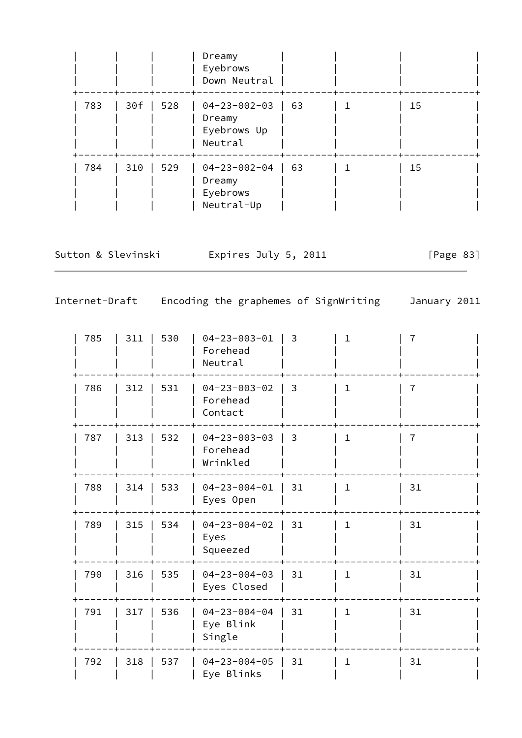| | | | | | | |
|---|---|---|---|---|---|---|
| | | | Dreamy Eyebrows Down Neutral | | | |
| 783 | 30f | 528 | 04-23-002-03 Dreamy Eyebrows Up Neutral | 63 | 1 | 15 |
| 784 | 310 | 529 | 04-23-002-04 Dreamy Eyebrows Neutral-Up | 63 | 1 | 15 |
| 785 | 311 | 530 | 04-23-003-01 Forehead Neutral | 3 | 1 | 7 |
| 786 | 312 | 531 | 04-23-003-02 Forehead Contact | 3 | 1 | 7 |
| 787 | 313 | 532 | 04-23-003-03 Forehead Wrinkled | 3 | 1 | 7 |
| 788 | 314 | 533 | 04-23-004-01 Eyes Open | 31 | 1 | 31 |
| 789 | 315 | 534 | 04-23-004-02 Eyes Squeezed | 31 | 1 | 31 |
| 790 | 316 | 535 | 04-23-004-03 Eyes Closed | 31 | 1 | 31 |
| 791 | 317 | 536 | 04-23-004-04 Eye Blink Single | 31 | 1 | 31 |
| 792 | 318 | 537 | 04-23-004-05 Eye Blinks | 31 | 1 | 31 |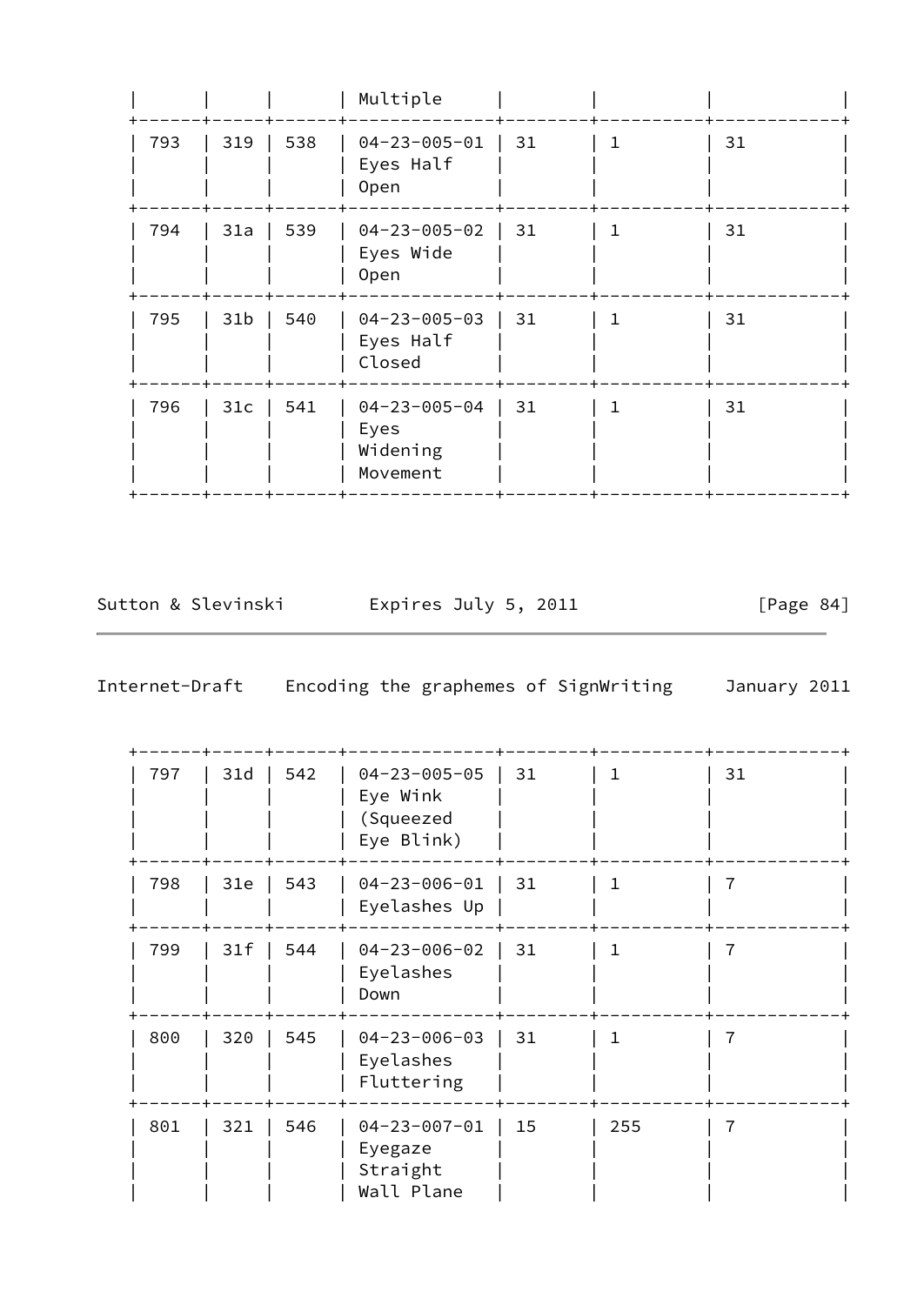| | | | Multiple | | | | |
|---|---|---|---|---|---|---|---|
| 793 | 319 | 538 | 04-23-005-01 Eyes Half Open | 31 | 1 | 31 | |
| 794 | 31a | 539 | 04-23-005-02 Eyes Wide Open | 31 | 1 | 31 | |
| 795 | 31b | 540 | 04-23-005-03 Eyes Half Closed | 31 | 1 | 31 | |
| 796 | 31c | 541 | 04-23-005-04 Eyes Widening Movement | 31 | 1 | 31 | |
| 797 | 31d | 542 | 04-23-005-05 Eye Wink (Squeezed Eye Blink) | 31 | 1 | 31 | |
| 798 | 31e | 543 | 04-23-006-01 Eyelashes Up | 31 | 1 | 7 | |
| 799 | 31f | 544 | 04-23-006-02 Eyelashes Down | 31 | 1 | 7 | |
| 800 | 320 | 545 | 04-23-006-03 Eyelashes Fluttering | 31 | 1 | 7 | |
| 801 | 321 | 546 | 04-23-007-01 Eyegaze Straight Wall Plane | 15 | 255 | 7 | |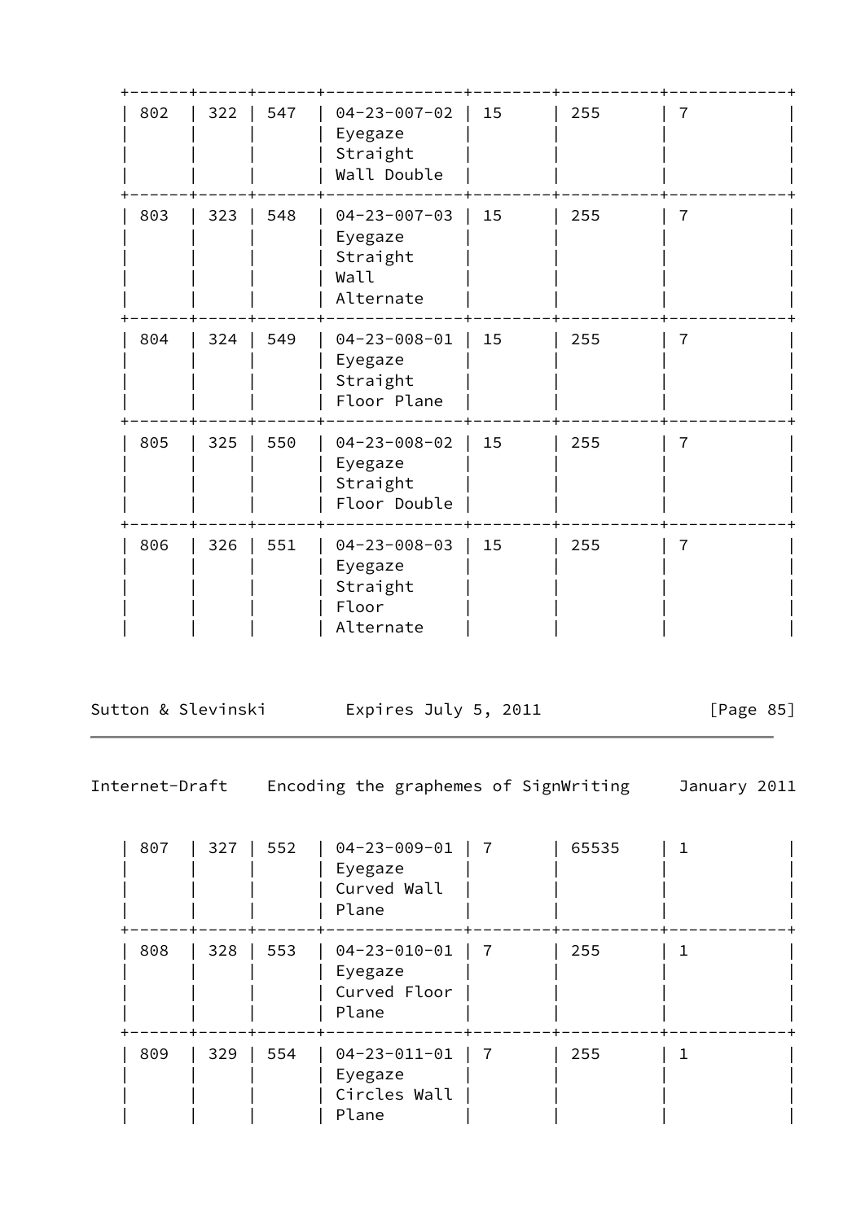| | | | | | | |
|---|---|---|---|---|---|---|
| 802 | 322 | 547 | 04-23-007-02 Eyegaze Straight Wall Double | 15 | 255 | 7 |
| 803 | 323 | 548 | 04-23-007-03 Eyegaze Straight Wall Alternate | 15 | 255 | 7 |
| 804 | 324 | 549 | 04-23-008-01 Eyegaze Straight Floor Plane | 15 | 255 | 7 |
| 805 | 325 | 550 | 04-23-008-02 Eyegaze Straight Floor Double | 15 | 255 | 7 |
| 806 | 326 | 551 | 04-23-008-03 Eyegaze Straight Floor Alternate | 15 | 255 | 7 |
| 807 | 327 | 552 | 04-23-009-01 Eyegaze Curved Wall Plane | 7 | 65535 | 1 |
| 808 | 328 | 553 | 04-23-010-01 Eyegaze Curved Floor Plane | 7 | 255 | 1 |
| 809 | 329 | 554 | 04-23-011-01 Eyegaze Circles Wall Plane | 7 | 255 | 1 |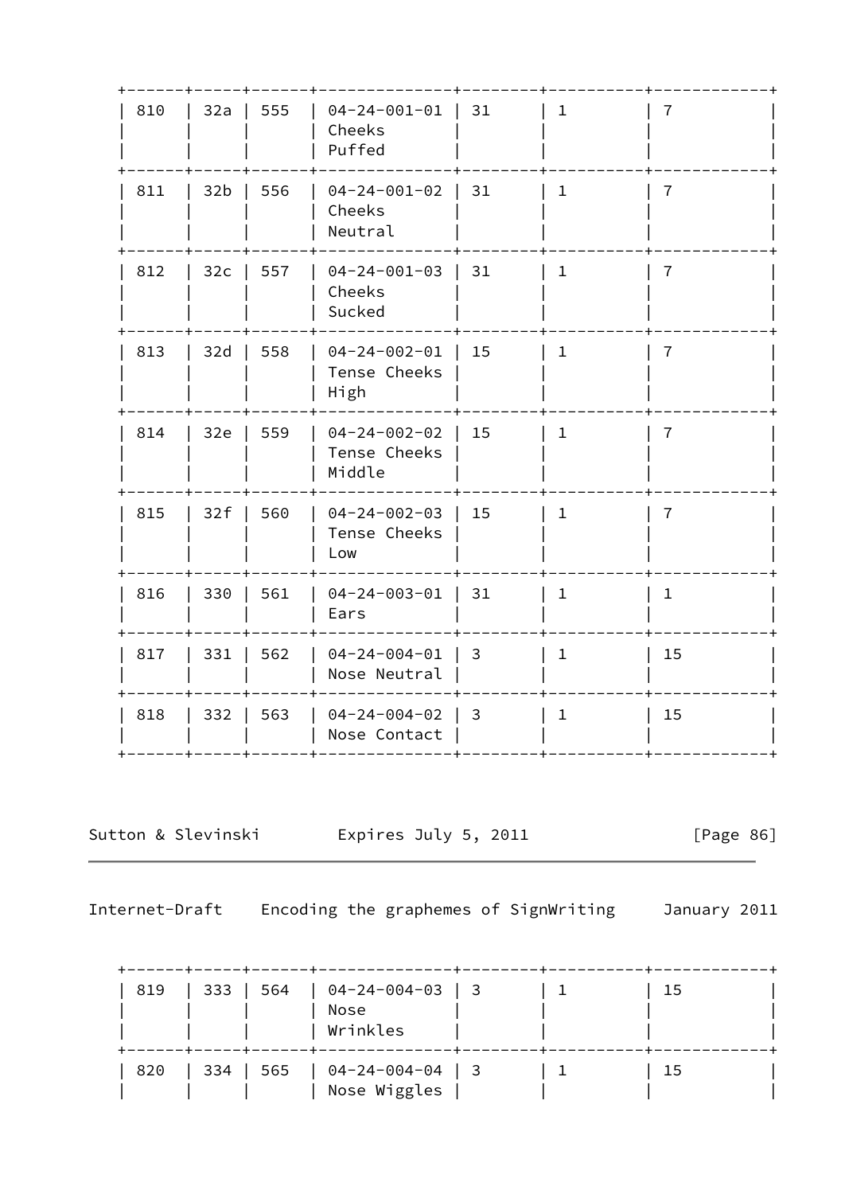| 810 | 32a | 555 | 04-24-001-01 Cheeks Puffed | 31 | 1 | 7 | |
|---|---|---|---|---|---|---|---|
| 811 | 32b | 556 | 04-24-001-02 Cheeks Neutral | 31 | 1 | 7 | |
| 812 | 32c | 557 | 04-24-001-03 Cheeks Sucked | 31 | 1 | 7 | |
| 813 | 32d | 558 | 04-24-002-01 Tense Cheeks High | 15 | 1 | 7 | |
| 814 | 32e | 559 | 04-24-002-02 Tense Cheeks Middle | 15 | 1 | 7 | |
| 815 | 32f | 560 | 04-24-002-03 Tense Cheeks Low | 15 | 1 | 7 | |
| 816 | 330 | 561 | 04-24-003-01 Ears | 31 | 1 | 1 | |
| 817 | 331 | 562 | 04-24-004-01 Nose Neutral | 3 | 1 | 15 | |
| 818 | 332 | 563 | 04-24-004-02 Nose Contact | 3 | 1 | 15 | |
| 819 | 333 | 564 | 04-24-004-03 Nose Wrinkles | 3 | 1 | 15 | |
| 820 | 334 | 565 | 04-24-004-04 Nose Wiggles | 3 | 1 | 15 | |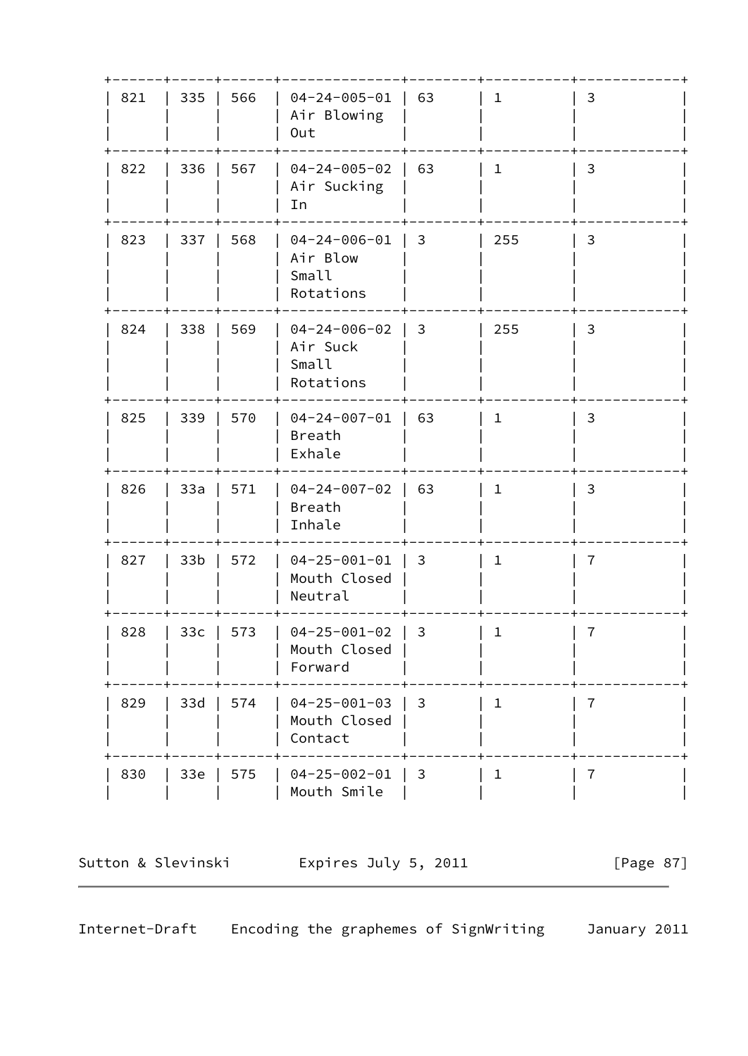| | | | | | | |
|---|---|---|---|---|---|---|
| 821 | 335 | 566 | 04-24-005-01 Air Blowing Out | 63 | 1 | 3 |
| 822 | 336 | 567 | 04-24-005-02 Air Sucking In | 63 | 1 | 3 |
| 823 | 337 | 568 | 04-24-006-01 Air Blow Small Rotations | 3 | 255 | 3 |
| 824 | 338 | 569 | 04-24-006-02 Air Suck Small Rotations | 3 | 255 | 3 |
| 825 | 339 | 570 | 04-24-007-01 Breath Exhale | 63 | 1 | 3 |
| 826 | 33a | 571 | 04-24-007-02 Breath Inhale | 63 | 1 | 3 |
| 827 | 33b | 572 | 04-25-001-01 Mouth Closed Neutral | 3 | 1 | 7 |
| 828 | 33c | 573 | 04-25-001-02 Mouth Closed Forward | 3 | 1 | 7 |
| 829 | 33d | 574 | 04-25-001-03 Mouth Closed Contact | 3 | 1 | 7 |
| 830 | 33e | 575 | 04-25-002-01 Mouth Smile | 3 | 1 | 7 |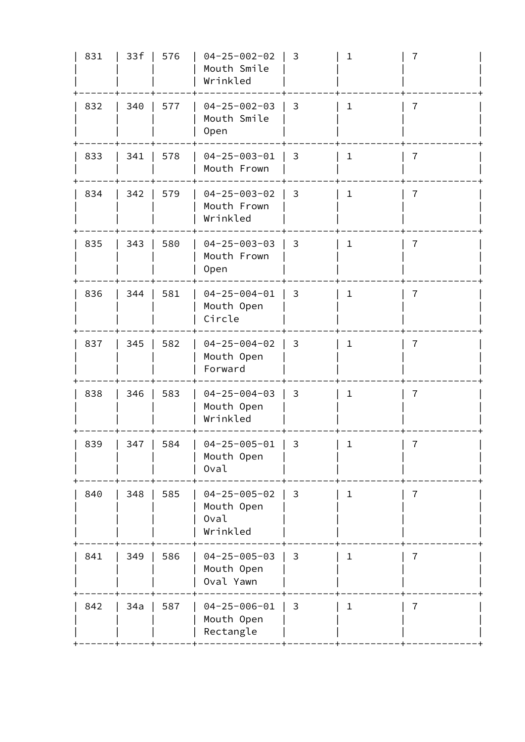| 831 | 33f | 576 | 04-25-002-02 Mouth Smile Wrinkled | 3 | 1 | 7 |
|---|---|---|---|---|---|---|
| 832 | 340 | 577 | 04-25-002-03 Mouth Smile Open | 3 | 1 | 7 |
| 833 | 341 | 578 | 04-25-003-01 Mouth Frown | 3 | 1 | 7 |
| 834 | 342 | 579 | 04-25-003-02 Mouth Frown Wrinkled | 3 | 1 | 7 |
| 835 | 343 | 580 | 04-25-003-03 Mouth Frown Open | 3 | 1 | 7 |
| 836 | 344 | 581 | 04-25-004-01 Mouth Open Circle | 3 | 1 | 7 |
| 837 | 345 | 582 | 04-25-004-02 Mouth Open Forward | 3 | 1 | 7 |
| 838 | 346 | 583 | 04-25-004-03 Mouth Open Wrinkled | 3 | 1 | 7 |
| 839 | 347 | 584 | 04-25-005-01 Mouth Open Oval | 3 | 1 | 7 |
| 840 | 348 | 585 | 04-25-005-02 Mouth Open Oval Wrinkled | 3 | 1 | 7 |
| 841 | 349 | 586 | 04-25-005-03 Mouth Open Oval Yawn | 3 | 1 | 7 |
| 842 | 34a | 587 | 04-25-006-01 Mouth Open Rectangle | 3 | 1 | 7 |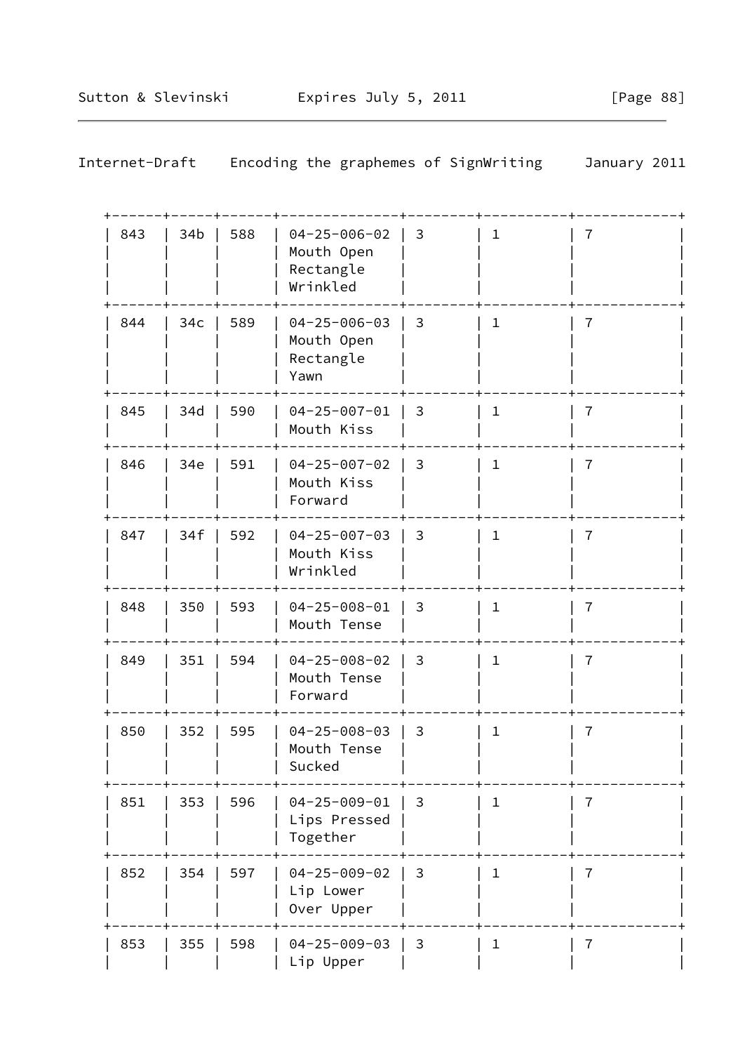| | | | | | | |
|---|---|---|---|---|---|---|
| 843 | 34b | 588 | 04-25-006-02 Mouth Open Rectangle Wrinkled | 3 | 1 | 7 |
| 844 | 34c | 589 | 04-25-006-03 Mouth Open Rectangle Yawn | 3 | 1 | 7 |
| 845 | 34d | 590 | 04-25-007-01 Mouth Kiss | 3 | 1 | 7 |
| 846 | 34e | 591 | 04-25-007-02 Mouth Kiss Forward | 3 | 1 | 7 |
| 847 | 34f | 592 | 04-25-007-03 Mouth Kiss Wrinkled | 3 | 1 | 7 |
| 848 | 350 | 593 | 04-25-008-01 Mouth Tense | 3 | 1 | 7 |
| 849 | 351 | 594 | 04-25-008-02 Mouth Tense Forward | 3 | 1 | 7 |
| 850 | 352 | 595 | 04-25-008-03 Mouth Tense Sucked | 3 | 1 | 7 |
| 851 | 353 | 596 | 04-25-009-01 Lips Pressed Together | 3 | 1 | 7 |
| 852 | 354 | 597 | 04-25-009-02 Lip Lower Over Upper | 3 | 1 | 7 |
| 853 | 355 | 598 | 04-25-009-03 Lip Upper | 3 | 1 | 7 |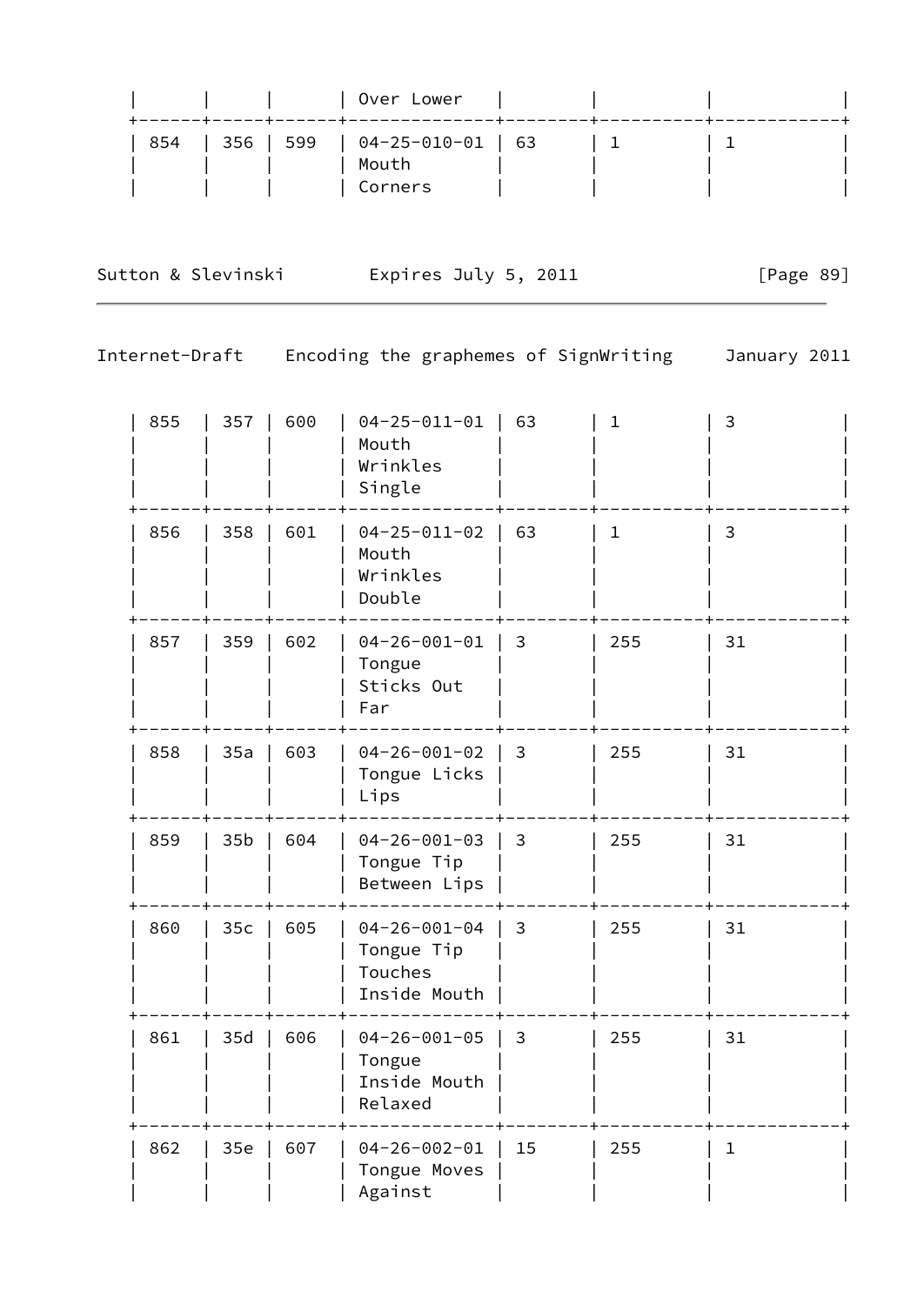| | | | Over Lower | | | |
|---|---|---|---|---|---|---|
| 854 | 356 | 599 | 04-25-010-01 Mouth Corners | 63 | 1 | 1 |
| 855 | 357 | 600 | 04-25-011-01 Mouth Wrinkles Single | 63 | 1 | 3 |
| 856 | 358 | 601 | 04-25-011-02 Mouth Wrinkles Double | 63 | 1 | 3 |
| 857 | 359 | 602 | 04-26-001-01 Tongue Sticks Out Far | 3 | 255 | 31 |
| 858 | 35a | 603 | 04-26-001-02 Tongue Licks Lips | 3 | 255 | 31 |
| 859 | 35b | 604 | 04-26-001-03 Tongue Tip Between Lips | 3 | 255 | 31 |
| 860 | 35c | 605 | 04-26-001-04 Tongue Tip Touches Inside Mouth | 3 | 255 | 31 |
| 861 | 35d | 606 | 04-26-001-05 Tongue Inside Mouth Relaxed | 3 | 255 | 31 |
| 862 | 35e | 607 | 04-26-002-01 Tongue Moves Against | 15 | 255 | 1 |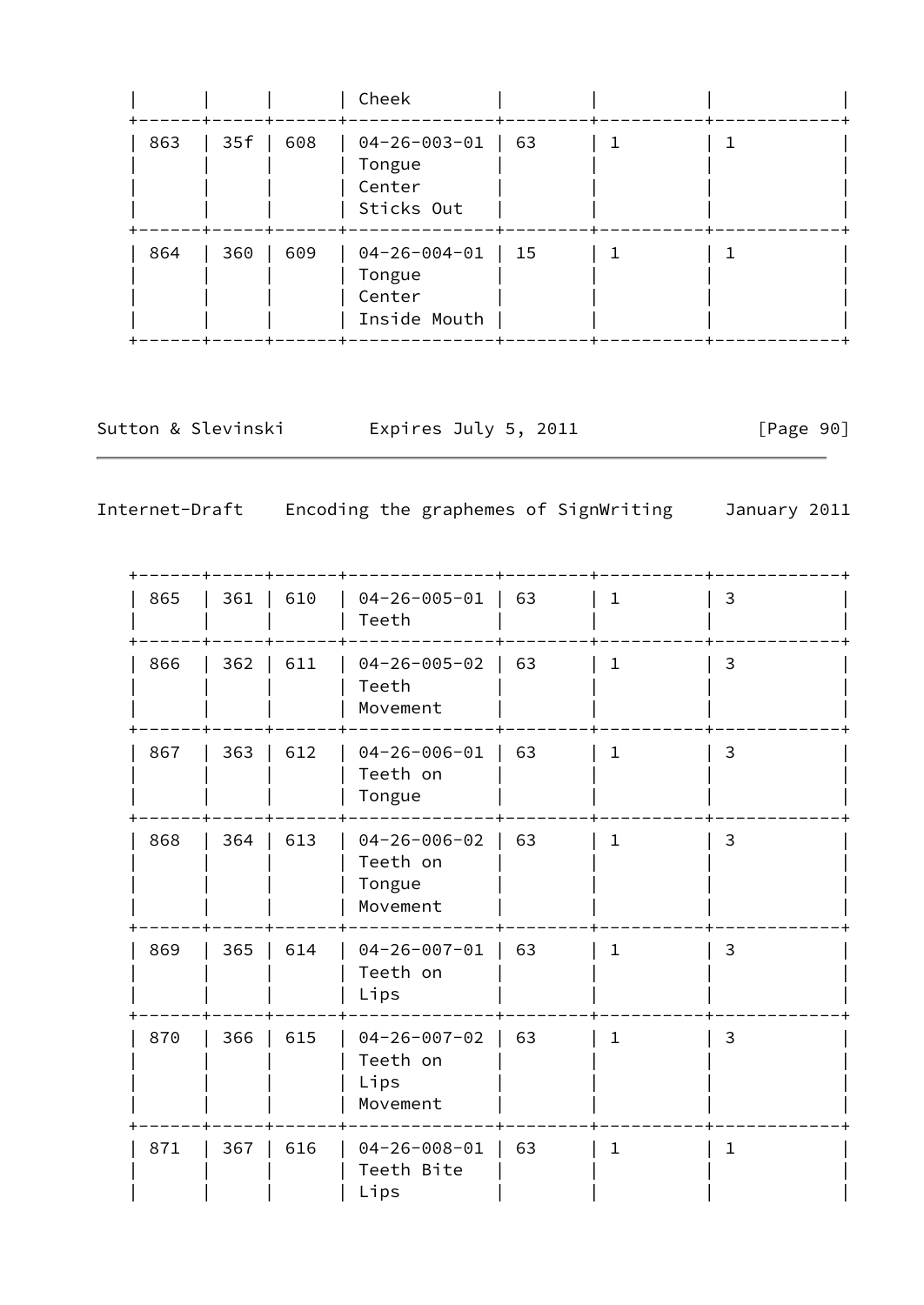| | | | Cheek | | | | |
|---|---|---|---|---|---|---|---|
| 863 | 35f | 608 | 04-26-003-01 Tongue Center Sticks Out | 63 | 1 | 1 | |
| 864 | 360 | 609 | 04-26-004-01 Tongue Center Inside Mouth | 15 | 1 | 1 | |

| | | | | | | | |
|---|---|---|---|---|---|---|---|
| 865 | 361 | 610 | 04-26-005-01 Teeth | 63 | 1 | 3 | |
| 866 | 362 | 611 | 04-26-005-02 Teeth Movement | 63 | 1 | 3 | |
| 867 | 363 | 612 | 04-26-006-01 Teeth on Tongue | 63 | 1 | 3 | |
| 868 | 364 | 613 | 04-26-006-02 Teeth on Tongue Movement | 63 | 1 | 3 | |
| 869 | 365 | 614 | 04-26-007-01 Teeth on Lips | 63 | 1 | 3 | |
| 870 | 366 | 615 | 04-26-007-02 Teeth on Lips Movement | 63 | 1 | 3 | |
| 871 | 367 | 616 | 04-26-008-01 Teeth Bite Lips | 63 | 1 | 1 | |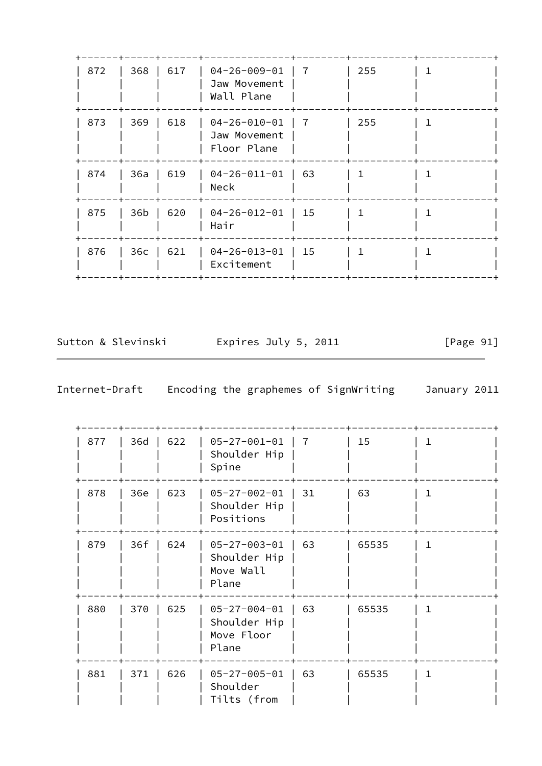| 872 | 368 | 617 | 04-26-009-01 Jaw Movement Wall Plane | 7 | 255 | 1 |
|---|---|---|---|---|---|---|
| 873 | 369 | 618 | 04-26-010-01 Jaw Movement Floor Plane | 7 | 255 | 1 |
| 874 | 36a | 619 | 04-26-011-01 Neck | 63 | 1 | 1 |
| 875 | 36b | 620 | 04-26-012-01 Hair | 15 | 1 | 1 |
| 876 | 36c | 621 | 04-26-013-01 Excitement | 15 | 1 | 1 |

| 877 | 36d | 622 | 05-27-001-01 Shoulder Hip Spine | 7 | 15 | 1 |
|---|---|---|---|---|---|---|
| 878 | 36e | 623 | 05-27-002-01 Shoulder Hip Positions | 31 | 63 | 1 |
| 879 | 36f | 624 | 05-27-003-01 Shoulder Hip Move Wall Plane | 63 | 65535 | 1 |
| 880 | 370 | 625 | 05-27-004-01 Shoulder Hip Move Floor Plane | 63 | 65535 | 1 |
| 881 | 371 | 626 | 05-27-005-01 Shoulder Tilts (from | 63 | 65535 | 1 |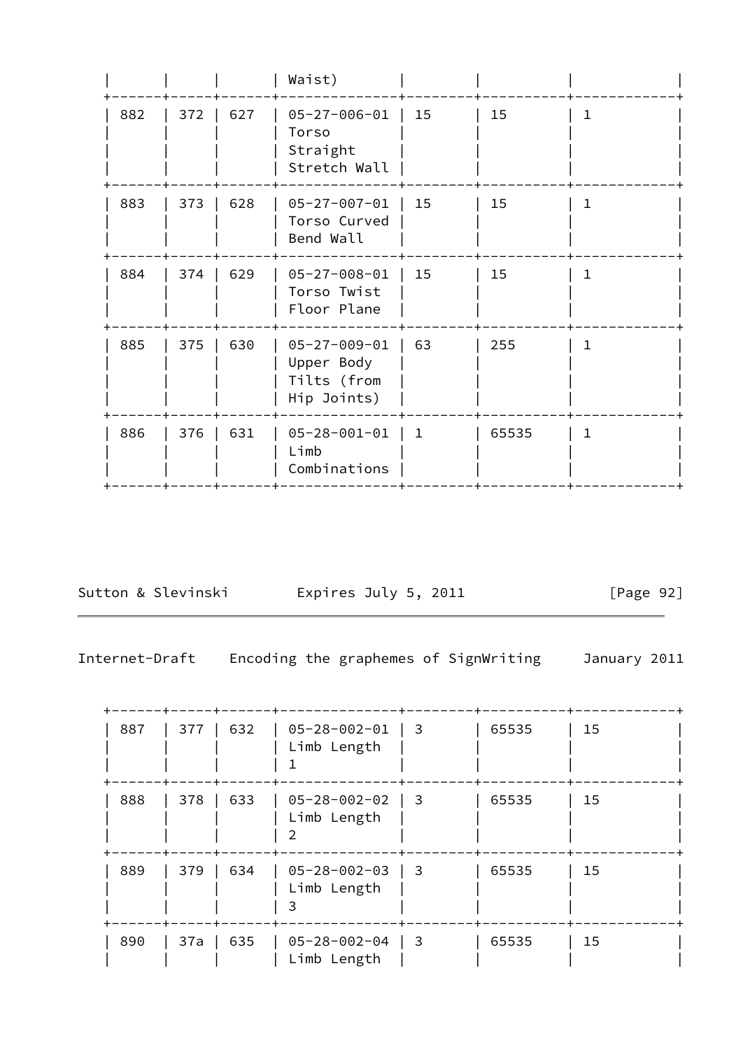| | | | Waist) | | | | |
|---|---|---|---|---|---|---|---|
| 882 | 372 | 627 | 05-27-006-01 Torso Straight Stretch Wall | 15 | 15 | 1 | |
| 883 | 373 | 628 | 05-27-007-01 Torso Curved Bend Wall | 15 | 15 | 1 | |
| 884 | 374 | 629 | 05-27-008-01 Torso Twist Floor Plane | 15 | 15 | 1 | |
| 885 | 375 | 630 | 05-27-009-01 Upper Body Tilts (from Hip Joints) | 63 | 255 | 1 | |
| 886 | 376 | 631 | 05-28-001-01 Limb Combinations | 1 | 65535 | 1 | |

| | | | | | | | |
|---|---|---|---|---|---|---|---|
| 887 | 377 | 632 | 05-28-002-01 Limb Length 1 | 3 | 65535 | 15 | |
| 888 | 378 | 633 | 05-28-002-02 Limb Length 2 | 3 | 65535 | 15 | |
| 889 | 379 | 634 | 05-28-002-03 Limb Length 3 | 3 | 65535 | 15 | |
| 890 | 37a | 635 | 05-28-002-04 Limb Length | 3 | 65535 | 15 | |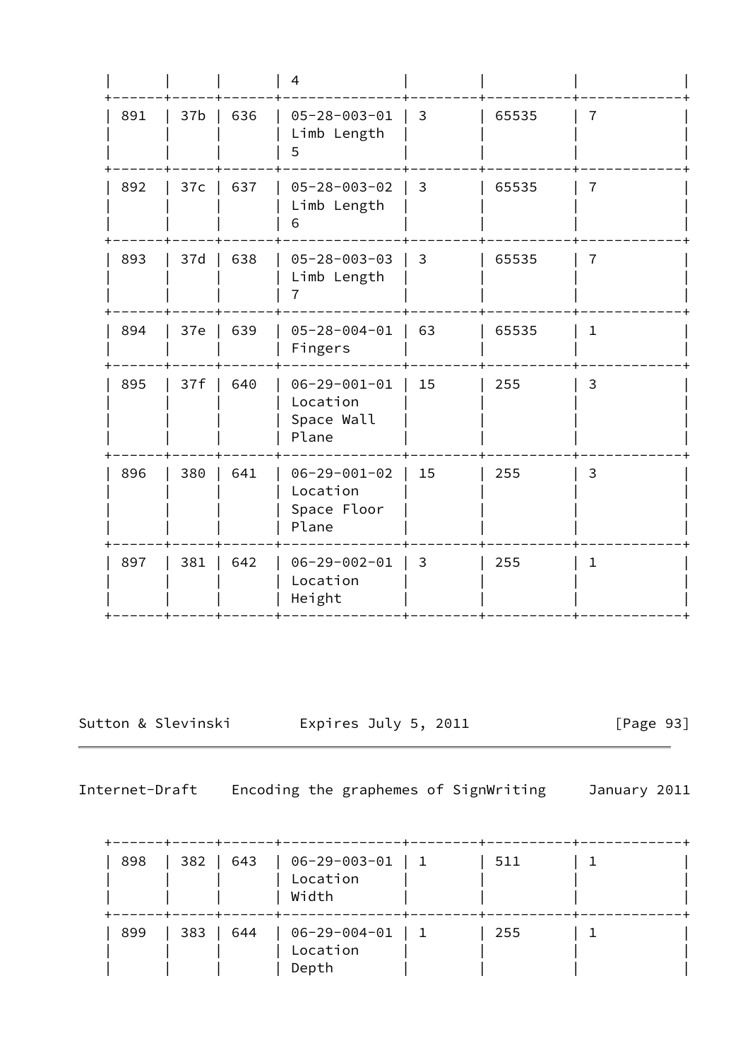| | | | 4 | | | |
|---|---|---|---|---|---|---|
| 891 | 37b | 636 | 05-28-003-01 Limb Length 5 | 3 | 65535 | 7 |
| 892 | 37c | 637 | 05-28-003-02 Limb Length 6 | 3 | 65535 | 7 |
| 893 | 37d | 638 | 05-28-003-03 Limb Length 7 | 3 | 65535 | 7 |
| 894 | 37e | 639 | 05-28-004-01 Fingers | 63 | 65535 | 1 |
| 895 | 37f | 640 | 06-29-001-01 Location Space Wall Plane | 15 | 255 | 3 |
| 896 | 380 | 641 | 06-29-001-02 Location Space Floor Plane | 15 | 255 | 3 |
| 897 | 381 | 642 | 06-29-002-01 Location Height | 3 | 255 | 1 |
| 898 | 382 | 643 | 06-29-003-01 Location Width | 1 | 511 | 1 |
| 899 | 383 | 644 | 06-29-004-01 Location Depth | 1 | 255 | 1 |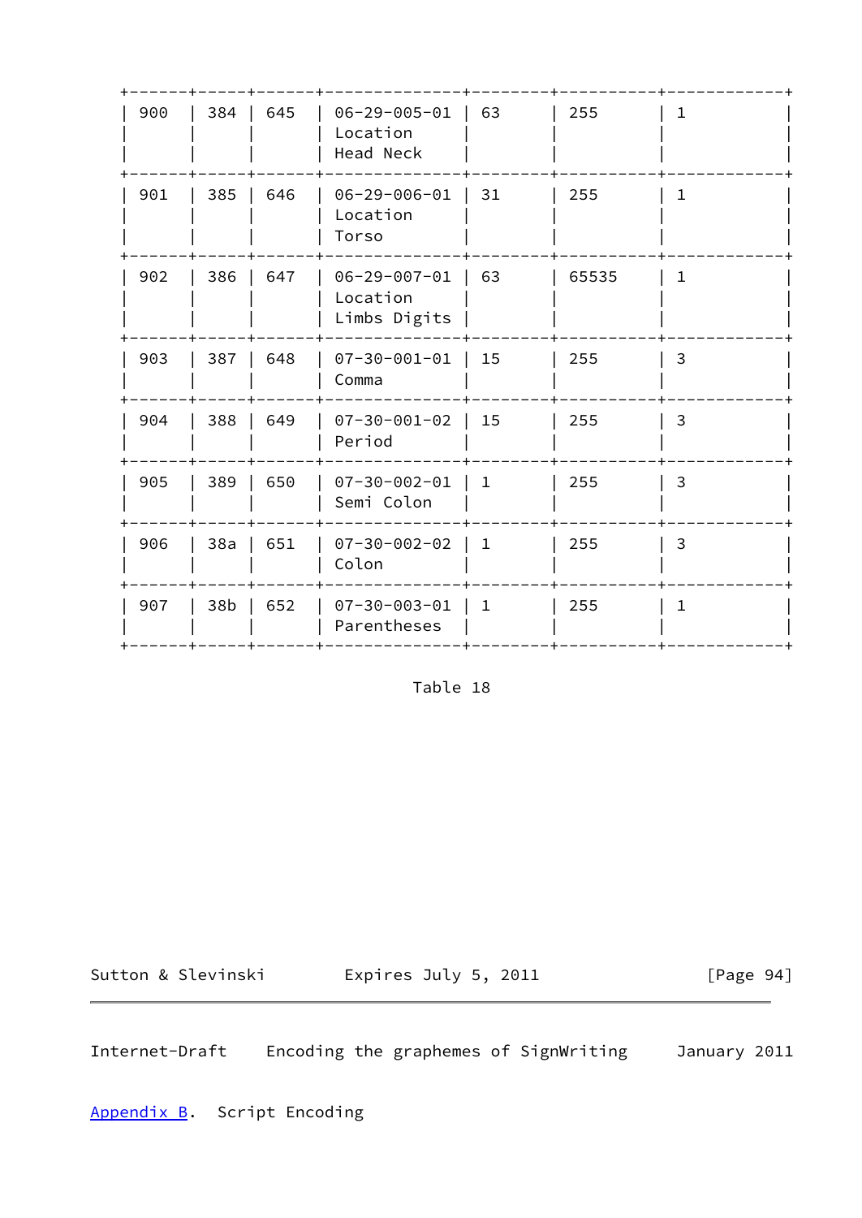| | | | | | | |
|---|---|---|---|---|---|---|
| 900 | 384 | 645 | 06-29-005-01 Location Head Neck | 63 | 255 | 1 |
| 901 | 385 | 646 | 06-29-006-01 Location Torso | 31 | 255 | 1 |
| 902 | 386 | 647 | 06-29-007-01 Location Limbs Digits | 63 | 65535 | 1 |
| 903 | 387 | 648 | 07-30-001-01 Comma | 15 | 255 | 3 |
| 904 | 388 | 649 | 07-30-001-02 Period | 15 | 255 | 3 |
| 905 | 389 | 650 | 07-30-002-01 Semi Colon | 1 | 255 | 3 |
| 906 | 38a | 651 | 07-30-002-02 Colon | 1 | 255 | 3 |
| 907 | 38b | 652 | 07-30-003-01 Parentheses | 1 | 255 | 1 |

Table 18

## Appendix B. Script Encoding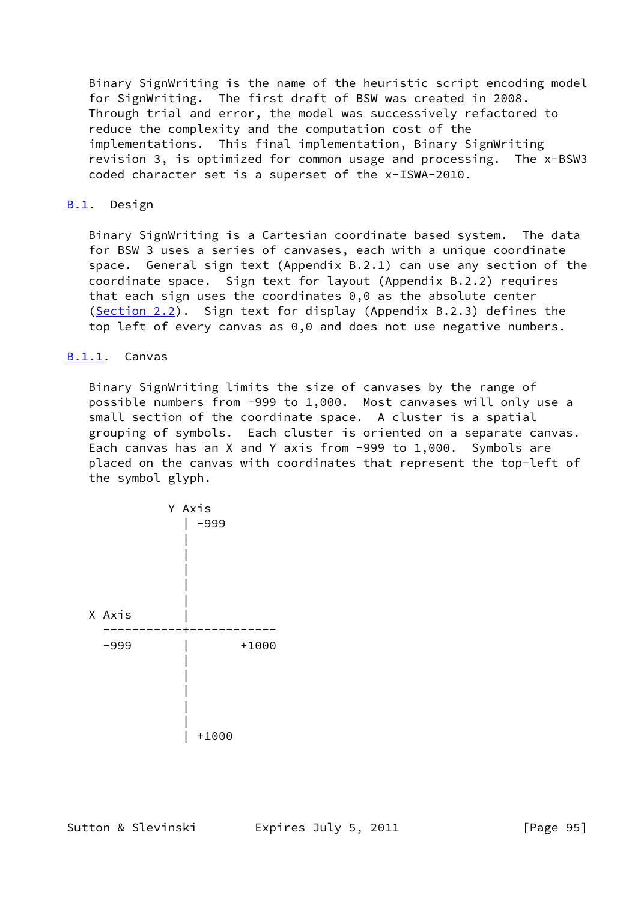Binary SignWriting is the name of the heuristic script encoding model for SignWriting. The first draft of BSW was created in 2008. Through trial and error, the model was successively refactored to reduce the complexity and the computation cost of the implementations. This final implementation, Binary SignWriting revision 3, is optimized for common usage and processing. The x-BSW3 coded character set is a superset of the x-ISWA-2010.

## B.1. Design

Binary SignWriting is a Cartesian coordinate based system. The data for BSW 3 uses a series of canvases, each with a unique coordinate space. General sign text (Appendix B.2.1) can use any section of the coordinate space. Sign text for layout (Appendix B.2.2) requires that each sign uses the coordinates 0,0 as the absolute center (Section 2.2). Sign text for display (Appendix B.2.3) defines the top left of every canvas as 0,0 and does not use negative numbers.

### B.1.1. Canvas

Binary SignWriting limits the size of canvases by the range of possible numbers from -999 to 1,000. Most canvases will only use a small section of the coordinate space. A cluster is a spatial grouping of symbols. Each cluster is oriented on a separate canvas. Each canvas has an X and Y axis from -999 to 1,000. Symbols are placed on the canvas with coordinates that represent the top-left of the symbol glyph.

```
              Y Axis
                | -999
                |
                |
                |
                |
                |
X Axis          |
  -----------+------------
  -999          |       +1000
                |
                |
                |
                |
                |
                | +1000
```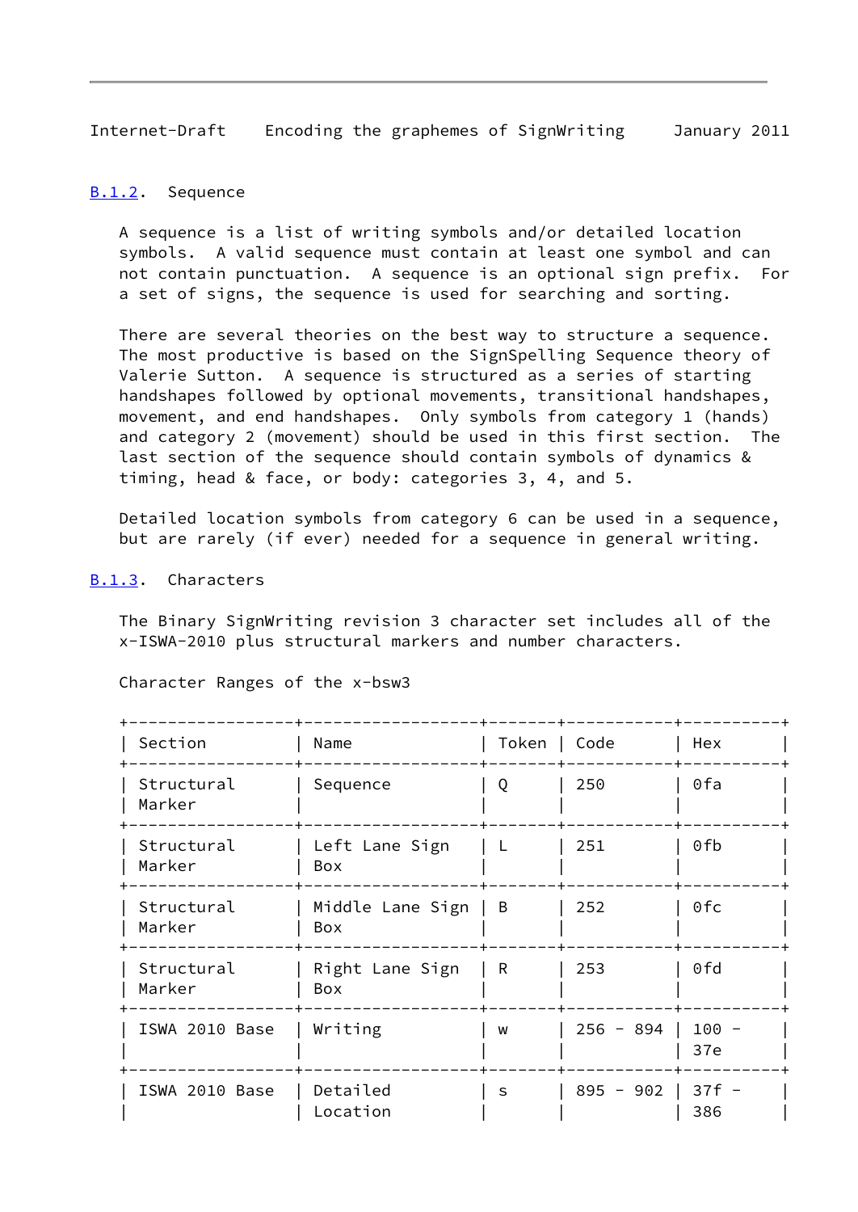### B.1.2. Sequence

A sequence is a list of writing symbols and/or detailed location symbols. A valid sequence must contain at least one symbol and can not contain punctuation. A sequence is an optional sign prefix. For a set of signs, the sequence is used for searching and sorting.

There are several theories on the best way to structure a sequence. The most productive is based on the SignSpelling Sequence theory of Valerie Sutton. A sequence is structured as a series of starting handshapes followed by optional movements, transitional handshapes, movement, and end handshapes. Only symbols from category 1 (hands) and category 2 (movement) should be used in this first section. The last section of the sequence should contain symbols of dynamics & timing, head & face, or body: categories 3, 4, and 5.

Detailed location symbols from category 6 can be used in a sequence, but are rarely (if ever) needed for a sequence in general writing.

### B.1.3. Characters

The Binary SignWriting revision 3 character set includes all of the x-ISWA-2010 plus structural markers and number characters.

Character Ranges of the x-bsw3

| Section | Name | Token | Code | Hex |
|---|---|---|---|---|
| Structural Marker | Sequence | Q | 250 | 0fa |
| Structural Marker | Left Lane Sign Box | L | 251 | 0fb |
| Structural Marker | Middle Lane Sign Box | B | 252 | 0fc |
| Structural Marker | Right Lane Sign Box | R | 253 | 0fd |
| ISWA 2010 Base | Writing | w | 256 - 894 | 100 - 37e |
| ISWA 2010 Base | Detailed Location | s | 895 - 902 | 37f - 386 |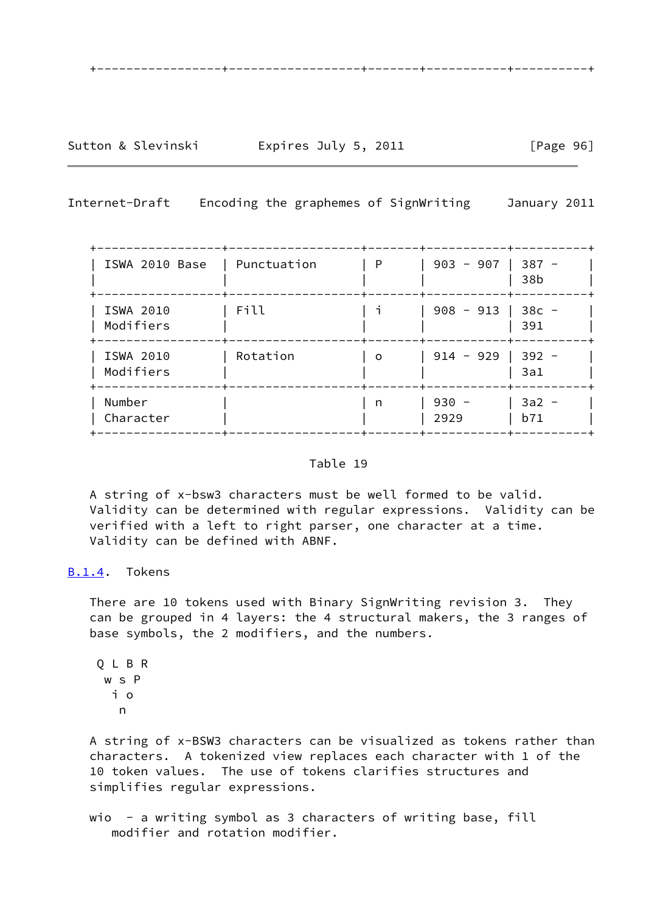| ISWA 2010 Base | Punctuation | P | 903 - 907 | 387 - 38b |
|---|---|---|---|---|
| ISWA 2010 Modifiers | Fill | i | 908 - 913 | 38c - 391 |
| ISWA 2010 Modifiers | Rotation | o | 914 - 929 | 392 - 3a1 |
| Number Character | | n | 930 - 2929 | 3a2 - b71 |

Table 19

A string of x-bsw3 characters must be well formed to be valid. Validity can be determined with regular expressions. Validity can be verified with a left to right parser, one character at a time. Validity can be defined with ABNF.

### B.1.4. Tokens

There are 10 tokens used with Binary SignWriting revision 3. They can be grouped in 4 layers: the 4 structural makers, the 3 ranges of base symbols, the 2 modifiers, and the numbers.

```
 Q L B R
  w s P
   i o
    n
```

A string of x-BSW3 characters can be visualized as tokens rather than characters. A tokenized view replaces each character with 1 of the 10 token values. The use of tokens clarifies structures and simplifies regular expressions.

wio - a writing symbol as 3 characters of writing base, fill modifier and rotation modifier.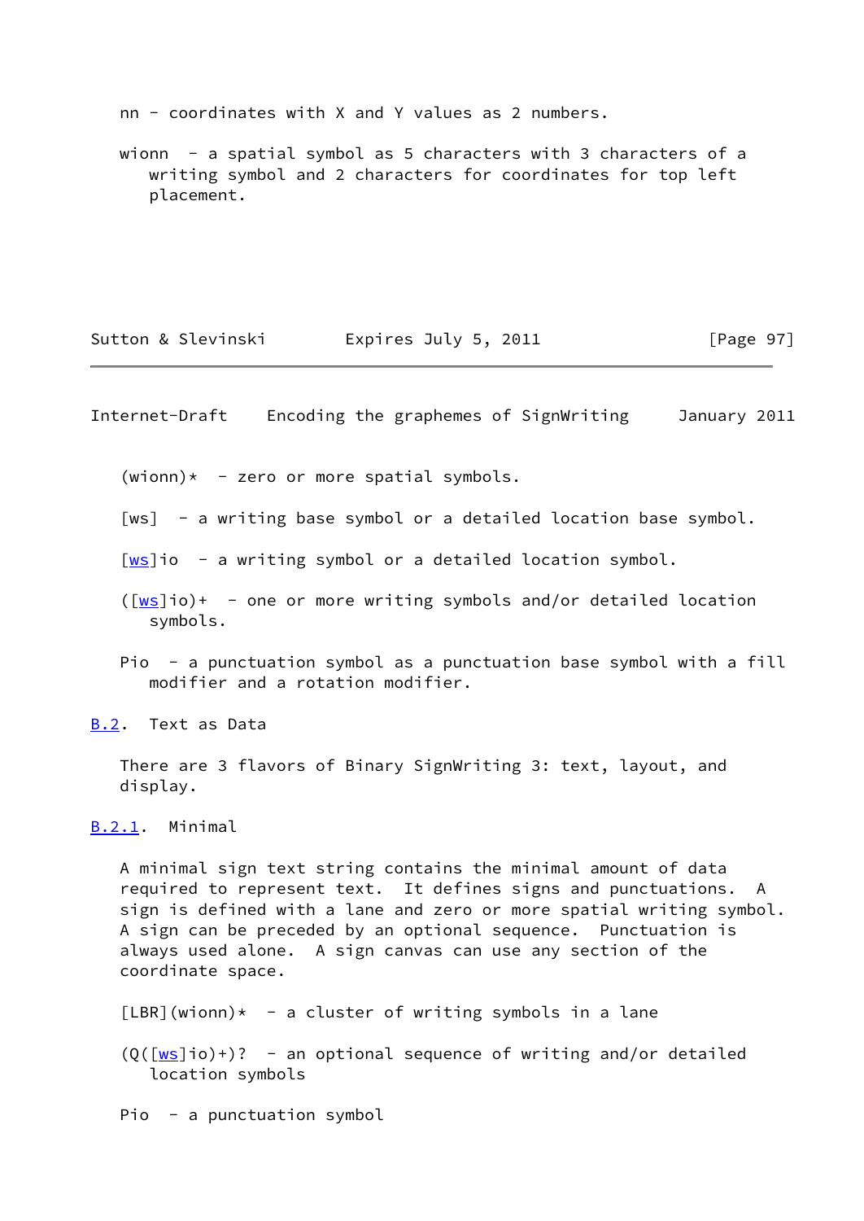nn - coordinates with X and Y values as 2 numbers.

wionn - a spatial symbol as 5 characters with 3 characters of a writing symbol and 2 characters for coordinates for top left placement.

(wionn)* - zero or more spatial symbols.

[ws] - a writing base symbol or a detailed location base symbol.

[ws]io - a writing symbol or a detailed location symbol.

([ws]io)+ - one or more writing symbols and/or detailed location symbols.

Pio - a punctuation symbol as a punctuation base symbol with a fill modifier and a rotation modifier.

## B.2. Text as Data

There are 3 flavors of Binary SignWriting 3: text, layout, and display.

### B.2.1. Minimal

A minimal sign text string contains the minimal amount of data required to represent text. It defines signs and punctuations. A sign is defined with a lane and zero or more spatial writing symbol. A sign can be preceded by an optional sequence. Punctuation is always used alone. A sign canvas can use any section of the coordinate space.

[LBR](wionn)* - a cluster of writing symbols in a lane

(Q([ws]io)+)? - an optional sequence of writing and/or detailed location symbols

Pio - a punctuation symbol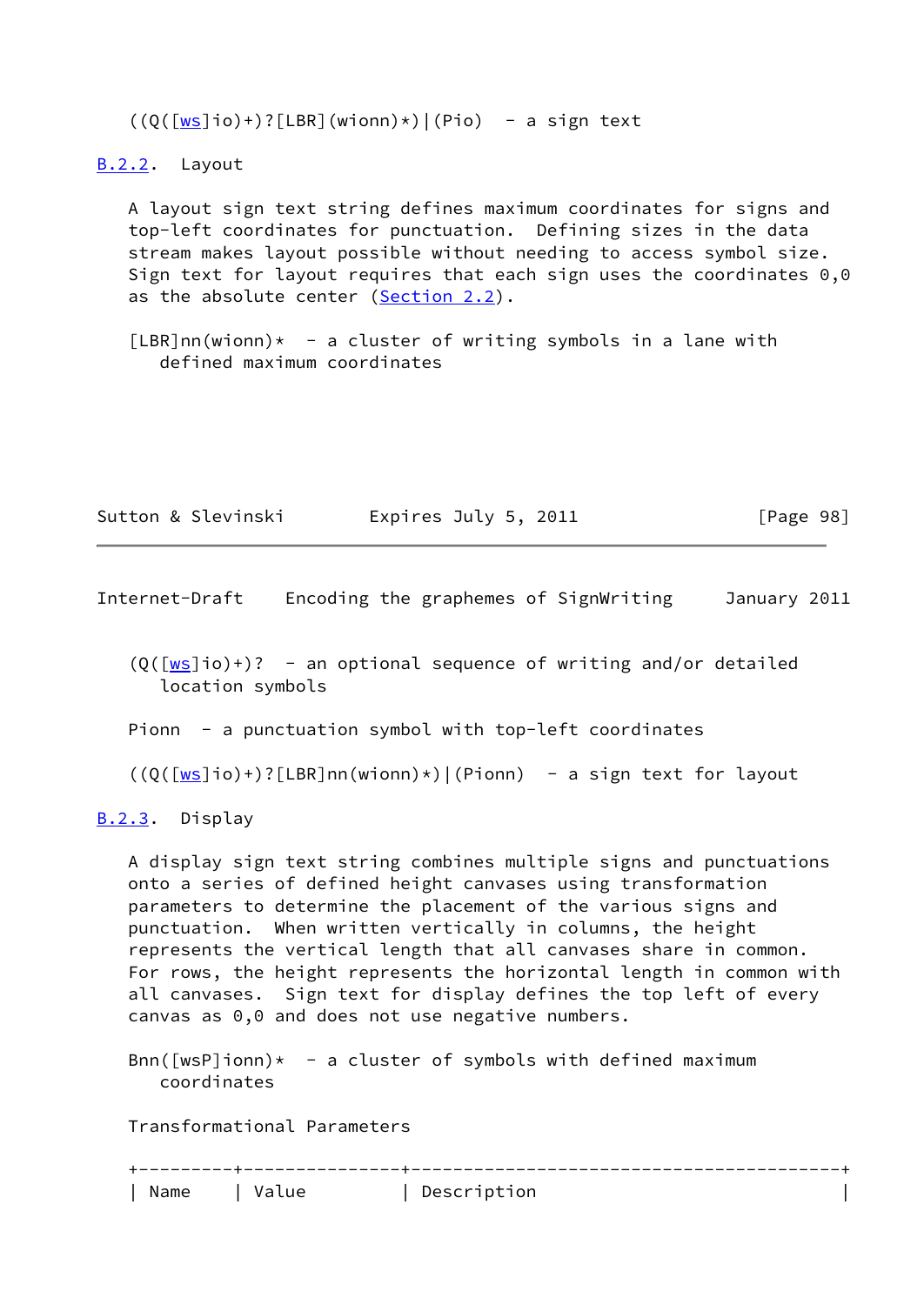((Q([ws]io)+)?[LBR](wionn)*)|(Pio)  - a sign text

### B.2.2. Layout

A layout sign text string defines maximum coordinates for signs and top-left coordinates for punctuation. Defining sizes in the data stream makes layout possible without needing to access symbol size. Sign text for layout requires that each sign uses the coordinates 0,0 as the absolute center (Section 2.2).

[LBR]nn(wionn)*  - a cluster of writing symbols in a lane with defined maximum coordinates

(Q([ws]io)+)?  - an optional sequence of writing and/or detailed location symbols

Pionn  - a punctuation symbol with top-left coordinates

((Q([ws]io)+)?[LBR]nn(wionn)*)|(Pionn)  - a sign text for layout

### B.2.3. Display

A display sign text string combines multiple signs and punctuations onto a series of defined height canvases using transformation parameters to determine the placement of the various signs and punctuation. When written vertically in columns, the height represents the vertical length that all canvases share in common. For rows, the height represents the horizontal length in common with all canvases. Sign text for display defines the top left of every canvas as 0,0 and does not use negative numbers.

Bnn([wsP]ionn)*  - a cluster of symbols with defined maximum coordinates

Transformational Parameters

| Name | Value | Description |
|---|---|---|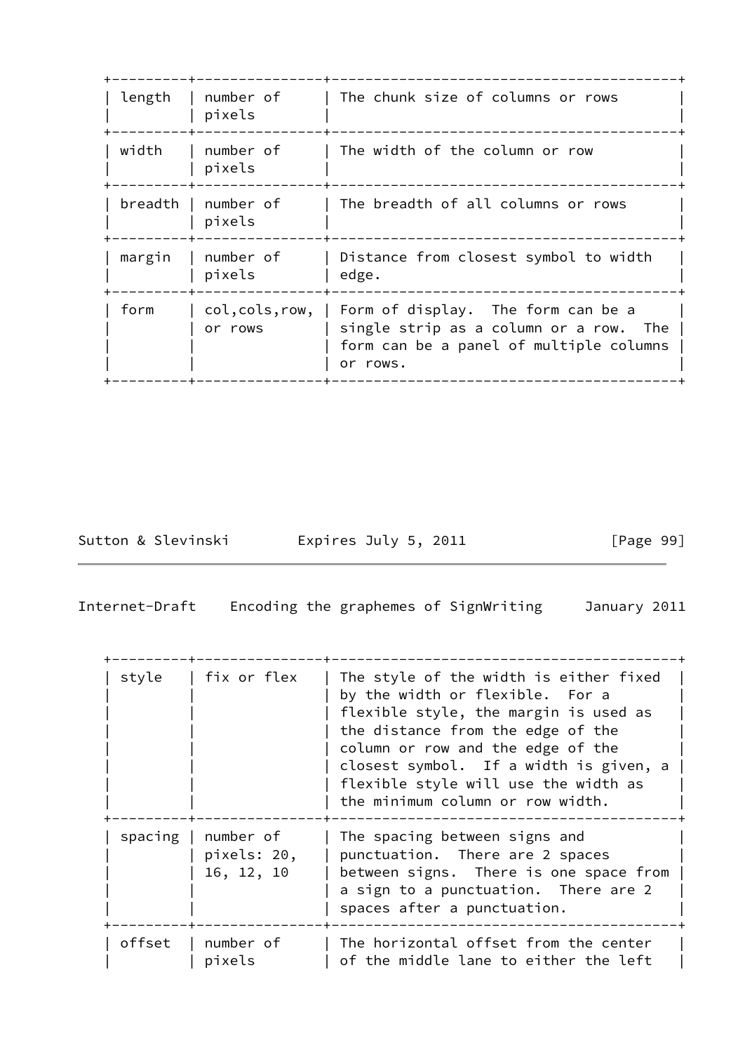| | | |
|---|---|---|
| length | number of pixels | The chunk size of columns or rows |
| width | number of pixels | The width of the column or row |
| breadth | number of pixels | The breadth of all columns or rows |
| margin | number of pixels | Distance from closest symbol to width edge. |
| form | col,cols,row, or rows | Form of display. The form can be a single strip as a column or a row. The form can be a panel of multiple columns or rows. |
| style | fix or flex | The style of the width is either fixed by the width or flexible. For a flexible style, the margin is used as the distance from the edge of the column or row and the edge of the closest symbol. If a width is given, a flexible style will use the width as the minimum column or row width. |
| spacing | number of pixels: 20, 16, 12, 10 | The spacing between signs and punctuation. There are 2 spaces between signs. There is one space from a sign to a punctuation. There are 2 spaces after a punctuation. |
| offset | number of pixels | The horizontal offset from the center of the middle lane to either the left |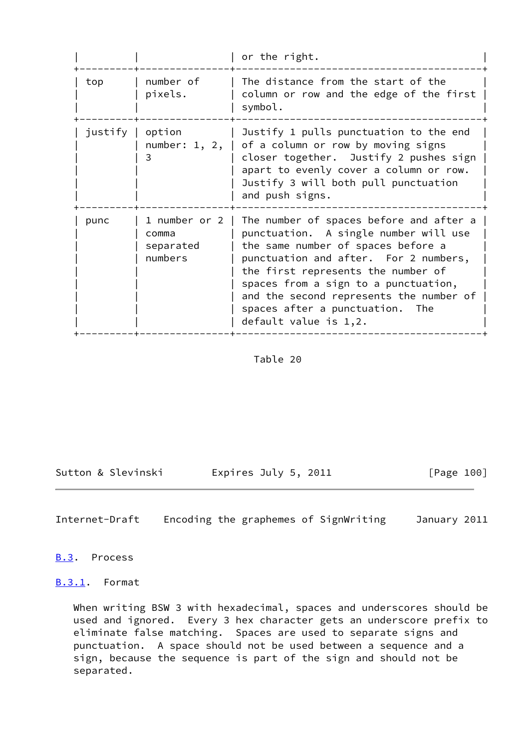| | | or the right. |
|---|---|---|
| top | number of pixels. | The distance from the start of the column or row and the edge of the first symbol. |
| justify | option number: 1, 2, 3 | Justify 1 pulls punctuation to the end of a column or row by moving signs closer together. Justify 2 pushes sign apart to evenly cover a column or row. Justify 3 will both pull punctuation and push signs. |
| punc | 1 number or 2 comma separated numbers | The number of spaces before and after a punctuation. A single number will use the same number of spaces before a punctuation and after. For 2 numbers, the first represents the number of spaces from a sign to a punctuation, and the second represents the number of spaces after a punctuation. The default value is 1,2. |

Table 20

## B.3. Process

### B.3.1. Format

When writing BSW 3 with hexadecimal, spaces and underscores should be used and ignored. Every 3 hex character gets an underscore prefix to eliminate false matching. Spaces are used to separate signs and punctuation. A space should not be used between a sequence and a sign, because the sequence is part of the sign and should not be separated.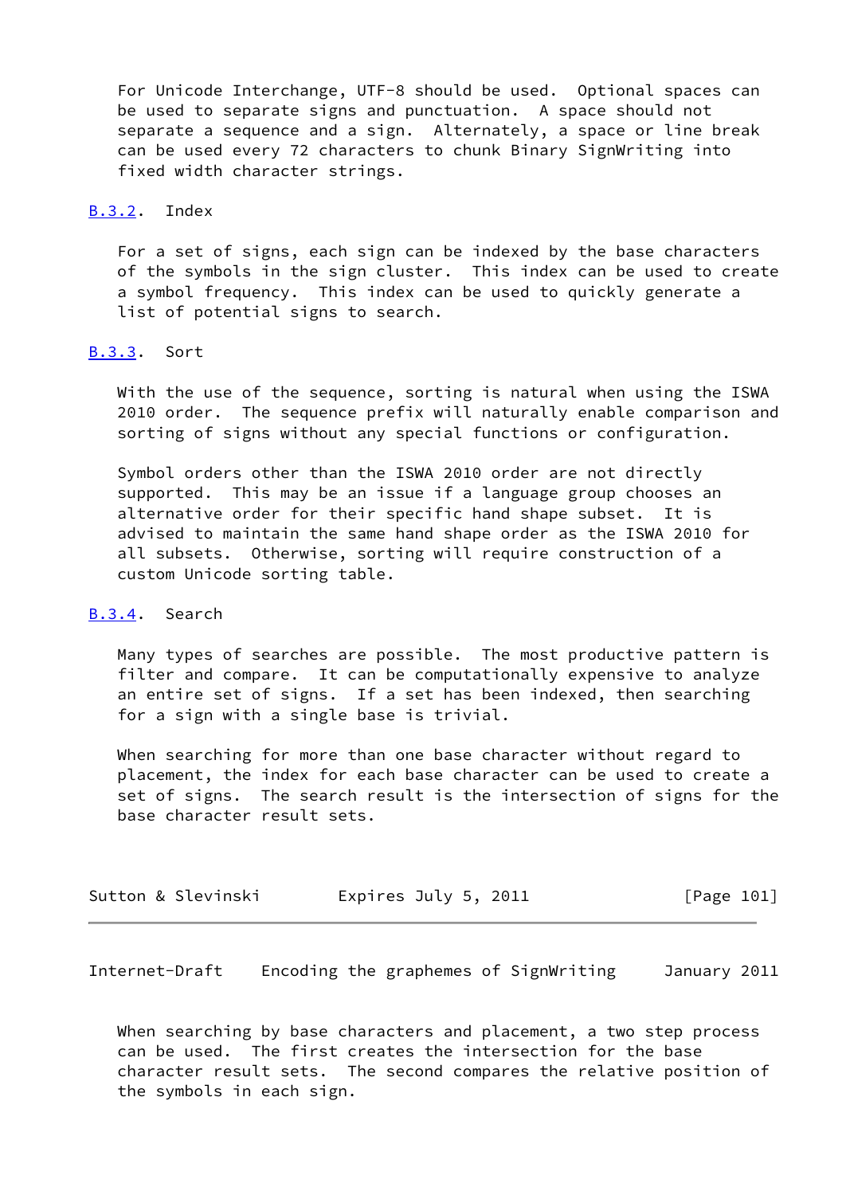For Unicode Interchange, UTF-8 should be used. Optional spaces can be used to separate signs and punctuation. A space should not separate a sequence and a sign. Alternately, a space or line break can be used every 72 characters to chunk Binary SignWriting into fixed width character strings.

### B.3.2. Index

For a set of signs, each sign can be indexed by the base characters of the symbols in the sign cluster. This index can be used to create a symbol frequency. This index can be used to quickly generate a list of potential signs to search.

### B.3.3. Sort

With the use of the sequence, sorting is natural when using the ISWA 2010 order. The sequence prefix will naturally enable comparison and sorting of signs without any special functions or configuration.

Symbol orders other than the ISWA 2010 order are not directly supported. This may be an issue if a language group chooses an alternative order for their specific hand shape subset. It is advised to maintain the same hand shape order as the ISWA 2010 for all subsets. Otherwise, sorting will require construction of a custom Unicode sorting table.

### B.3.4. Search

Many types of searches are possible. The most productive pattern is filter and compare. It can be computationally expensive to analyze an entire set of signs. If a set has been indexed, then searching for a sign with a single base is trivial.

When searching for more than one base character without regard to placement, the index for each base character can be used to create a set of signs. The search result is the intersection of signs for the base character result sets.

When searching by base characters and placement, a two step process can be used. The first creates the intersection for the base character result sets. The second compares the relative position of the symbols in each sign.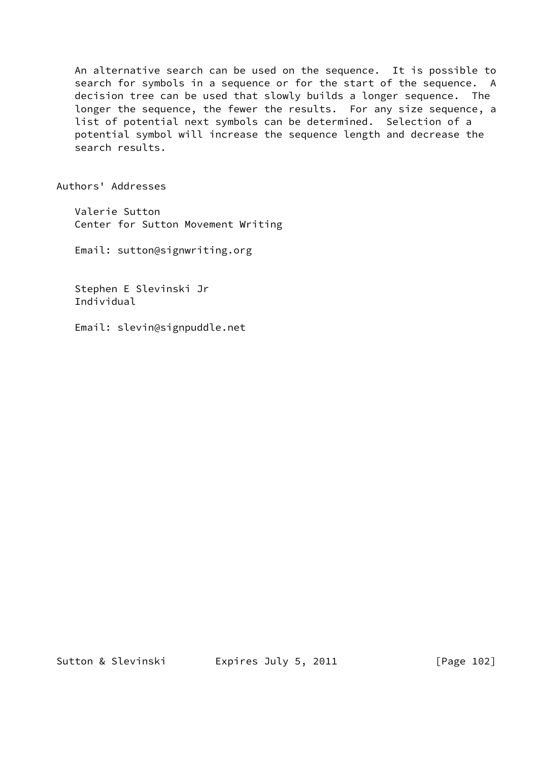An alternative search can be used on the sequence. It is possible to search for symbols in a sequence or for the start of the sequence. A decision tree can be used that slowly builds a longer sequence. The longer the sequence, the fewer the results. For any size sequence, a list of potential next symbols can be determined. Selection of a potential symbol will increase the sequence length and decrease the search results.

## Authors' Addresses

Valerie Sutton
Center for Sutton Movement Writing

Email: sutton@signwriting.org

Stephen E Slevinski Jr
Individual

Email: slevin@signpuddle.net